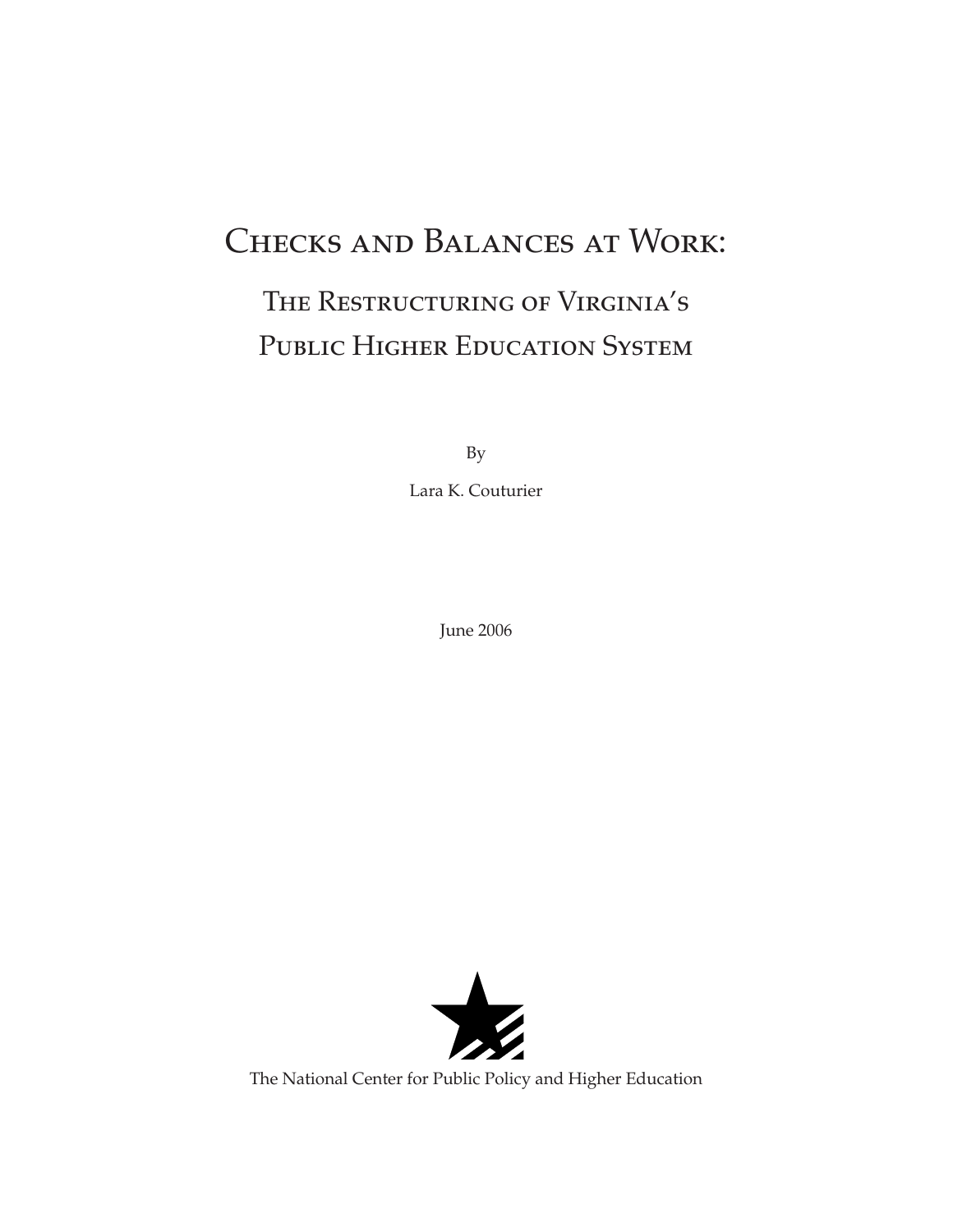# Checks and Balances at Work:

## The Restructuring of Virginia's Public Higher Education System

By

Lara K. Couturier

June 2006

The National Center for Public Policy and Higher Education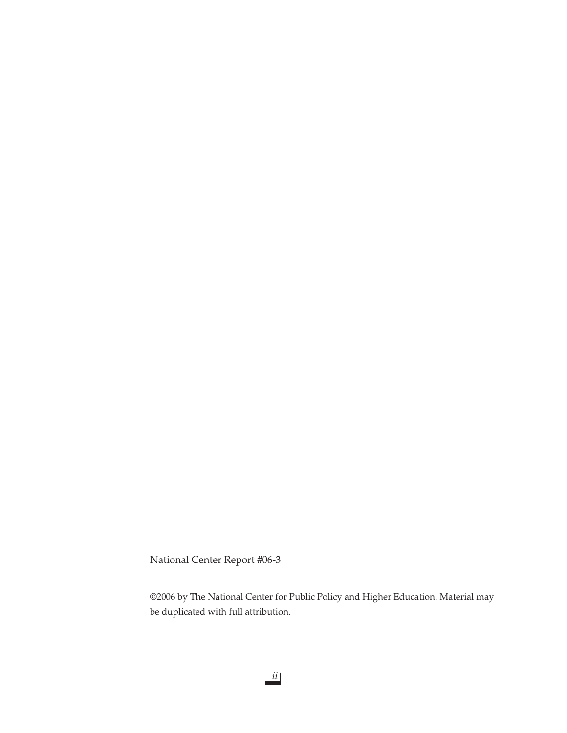National Center Report #06-3

©2006 by The National Center for Public Policy and Higher Education. Material may be duplicated with full attribution.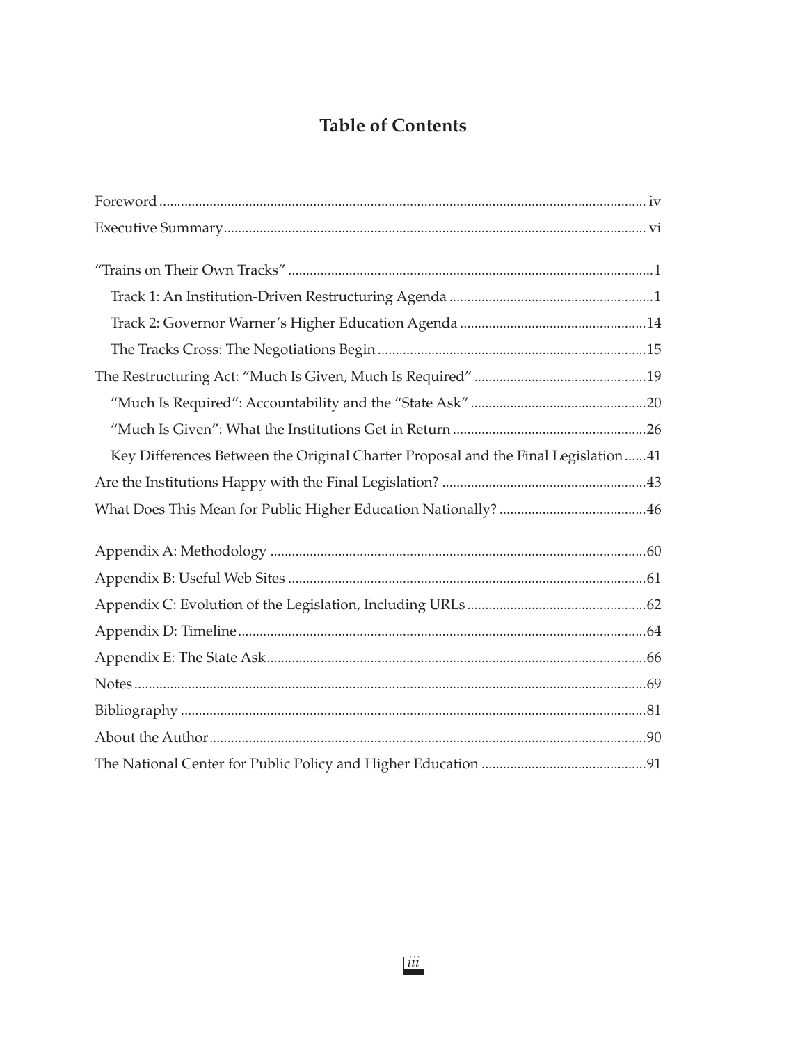# Table of Contents

Foreword .......... iv

Executive Summary .......... vi

"Trains on Their Own Tracks" .......... 1

- Track 1: An Institution-Driven Restructuring Agenda .......... 1
- Track 2: Governor Warner's Higher Education Agenda .......... 14
- The Tracks Cross: The Negotiations Begin .......... 15

The Restructuring Act: "Much Is Given, Much Is Required" .......... 19

- "Much Is Required": Accountability and the "State Ask" .......... 20
- "Much Is Given": What the Institutions Get in Return .......... 26
- Key Differences Between the Original Charter Proposal and the Final Legislation .......... 41

Are the Institutions Happy with the Final Legislation? .......... 43

What Does This Mean for Public Higher Education Nationally? .......... 46

Appendix A: Methodology .......... 60

Appendix B: Useful Web Sites .......... 61

Appendix C: Evolution of the Legislation, Including URLs .......... 62

Appendix D: Timeline .......... 64

Appendix E: The State Ask .......... 66

Notes .......... 69

Bibliography .......... 81

About the Author .......... 90

The National Center for Public Policy and Higher Education .......... 91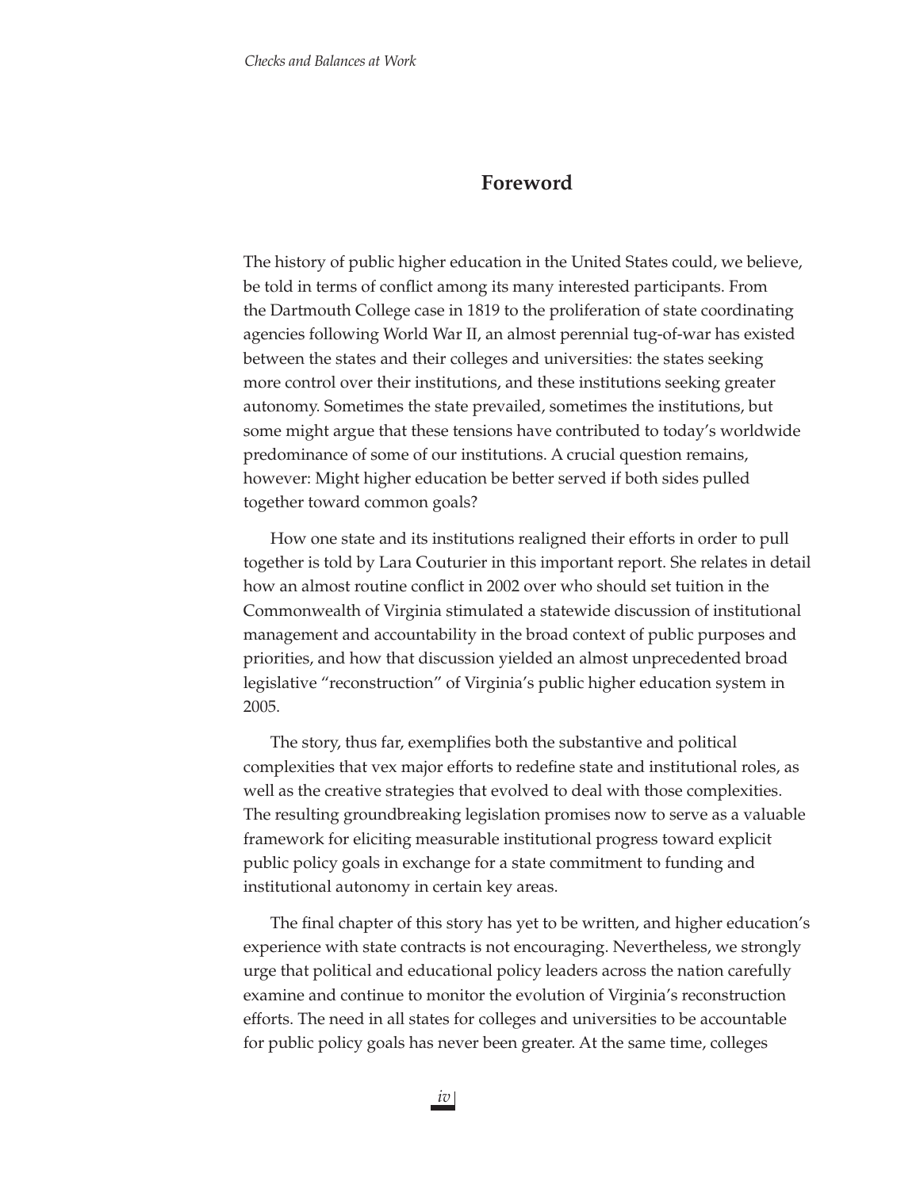# Foreword

The history of public higher education in the United States could, we believe, be told in terms of conflict among its many interested participants. From the Dartmouth College case in 1819 to the proliferation of state coordinating agencies following World War II, an almost perennial tug-of-war has existed between the states and their colleges and universities: the states seeking more control over their institutions, and these institutions seeking greater autonomy. Sometimes the state prevailed, sometimes the institutions, but some might argue that these tensions have contributed to today's worldwide predominance of some of our institutions. A crucial question remains, however: Might higher education be better served if both sides pulled together toward common goals?

How one state and its institutions realigned their efforts in order to pull together is told by Lara Couturier in this important report. She relates in detail how an almost routine conflict in 2002 over who should set tuition in the Commonwealth of Virginia stimulated a statewide discussion of institutional management and accountability in the broad context of public purposes and priorities, and how that discussion yielded an almost unprecedented broad legislative "reconstruction" of Virginia's public higher education system in 2005.

The story, thus far, exemplifies both the substantive and political complexities that vex major efforts to redefine state and institutional roles, as well as the creative strategies that evolved to deal with those complexities. The resulting groundbreaking legislation promises now to serve as a valuable framework for eliciting measurable institutional progress toward explicit public policy goals in exchange for a state commitment to funding and institutional autonomy in certain key areas.

The final chapter of this story has yet to be written, and higher education's experience with state contracts is not encouraging. Nevertheless, we strongly urge that political and educational policy leaders across the nation carefully examine and continue to monitor the evolution of Virginia's reconstruction efforts. The need in all states for colleges and universities to be accountable for public policy goals has never been greater. At the same time, colleges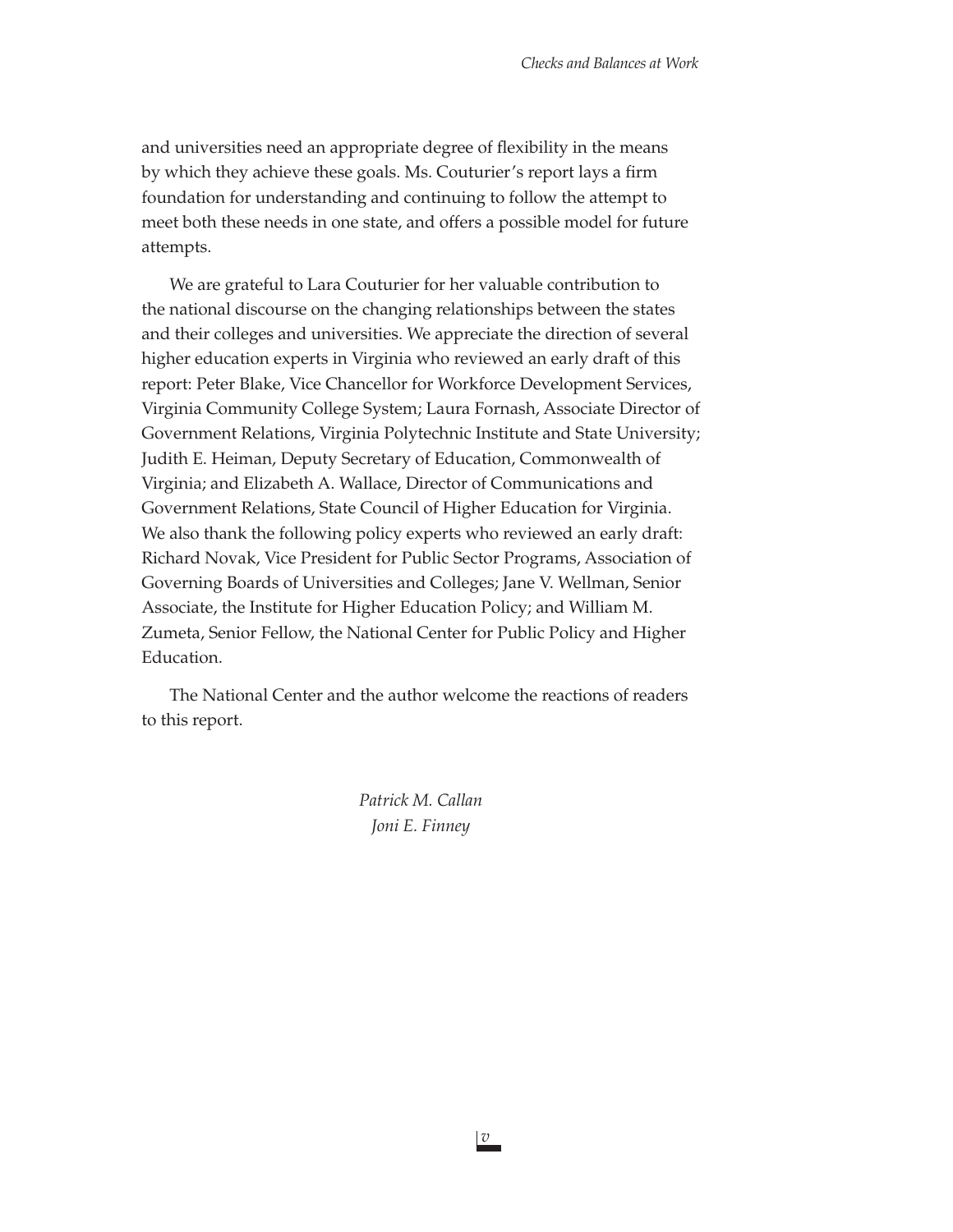and universities need an appropriate degree of flexibility in the means by which they achieve these goals. Ms. Couturier's report lays a firm foundation for understanding and continuing to follow the attempt to meet both these needs in one state, and offers a possible model for future attempts.

We are grateful to Lara Couturier for her valuable contribution to the national discourse on the changing relationships between the states and their colleges and universities. We appreciate the direction of several higher education experts in Virginia who reviewed an early draft of this report: Peter Blake, Vice Chancellor for Workforce Development Services, Virginia Community College System; Laura Fornash, Associate Director of Government Relations, Virginia Polytechnic Institute and State University; Judith E. Heiman, Deputy Secretary of Education, Commonwealth of Virginia; and Elizabeth A. Wallace, Director of Communications and Government Relations, State Council of Higher Education for Virginia. We also thank the following policy experts who reviewed an early draft: Richard Novak, Vice President for Public Sector Programs, Association of Governing Boards of Universities and Colleges; Jane V. Wellman, Senior Associate, the Institute for Higher Education Policy; and William M. Zumeta, Senior Fellow, the National Center for Public Policy and Higher Education.

The National Center and the author welcome the reactions of readers to this report.

*Patrick M. Callan*
*Joni E. Finney*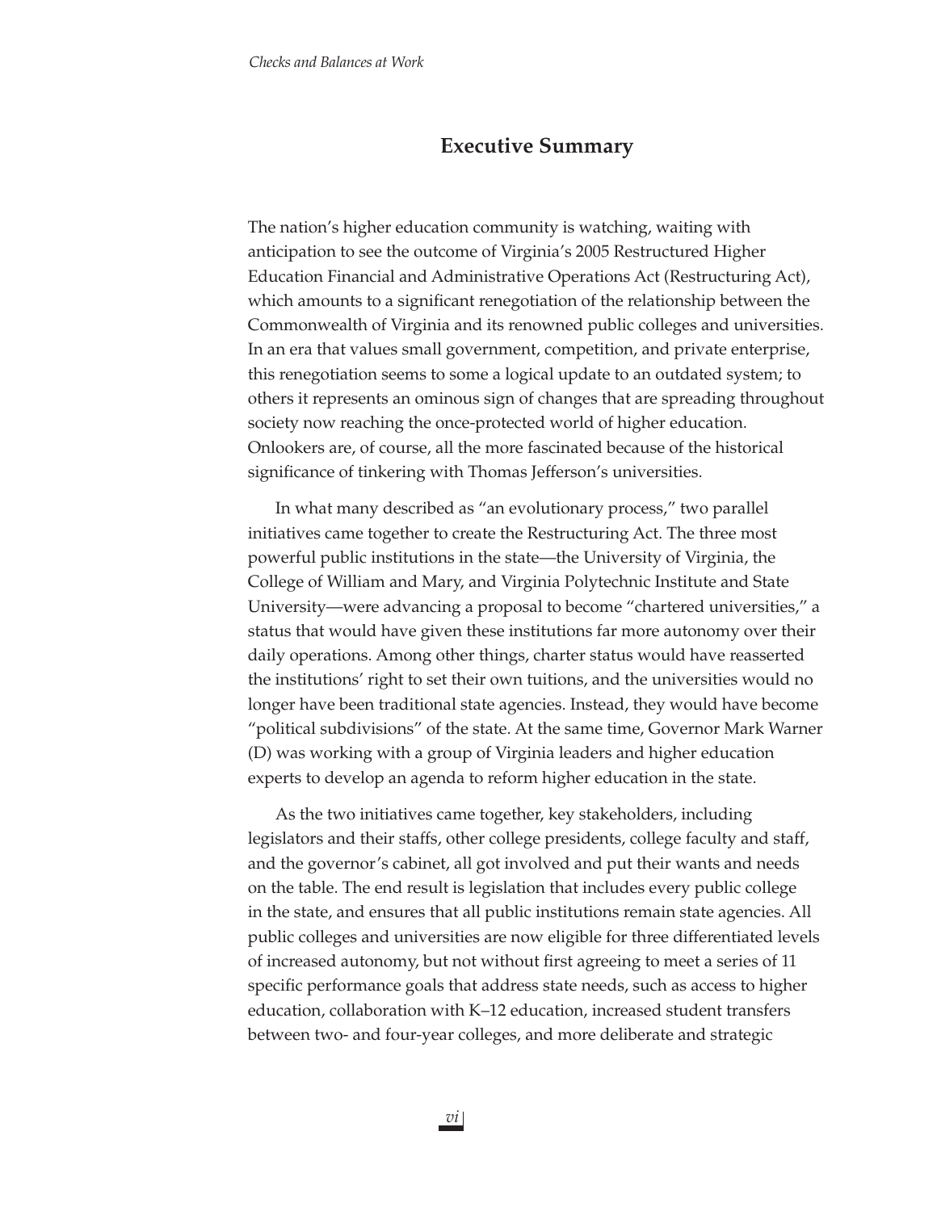## Executive Summary

The nation's higher education community is watching, waiting with anticipation to see the outcome of Virginia's 2005 Restructured Higher Education Financial and Administrative Operations Act (Restructuring Act), which amounts to a significant renegotiation of the relationship between the Commonwealth of Virginia and its renowned public colleges and universities. In an era that values small government, competition, and private enterprise, this renegotiation seems to some a logical update to an outdated system; to others it represents an ominous sign of changes that are spreading throughout society now reaching the once-protected world of higher education. Onlookers are, of course, all the more fascinated because of the historical significance of tinkering with Thomas Jefferson's universities.

In what many described as "an evolutionary process," two parallel initiatives came together to create the Restructuring Act. The three most powerful public institutions in the state—the University of Virginia, the College of William and Mary, and Virginia Polytechnic Institute and State University—were advancing a proposal to become "chartered universities," a status that would have given these institutions far more autonomy over their daily operations. Among other things, charter status would have reasserted the institutions' right to set their own tuitions, and the universities would no longer have been traditional state agencies. Instead, they would have become "political subdivisions" of the state. At the same time, Governor Mark Warner (D) was working with a group of Virginia leaders and higher education experts to develop an agenda to reform higher education in the state.

As the two initiatives came together, key stakeholders, including legislators and their staffs, other college presidents, college faculty and staff, and the governor's cabinet, all got involved and put their wants and needs on the table. The end result is legislation that includes every public college in the state, and ensures that all public institutions remain state agencies. All public colleges and universities are now eligible for three differentiated levels of increased autonomy, but not without first agreeing to meet a series of 11 specific performance goals that address state needs, such as access to higher education, collaboration with K–12 education, increased student transfers between two- and four-year colleges, and more deliberate and strategic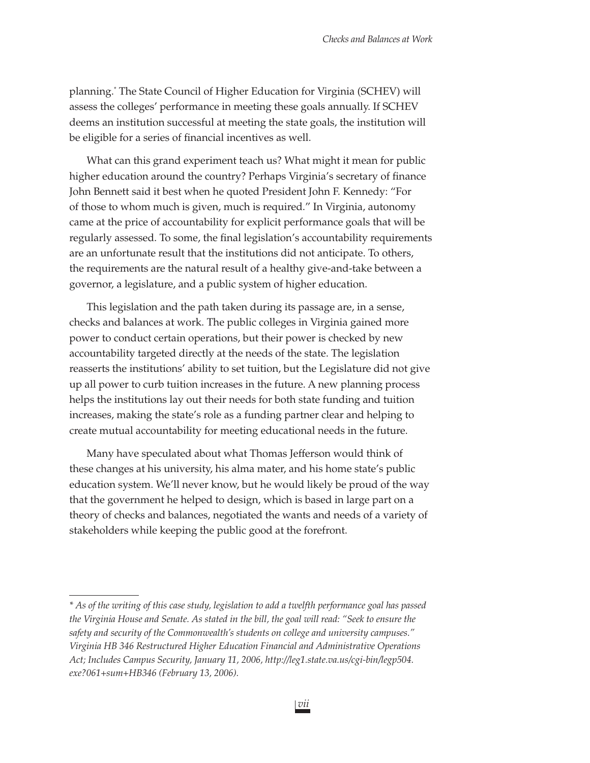planning.* The State Council of Higher Education for Virginia (SCHEV) will assess the colleges' performance in meeting these goals annually. If SCHEV deems an institution successful at meeting the state goals, the institution will be eligible for a series of financial incentives as well.

What can this grand experiment teach us? What might it mean for public higher education around the country? Perhaps Virginia's secretary of finance John Bennett said it best when he quoted President John F. Kennedy: "For of those to whom much is given, much is required." In Virginia, autonomy came at the price of accountability for explicit performance goals that will be regularly assessed. To some, the final legislation's accountability requirements are an unfortunate result that the institutions did not anticipate. To others, the requirements are the natural result of a healthy give-and-take between a governor, a legislature, and a public system of higher education.

This legislation and the path taken during its passage are, in a sense, checks and balances at work. The public colleges in Virginia gained more power to conduct certain operations, but their power is checked by new accountability targeted directly at the needs of the state. The legislation reasserts the institutions' ability to set tuition, but the Legislature did not give up all power to curb tuition increases in the future. A new planning process helps the institutions lay out their needs for both state funding and tuition increases, making the state's role as a funding partner clear and helping to create mutual accountability for meeting educational needs in the future.

Many have speculated about what Thomas Jefferson would think of these changes at his university, his alma mater, and his home state's public education system. We'll never know, but he would likely be proud of the way that the government he helped to design, which is based in large part on a theory of checks and balances, negotiated the wants and needs of a variety of stakeholders while keeping the public good at the forefront.

---

*\* As of the writing of this case study, legislation to add a twelfth performance goal has passed the Virginia House and Senate. As stated in the bill, the goal will read: "Seek to ensure the safety and security of the Commonwealth's students on college and university campuses." Virginia HB 346 Restructured Higher Education Financial and Administrative Operations Act; Includes Campus Security, January 11, 2006, http://leg1.state.va.us/cgi-bin/legp504.exe?061+sum+HB346 (February 13, 2006).*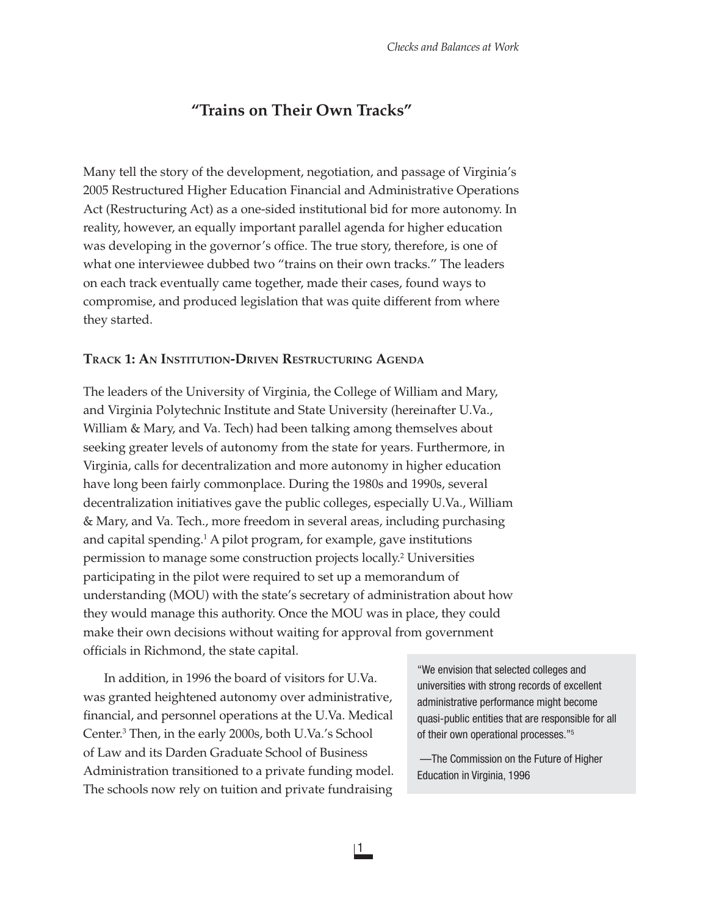## "Trains on Their Own Tracks"

Many tell the story of the development, negotiation, and passage of Virginia's 2005 Restructured Higher Education Financial and Administrative Operations Act (Restructuring Act) as a one-sided institutional bid for more autonomy. In reality, however, an equally important parallel agenda for higher education was developing in the governor's office. The true story, therefore, is one of what one interviewee dubbed two "trains on their own tracks." The leaders on each track eventually came together, made their cases, found ways to compromise, and produced legislation that was quite different from where they started.

### Track 1: An Institution-Driven Restructuring Agenda

The leaders of the University of Virginia, the College of William and Mary, and Virginia Polytechnic Institute and State University (hereinafter U.Va., William & Mary, and Va. Tech) had been talking among themselves about seeking greater levels of autonomy from the state for years. Furthermore, in Virginia, calls for decentralization and more autonomy in higher education have long been fairly commonplace. During the 1980s and 1990s, several decentralization initiatives gave the public colleges, especially U.Va., William & Mary, and Va. Tech., more freedom in several areas, including purchasing and capital spending.[1] A pilot program, for example, gave institutions permission to manage some construction projects locally.[2] Universities participating in the pilot were required to set up a memorandum of understanding (MOU) with the state's secretary of administration about how they would manage this authority. Once the MOU was in place, they could make their own decisions without waiting for approval from government officials in Richmond, the state capital.

In addition, in 1996 the board of visitors for U.Va. was granted heightened autonomy over administrative, financial, and personnel operations at the U.Va. Medical Center.[3] Then, in the early 2000s, both U.Va.'s School of Law and its Darden Graduate School of Business Administration transitioned to a private funding model. The schools now rely on tuition and private fundraising

> "We envision that selected colleges and universities with strong records of excellent administrative performance might become quasi-public entities that are responsible for all of their own operational processes."[5]
>
> —The Commission on the Future of Higher Education in Virginia, 1996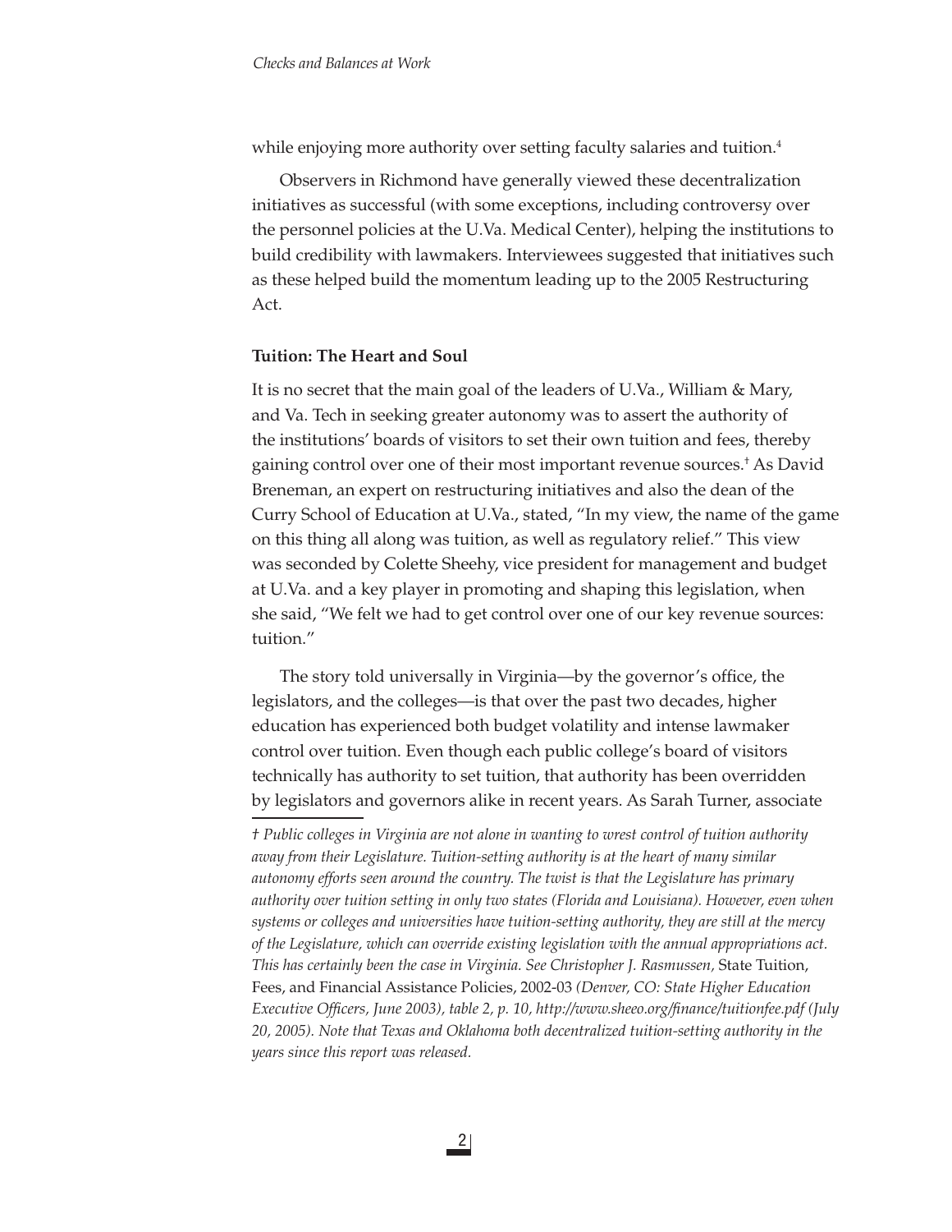while enjoying more authority over setting faculty salaries and tuition.[4]

Observers in Richmond have generally viewed these decentralization initiatives as successful (with some exceptions, including controversy over the personnel policies at the U.Va. Medical Center), helping the institutions to build credibility with lawmakers. Interviewees suggested that initiatives such as these helped build the momentum leading up to the 2005 Restructuring Act.

**Tuition: The Heart and Soul**

It is no secret that the main goal of the leaders of U.Va., William & Mary, and Va. Tech in seeking greater autonomy was to assert the authority of the institutions' boards of visitors to set their own tuition and fees, thereby gaining control over one of their most important revenue sources.[†] As David Breneman, an expert on restructuring initiatives and also the dean of the Curry School of Education at U.Va., stated, "In my view, the name of the game on this thing all along was tuition, as well as regulatory relief." This view was seconded by Colette Sheehy, vice president for management and budget at U.Va. and a key player in promoting and shaping this legislation, when she said, "We felt we had to get control over one of our key revenue sources: tuition."

The story told universally in Virginia—by the governor's office, the legislators, and the colleges—is that over the past two decades, higher education has experienced both budget volatility and intense lawmaker control over tuition. Even though each public college's board of visitors technically has authority to set tuition, that authority has been overridden by legislators and governors alike in recent years. As Sarah Turner, associate

*† Public colleges in Virginia are not alone in wanting to wrest control of tuition authority away from their Legislature. Tuition-setting authority is at the heart of many similar autonomy efforts seen around the country. The twist is that the Legislature has primary authority over tuition setting in only two states (Florida and Louisiana). However, even when systems or colleges and universities have tuition-setting authority, they are still at the mercy of the Legislature, which can override existing legislation with the annual appropriations act. This has certainly been the case in Virginia. See Christopher J. Rasmussen,* State Tuition, Fees, and Financial Assistance Policies, 2002-03 *(Denver, CO: State Higher Education Executive Officers, June 2003), table 2, p. 10, http://www.sheeo.org/finance/tuitionfee.pdf (July 20, 2005). Note that Texas and Oklahoma both decentralized tuition-setting authority in the years since this report was released.*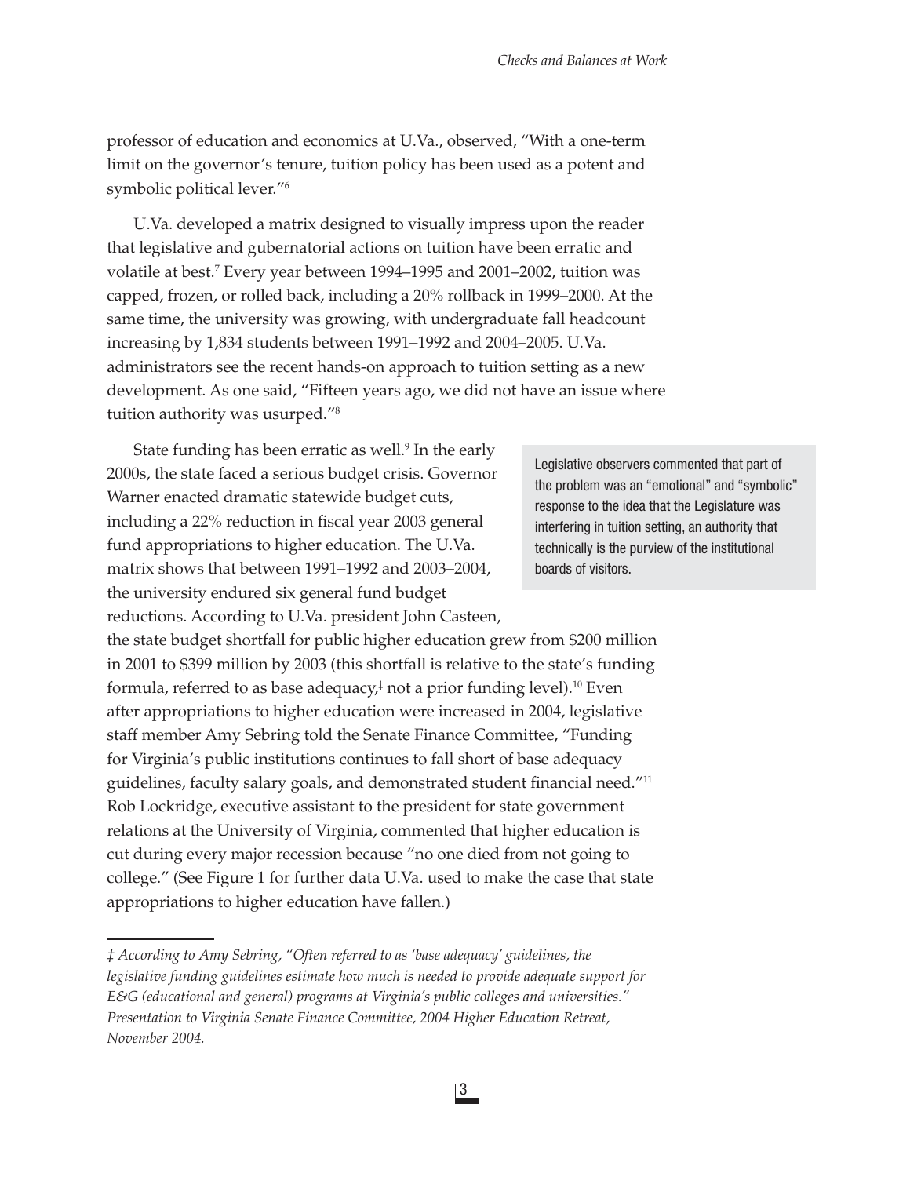professor of education and economics at U.Va., observed, "With a one-term limit on the governor's tenure, tuition policy has been used as a potent and symbolic political lever."[6]

U.Va. developed a matrix designed to visually impress upon the reader that legislative and gubernatorial actions on tuition have been erratic and volatile at best.[7] Every year between 1994–1995 and 2001–2002, tuition was capped, frozen, or rolled back, including a 20% rollback in 1999–2000. At the same time, the university was growing, with undergraduate fall headcount increasing by 1,834 students between 1991–1992 and 2004–2005. U.Va. administrators see the recent hands-on approach to tuition setting as a new development. As one said, "Fifteen years ago, we did not have an issue where tuition authority was usurped."[8]

State funding has been erratic as well.[9] In the early 2000s, the state faced a serious budget crisis. Governor Warner enacted dramatic statewide budget cuts, including a 22% reduction in fiscal year 2003 general fund appropriations to higher education. The U.Va. matrix shows that between 1991–1992 and 2003–2004, the university endured six general fund budget reductions. According to U.Va. president John Casteen, the state budget shortfall for public higher education grew from $200 million in 2001 to $399 million by 2003 (this shortfall is relative to the state's funding formula, referred to as base adequacy,[‡] not a prior funding level).[10] Even after appropriations to higher education were increased in 2004, legislative staff member Amy Sebring told the Senate Finance Committee, "Funding for Virginia's public institutions continues to fall short of base adequacy guidelines, faculty salary goals, and demonstrated student financial need."[11] Rob Lockridge, executive assistant to the president for state government relations at the University of Virginia, commented that higher education is cut during every major recession because "no one died from not going to college." (See Figure 1 for further data U.Va. used to make the case that state appropriations to higher education have fallen.)

> Legislative observers commented that part of the problem was an "emotional" and "symbolic" response to the idea that the Legislature was interfering in tuition setting, an authority that technically is the purview of the institutional boards of visitors.

---

*‡ According to Amy Sebring, "Often referred to as 'base adequacy' guidelines, the legislative funding guidelines estimate how much is needed to provide adequate support for E&G (educational and general) programs at Virginia's public colleges and universities." Presentation to Virginia Senate Finance Committee, 2004 Higher Education Retreat, November 2004.*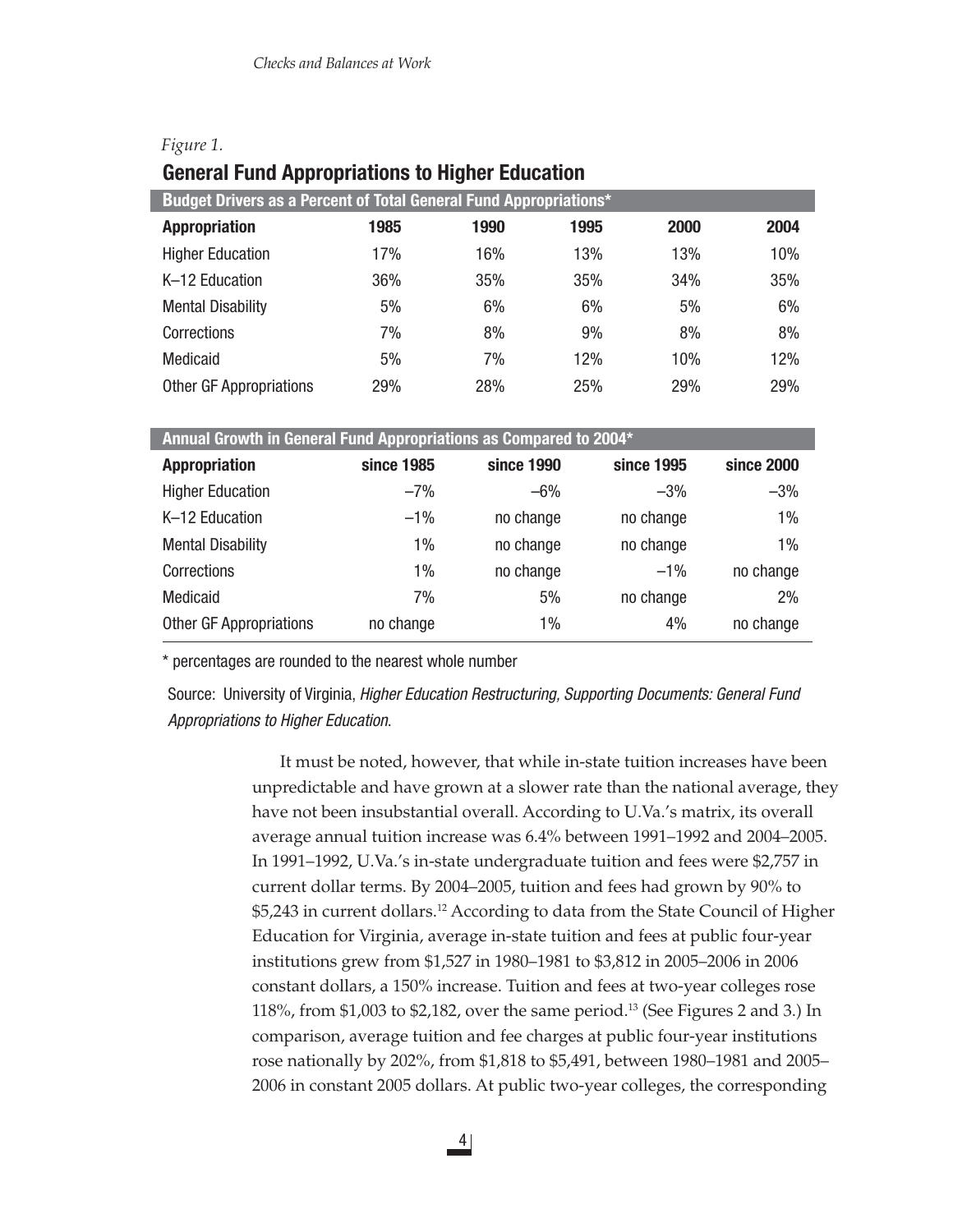*Figure 1.*

### General Fund Appropriations to Higher Education

| Budget Drivers as a Percent of Total General Fund Appropriations* | | | | | |
|---|---|---|---|---|---|
| **Appropriation** | **1985** | **1990** | **1995** | **2000** | **2004** |
| Higher Education | 17% | 16% | 13% | 13% | 10% |
| K–12 Education | 36% | 35% | 35% | 34% | 35% |
| Mental Disability | 5% | 6% | 6% | 5% | 6% |
| Corrections | 7% | 8% | 9% | 8% | 8% |
| Medicaid | 5% | 7% | 12% | 10% | 12% |
| Other GF Appropriations | 29% | 28% | 25% | 29% | 29% |

| Annual Growth in General Fund Appropriations as Compared to 2004* | | | | |
|---|---|---|---|---|
| **Appropriation** | **since 1985** | **since 1990** | **since 1995** | **since 2000** |
| Higher Education | –7% | –6% | –3% | –3% |
| K–12 Education | –1% | no change | no change | 1% |
| Mental Disability | 1% | no change | no change | 1% |
| Corrections | 1% | no change | –1% | no change |
| Medicaid | 7% | 5% | no change | 2% |
| Other GF Appropriations | no change | 1% | 4% | no change |

* percentages are rounded to the nearest whole number

Source: University of Virginia, *Higher Education Restructuring, Supporting Documents: General Fund Appropriations to Higher Education*.

It must be noted, however, that while in-state tuition increases have been unpredictable and have grown at a slower rate than the national average, they have not been insubstantial overall. According to U.Va.'s matrix, its overall average annual tuition increase was 6.4% between 1991–1992 and 2004–2005. In 1991–1992, U.Va.'s in-state undergraduate tuition and fees were $2,757 in current dollar terms. By 2004–2005, tuition and fees had grown by 90% to $5,243 in current dollars.[12] According to data from the State Council of Higher Education for Virginia, average in-state tuition and fees at public four-year institutions grew from $1,527 in 1980–1981 to $3,812 in 2005–2006 in 2006 constant dollars, a 150% increase. Tuition and fees at two-year colleges rose 118%, from $1,003 to $2,182, over the same period.[13] (See Figures 2 and 3.) In comparison, average tuition and fee charges at public four-year institutions rose nationally by 202%, from $1,818 to $5,491, between 1980–1981 and 2005–2006 in constant 2005 dollars. At public two-year colleges, the corresponding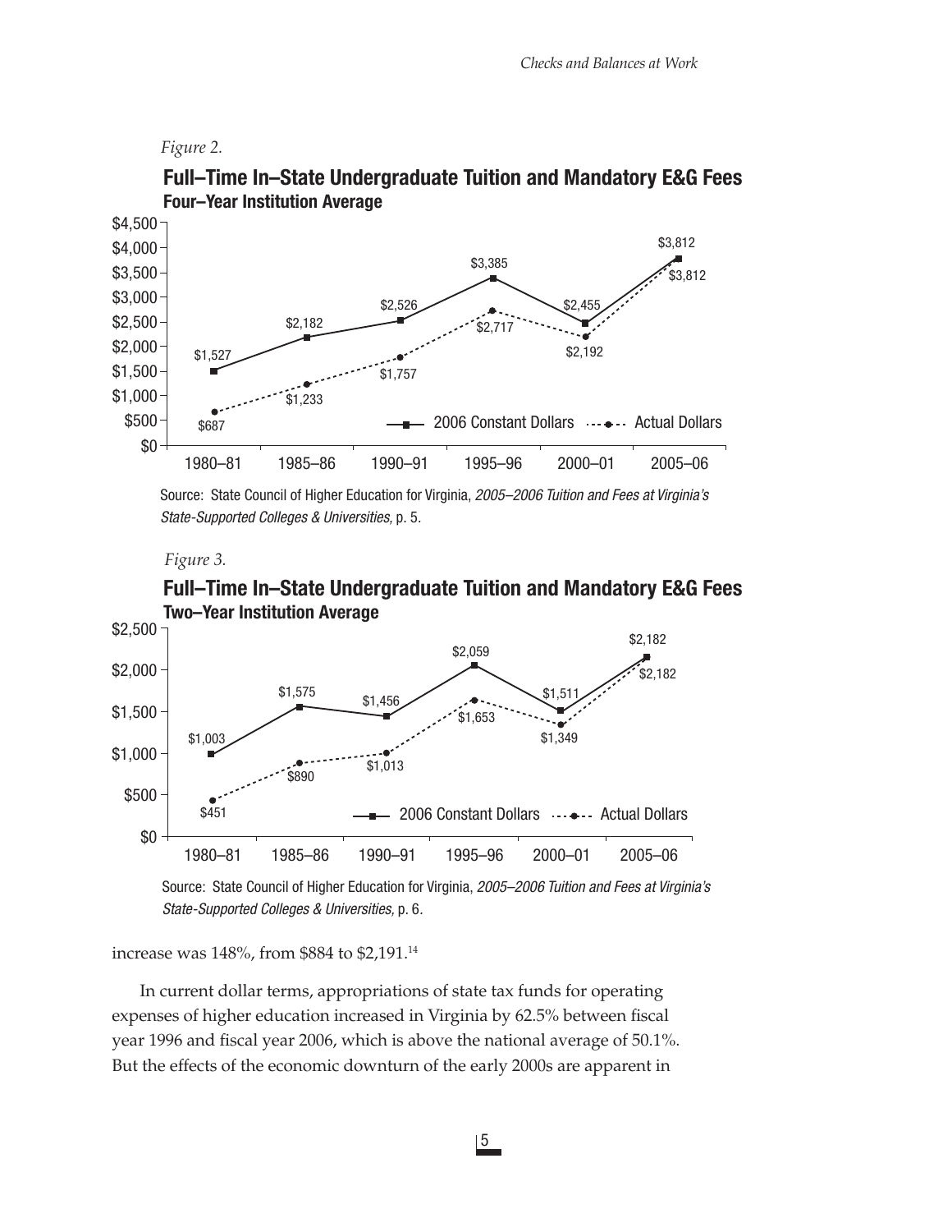*Figure 2.*

**Full–Time In–State Undergraduate Tuition and Mandatory E&G Fees**
**Four–Year Institution Average**

| | 1980–81 | 1985–86 | 1990–91 | 1995–96 | 2000–01 | 2005–06 |
|---|---|---|---|---|---|---|
| 2006 Constant Dollars | $1,527 | $2,182 | $2,526 | $3,385 | $2,455 | $3,812 |
| Actual Dollars | $687 | $1,233 | $1,757 | $2,717 | $2,192 | $3,812 |

Source: State Council of Higher Education for Virginia, *2005–2006 Tuition and Fees at Virginia's State-Supported Colleges & Universities,* p. 5.

*Figure 3.*

**Full–Time In–State Undergraduate Tuition and Mandatory E&G Fees**
**Two–Year Institution Average**

| | 1980–81 | 1985–86 | 1990–91 | 1995–96 | 2000–01 | 2005–06 |
|---|---|---|---|---|---|---|
| 2006 Constant Dollars | $1,003 | $1,575 | $1,456 | $2,059 | $1,511 | $2,182 |
| Actual Dollars | $451 | $890 | $1,013 | $1,653 | $1,349 | $2,182 |

Source: State Council of Higher Education for Virginia, *2005–2006 Tuition and Fees at Virginia's State-Supported Colleges & Universities,* p. 6.

increase was 148%, from $884 to $2,191.[14]

In current dollar terms, appropriations of state tax funds for operating expenses of higher education increased in Virginia by 62.5% between fiscal year 1996 and fiscal year 2006, which is above the national average of 50.1%. But the effects of the economic downturn of the early 2000s are apparent in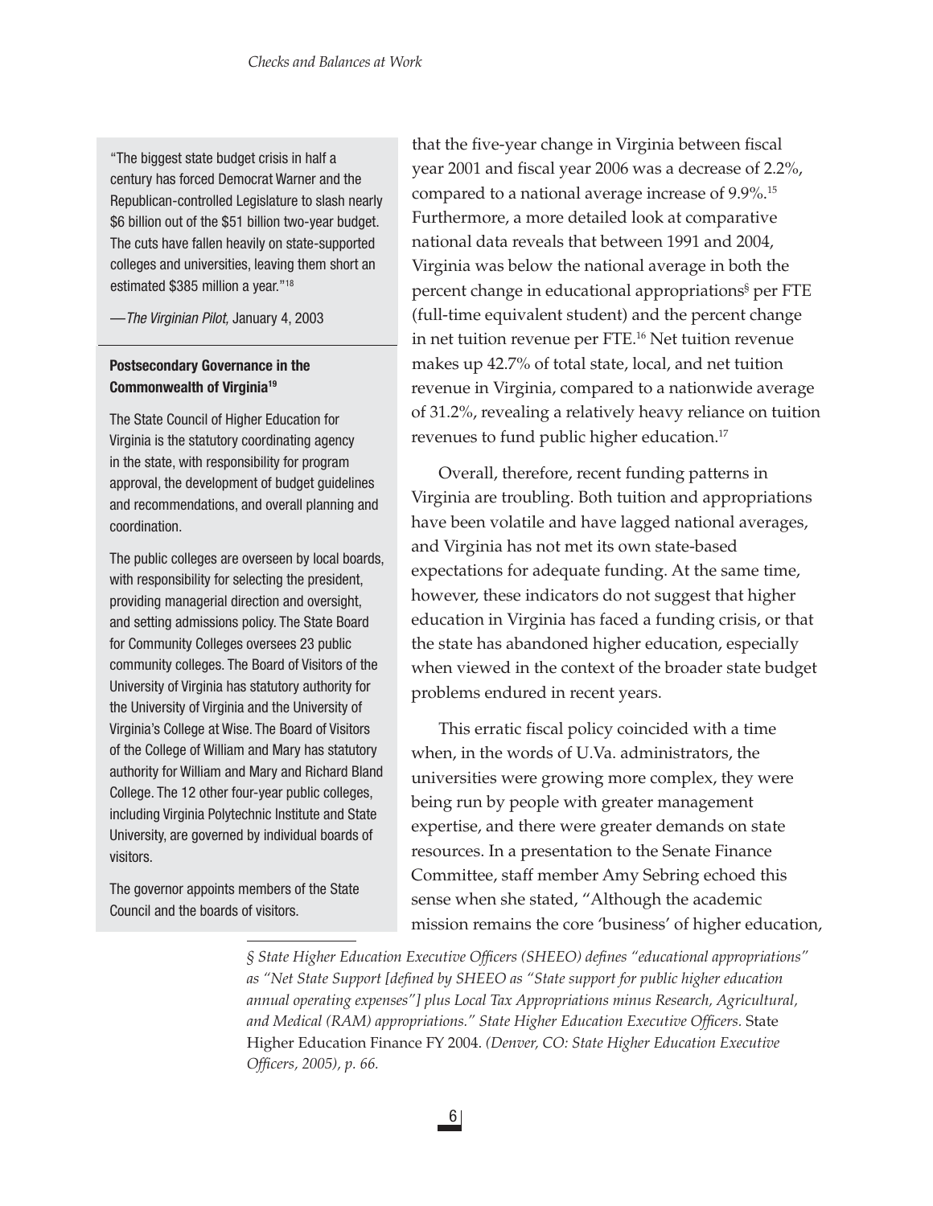"The biggest state budget crisis in half a century has forced Democrat Warner and the Republican-controlled Legislature to slash nearly $6 billion out of the $51 billion two-year budget. The cuts have fallen heavily on state-supported colleges and universities, leaving them short an estimated $385 million a year."[18]

—*The Virginian Pilot,* January 4, 2003

**Postsecondary Governance in the Commonwealth of Virginia[19]**

The State Council of Higher Education for Virginia is the statutory coordinating agency in the state, with responsibility for program approval, the development of budget guidelines and recommendations, and overall planning and coordination.

The public colleges are overseen by local boards, with responsibility for selecting the president, providing managerial direction and oversight, and setting admissions policy. The State Board for Community Colleges oversees 23 public community colleges. The Board of Visitors of the University of Virginia has statutory authority for the University of Virginia and the University of Virginia's College at Wise. The Board of Visitors of the College of William and Mary has statutory authority for William and Mary and Richard Bland College. The 12 other four-year public colleges, including Virginia Polytechnic Institute and State University, are governed by individual boards of visitors.

The governor appoints members of the State Council and the boards of visitors.

that the five-year change in Virginia between fiscal year 2001 and fiscal year 2006 was a decrease of 2.2%, compared to a national average increase of 9.9%.[15] Furthermore, a more detailed look at comparative national data reveals that between 1991 and 2004, Virginia was below the national average in both the percent change in educational appropriations[§] per FTE (full-time equivalent student) and the percent change in net tuition revenue per FTE.[16] Net tuition revenue makes up 42.7% of total state, local, and net tuition revenue in Virginia, compared to a nationwide average of 31.2%, revealing a relatively heavy reliance on tuition revenues to fund public higher education.[17]

Overall, therefore, recent funding patterns in Virginia are troubling. Both tuition and appropriations have been volatile and have lagged national averages, and Virginia has not met its own state-based expectations for adequate funding. At the same time, however, these indicators do not suggest that higher education in Virginia has faced a funding crisis, or that the state has abandoned higher education, especially when viewed in the context of the broader state budget problems endured in recent years.

This erratic fiscal policy coincided with a time when, in the words of U.Va. administrators, the universities were growing more complex, they were being run by people with greater management expertise, and there were greater demands on state resources. In a presentation to the Senate Finance Committee, staff member Amy Sebring echoed this sense when she stated, "Although the academic mission remains the core 'business' of higher education,

*§ State Higher Education Executive Officers (SHEEO) defines "educational appropriations" as "Net State Support [defined by SHEEO as "State support for public higher education annual operating expenses"] plus Local Tax Appropriations minus Research, Agricultural, and Medical (RAM) appropriations." State Higher Education Executive Officers.* State Higher Education Finance FY 2004. *(Denver, CO: State Higher Education Executive Officers, 2005), p. 66.*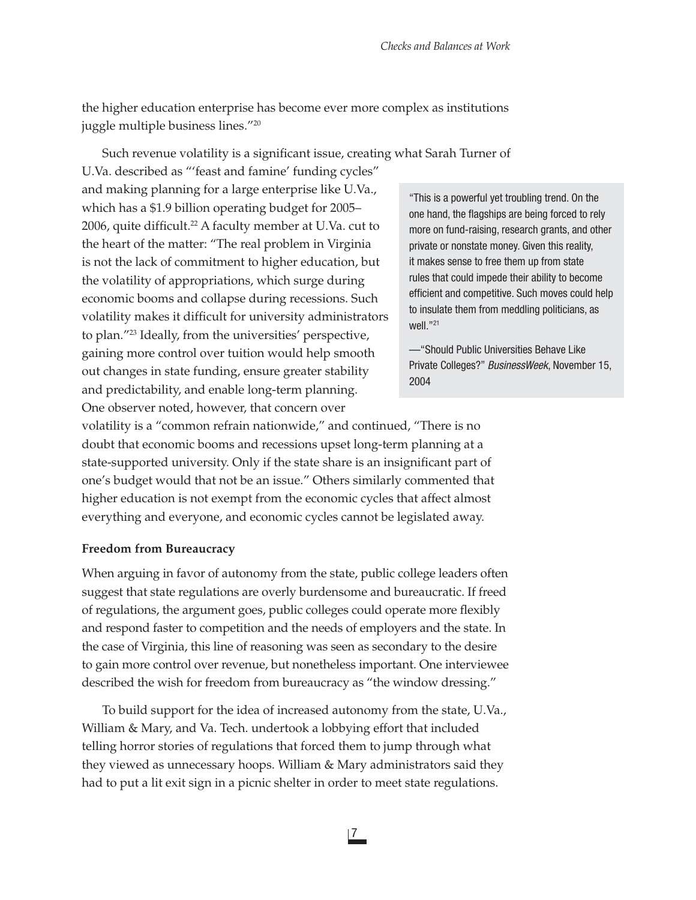the higher education enterprise has become ever more complex as institutions juggle multiple business lines."[20]

Such revenue volatility is a significant issue, creating what Sarah Turner of U.Va. described as "'feast and famine' funding cycles" and making planning for a large enterprise like U.Va., which has a $1.9 billion operating budget for 2005–2006, quite difficult.[22] A faculty member at U.Va. cut to the heart of the matter: "The real problem in Virginia is not the lack of commitment to higher education, but the volatility of appropriations, which surge during economic booms and collapse during recessions. Such volatility makes it difficult for university administrators to plan."[23] Ideally, from the universities' perspective, gaining more control over tuition would help smooth out changes in state funding, ensure greater stability and predictability, and enable long-term planning. One observer noted, however, that concern over volatility is a "common refrain nationwide," and continued, "There is no doubt that economic booms and recessions upset long-term planning at a state-supported university. Only if the state share is an insignificant part of one's budget would that not be an issue." Others similarly commented that higher education is not exempt from the economic cycles that affect almost everything and everyone, and economic cycles cannot be legislated away.

> "This is a powerful yet troubling trend. On the one hand, the flagships are being forced to rely more on fund-raising, research grants, and other private or nonstate money. Given this reality, it makes sense to free them up from state rules that could impede their ability to become efficient and competitive. Such moves could help to insulate them from meddling politicians, as well."[21]
>
> —"Should Public Universities Behave Like Private Colleges?" *BusinessWeek*, November 15, 2004

**Freedom from Bureaucracy**

When arguing in favor of autonomy from the state, public college leaders often suggest that state regulations are overly burdensome and bureaucratic. If freed of regulations, the argument goes, public colleges could operate more flexibly and respond faster to competition and the needs of employers and the state. In the case of Virginia, this line of reasoning was seen as secondary to the desire to gain more control over revenue, but nonetheless important. One interviewee described the wish for freedom from bureaucracy as "the window dressing."

To build support for the idea of increased autonomy from the state, U.Va., William & Mary, and Va. Tech. undertook a lobbying effort that included telling horror stories of regulations that forced them to jump through what they viewed as unnecessary hoops. William & Mary administrators said they had to put a lit exit sign in a picnic shelter in order to meet state regulations.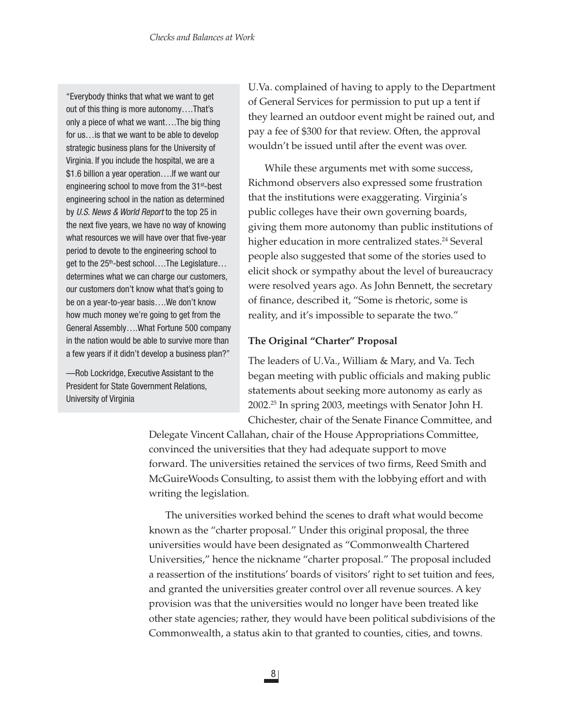> "Everybody thinks that what we want to get out of this thing is more autonomy….That's only a piece of what we want….The big thing for us…is that we want to be able to develop strategic business plans for the University of Virginia. If you include the hospital, we are a \$1.6 billion a year operation….If we want our engineering school to move from the 31st-best engineering school in the nation as determined by *U.S. News & World Report* to the top 25 in the next five years, we have no way of knowing what resources we will have over that five-year period to devote to the engineering school to get to the 25th-best school….The Legislature…determines what we can charge our customers, our customers don't know what that's going to be on a year-to-year basis….We don't know how much money we're going to get from the General Assembly….What Fortune 500 company in the nation would be able to survive more than a few years if it didn't develop a business plan?"
>
> —Rob Lockridge, Executive Assistant to the President for State Government Relations, University of Virginia

U.Va. complained of having to apply to the Department of General Services for permission to put up a tent if they learned an outdoor event might be rained out, and pay a fee of \$300 for that review. Often, the approval wouldn't be issued until after the event was over.

While these arguments met with some success, Richmond observers also expressed some frustration that the institutions were exaggerating. Virginia's public colleges have their own governing boards, giving them more autonomy than public institutions of higher education in more centralized states.[24] Several people also suggested that some of the stories used to elicit shock or sympathy about the level of bureaucracy were resolved years ago. As John Bennett, the secretary of finance, described it, "Some is rhetoric, some is reality, and it's impossible to separate the two."

**The Original "Charter" Proposal**

The leaders of U.Va., William & Mary, and Va. Tech began meeting with public officials and making public statements about seeking more autonomy as early as 2002.[25] In spring 2003, meetings with Senator John H. Chichester, chair of the Senate Finance Committee, and Delegate Vincent Callahan, chair of the House Appropriations Committee, convinced the universities that they had adequate support to move forward. The universities retained the services of two firms, Reed Smith and McGuireWoods Consulting, to assist them with the lobbying effort and with writing the legislation.

The universities worked behind the scenes to draft what would become known as the "charter proposal." Under this original proposal, the three universities would have been designated as "Commonwealth Chartered Universities," hence the nickname "charter proposal." The proposal included a reassertion of the institutions' boards of visitors' right to set tuition and fees, and granted the universities greater control over all revenue sources. A key provision was that the universities would no longer have been treated like other state agencies; rather, they would have been political subdivisions of the Commonwealth, a status akin to that granted to counties, cities, and towns.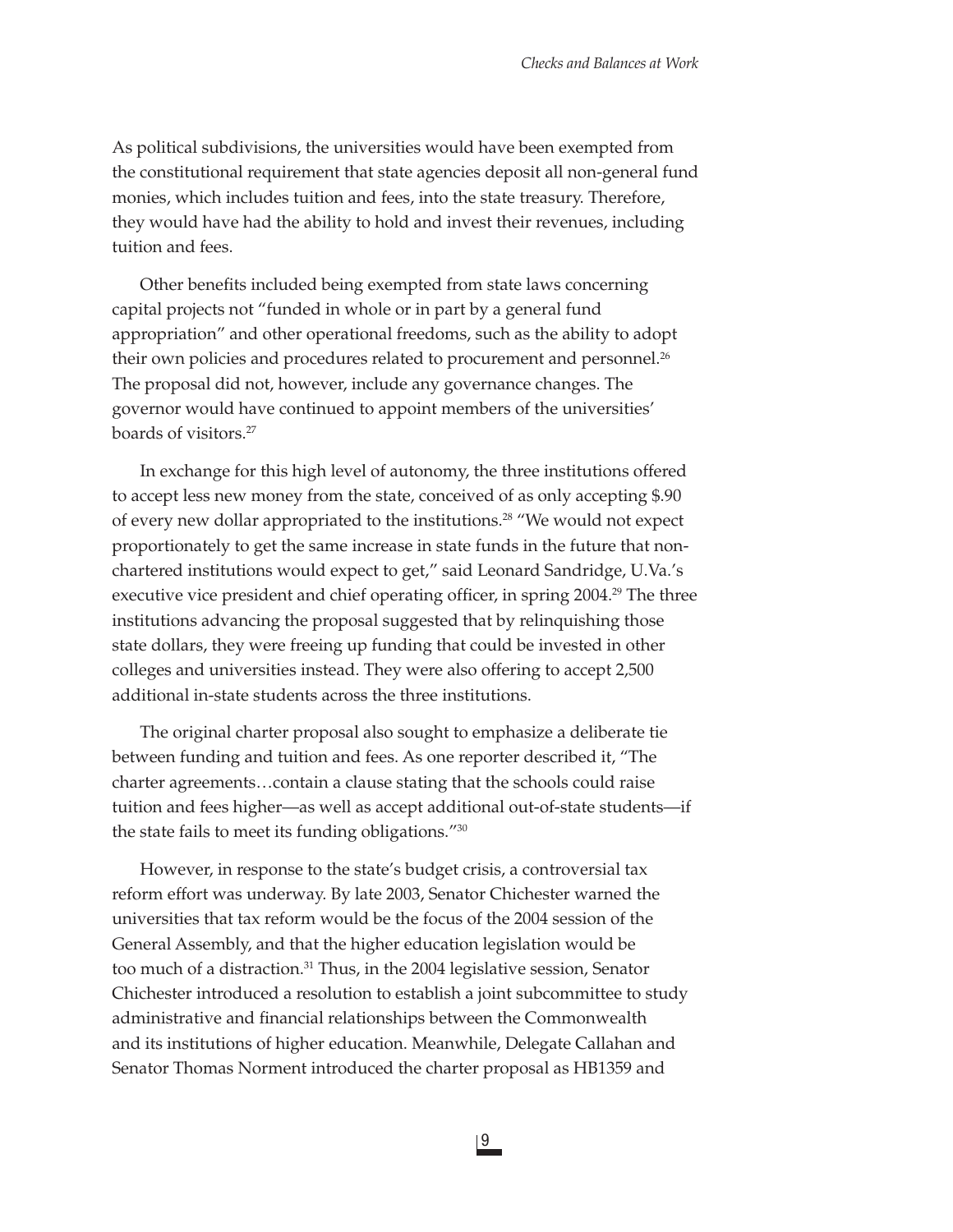As political subdivisions, the universities would have been exempted from the constitutional requirement that state agencies deposit all non-general fund monies, which includes tuition and fees, into the state treasury. Therefore, they would have had the ability to hold and invest their revenues, including tuition and fees.

Other benefits included being exempted from state laws concerning capital projects not "funded in whole or in part by a general fund appropriation" and other operational freedoms, such as the ability to adopt their own policies and procedures related to procurement and personnel.[26] The proposal did not, however, include any governance changes. The governor would have continued to appoint members of the universities' boards of visitors.[27]

In exchange for this high level of autonomy, the three institutions offered to accept less new money from the state, conceived of as only accepting $.90 of every new dollar appropriated to the institutions.[28] "We would not expect proportionately to get the same increase in state funds in the future that non-chartered institutions would expect to get," said Leonard Sandridge, U.Va.'s executive vice president and chief operating officer, in spring 2004.[29] The three institutions advancing the proposal suggested that by relinquishing those state dollars, they were freeing up funding that could be invested in other colleges and universities instead. They were also offering to accept 2,500 additional in-state students across the three institutions.

The original charter proposal also sought to emphasize a deliberate tie between funding and tuition and fees. As one reporter described it, "The charter agreements…contain a clause stating that the schools could raise tuition and fees higher—as well as accept additional out-of-state students—if the state fails to meet its funding obligations."[30]

However, in response to the state's budget crisis, a controversial tax reform effort was underway. By late 2003, Senator Chichester warned the universities that tax reform would be the focus of the 2004 session of the General Assembly, and that the higher education legislation would be too much of a distraction.[31] Thus, in the 2004 legislative session, Senator Chichester introduced a resolution to establish a joint subcommittee to study administrative and financial relationships between the Commonwealth and its institutions of higher education. Meanwhile, Delegate Callahan and Senator Thomas Norment introduced the charter proposal as HB1359 and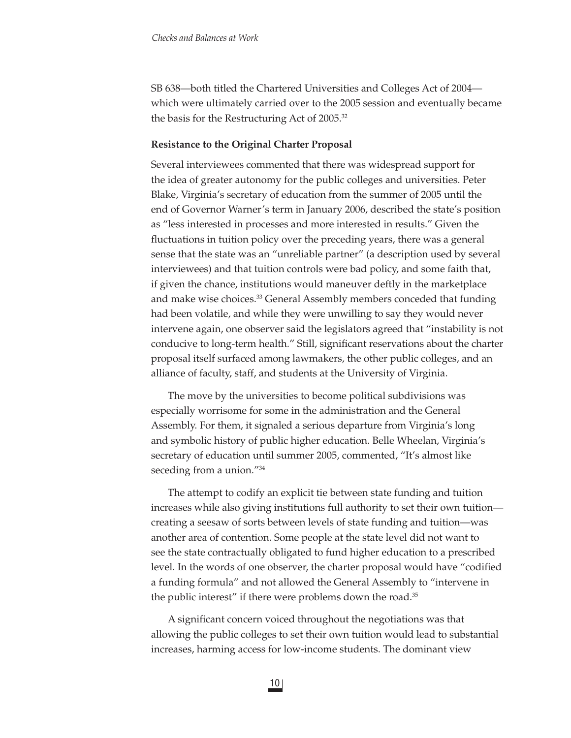SB 638—both titled the Chartered Universities and Colleges Act of 2004—which were ultimately carried over to the 2005 session and eventually became the basis for the Restructuring Act of 2005.[32]

**Resistance to the Original Charter Proposal**

Several interviewees commented that there was widespread support for the idea of greater autonomy for the public colleges and universities. Peter Blake, Virginia's secretary of education from the summer of 2005 until the end of Governor Warner's term in January 2006, described the state's position as "less interested in processes and more interested in results." Given the fluctuations in tuition policy over the preceding years, there was a general sense that the state was an "unreliable partner" (a description used by several interviewees) and that tuition controls were bad policy, and some faith that, if given the chance, institutions would maneuver deftly in the marketplace and make wise choices.[33] General Assembly members conceded that funding had been volatile, and while they were unwilling to say they would never intervene again, one observer said the legislators agreed that "instability is not conducive to long-term health." Still, significant reservations about the charter proposal itself surfaced among lawmakers, the other public colleges, and an alliance of faculty, staff, and students at the University of Virginia.

The move by the universities to become political subdivisions was especially worrisome for some in the administration and the General Assembly. For them, it signaled a serious departure from Virginia's long and symbolic history of public higher education. Belle Wheelan, Virginia's secretary of education until summer 2005, commented, "It's almost like seceding from a union."[34]

The attempt to codify an explicit tie between state funding and tuition increases while also giving institutions full authority to set their own tuition—creating a seesaw of sorts between levels of state funding and tuition—was another area of contention. Some people at the state level did not want to see the state contractually obligated to fund higher education to a prescribed level. In the words of one observer, the charter proposal would have "codified a funding formula" and not allowed the General Assembly to "intervene in the public interest" if there were problems down the road.[35]

A significant concern voiced throughout the negotiations was that allowing the public colleges to set their own tuition would lead to substantial increases, harming access for low-income students. The dominant view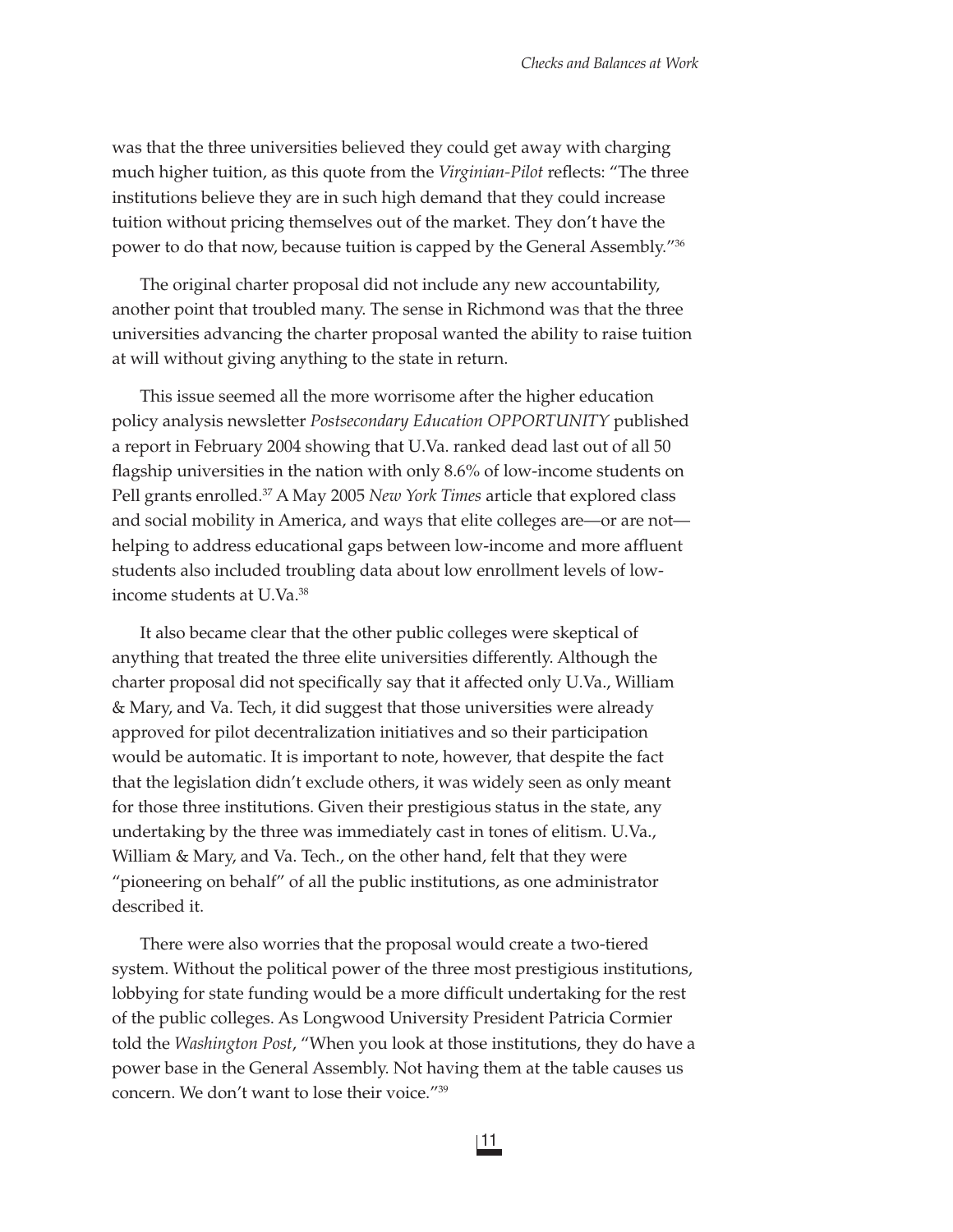was that the three universities believed they could get away with charging much higher tuition, as this quote from the *Virginian-Pilot* reflects: "The three institutions believe they are in such high demand that they could increase tuition without pricing themselves out of the market. They don't have the power to do that now, because tuition is capped by the General Assembly."[36]

The original charter proposal did not include any new accountability, another point that troubled many. The sense in Richmond was that the three universities advancing the charter proposal wanted the ability to raise tuition at will without giving anything to the state in return.

This issue seemed all the more worrisome after the higher education policy analysis newsletter *Postsecondary Education OPPORTUNITY* published a report in February 2004 showing that U.Va. ranked dead last out of all 50 flagship universities in the nation with only 8.6% of low-income students on Pell grants enrolled.[37] A May 2005 *New York Times* article that explored class and social mobility in America, and ways that elite colleges are—or are not—helping to address educational gaps between low-income and more affluent students also included troubling data about low enrollment levels of low-income students at U.Va.[38]

It also became clear that the other public colleges were skeptical of anything that treated the three elite universities differently. Although the charter proposal did not specifically say that it affected only U.Va., William & Mary, and Va. Tech, it did suggest that those universities were already approved for pilot decentralization initiatives and so their participation would be automatic. It is important to note, however, that despite the fact that the legislation didn't exclude others, it was widely seen as only meant for those three institutions. Given their prestigious status in the state, any undertaking by the three was immediately cast in tones of elitism. U.Va., William & Mary, and Va. Tech., on the other hand, felt that they were "pioneering on behalf" of all the public institutions, as one administrator described it.

There were also worries that the proposal would create a two-tiered system. Without the political power of the three most prestigious institutions, lobbying for state funding would be a more difficult undertaking for the rest of the public colleges. As Longwood University President Patricia Cormier told the *Washington Post*, "When you look at those institutions, they do have a power base in the General Assembly. Not having them at the table causes us concern. We don't want to lose their voice."[39]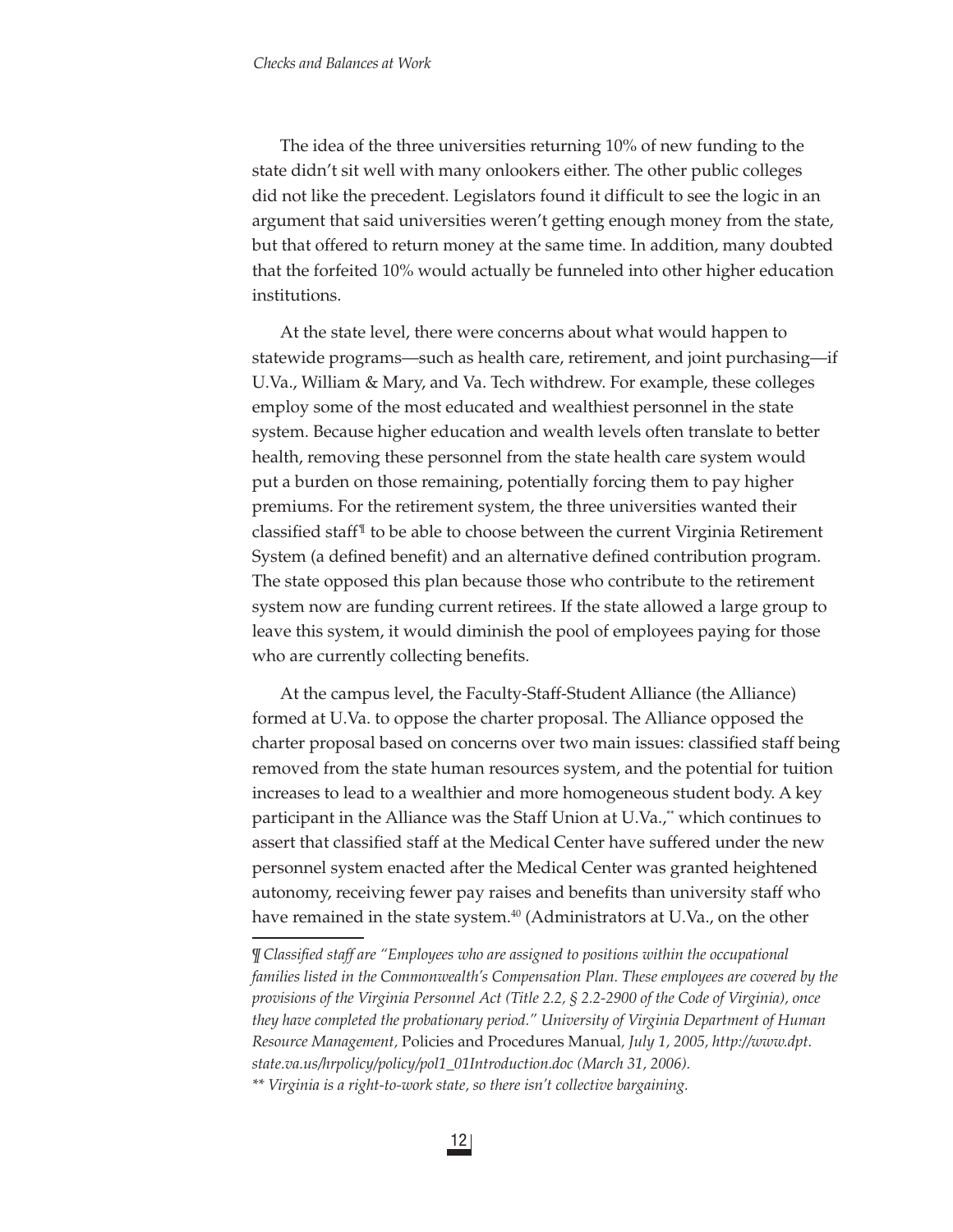The idea of the three universities returning 10% of new funding to the state didn't sit well with many onlookers either. The other public colleges did not like the precedent. Legislators found it difficult to see the logic in an argument that said universities weren't getting enough money from the state, but that offered to return money at the same time. In addition, many doubted that the forfeited 10% would actually be funneled into other higher education institutions.

At the state level, there were concerns about what would happen to statewide programs—such as health care, retirement, and joint purchasing—if U.Va., William & Mary, and Va. Tech withdrew. For example, these colleges employ some of the most educated and wealthiest personnel in the state system. Because higher education and wealth levels often translate to better health, removing these personnel from the state health care system would put a burden on those remaining, potentially forcing them to pay higher premiums. For the retirement system, the three universities wanted their classified staff[¶] to be able to choose between the current Virginia Retirement System (a defined benefit) and an alternative defined contribution program. The state opposed this plan because those who contribute to the retirement system now are funding current retirees. If the state allowed a large group to leave this system, it would diminish the pool of employees paying for those who are currently collecting benefits.

At the campus level, the Faculty-Staff-Student Alliance (the Alliance) formed at U.Va. to oppose the charter proposal. The Alliance opposed the charter proposal based on concerns over two main issues: classified staff being removed from the state human resources system, and the potential for tuition increases to lead to a wealthier and more homogeneous student body. A key participant in the Alliance was the Staff Union at U.Va.,[**] which continues to assert that classified staff at the Medical Center have suffered under the new personnel system enacted after the Medical Center was granted heightened autonomy, receiving fewer pay raises and benefits than university staff who have remained in the state system.[40] (Administrators at U.Va., on the other

---

*¶ Classified staff are "Employees who are assigned to positions within the occupational families listed in the Commonwealth's Compensation Plan. These employees are covered by the provisions of the Virginia Personnel Act (Title 2.2, § 2.2-2900 of the Code of Virginia), once they have completed the probationary period." University of Virginia Department of Human Resource Management,* Policies and Procedures Manual*, July 1, 2005, http://www.dpt.state.va.us/hrpolicy/policy/pol1_01Introduction.doc (March 31, 2006).*

*** Virginia is a right-to-work state, so there isn't collective bargaining.*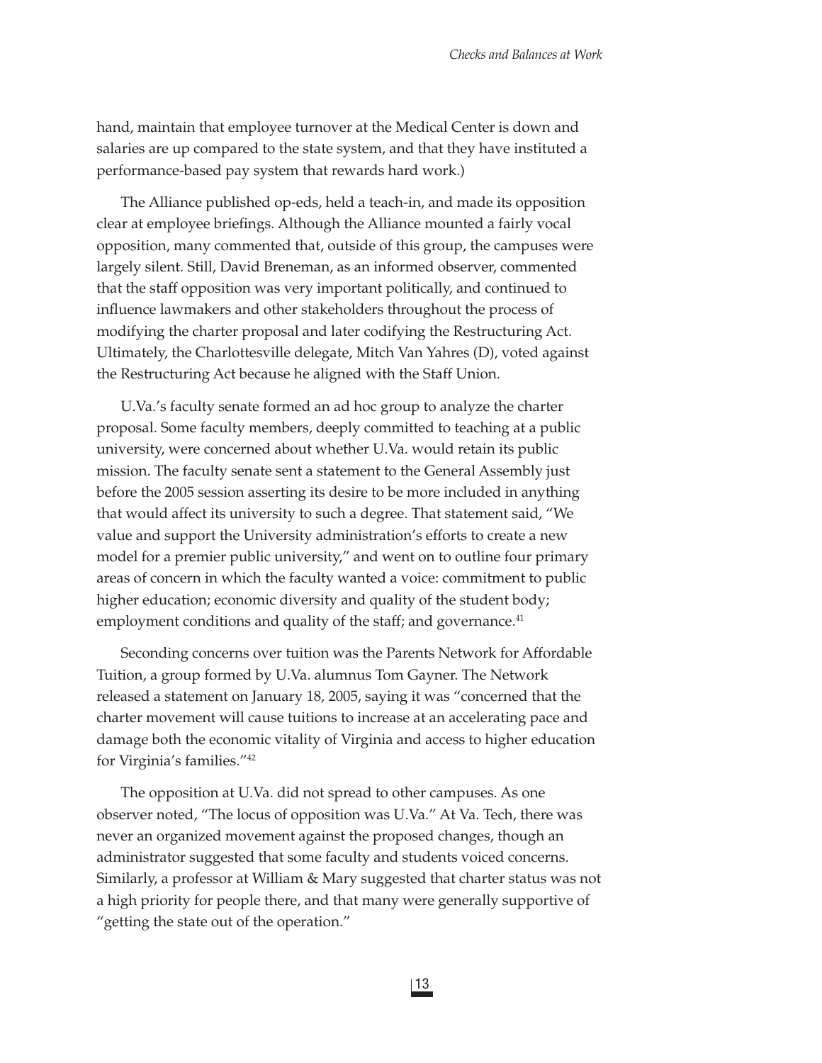hand, maintain that employee turnover at the Medical Center is down and salaries are up compared to the state system, and that they have instituted a performance-based pay system that rewards hard work.)

The Alliance published op-eds, held a teach-in, and made its opposition clear at employee briefings. Although the Alliance mounted a fairly vocal opposition, many commented that, outside of this group, the campuses were largely silent. Still, David Breneman, as an informed observer, commented that the staff opposition was very important politically, and continued to influence lawmakers and other stakeholders throughout the process of modifying the charter proposal and later codifying the Restructuring Act. Ultimately, the Charlottesville delegate, Mitch Van Yahres (D), voted against the Restructuring Act because he aligned with the Staff Union.

U.Va.'s faculty senate formed an ad hoc group to analyze the charter proposal. Some faculty members, deeply committed to teaching at a public university, were concerned about whether U.Va. would retain its public mission. The faculty senate sent a statement to the General Assembly just before the 2005 session asserting its desire to be more included in anything that would affect its university to such a degree. That statement said, "We value and support the University administration's efforts to create a new model for a premier public university," and went on to outline four primary areas of concern in which the faculty wanted a voice: commitment to public higher education; economic diversity and quality of the student body; employment conditions and quality of the staff; and governance.[41]

Seconding concerns over tuition was the Parents Network for Affordable Tuition, a group formed by U.Va. alumnus Tom Gayner. The Network released a statement on January 18, 2005, saying it was "concerned that the charter movement will cause tuitions to increase at an accelerating pace and damage both the economic vitality of Virginia and access to higher education for Virginia's families."[42]

The opposition at U.Va. did not spread to other campuses. As one observer noted, "The locus of opposition was U.Va." At Va. Tech, there was never an organized movement against the proposed changes, though an administrator suggested that some faculty and students voiced concerns. Similarly, a professor at William & Mary suggested that charter status was not a high priority for people there, and that many were generally supportive of "getting the state out of the operation."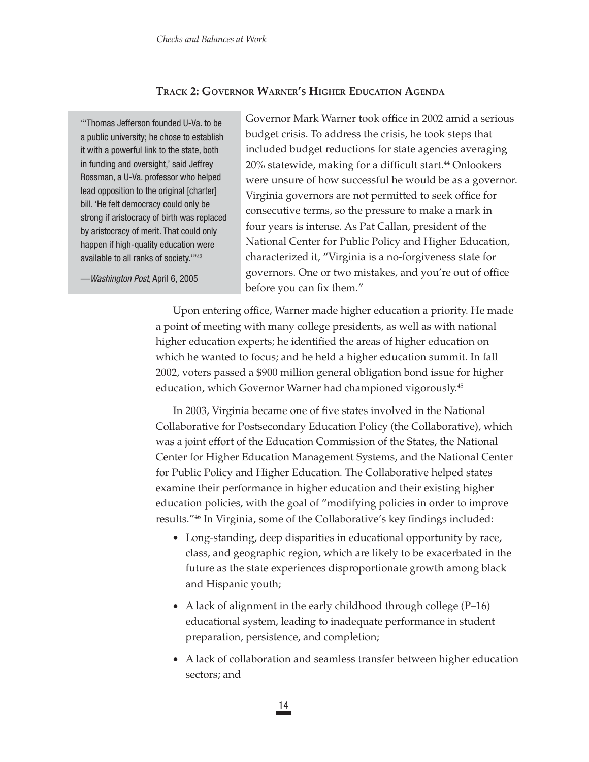## Track 2: Governor Warner's Higher Education Agenda

> "'Thomas Jefferson founded U-Va. to be a public university; he chose to establish it with a powerful link to the state, both in funding and oversight,' said Jeffrey Rossman, a U-Va. professor who helped lead opposition to the original [charter] bill. 'He felt democracy could only be strong if aristocracy of birth was replaced by aristocracy of merit. That could only happen if high-quality education were available to all ranks of society.'"[43]
>
> —*Washington Post*, April 6, 2005

Governor Mark Warner took office in 2002 amid a serious budget crisis. To address the crisis, he took steps that included budget reductions for state agencies averaging 20% statewide, making for a difficult start.[44] Onlookers were unsure of how successful he would be as a governor. Virginia governors are not permitted to seek office for consecutive terms, so the pressure to make a mark in four years is intense. As Pat Callan, president of the National Center for Public Policy and Higher Education, characterized it, "Virginia is a no-forgiveness state for governors. One or two mistakes, and you're out of office before you can fix them."

Upon entering office, Warner made higher education a priority. He made a point of meeting with many college presidents, as well as with national higher education experts; he identified the areas of higher education on which he wanted to focus; and he held a higher education summit. In fall 2002, voters passed a $900 million general obligation bond issue for higher education, which Governor Warner had championed vigorously.[45]

In 2003, Virginia became one of five states involved in the National Collaborative for Postsecondary Education Policy (the Collaborative), which was a joint effort of the Education Commission of the States, the National Center for Higher Education Management Systems, and the National Center for Public Policy and Higher Education. The Collaborative helped states examine their performance in higher education and their existing higher education policies, with the goal of "modifying policies in order to improve results."[46] In Virginia, some of the Collaborative's key findings included:

- Long-standing, deep disparities in educational opportunity by race, class, and geographic region, which are likely to be exacerbated in the future as the state experiences disproportionate growth among black and Hispanic youth;
- A lack of alignment in the early childhood through college (P–16) educational system, leading to inadequate performance in student preparation, persistence, and completion;
- A lack of collaboration and seamless transfer between higher education sectors; and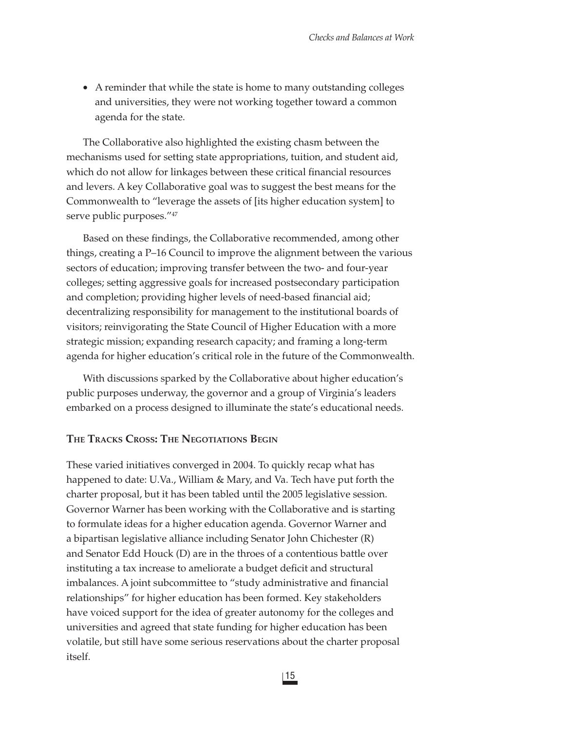- A reminder that while the state is home to many outstanding colleges and universities, they were not working together toward a common agenda for the state.

The Collaborative also highlighted the existing chasm between the mechanisms used for setting state appropriations, tuition, and student aid, which do not allow for linkages between these critical financial resources and levers. A key Collaborative goal was to suggest the best means for the Commonwealth to "leverage the assets of [its higher education system] to serve public purposes."[47]

Based on these findings, the Collaborative recommended, among other things, creating a P–16 Council to improve the alignment between the various sectors of education; improving transfer between the two- and four-year colleges; setting aggressive goals for increased postsecondary participation and completion; providing higher levels of need-based financial aid; decentralizing responsibility for management to the institutional boards of visitors; reinvigorating the State Council of Higher Education with a more strategic mission; expanding research capacity; and framing a long-term agenda for higher education's critical role in the future of the Commonwealth.

With discussions sparked by the Collaborative about higher education's public purposes underway, the governor and a group of Virginia's leaders embarked on a process designed to illuminate the state's educational needs.

## The Tracks Cross: The Negotiations Begin

These varied initiatives converged in 2004. To quickly recap what has happened to date: U.Va., William & Mary, and Va. Tech have put forth the charter proposal, but it has been tabled until the 2005 legislative session. Governor Warner has been working with the Collaborative and is starting to formulate ideas for a higher education agenda. Governor Warner and a bipartisan legislative alliance including Senator John Chichester (R) and Senator Edd Houck (D) are in the throes of a contentious battle over instituting a tax increase to ameliorate a budget deficit and structural imbalances. A joint subcommittee to "study administrative and financial relationships" for higher education has been formed. Key stakeholders have voiced support for the idea of greater autonomy for the colleges and universities and agreed that state funding for higher education has been volatile, but still have some serious reservations about the charter proposal itself.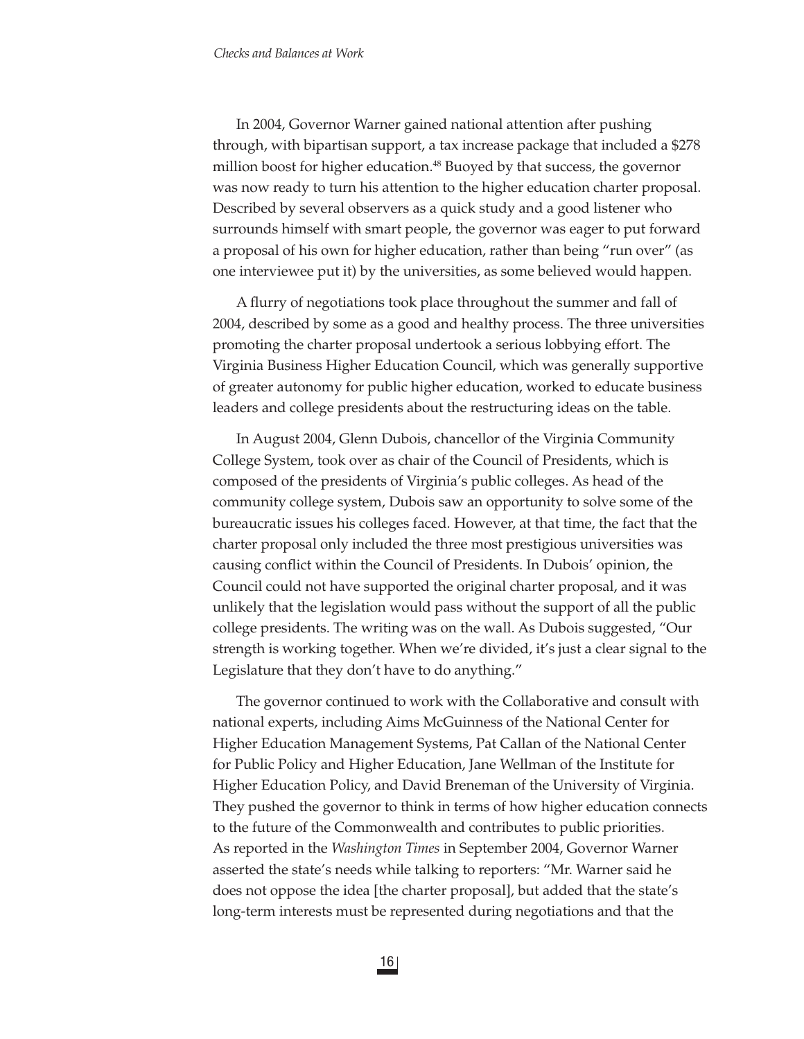In 2004, Governor Warner gained national attention after pushing through, with bipartisan support, a tax increase package that included a $278 million boost for higher education.[48] Buoyed by that success, the governor was now ready to turn his attention to the higher education charter proposal. Described by several observers as a quick study and a good listener who surrounds himself with smart people, the governor was eager to put forward a proposal of his own for higher education, rather than being "run over" (as one interviewee put it) by the universities, as some believed would happen.

A flurry of negotiations took place throughout the summer and fall of 2004, described by some as a good and healthy process. The three universities promoting the charter proposal undertook a serious lobbying effort. The Virginia Business Higher Education Council, which was generally supportive of greater autonomy for public higher education, worked to educate business leaders and college presidents about the restructuring ideas on the table.

In August 2004, Glenn Dubois, chancellor of the Virginia Community College System, took over as chair of the Council of Presidents, which is composed of the presidents of Virginia's public colleges. As head of the community college system, Dubois saw an opportunity to solve some of the bureaucratic issues his colleges faced. However, at that time, the fact that the charter proposal only included the three most prestigious universities was causing conflict within the Council of Presidents. In Dubois' opinion, the Council could not have supported the original charter proposal, and it was unlikely that the legislation would pass without the support of all the public college presidents. The writing was on the wall. As Dubois suggested, "Our strength is working together. When we're divided, it's just a clear signal to the Legislature that they don't have to do anything."

The governor continued to work with the Collaborative and consult with national experts, including Aims McGuinness of the National Center for Higher Education Management Systems, Pat Callan of the National Center for Public Policy and Higher Education, Jane Wellman of the Institute for Higher Education Policy, and David Breneman of the University of Virginia. They pushed the governor to think in terms of how higher education connects to the future of the Commonwealth and contributes to public priorities. As reported in the *Washington Times* in September 2004, Governor Warner asserted the state's needs while talking to reporters: "Mr. Warner said he does not oppose the idea [the charter proposal], but added that the state's long-term interests must be represented during negotiations and that the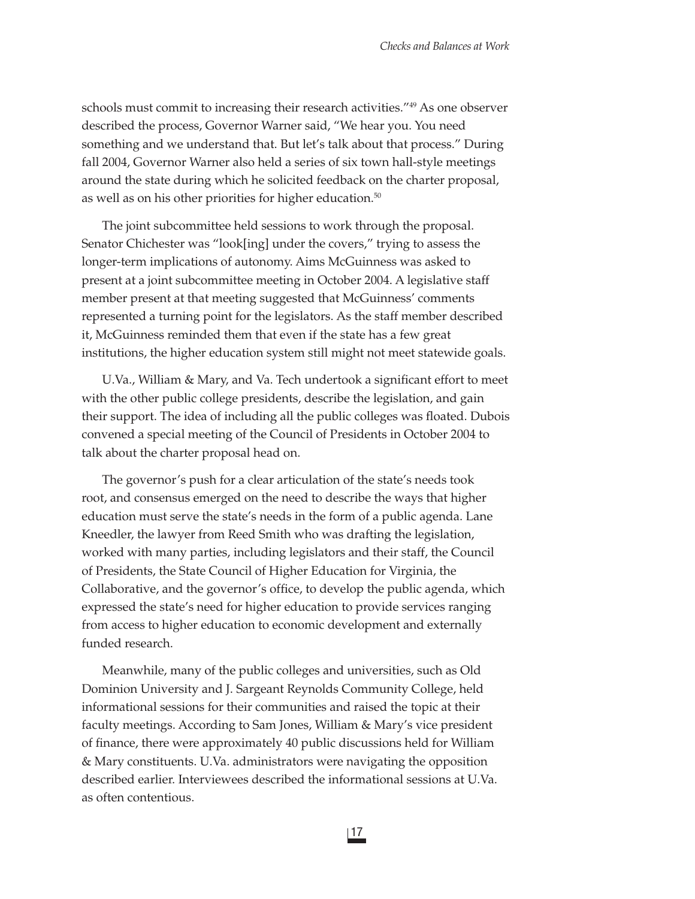schools must commit to increasing their research activities."[49] As one observer described the process, Governor Warner said, "We hear you. You need something and we understand that. But let's talk about that process." During fall 2004, Governor Warner also held a series of six town hall-style meetings around the state during which he solicited feedback on the charter proposal, as well as on his other priorities for higher education.[50]

The joint subcommittee held sessions to work through the proposal. Senator Chichester was "look[ing] under the covers," trying to assess the longer-term implications of autonomy. Aims McGuinness was asked to present at a joint subcommittee meeting in October 2004. A legislative staff member present at that meeting suggested that McGuinness' comments represented a turning point for the legislators. As the staff member described it, McGuinness reminded them that even if the state has a few great institutions, the higher education system still might not meet statewide goals.

U.Va., William & Mary, and Va. Tech undertook a significant effort to meet with the other public college presidents, describe the legislation, and gain their support. The idea of including all the public colleges was floated. Dubois convened a special meeting of the Council of Presidents in October 2004 to talk about the charter proposal head on.

The governor's push for a clear articulation of the state's needs took root, and consensus emerged on the need to describe the ways that higher education must serve the state's needs in the form of a public agenda. Lane Kneedler, the lawyer from Reed Smith who was drafting the legislation, worked with many parties, including legislators and their staff, the Council of Presidents, the State Council of Higher Education for Virginia, the Collaborative, and the governor's office, to develop the public agenda, which expressed the state's need for higher education to provide services ranging from access to higher education to economic development and externally funded research.

Meanwhile, many of the public colleges and universities, such as Old Dominion University and J. Sargeant Reynolds Community College, held informational sessions for their communities and raised the topic at their faculty meetings. According to Sam Jones, William & Mary's vice president of finance, there were approximately 40 public discussions held for William & Mary constituents. U.Va. administrators were navigating the opposition described earlier. Interviewees described the informational sessions at U.Va. as often contentious.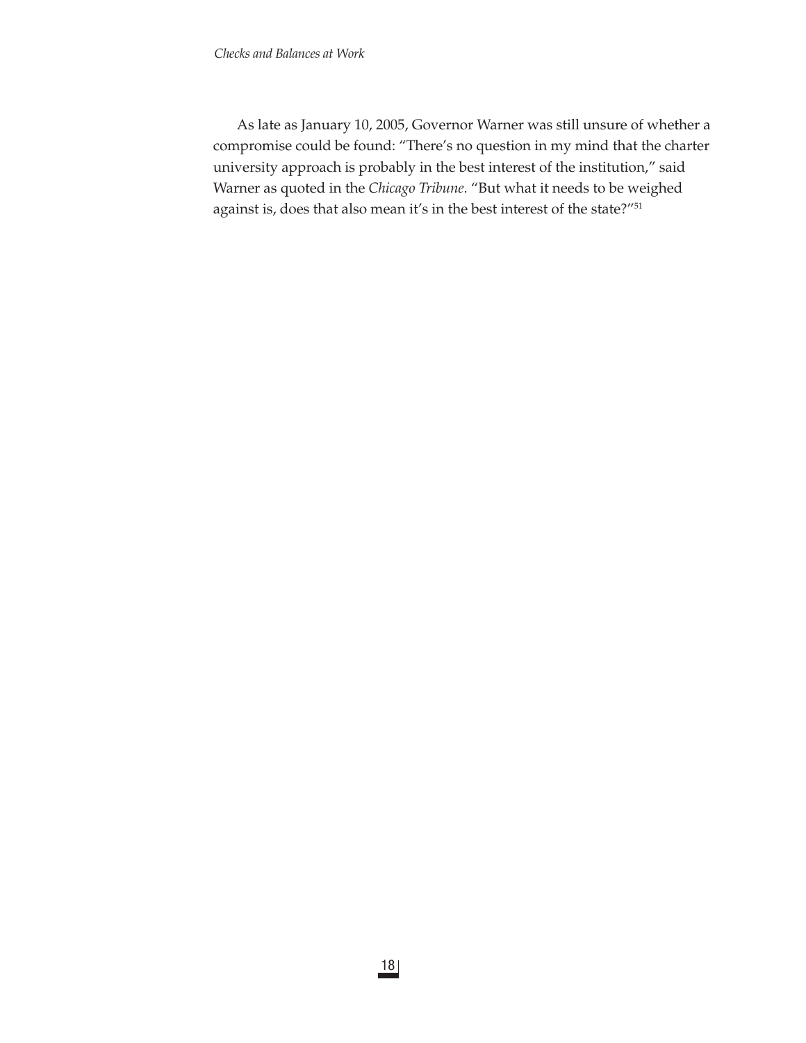As late as January 10, 2005, Governor Warner was still unsure of whether a compromise could be found: "There's no question in my mind that the charter university approach is probably in the best interest of the institution," said Warner as quoted in the *Chicago Tribune*. "But what it needs to be weighed against is, does that also mean it's in the best interest of the state?"[51]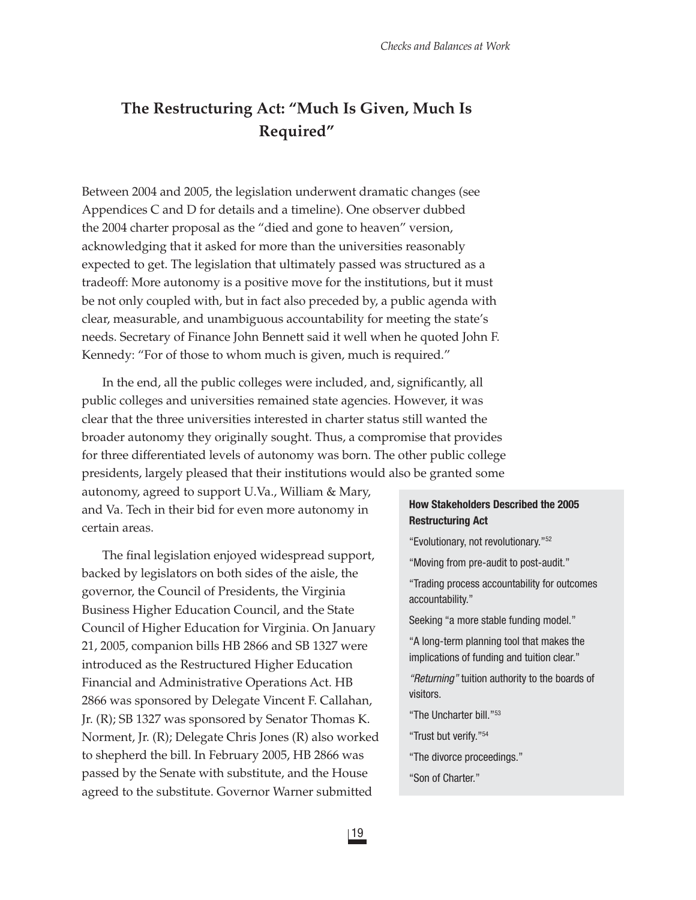## The Restructuring Act: "Much Is Given, Much Is Required"

Between 2004 and 2005, the legislation underwent dramatic changes (see Appendices C and D for details and a timeline). One observer dubbed the 2004 charter proposal as the "died and gone to heaven" version, acknowledging that it asked for more than the universities reasonably expected to get. The legislation that ultimately passed was structured as a tradeoff: More autonomy is a positive move for the institutions, but it must be not only coupled with, but in fact also preceded by, a public agenda with clear, measurable, and unambiguous accountability for meeting the state's needs. Secretary of Finance John Bennett said it well when he quoted John F. Kennedy: "For of those to whom much is given, much is required."

In the end, all the public colleges were included, and, significantly, all public colleges and universities remained state agencies. However, it was clear that the three universities interested in charter status still wanted the broader autonomy they originally sought. Thus, a compromise that provides for three differentiated levels of autonomy was born. The other public college presidents, largely pleased that their institutions would also be granted some autonomy, agreed to support U.Va., William & Mary, and Va. Tech in their bid for even more autonomy in certain areas.

The final legislation enjoyed widespread support, backed by legislators on both sides of the aisle, the governor, the Council of Presidents, the Virginia Business Higher Education Council, and the State Council of Higher Education for Virginia. On January 21, 2005, companion bills HB 2866 and SB 1327 were introduced as the Restructured Higher Education Financial and Administrative Operations Act. HB 2866 was sponsored by Delegate Vincent F. Callahan, Jr. (R); SB 1327 was sponsored by Senator Thomas K. Norment, Jr. (R); Delegate Chris Jones (R) also worked to shepherd the bill. In February 2005, HB 2866 was passed by the Senate with substitute, and the House agreed to the substitute. Governor Warner submitted

**How Stakeholders Described the 2005 Restructuring Act**

"Evolutionary, not revolutionary."[52]

"Moving from pre-audit to post-audit."

"Trading process accountability for outcomes accountability."

Seeking "a more stable funding model."

"A long-term planning tool that makes the implications of funding and tuition clear."

*"Returning"* tuition authority to the boards of visitors.

"The Uncharter bill."[53]

"Trust but verify."[54]

"The divorce proceedings."

"Son of Charter."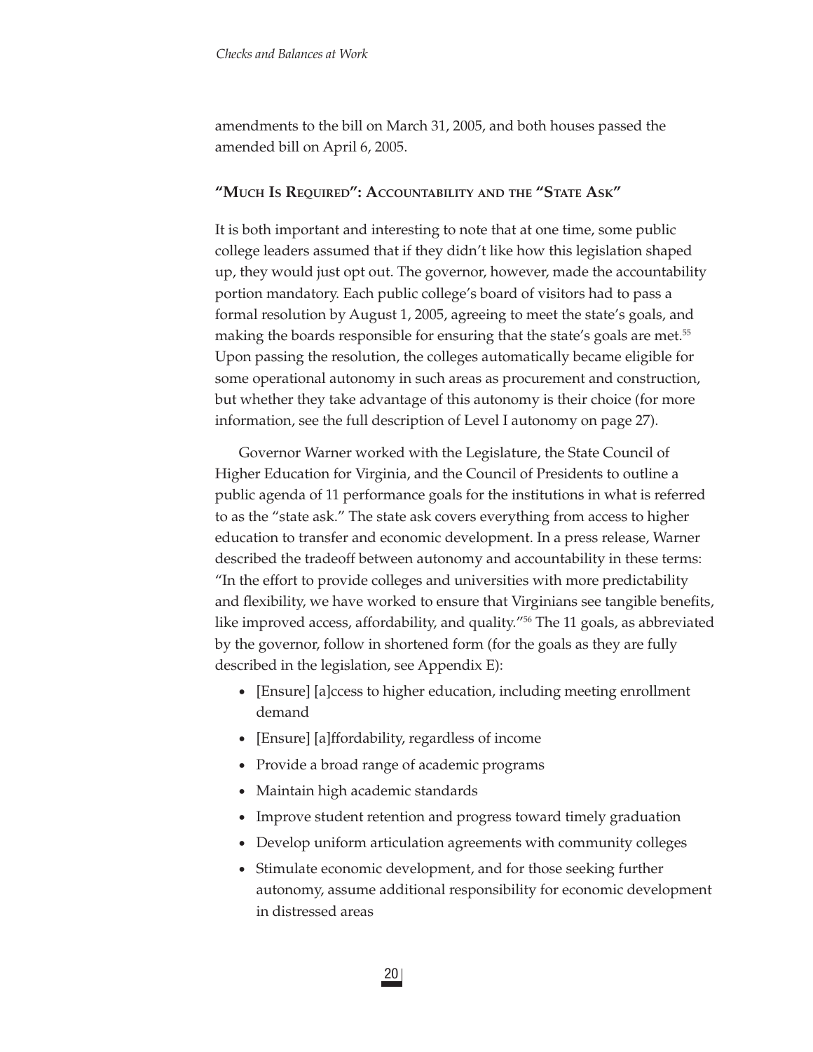amendments to the bill on March 31, 2005, and both houses passed the amended bill on April 6, 2005.

### "Much Is Required": Accountability and the "State Ask"

It is both important and interesting to note that at one time, some public college leaders assumed that if they didn't like how this legislation shaped up, they would just opt out. The governor, however, made the accountability portion mandatory. Each public college's board of visitors had to pass a formal resolution by August 1, 2005, agreeing to meet the state's goals, and making the boards responsible for ensuring that the state's goals are met.[55] Upon passing the resolution, the colleges automatically became eligible for some operational autonomy in such areas as procurement and construction, but whether they take advantage of this autonomy is their choice (for more information, see the full description of Level I autonomy on page 27).

Governor Warner worked with the Legislature, the State Council of Higher Education for Virginia, and the Council of Presidents to outline a public agenda of 11 performance goals for the institutions in what is referred to as the "state ask." The state ask covers everything from access to higher education to transfer and economic development. In a press release, Warner described the tradeoff between autonomy and accountability in these terms: "In the effort to provide colleges and universities with more predictability and flexibility, we have worked to ensure that Virginians see tangible benefits, like improved access, affordability, and quality."[56] The 11 goals, as abbreviated by the governor, follow in shortened form (for the goals as they are fully described in the legislation, see Appendix E):

- [Ensure] [a]ccess to higher education, including meeting enrollment demand
- [Ensure] [a]ffordability, regardless of income
- Provide a broad range of academic programs
- Maintain high academic standards
- Improve student retention and progress toward timely graduation
- Develop uniform articulation agreements with community colleges
- Stimulate economic development, and for those seeking further autonomy, assume additional responsibility for economic development in distressed areas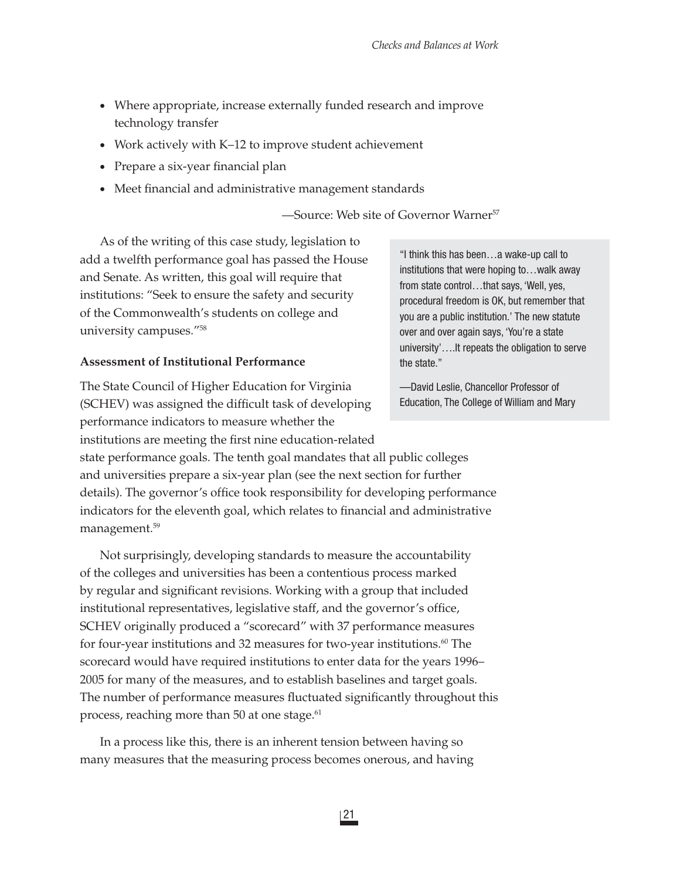- Where appropriate, increase externally funded research and improve technology transfer
- Work actively with K–12 to improve student achievement
- Prepare a six-year financial plan
- Meet financial and administrative management standards

—Source: Web site of Governor Warner[57]

As of the writing of this case study, legislation to add a twelfth performance goal has passed the House and Senate. As written, this goal will require that institutions: "Seek to ensure the safety and security of the Commonwealth's students on college and university campuses."[58]

> "I think this has been…a wake-up call to institutions that were hoping to…walk away from state control…that says, 'Well, yes, procedural freedom is OK, but remember that you are a public institution.' The new statute over and over again says, 'You're a state university'….It repeats the obligation to serve the state."
>
> —David Leslie, Chancellor Professor of Education, The College of William and Mary

**Assessment of Institutional Performance**

The State Council of Higher Education for Virginia (SCHEV) was assigned the difficult task of developing performance indicators to measure whether the institutions are meeting the first nine education-related state performance goals. The tenth goal mandates that all public colleges and universities prepare a six-year plan (see the next section for further details). The governor's office took responsibility for developing performance indicators for the eleventh goal, which relates to financial and administrative management.[59]

Not surprisingly, developing standards to measure the accountability of the colleges and universities has been a contentious process marked by regular and significant revisions. Working with a group that included institutional representatives, legislative staff, and the governor's office, SCHEV originally produced a "scorecard" with 37 performance measures for four-year institutions and 32 measures for two-year institutions.[60] The scorecard would have required institutions to enter data for the years 1996–2005 for many of the measures, and to establish baselines and target goals. The number of performance measures fluctuated significantly throughout this process, reaching more than 50 at one stage.[61]

In a process like this, there is an inherent tension between having so many measures that the measuring process becomes onerous, and having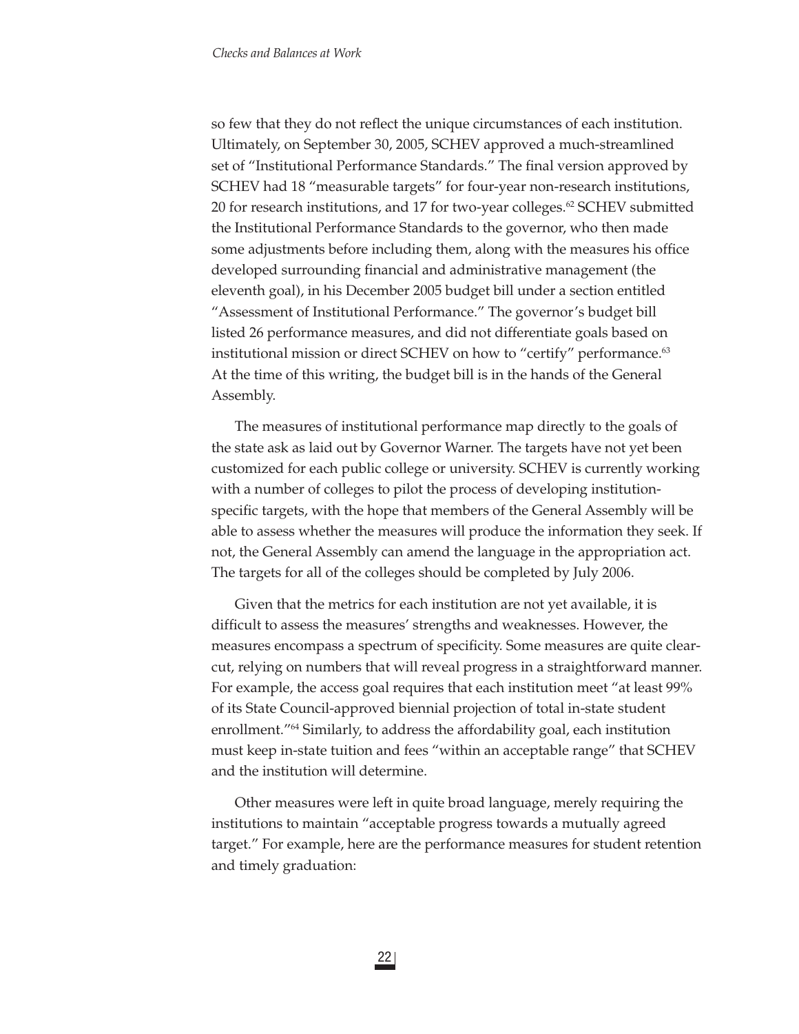so few that they do not reflect the unique circumstances of each institution. Ultimately, on September 30, 2005, SCHEV approved a much-streamlined set of "Institutional Performance Standards." The final version approved by SCHEV had 18 "measurable targets" for four-year non-research institutions, 20 for research institutions, and 17 for two-year colleges.[62] SCHEV submitted the Institutional Performance Standards to the governor, who then made some adjustments before including them, along with the measures his office developed surrounding financial and administrative management (the eleventh goal), in his December 2005 budget bill under a section entitled "Assessment of Institutional Performance." The governor's budget bill listed 26 performance measures, and did not differentiate goals based on institutional mission or direct SCHEV on how to "certify" performance.[63] At the time of this writing, the budget bill is in the hands of the General Assembly.

The measures of institutional performance map directly to the goals of the state ask as laid out by Governor Warner. The targets have not yet been customized for each public college or university. SCHEV is currently working with a number of colleges to pilot the process of developing institution-specific targets, with the hope that members of the General Assembly will be able to assess whether the measures will produce the information they seek. If not, the General Assembly can amend the language in the appropriation act. The targets for all of the colleges should be completed by July 2006.

Given that the metrics for each institution are not yet available, it is difficult to assess the measures' strengths and weaknesses. However, the measures encompass a spectrum of specificity. Some measures are quite clear-cut, relying on numbers that will reveal progress in a straightforward manner. For example, the access goal requires that each institution meet "at least 99% of its State Council-approved biennial projection of total in-state student enrollment."[64] Similarly, to address the affordability goal, each institution must keep in-state tuition and fees "within an acceptable range" that SCHEV and the institution will determine.

Other measures were left in quite broad language, merely requiring the institutions to maintain "acceptable progress towards a mutually agreed target." For example, here are the performance measures for student retention and timely graduation: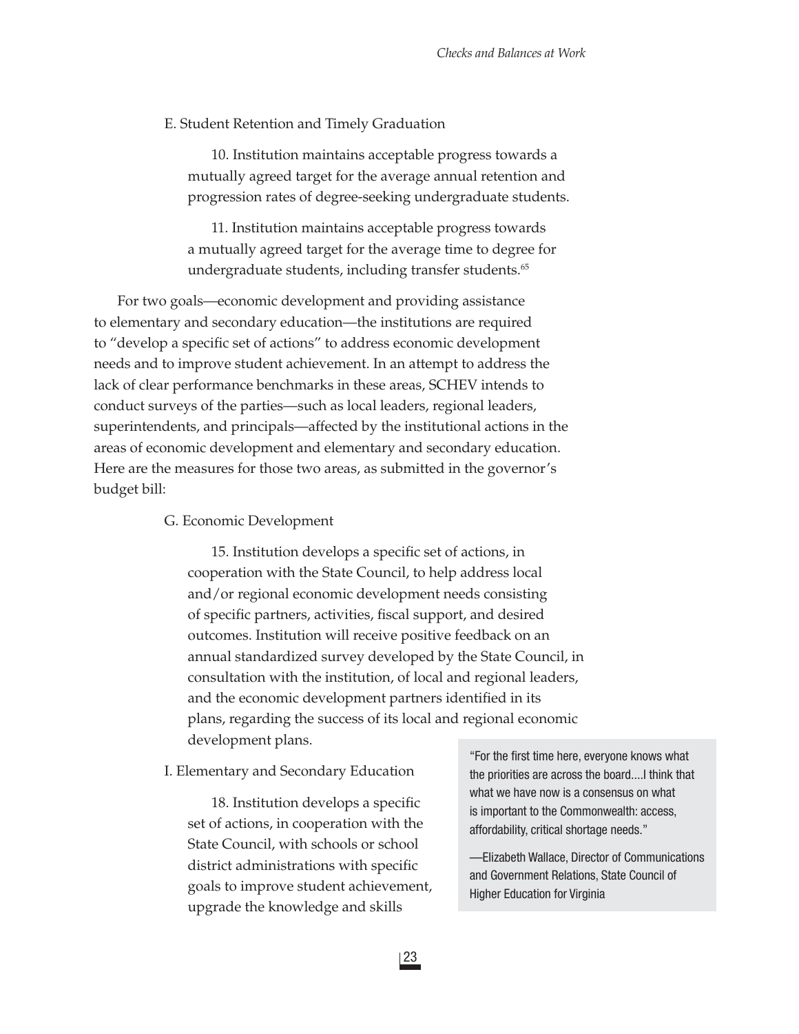E. Student Retention and Timely Graduation

> 10. Institution maintains acceptable progress towards a mutually agreed target for the average annual retention and progression rates of degree-seeking undergraduate students.
>
> 11. Institution maintains acceptable progress towards a mutually agreed target for the average time to degree for undergraduate students, including transfer students.[65]

For two goals—economic development and providing assistance to elementary and secondary education—the institutions are required to "develop a specific set of actions" to address economic development needs and to improve student achievement. In an attempt to address the lack of clear performance benchmarks in these areas, SCHEV intends to conduct surveys of the parties—such as local leaders, regional leaders, superintendents, and principals—affected by the institutional actions in the areas of economic development and elementary and secondary education. Here are the measures for those two areas, as submitted in the governor's budget bill:

G. Economic Development

> 15. Institution develops a specific set of actions, in cooperation with the State Council, to help address local and/or regional economic development needs consisting of specific partners, activities, fiscal support, and desired outcomes. Institution will receive positive feedback on an annual standardized survey developed by the State Council, in consultation with the institution, of local and regional leaders, and the economic development partners identified in its plans, regarding the success of its local and regional economic development plans.

I. Elementary and Secondary Education

> 18. Institution develops a specific set of actions, in cooperation with the State Council, with schools or school district administrations with specific goals to improve student achievement, upgrade the knowledge and skills

"For the first time here, everyone knows what the priorities are across the board....I think that what we have now is a consensus on what is important to the Commonwealth: access, affordability, critical shortage needs."

—Elizabeth Wallace, Director of Communications and Government Relations, State Council of Higher Education for Virginia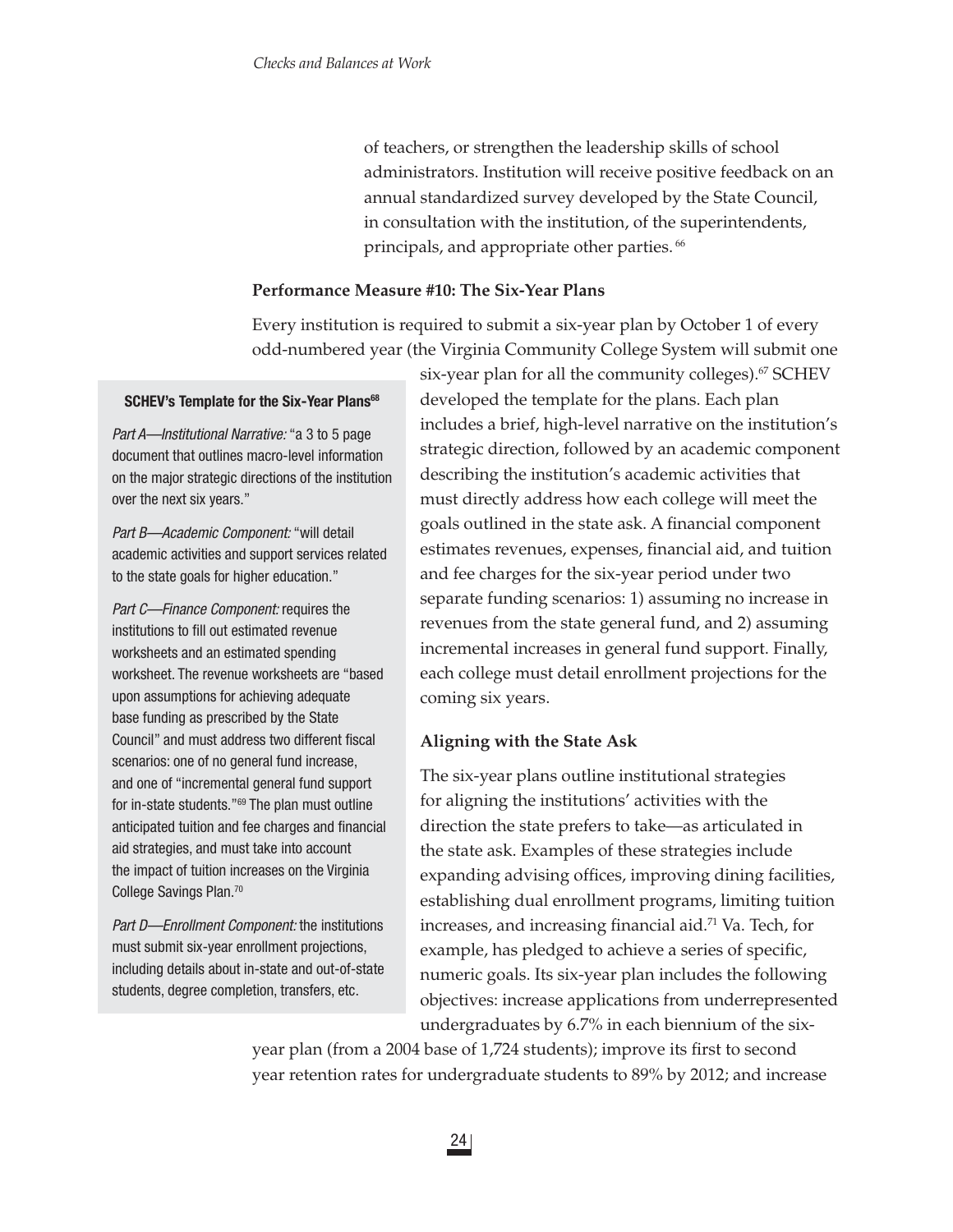of teachers, or strengthen the leadership skills of school administrators. Institution will receive positive feedback on an annual standardized survey developed by the State Council, in consultation with the institution, of the superintendents, principals, and appropriate other parties. [66]

**Performance Measure #10: The Six-Year Plans**

Every institution is required to submit a six-year plan by October 1 of every odd-numbered year (the Virginia Community College System will submit one six-year plan for all the community colleges).[67] SCHEV developed the template for the plans. Each plan includes a brief, high-level narrative on the institution's strategic direction, followed by an academic component describing the institution's academic activities that must directly address how each college will meet the goals outlined in the state ask. A financial component estimates revenues, expenses, financial aid, and tuition and fee charges for the six-year period under two separate funding scenarios: 1) assuming no increase in revenues from the state general fund, and 2) assuming incremental increases in general fund support. Finally, each college must detail enrollment projections for the coming six years.

> **SCHEV's Template for the Six-Year Plans[68]**
>
> *Part A—Institutional Narrative:* "a 3 to 5 page document that outlines macro-level information on the major strategic directions of the institution over the next six years."
>
> *Part B—Academic Component:* "will detail academic activities and support services related to the state goals for higher education."
>
> *Part C—Finance Component:* requires the institutions to fill out estimated revenue worksheets and an estimated spending worksheet. The revenue worksheets are "based upon assumptions for achieving adequate base funding as prescribed by the State Council" and must address two different fiscal scenarios: one of no general fund increase, and one of "incremental general fund support for in-state students."[69] The plan must outline anticipated tuition and fee charges and financial aid strategies, and must take into account the impact of tuition increases on the Virginia College Savings Plan.[70]
>
> *Part D—Enrollment Component:* the institutions must submit six-year enrollment projections, including details about in-state and out-of-state students, degree completion, transfers, etc.

**Aligning with the State Ask**

The six-year plans outline institutional strategies for aligning the institutions' activities with the direction the state prefers to take—as articulated in the state ask. Examples of these strategies include expanding advising offices, improving dining facilities, establishing dual enrollment programs, limiting tuition increases, and increasing financial aid.[71] Va. Tech, for example, has pledged to achieve a series of specific, numeric goals. Its six-year plan includes the following objectives: increase applications from underrepresented undergraduates by 6.7% in each biennium of the six-year plan (from a 2004 base of 1,724 students); improve its first to second year retention rates for undergraduate students to 89% by 2012; and increase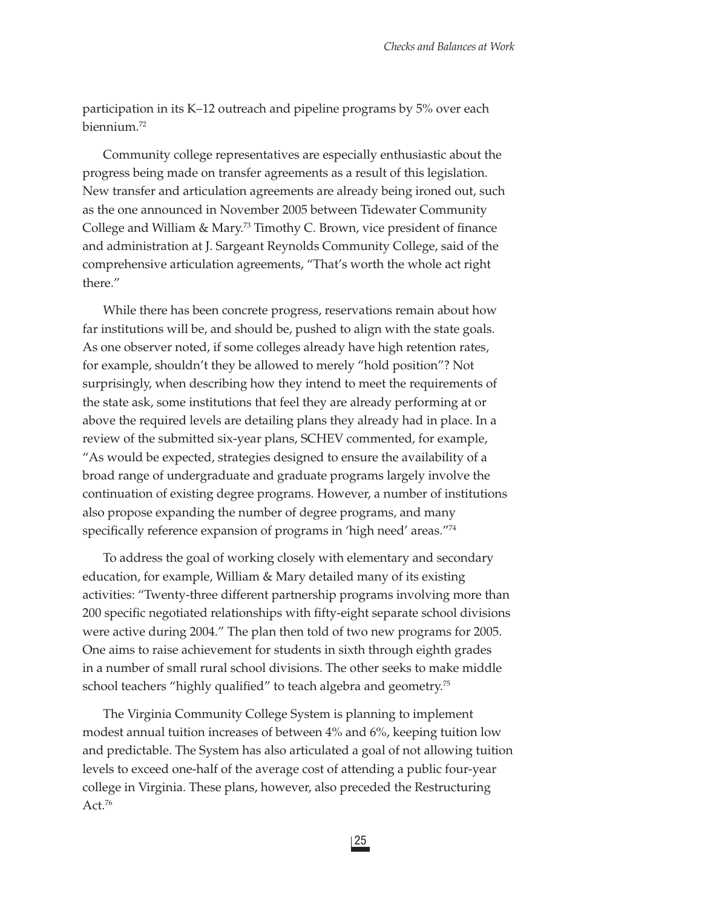participation in its K–12 outreach and pipeline programs by 5% over each biennium.[72]

Community college representatives are especially enthusiastic about the progress being made on transfer agreements as a result of this legislation. New transfer and articulation agreements are already being ironed out, such as the one announced in November 2005 between Tidewater Community College and William & Mary.[73] Timothy C. Brown, vice president of finance and administration at J. Sargeant Reynolds Community College, said of the comprehensive articulation agreements, "That's worth the whole act right there."

While there has been concrete progress, reservations remain about how far institutions will be, and should be, pushed to align with the state goals. As one observer noted, if some colleges already have high retention rates, for example, shouldn't they be allowed to merely "hold position"? Not surprisingly, when describing how they intend to meet the requirements of the state ask, some institutions that feel they are already performing at or above the required levels are detailing plans they already had in place. In a review of the submitted six-year plans, SCHEV commented, for example, "As would be expected, strategies designed to ensure the availability of a broad range of undergraduate and graduate programs largely involve the continuation of existing degree programs. However, a number of institutions also propose expanding the number of degree programs, and many specifically reference expansion of programs in 'high need' areas."[74]

To address the goal of working closely with elementary and secondary education, for example, William & Mary detailed many of its existing activities: "Twenty-three different partnership programs involving more than 200 specific negotiated relationships with fifty-eight separate school divisions were active during 2004." The plan then told of two new programs for 2005. One aims to raise achievement for students in sixth through eighth grades in a number of small rural school divisions. The other seeks to make middle school teachers "highly qualified" to teach algebra and geometry.[75]

The Virginia Community College System is planning to implement modest annual tuition increases of between 4% and 6%, keeping tuition low and predictable. The System has also articulated a goal of not allowing tuition levels to exceed one-half of the average cost of attending a public four-year college in Virginia. These plans, however, also preceded the Restructuring Act.[76]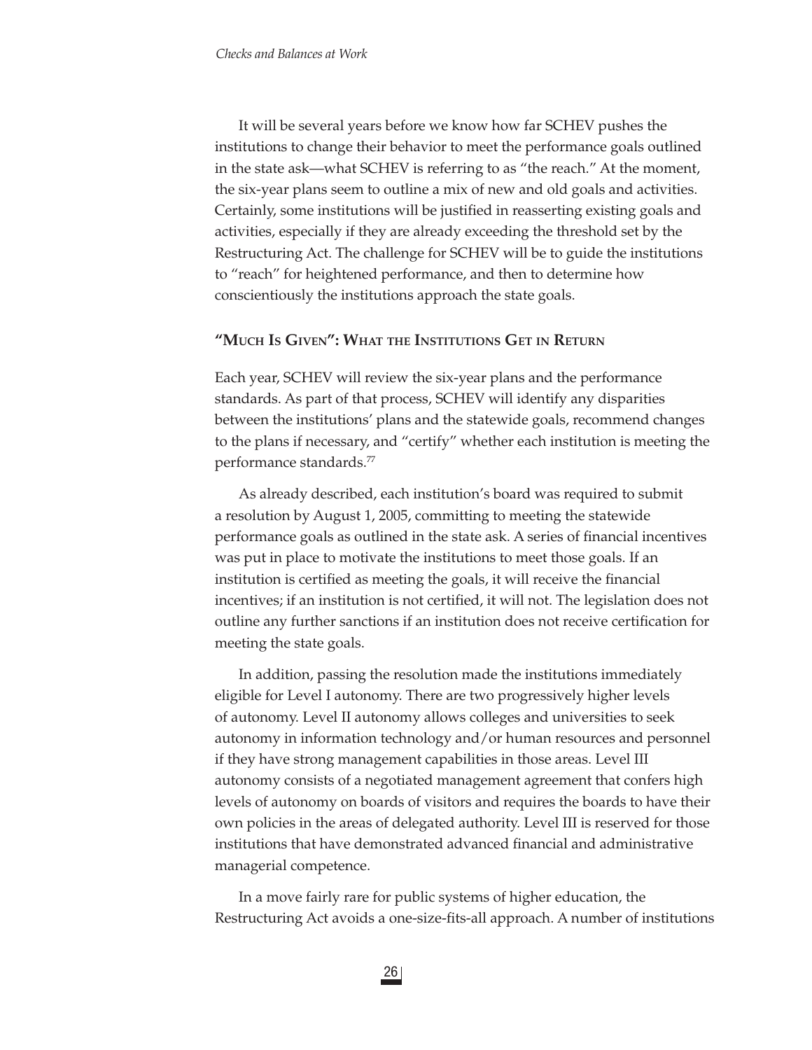It will be several years before we know how far SCHEV pushes the institutions to change their behavior to meet the performance goals outlined in the state ask—what SCHEV is referring to as "the reach." At the moment, the six-year plans seem to outline a mix of new and old goals and activities. Certainly, some institutions will be justified in reasserting existing goals and activities, especially if they are already exceeding the threshold set by the Restructuring Act. The challenge for SCHEV will be to guide the institutions to "reach" for heightened performance, and then to determine how conscientiously the institutions approach the state goals.

## "Much Is Given": What the Institutions Get in Return

Each year, SCHEV will review the six-year plans and the performance standards. As part of that process, SCHEV will identify any disparities between the institutions' plans and the statewide goals, recommend changes to the plans if necessary, and "certify" whether each institution is meeting the performance standards.[77]

As already described, each institution's board was required to submit a resolution by August 1, 2005, committing to meeting the statewide performance goals as outlined in the state ask. A series of financial incentives was put in place to motivate the institutions to meet those goals. If an institution is certified as meeting the goals, it will receive the financial incentives; if an institution is not certified, it will not. The legislation does not outline any further sanctions if an institution does not receive certification for meeting the state goals.

In addition, passing the resolution made the institutions immediately eligible for Level I autonomy. There are two progressively higher levels of autonomy. Level II autonomy allows colleges and universities to seek autonomy in information technology and/or human resources and personnel if they have strong management capabilities in those areas. Level III autonomy consists of a negotiated management agreement that confers high levels of autonomy on boards of visitors and requires the boards to have their own policies in the areas of delegated authority. Level III is reserved for those institutions that have demonstrated advanced financial and administrative managerial competence.

In a move fairly rare for public systems of higher education, the Restructuring Act avoids a one-size-fits-all approach. A number of institutions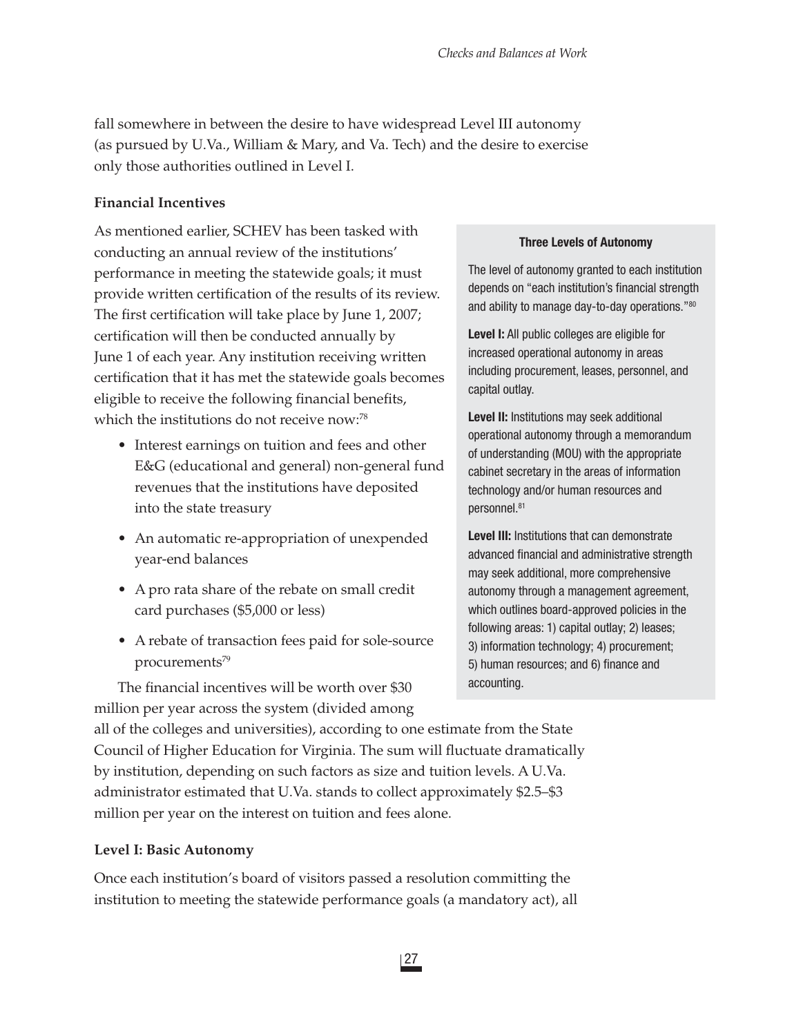fall somewhere in between the desire to have widespread Level III autonomy (as pursued by U.Va., William & Mary, and Va. Tech) and the desire to exercise only those authorities outlined in Level I.

### Financial Incentives

As mentioned earlier, SCHEV has been tasked with conducting an annual review of the institutions' performance in meeting the statewide goals; it must provide written certification of the results of its review. The first certification will take place by June 1, 2007; certification will then be conducted annually by June 1 of each year. Any institution receiving written certification that it has met the statewide goals becomes eligible to receive the following financial benefits, which the institutions do not receive now:[78]

- Interest earnings on tuition and fees and other E&G (educational and general) non-general fund revenues that the institutions have deposited into the state treasury
- An automatic re-appropriation of unexpended year-end balances
- A pro rata share of the rebate on small credit card purchases ($5,000 or less)
- A rebate of transaction fees paid for sole-source procurements[79]

The financial incentives will be worth over $30 million per year across the system (divided among all of the colleges and universities), according to one estimate from the State Council of Higher Education for Virginia. The sum will fluctuate dramatically by institution, depending on such factors as size and tuition levels. A U.Va. administrator estimated that U.Va. stands to collect approximately $2.5–$3 million per year on the interest on tuition and fees alone.

> **Three Levels of Autonomy**
>
> The level of autonomy granted to each institution depends on "each institution's financial strength and ability to manage day-to-day operations."[80]
>
> **Level I:** All public colleges are eligible for increased operational autonomy in areas including procurement, leases, personnel, and capital outlay.
>
> **Level II:** Institutions may seek additional operational autonomy through a memorandum of understanding (MOU) with the appropriate cabinet secretary in the areas of information technology and/or human resources and personnel.[81]
>
> **Level III:** Institutions that can demonstrate advanced financial and administrative strength may seek additional, more comprehensive autonomy through a management agreement, which outlines board-approved policies in the following areas: 1) capital outlay; 2) leases; 3) information technology; 4) procurement; 5) human resources; and 6) finance and accounting.

### Level I: Basic Autonomy

Once each institution's board of visitors passed a resolution committing the institution to meeting the statewide performance goals (a mandatory act), all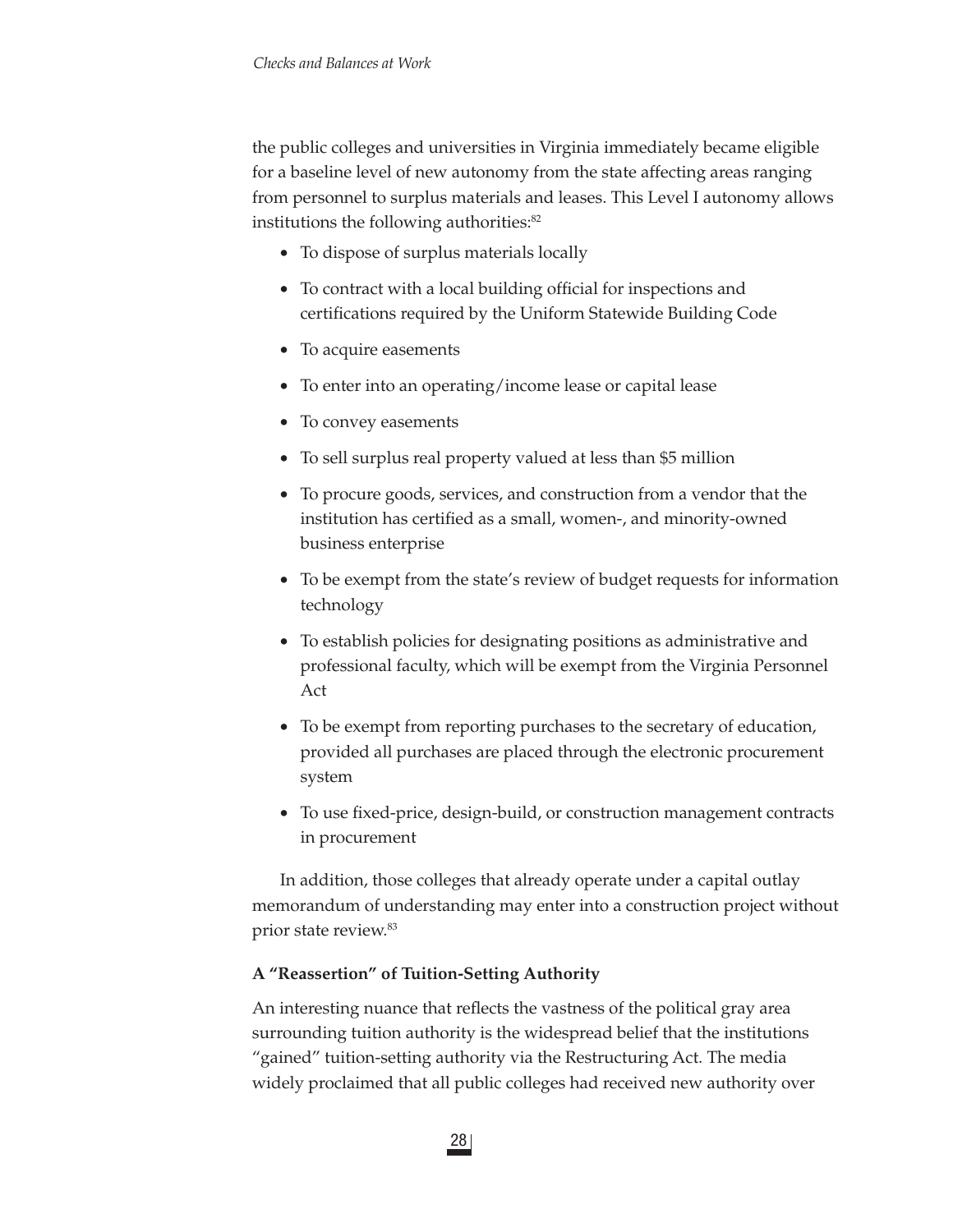the public colleges and universities in Virginia immediately became eligible for a baseline level of new autonomy from the state affecting areas ranging from personnel to surplus materials and leases. This Level I autonomy allows institutions the following authorities:[82]

- To dispose of surplus materials locally
- To contract with a local building official for inspections and certifications required by the Uniform Statewide Building Code
- To acquire easements
- To enter into an operating/income lease or capital lease
- To convey easements
- To sell surplus real property valued at less than $5 million
- To procure goods, services, and construction from a vendor that the institution has certified as a small, women-, and minority-owned business enterprise
- To be exempt from the state's review of budget requests for information technology
- To establish policies for designating positions as administrative and professional faculty, which will be exempt from the Virginia Personnel Act
- To be exempt from reporting purchases to the secretary of education, provided all purchases are placed through the electronic procurement system
- To use fixed-price, design-build, or construction management contracts in procurement

In addition, those colleges that already operate under a capital outlay memorandum of understanding may enter into a construction project without prior state review.[83]

**A "Reassertion" of Tuition-Setting Authority**

An interesting nuance that reflects the vastness of the political gray area surrounding tuition authority is the widespread belief that the institutions "gained" tuition-setting authority via the Restructuring Act. The media widely proclaimed that all public colleges had received new authority over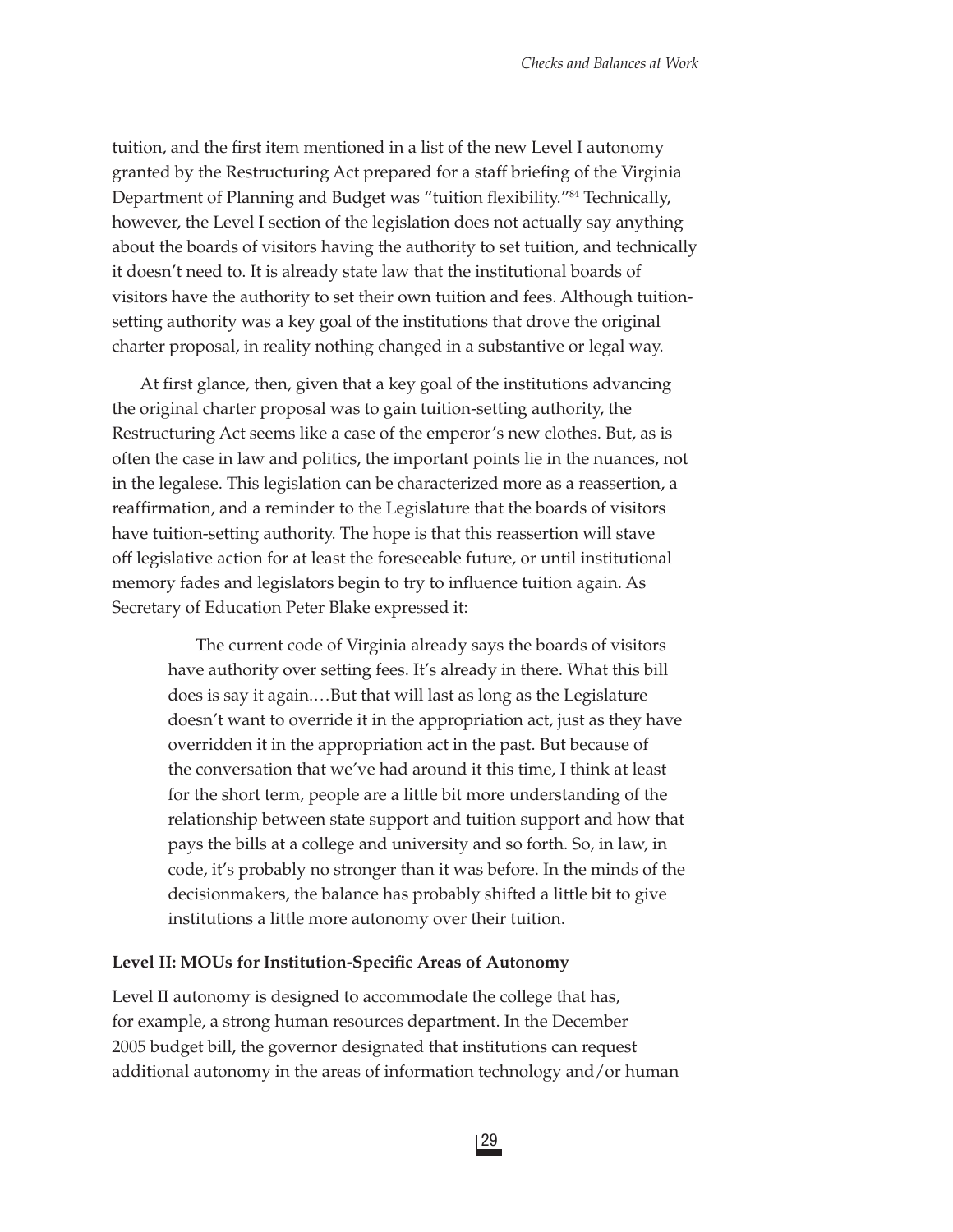tuition, and the first item mentioned in a list of the new Level I autonomy granted by the Restructuring Act prepared for a staff briefing of the Virginia Department of Planning and Budget was "tuition flexibility."[84] Technically, however, the Level I section of the legislation does not actually say anything about the boards of visitors having the authority to set tuition, and technically it doesn't need to. It is already state law that the institutional boards of visitors have the authority to set their own tuition and fees. Although tuition-setting authority was a key goal of the institutions that drove the original charter proposal, in reality nothing changed in a substantive or legal way.

At first glance, then, given that a key goal of the institutions advancing the original charter proposal was to gain tuition-setting authority, the Restructuring Act seems like a case of the emperor's new clothes. But, as is often the case in law and politics, the important points lie in the nuances, not in the legalese. This legislation can be characterized more as a reassertion, a reaffirmation, and a reminder to the Legislature that the boards of visitors have tuition-setting authority. The hope is that this reassertion will stave off legislative action for at least the foreseeable future, or until institutional memory fades and legislators begin to try to influence tuition again. As Secretary of Education Peter Blake expressed it:

> The current code of Virginia already says the boards of visitors have authority over setting fees. It's already in there. What this bill does is say it again.…But that will last as long as the Legislature doesn't want to override it in the appropriation act, just as they have overridden it in the appropriation act in the past. But because of the conversation that we've had around it this time, I think at least for the short term, people are a little bit more understanding of the relationship between state support and tuition support and how that pays the bills at a college and university and so forth. So, in law, in code, it's probably no stronger than it was before. In the minds of the decisionmakers, the balance has probably shifted a little bit to give institutions a little more autonomy over their tuition.

**Level II: MOUs for Institution-Specific Areas of Autonomy**

Level II autonomy is designed to accommodate the college that has, for example, a strong human resources department. In the December 2005 budget bill, the governor designated that institutions can request additional autonomy in the areas of information technology and/or human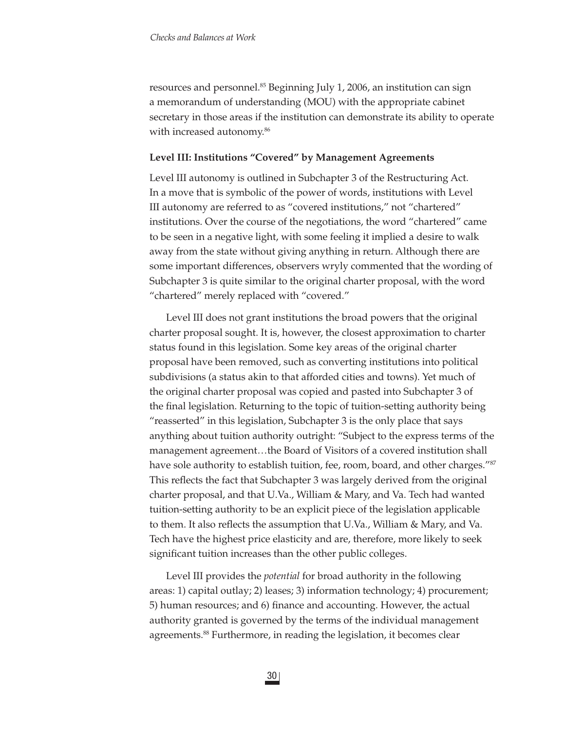resources and personnel.[85] Beginning July 1, 2006, an institution can sign a memorandum of understanding (MOU) with the appropriate cabinet secretary in those areas if the institution can demonstrate its ability to operate with increased autonomy.[86]

### Level III: Institutions "Covered" by Management Agreements

Level III autonomy is outlined in Subchapter 3 of the Restructuring Act. In a move that is symbolic of the power of words, institutions with Level III autonomy are referred to as "covered institutions," not "chartered" institutions. Over the course of the negotiations, the word "chartered" came to be seen in a negative light, with some feeling it implied a desire to walk away from the state without giving anything in return. Although there are some important differences, observers wryly commented that the wording of Subchapter 3 is quite similar to the original charter proposal, with the word "chartered" merely replaced with "covered."

Level III does not grant institutions the broad powers that the original charter proposal sought. It is, however, the closest approximation to charter status found in this legislation. Some key areas of the original charter proposal have been removed, such as converting institutions into political subdivisions (a status akin to that afforded cities and towns). Yet much of the original charter proposal was copied and pasted into Subchapter 3 of the final legislation. Returning to the topic of tuition-setting authority being "reasserted" in this legislation, Subchapter 3 is the only place that says anything about tuition authority outright: "Subject to the express terms of the management agreement…the Board of Visitors of a covered institution shall have sole authority to establish tuition, fee, room, board, and other charges."[87] This reflects the fact that Subchapter 3 was largely derived from the original charter proposal, and that U.Va., William & Mary, and Va. Tech had wanted tuition-setting authority to be an explicit piece of the legislation applicable to them. It also reflects the assumption that U.Va., William & Mary, and Va. Tech have the highest price elasticity and are, therefore, more likely to seek significant tuition increases than the other public colleges.

Level III provides the *potential* for broad authority in the following areas: 1) capital outlay; 2) leases; 3) information technology; 4) procurement; 5) human resources; and 6) finance and accounting. However, the actual authority granted is governed by the terms of the individual management agreements.[88] Furthermore, in reading the legislation, it becomes clear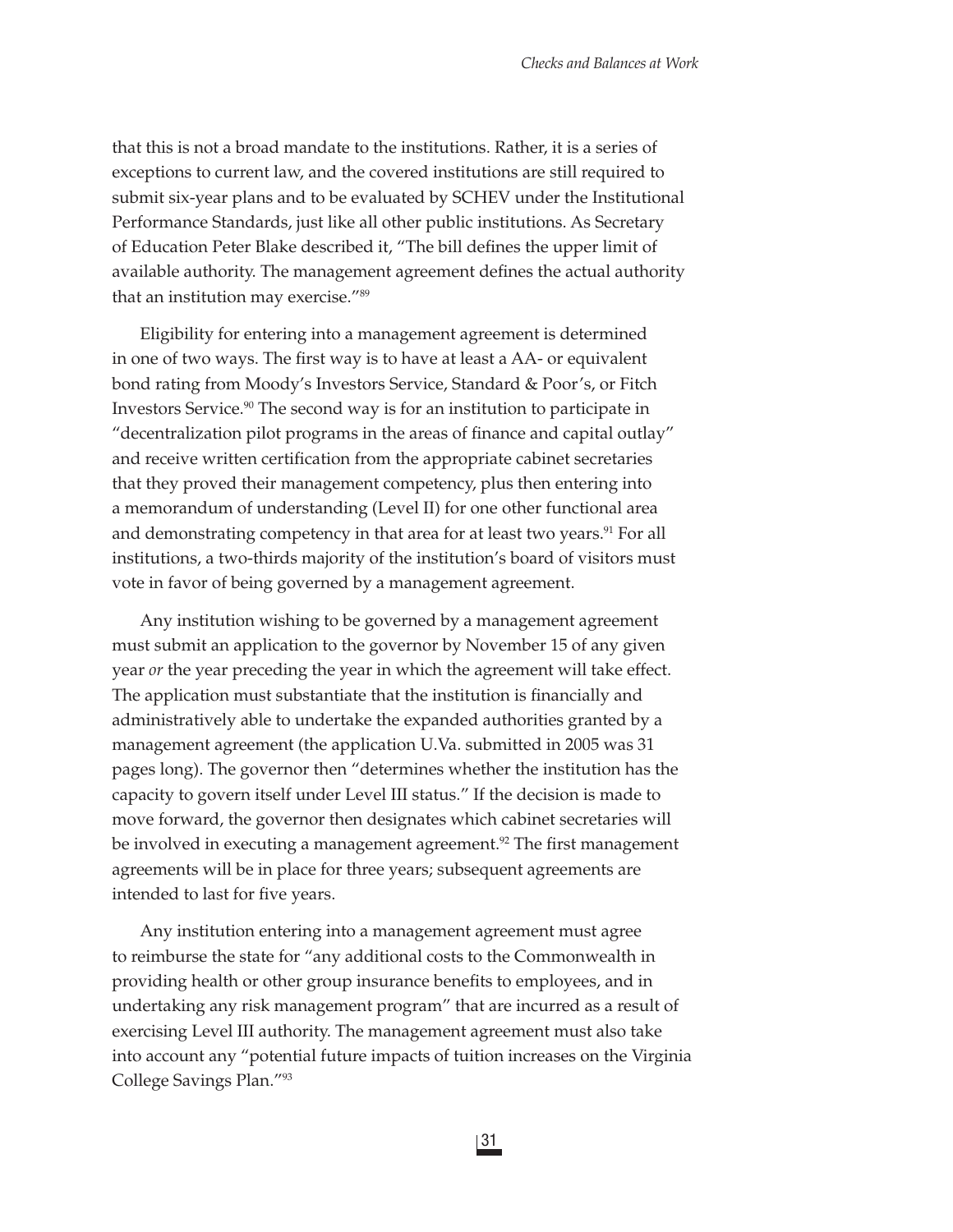that this is not a broad mandate to the institutions. Rather, it is a series of exceptions to current law, and the covered institutions are still required to submit six-year plans and to be evaluated by SCHEV under the Institutional Performance Standards, just like all other public institutions. As Secretary of Education Peter Blake described it, "The bill defines the upper limit of available authority. The management agreement defines the actual authority that an institution may exercise."[89]

Eligibility for entering into a management agreement is determined in one of two ways. The first way is to have at least a AA- or equivalent bond rating from Moody's Investors Service, Standard & Poor's, or Fitch Investors Service.[90] The second way is for an institution to participate in "decentralization pilot programs in the areas of finance and capital outlay" and receive written certification from the appropriate cabinet secretaries that they proved their management competency, plus then entering into a memorandum of understanding (Level II) for one other functional area and demonstrating competency in that area for at least two years.[91] For all institutions, a two-thirds majority of the institution's board of visitors must vote in favor of being governed by a management agreement.

Any institution wishing to be governed by a management agreement must submit an application to the governor by November 15 of any given year *or* the year preceding the year in which the agreement will take effect. The application must substantiate that the institution is financially and administratively able to undertake the expanded authorities granted by a management agreement (the application U.Va. submitted in 2005 was 31 pages long). The governor then "determines whether the institution has the capacity to govern itself under Level III status." If the decision is made to move forward, the governor then designates which cabinet secretaries will be involved in executing a management agreement.[92] The first management agreements will be in place for three years; subsequent agreements are intended to last for five years.

Any institution entering into a management agreement must agree to reimburse the state for "any additional costs to the Commonwealth in providing health or other group insurance benefits to employees, and in undertaking any risk management program" that are incurred as a result of exercising Level III authority. The management agreement must also take into account any "potential future impacts of tuition increases on the Virginia College Savings Plan."[93]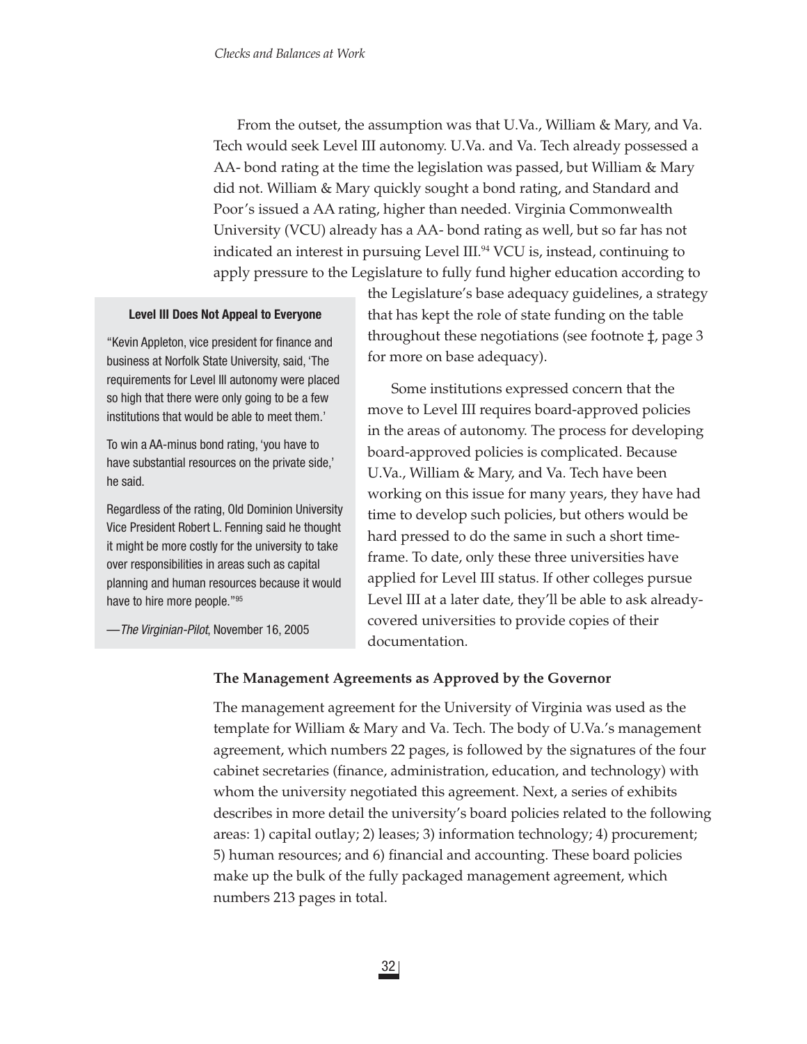From the outset, the assumption was that U.Va., William & Mary, and Va. Tech would seek Level III autonomy. U.Va. and Va. Tech already possessed a AA- bond rating at the time the legislation was passed, but William & Mary did not. William & Mary quickly sought a bond rating, and Standard and Poor's issued a AA rating, higher than needed. Virginia Commonwealth University (VCU) already has a AA- bond rating as well, but so far has not indicated an interest in pursuing Level III.[94] VCU is, instead, continuing to apply pressure to the Legislature to fully fund higher education according to the Legislature's base adequacy guidelines, a strategy that has kept the role of state funding on the table throughout these negotiations (see footnote ‡, page 3 for more on base adequacy).

Some institutions expressed concern that the move to Level III requires board-approved policies in the areas of autonomy. The process for developing board-approved policies is complicated. Because U.Va., William & Mary, and Va. Tech have been working on this issue for many years, they have had time to develop such policies, but others would be hard pressed to do the same in such a short timeframe. To date, only these three universities have applied for Level III status. If other colleges pursue Level III at a later date, they'll be able to ask already-covered universities to provide copies of their documentation.

> **Level III Does Not Appeal to Everyone**
>
> "Kevin Appleton, vice president for finance and business at Norfolk State University, said, 'The requirements for Level III autonomy were placed so high that there were only going to be a few institutions that would be able to meet them.'
>
> To win a AA-minus bond rating, 'you have to have substantial resources on the private side,' he said.
>
> Regardless of the rating, Old Dominion University Vice President Robert L. Fenning said he thought it might be more costly for the university to take over responsibilities in areas such as capital planning and human resources because it would have to hire more people."[95]
>
> —*The Virginian-Pilot*, November 16, 2005

**The Management Agreements as Approved by the Governor**

The management agreement for the University of Virginia was used as the template for William & Mary and Va. Tech. The body of U.Va.'s management agreement, which numbers 22 pages, is followed by the signatures of the four cabinet secretaries (finance, administration, education, and technology) with whom the university negotiated this agreement. Next, a series of exhibits describes in more detail the university's board policies related to the following areas: 1) capital outlay; 2) leases; 3) information technology; 4) procurement; 5) human resources; and 6) financial and accounting. These board policies make up the bulk of the fully packaged management agreement, which numbers 213 pages in total.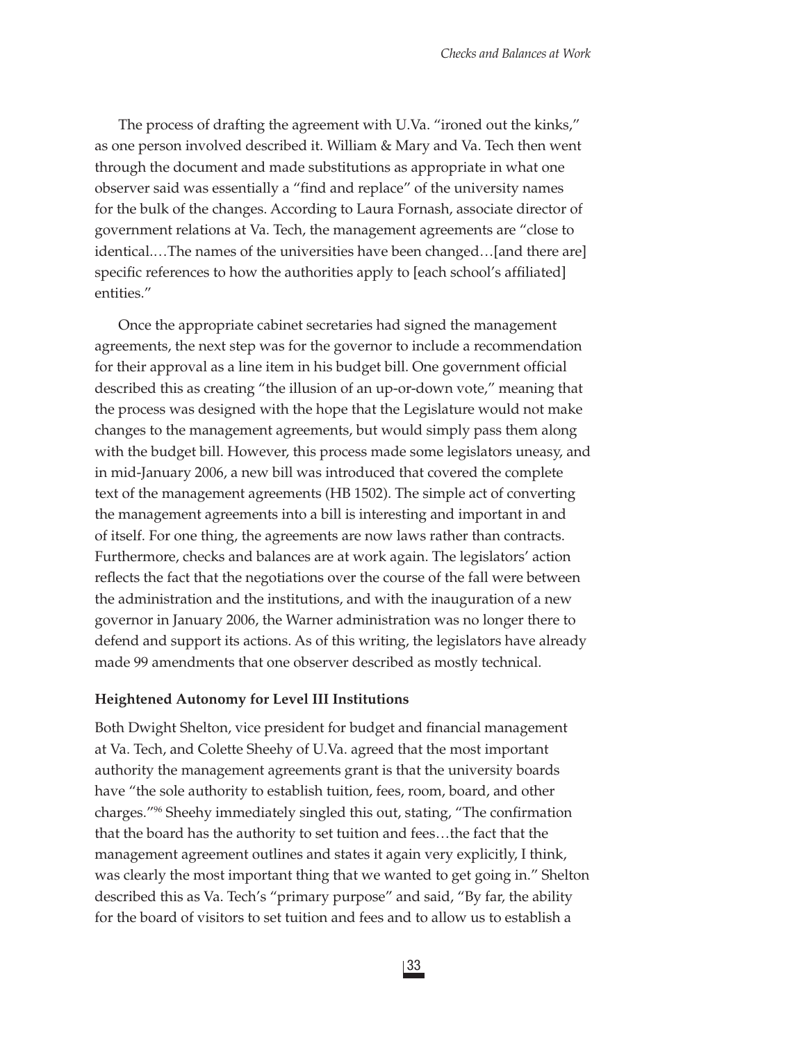The process of drafting the agreement with U.Va. "ironed out the kinks," as one person involved described it. William & Mary and Va. Tech then went through the document and made substitutions as appropriate in what one observer said was essentially a "find and replace" of the university names for the bulk of the changes. According to Laura Fornash, associate director of government relations at Va. Tech, the management agreements are "close to identical.…The names of the universities have been changed…[and there are] specific references to how the authorities apply to [each school's affiliated] entities."

Once the appropriate cabinet secretaries had signed the management agreements, the next step was for the governor to include a recommendation for their approval as a line item in his budget bill. One government official described this as creating "the illusion of an up-or-down vote," meaning that the process was designed with the hope that the Legislature would not make changes to the management agreements, but would simply pass them along with the budget bill. However, this process made some legislators uneasy, and in mid-January 2006, a new bill was introduced that covered the complete text of the management agreements (HB 1502). The simple act of converting the management agreements into a bill is interesting and important in and of itself. For one thing, the agreements are now laws rather than contracts. Furthermore, checks and balances are at work again. The legislators' action reflects the fact that the negotiations over the course of the fall were between the administration and the institutions, and with the inauguration of a new governor in January 2006, the Warner administration was no longer there to defend and support its actions. As of this writing, the legislators have already made 99 amendments that one observer described as mostly technical.

**Heightened Autonomy for Level III Institutions**

Both Dwight Shelton, vice president for budget and financial management at Va. Tech, and Colette Sheehy of U.Va. agreed that the most important authority the management agreements grant is that the university boards have "the sole authority to establish tuition, fees, room, board, and other charges."[96] Sheehy immediately singled this out, stating, "The confirmation that the board has the authority to set tuition and fees…the fact that the management agreement outlines and states it again very explicitly, I think, was clearly the most important thing that we wanted to get going in." Shelton described this as Va. Tech's "primary purpose" and said, "By far, the ability for the board of visitors to set tuition and fees and to allow us to establish a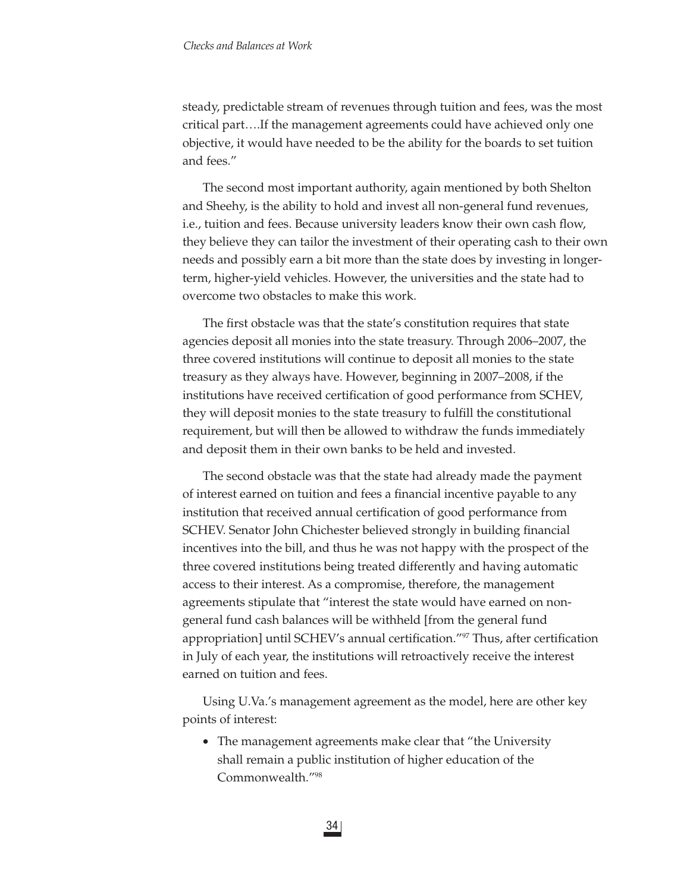steady, predictable stream of revenues through tuition and fees, was the most critical part….If the management agreements could have achieved only one objective, it would have needed to be the ability for the boards to set tuition and fees."

The second most important authority, again mentioned by both Shelton and Sheehy, is the ability to hold and invest all non-general fund revenues, i.e., tuition and fees. Because university leaders know their own cash flow, they believe they can tailor the investment of their operating cash to their own needs and possibly earn a bit more than the state does by investing in longer-term, higher-yield vehicles. However, the universities and the state had to overcome two obstacles to make this work.

The first obstacle was that the state's constitution requires that state agencies deposit all monies into the state treasury. Through 2006–2007, the three covered institutions will continue to deposit all monies to the state treasury as they always have. However, beginning in 2007–2008, if the institutions have received certification of good performance from SCHEV, they will deposit monies to the state treasury to fulfill the constitutional requirement, but will then be allowed to withdraw the funds immediately and deposit them in their own banks to be held and invested.

The second obstacle was that the state had already made the payment of interest earned on tuition and fees a financial incentive payable to any institution that received annual certification of good performance from SCHEV. Senator John Chichester believed strongly in building financial incentives into the bill, and thus he was not happy with the prospect of the three covered institutions being treated differently and having automatic access to their interest. As a compromise, therefore, the management agreements stipulate that "interest the state would have earned on non-general fund cash balances will be withheld [from the general fund appropriation] until SCHEV's annual certification."[97] Thus, after certification in July of each year, the institutions will retroactively receive the interest earned on tuition and fees.

Using U.Va.'s management agreement as the model, here are other key points of interest:

- The management agreements make clear that "the University shall remain a public institution of higher education of the Commonwealth."[98]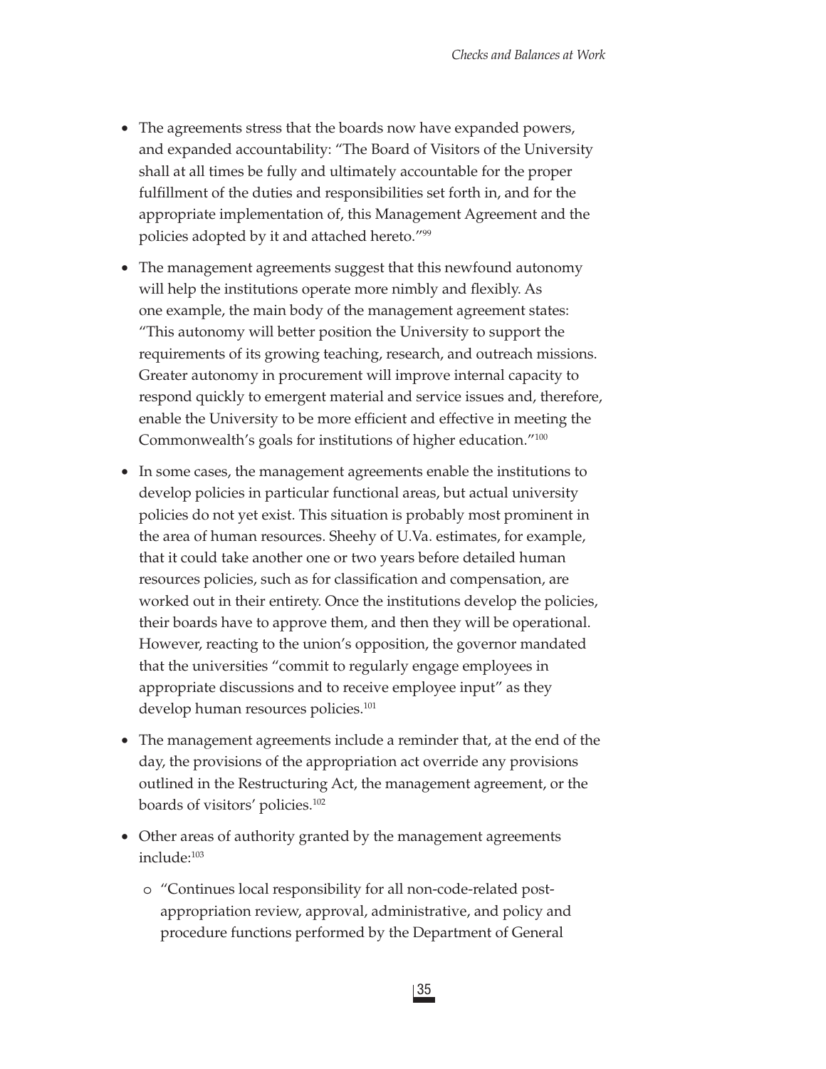- The agreements stress that the boards now have expanded powers, and expanded accountability: "The Board of Visitors of the University shall at all times be fully and ultimately accountable for the proper fulfillment of the duties and responsibilities set forth in, and for the appropriate implementation of, this Management Agreement and the policies adopted by it and attached hereto."[99]

- The management agreements suggest that this newfound autonomy will help the institutions operate more nimbly and flexibly. As one example, the main body of the management agreement states: "This autonomy will better position the University to support the requirements of its growing teaching, research, and outreach missions. Greater autonomy in procurement will improve internal capacity to respond quickly to emergent material and service issues and, therefore, enable the University to be more efficient and effective in meeting the Commonwealth's goals for institutions of higher education."[100]

- In some cases, the management agreements enable the institutions to develop policies in particular functional areas, but actual university policies do not yet exist. This situation is probably most prominent in the area of human resources. Sheehy of U.Va. estimates, for example, that it could take another one or two years before detailed human resources policies, such as for classification and compensation, are worked out in their entirety. Once the institutions develop the policies, their boards have to approve them, and then they will be operational. However, reacting to the union's opposition, the governor mandated that the universities "commit to regularly engage employees in appropriate discussions and to receive employee input" as they develop human resources policies.[101]

- The management agreements include a reminder that, at the end of the day, the provisions of the appropriation act override any provisions outlined in the Restructuring Act, the management agreement, or the boards of visitors' policies.[102]

- Other areas of authority granted by the management agreements include:[103]
  - "Continues local responsibility for all non-code-related post-appropriation review, approval, administrative, and policy and procedure functions performed by the Department of General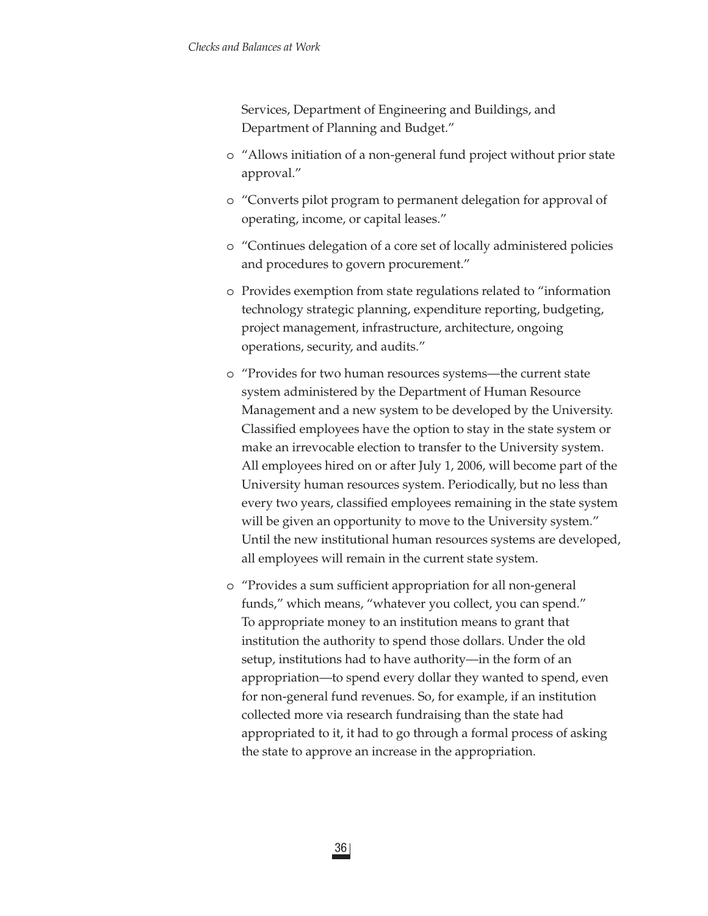Services, Department of Engineering and Buildings, and Department of Planning and Budget."

- "Allows initiation of a non-general fund project without prior state approval."
- "Converts pilot program to permanent delegation for approval of operating, income, or capital leases."
- "Continues delegation of a core set of locally administered policies and procedures to govern procurement."
- Provides exemption from state regulations related to "information technology strategic planning, expenditure reporting, budgeting, project management, infrastructure, architecture, ongoing operations, security, and audits."
- "Provides for two human resources systems—the current state system administered by the Department of Human Resource Management and a new system to be developed by the University. Classified employees have the option to stay in the state system or make an irrevocable election to transfer to the University system. All employees hired on or after July 1, 2006, will become part of the University human resources system. Periodically, but no less than every two years, classified employees remaining in the state system will be given an opportunity to move to the University system." Until the new institutional human resources systems are developed, all employees will remain in the current state system.
- "Provides a sum sufficient appropriation for all non-general funds," which means, "whatever you collect, you can spend." To appropriate money to an institution means to grant that institution the authority to spend those dollars. Under the old setup, institutions had to have authority—in the form of an appropriation—to spend every dollar they wanted to spend, even for non-general fund revenues. So, for example, if an institution collected more via research fundraising than the state had appropriated to it, it had to go through a formal process of asking the state to approve an increase in the appropriation.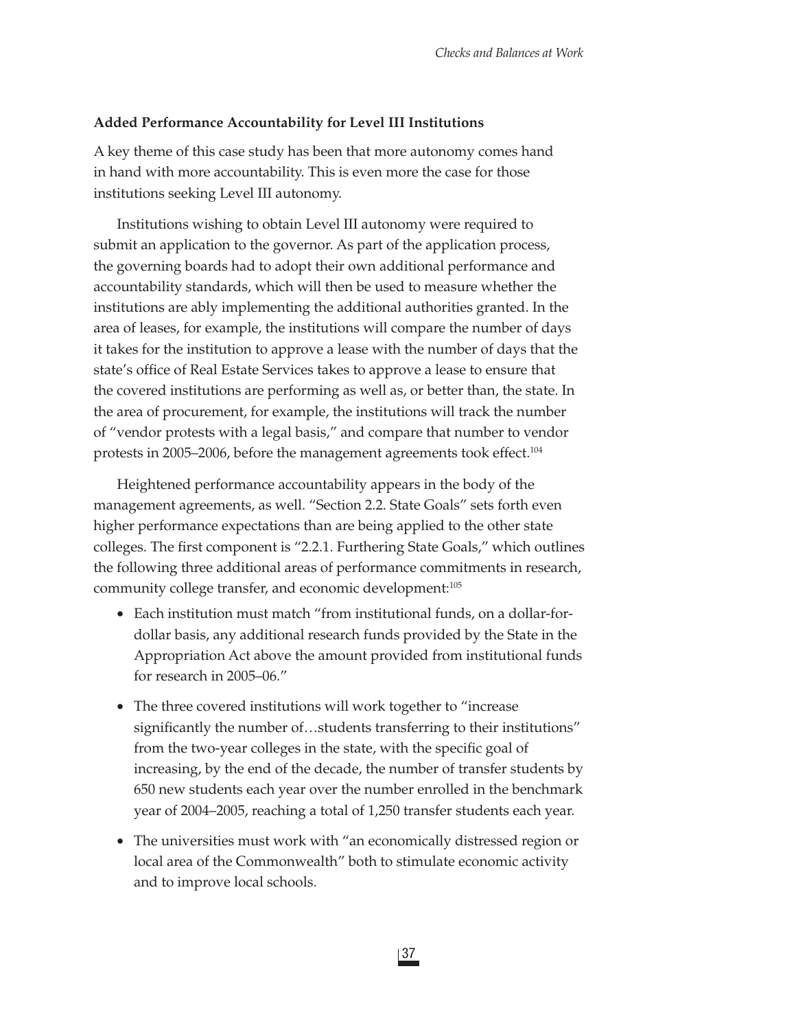### Added Performance Accountability for Level III Institutions

A key theme of this case study has been that more autonomy comes hand in hand with more accountability. This is even more the case for those institutions seeking Level III autonomy.

Institutions wishing to obtain Level III autonomy were required to submit an application to the governor. As part of the application process, the governing boards had to adopt their own additional performance and accountability standards, which will then be used to measure whether the institutions are ably implementing the additional authorities granted. In the area of leases, for example, the institutions will compare the number of days it takes for the institution to approve a lease with the number of days that the state's office of Real Estate Services takes to approve a lease to ensure that the covered institutions are performing as well as, or better than, the state. In the area of procurement, for example, the institutions will track the number of "vendor protests with a legal basis," and compare that number to vendor protests in 2005–2006, before the management agreements took effect.[104]

Heightened performance accountability appears in the body of the management agreements, as well. "Section 2.2. State Goals" sets forth even higher performance expectations than are being applied to the other state colleges. The first component is "2.2.1. Furthering State Goals," which outlines the following three additional areas of performance commitments in research, community college transfer, and economic development:[105]

- Each institution must match "from institutional funds, on a dollar-for-dollar basis, any additional research funds provided by the State in the Appropriation Act above the amount provided from institutional funds for research in 2005–06."
- The three covered institutions will work together to "increase significantly the number of…students transferring to their institutions" from the two-year colleges in the state, with the specific goal of increasing, by the end of the decade, the number of transfer students by 650 new students each year over the number enrolled in the benchmark year of 2004–2005, reaching a total of 1,250 transfer students each year.
- The universities must work with "an economically distressed region or local area of the Commonwealth" both to stimulate economic activity and to improve local schools.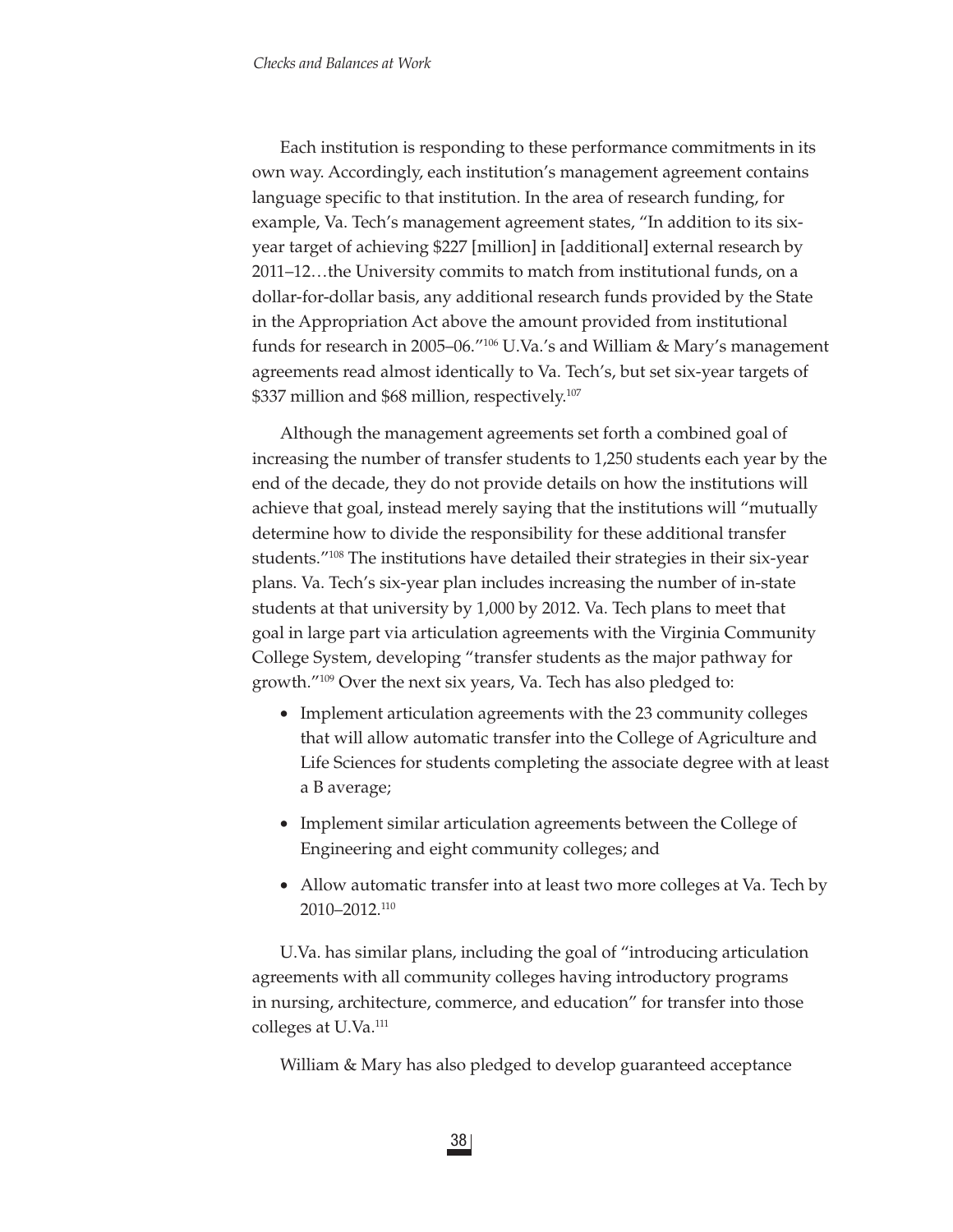Each institution is responding to these performance commitments in its own way. Accordingly, each institution's management agreement contains language specific to that institution. In the area of research funding, for example, Va. Tech's management agreement states, "In addition to its six-year target of achieving $227 [million] in [additional] external research by 2011–12…the University commits to match from institutional funds, on a dollar-for-dollar basis, any additional research funds provided by the State in the Appropriation Act above the amount provided from institutional funds for research in 2005–06."[106] U.Va.'s and William & Mary's management agreements read almost identically to Va. Tech's, but set six-year targets of $337 million and $68 million, respectively.[107]

Although the management agreements set forth a combined goal of increasing the number of transfer students to 1,250 students each year by the end of the decade, they do not provide details on how the institutions will achieve that goal, instead merely saying that the institutions will "mutually determine how to divide the responsibility for these additional transfer students."[108] The institutions have detailed their strategies in their six-year plans. Va. Tech's six-year plan includes increasing the number of in-state students at that university by 1,000 by 2012. Va. Tech plans to meet that goal in large part via articulation agreements with the Virginia Community College System, developing "transfer students as the major pathway for growth."[109] Over the next six years, Va. Tech has also pledged to:

- Implement articulation agreements with the 23 community colleges that will allow automatic transfer into the College of Agriculture and Life Sciences for students completing the associate degree with at least a B average;
- Implement similar articulation agreements between the College of Engineering and eight community colleges; and
- Allow automatic transfer into at least two more colleges at Va. Tech by 2010–2012.[110]

U.Va. has similar plans, including the goal of "introducing articulation agreements with all community colleges having introductory programs in nursing, architecture, commerce, and education" for transfer into those colleges at U.Va.[111]

William & Mary has also pledged to develop guaranteed acceptance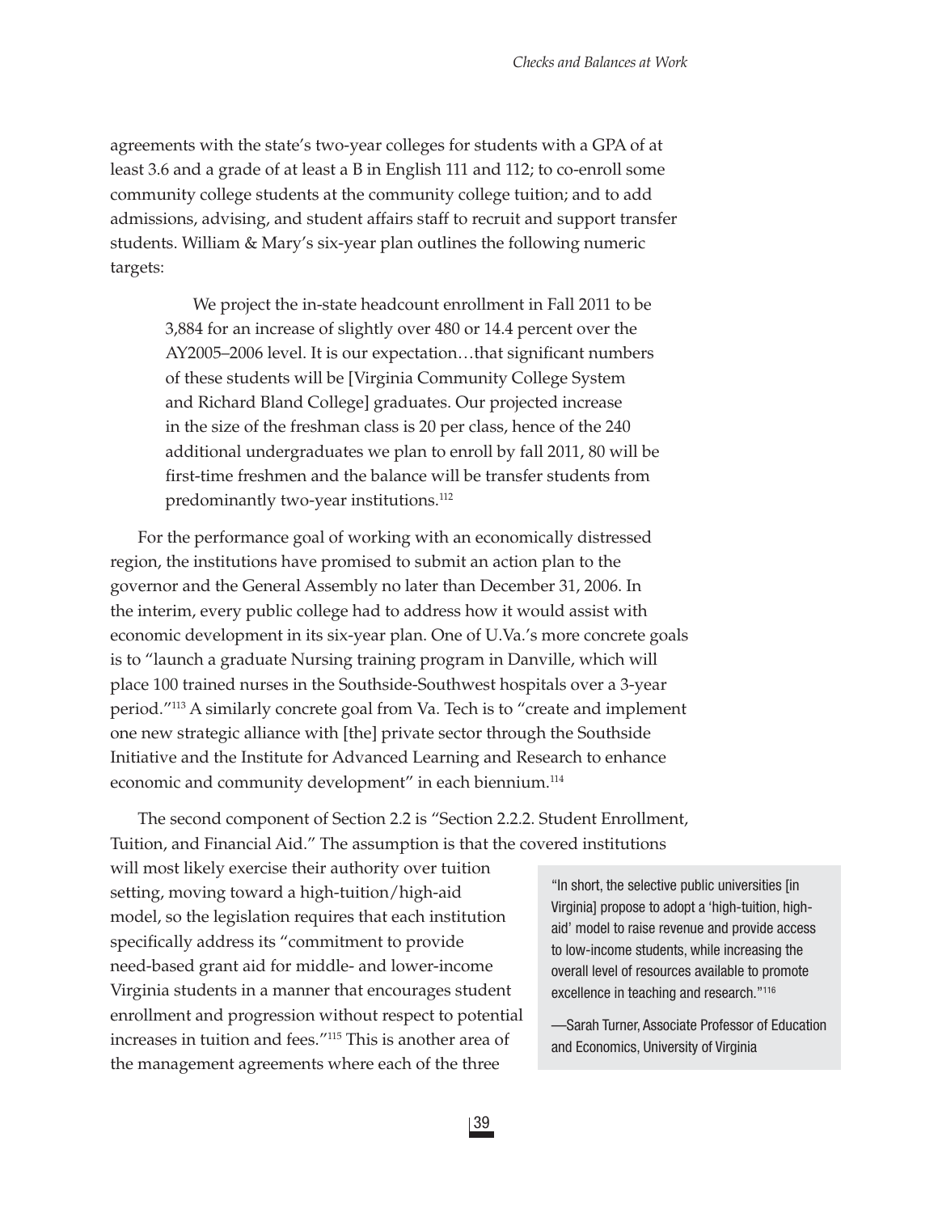agreements with the state's two-year colleges for students with a GPA of at least 3.6 and a grade of at least a B in English 111 and 112; to co-enroll some community college students at the community college tuition; and to add admissions, advising, and student affairs staff to recruit and support transfer students. William & Mary's six-year plan outlines the following numeric targets:

> We project the in-state headcount enrollment in Fall 2011 to be 3,884 for an increase of slightly over 480 or 14.4 percent over the AY2005–2006 level. It is our expectation…that significant numbers of these students will be [Virginia Community College System and Richard Bland College] graduates. Our projected increase in the size of the freshman class is 20 per class, hence of the 240 additional undergraduates we plan to enroll by fall 2011, 80 will be first-time freshmen and the balance will be transfer students from predominantly two-year institutions.[112]

For the performance goal of working with an economically distressed region, the institutions have promised to submit an action plan to the governor and the General Assembly no later than December 31, 2006. In the interim, every public college had to address how it would assist with economic development in its six-year plan. One of U.Va.'s more concrete goals is to "launch a graduate Nursing training program in Danville, which will place 100 trained nurses in the Southside-Southwest hospitals over a 3-year period."[113] A similarly concrete goal from Va. Tech is to "create and implement one new strategic alliance with [the] private sector through the Southside Initiative and the Institute for Advanced Learning and Research to enhance economic and community development" in each biennium.[114]

The second component of Section 2.2 is "Section 2.2.2. Student Enrollment, Tuition, and Financial Aid." The assumption is that the covered institutions will most likely exercise their authority over tuition setting, moving toward a high-tuition/high-aid model, so the legislation requires that each institution specifically address its "commitment to provide need-based grant aid for middle- and lower-income Virginia students in a manner that encourages student enrollment and progression without respect to potential increases in tuition and fees."[115] This is another area of the management agreements where each of the three

> "In short, the selective public universities [in Virginia] propose to adopt a 'high-tuition, high-aid' model to raise revenue and provide access to low-income students, while increasing the overall level of resources available to promote excellence in teaching and research."[116]
>
> —Sarah Turner, Associate Professor of Education and Economics, University of Virginia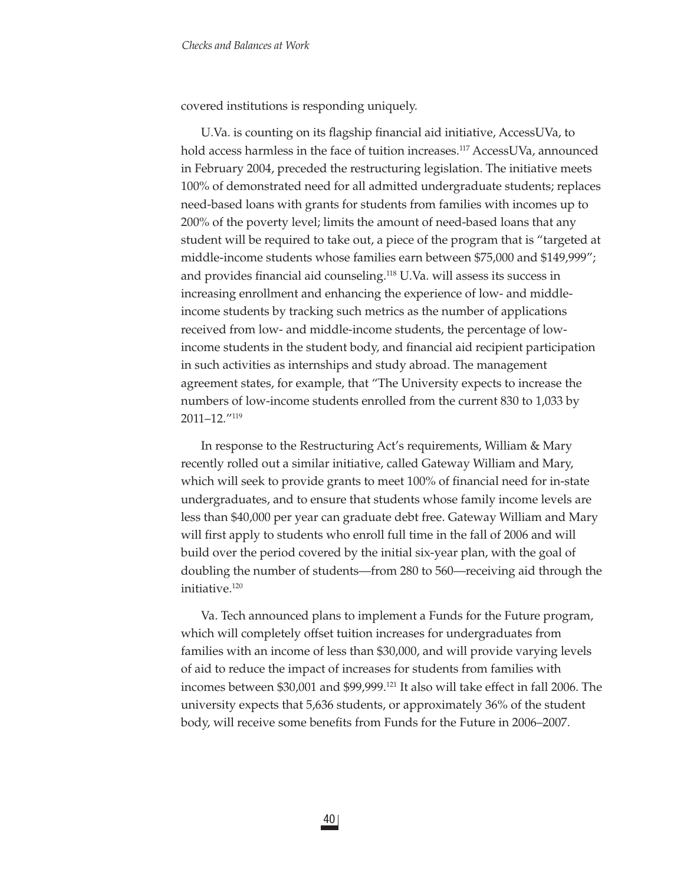covered institutions is responding uniquely.

U.Va. is counting on its flagship financial aid initiative, AccessUVa, to hold access harmless in the face of tuition increases.[117] AccessUVa, announced in February 2004, preceded the restructuring legislation. The initiative meets 100% of demonstrated need for all admitted undergraduate students; replaces need-based loans with grants for students from families with incomes up to 200% of the poverty level; limits the amount of need-based loans that any student will be required to take out, a piece of the program that is "targeted at middle-income students whose families earn between $75,000 and $149,999"; and provides financial aid counseling.[118] U.Va. will assess its success in increasing enrollment and enhancing the experience of low- and middle-income students by tracking such metrics as the number of applications received from low- and middle-income students, the percentage of low-income students in the student body, and financial aid recipient participation in such activities as internships and study abroad. The management agreement states, for example, that "The University expects to increase the numbers of low-income students enrolled from the current 830 to 1,033 by 2011–12."[119]

In response to the Restructuring Act's requirements, William & Mary recently rolled out a similar initiative, called Gateway William and Mary, which will seek to provide grants to meet 100% of financial need for in-state undergraduates, and to ensure that students whose family income levels are less than $40,000 per year can graduate debt free. Gateway William and Mary will first apply to students who enroll full time in the fall of 2006 and will build over the period covered by the initial six-year plan, with the goal of doubling the number of students—from 280 to 560—receiving aid through the initiative.[120]

Va. Tech announced plans to implement a Funds for the Future program, which will completely offset tuition increases for undergraduates from families with an income of less than $30,000, and will provide varying levels of aid to reduce the impact of increases for students from families with incomes between $30,001 and $99,999.[121] It also will take effect in fall 2006. The university expects that 5,636 students, or approximately 36% of the student body, will receive some benefits from Funds for the Future in 2006–2007.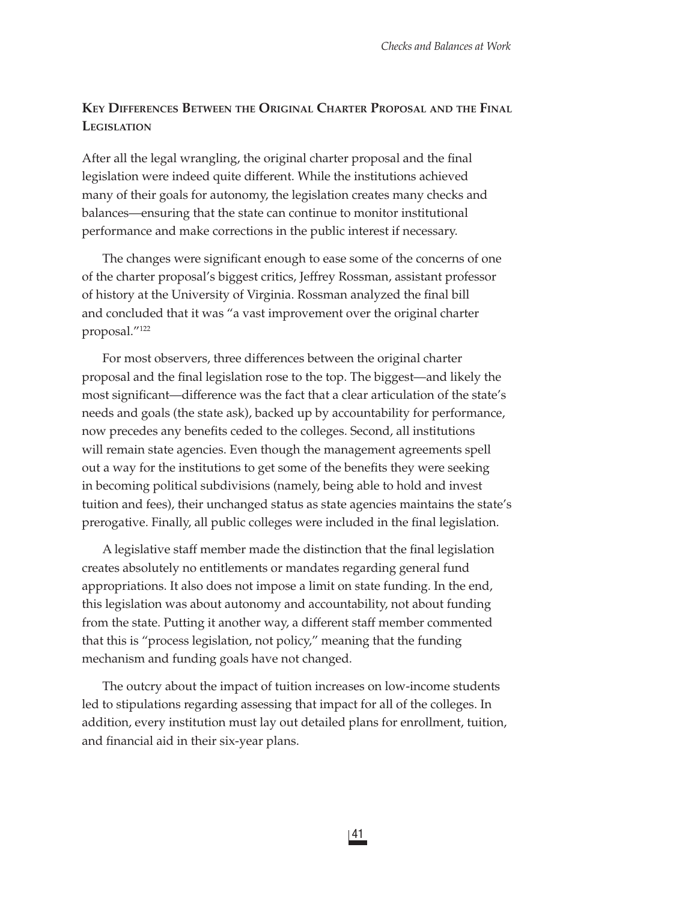## Key Differences Between the Original Charter Proposal and the Final Legislation

After all the legal wrangling, the original charter proposal and the final legislation were indeed quite different. While the institutions achieved many of their goals for autonomy, the legislation creates many checks and balances—ensuring that the state can continue to monitor institutional performance and make corrections in the public interest if necessary.

The changes were significant enough to ease some of the concerns of one of the charter proposal's biggest critics, Jeffrey Rossman, assistant professor of history at the University of Virginia. Rossman analyzed the final bill and concluded that it was "a vast improvement over the original charter proposal."[122]

For most observers, three differences between the original charter proposal and the final legislation rose to the top. The biggest—and likely the most significant—difference was the fact that a clear articulation of the state's needs and goals (the state ask), backed up by accountability for performance, now precedes any benefits ceded to the colleges. Second, all institutions will remain state agencies. Even though the management agreements spell out a way for the institutions to get some of the benefits they were seeking in becoming political subdivisions (namely, being able to hold and invest tuition and fees), their unchanged status as state agencies maintains the state's prerogative. Finally, all public colleges were included in the final legislation.

A legislative staff member made the distinction that the final legislation creates absolutely no entitlements or mandates regarding general fund appropriations. It also does not impose a limit on state funding. In the end, this legislation was about autonomy and accountability, not about funding from the state. Putting it another way, a different staff member commented that this is "process legislation, not policy," meaning that the funding mechanism and funding goals have not changed.

The outcry about the impact of tuition increases on low-income students led to stipulations regarding assessing that impact for all of the colleges. In addition, every institution must lay out detailed plans for enrollment, tuition, and financial aid in their six-year plans.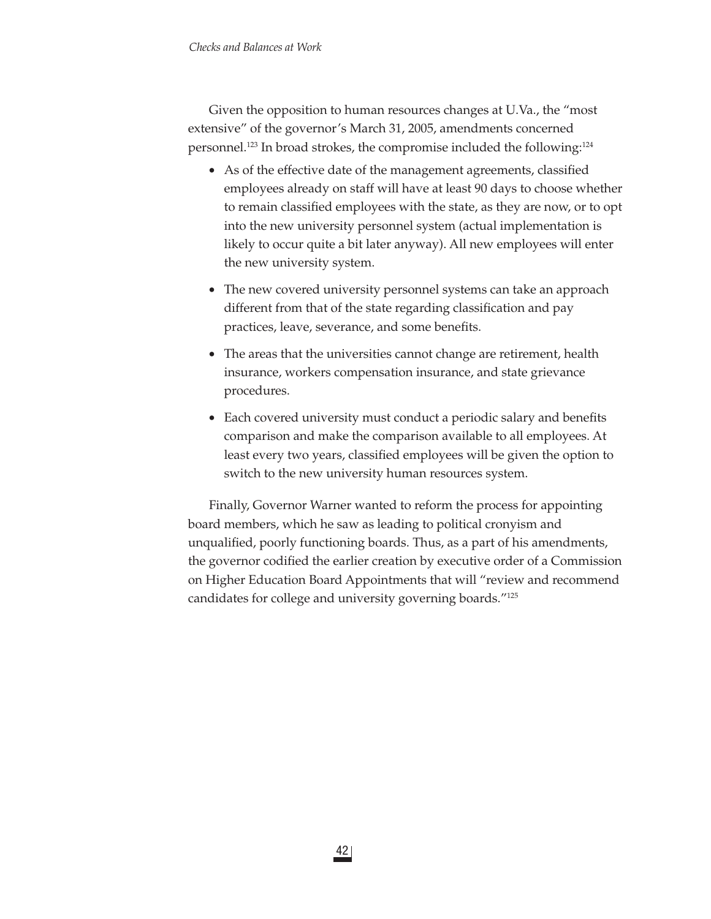Given the opposition to human resources changes at U.Va., the "most extensive" of the governor's March 31, 2005, amendments concerned personnel.[123] In broad strokes, the compromise included the following:[124]

- As of the effective date of the management agreements, classified employees already on staff will have at least 90 days to choose whether to remain classified employees with the state, as they are now, or to opt into the new university personnel system (actual implementation is likely to occur quite a bit later anyway). All new employees will enter the new university system.
- The new covered university personnel systems can take an approach different from that of the state regarding classification and pay practices, leave, severance, and some benefits.
- The areas that the universities cannot change are retirement, health insurance, workers compensation insurance, and state grievance procedures.
- Each covered university must conduct a periodic salary and benefits comparison and make the comparison available to all employees. At least every two years, classified employees will be given the option to switch to the new university human resources system.

Finally, Governor Warner wanted to reform the process for appointing board members, which he saw as leading to political cronyism and unqualified, poorly functioning boards. Thus, as a part of his amendments, the governor codified the earlier creation by executive order of a Commission on Higher Education Board Appointments that will "review and recommend candidates for college and university governing boards."[125]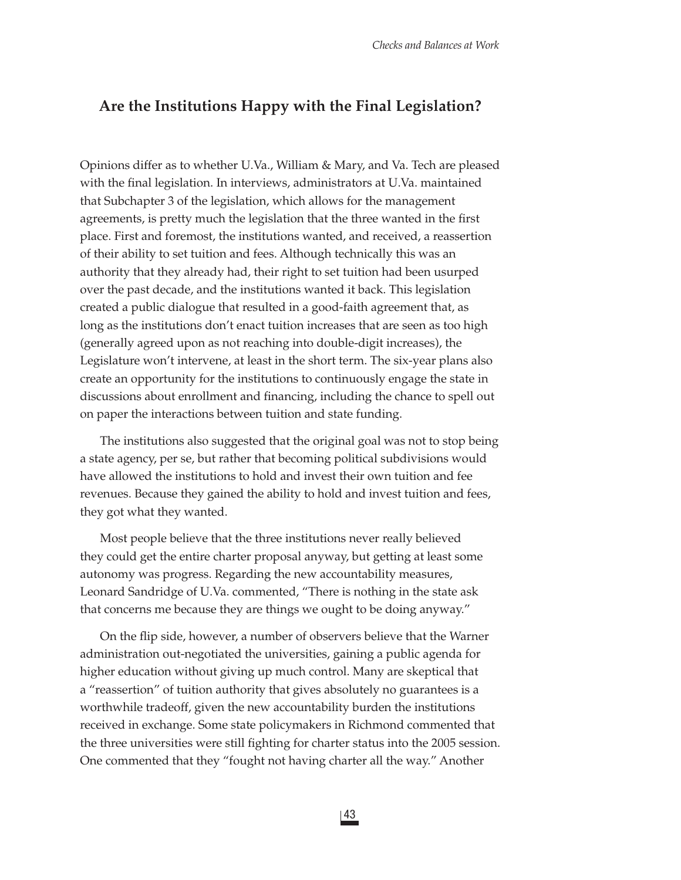## Are the Institutions Happy with the Final Legislation?

Opinions differ as to whether U.Va., William & Mary, and Va. Tech are pleased with the final legislation. In interviews, administrators at U.Va. maintained that Subchapter 3 of the legislation, which allows for the management agreements, is pretty much the legislation that the three wanted in the first place. First and foremost, the institutions wanted, and received, a reassertion of their ability to set tuition and fees. Although technically this was an authority that they already had, their right to set tuition had been usurped over the past decade, and the institutions wanted it back. This legislation created a public dialogue that resulted in a good-faith agreement that, as long as the institutions don't enact tuition increases that are seen as too high (generally agreed upon as not reaching into double-digit increases), the Legislature won't intervene, at least in the short term. The six-year plans also create an opportunity for the institutions to continuously engage the state in discussions about enrollment and financing, including the chance to spell out on paper the interactions between tuition and state funding.

The institutions also suggested that the original goal was not to stop being a state agency, per se, but rather that becoming political subdivisions would have allowed the institutions to hold and invest their own tuition and fee revenues. Because they gained the ability to hold and invest tuition and fees, they got what they wanted.

Most people believe that the three institutions never really believed they could get the entire charter proposal anyway, but getting at least some autonomy was progress. Regarding the new accountability measures, Leonard Sandridge of U.Va. commented, "There is nothing in the state ask that concerns me because they are things we ought to be doing anyway."

On the flip side, however, a number of observers believe that the Warner administration out-negotiated the universities, gaining a public agenda for higher education without giving up much control. Many are skeptical that a "reassertion" of tuition authority that gives absolutely no guarantees is a worthwhile tradeoff, given the new accountability burden the institutions received in exchange. Some state policymakers in Richmond commented that the three universities were still fighting for charter status into the 2005 session. One commented that they "fought not having charter all the way." Another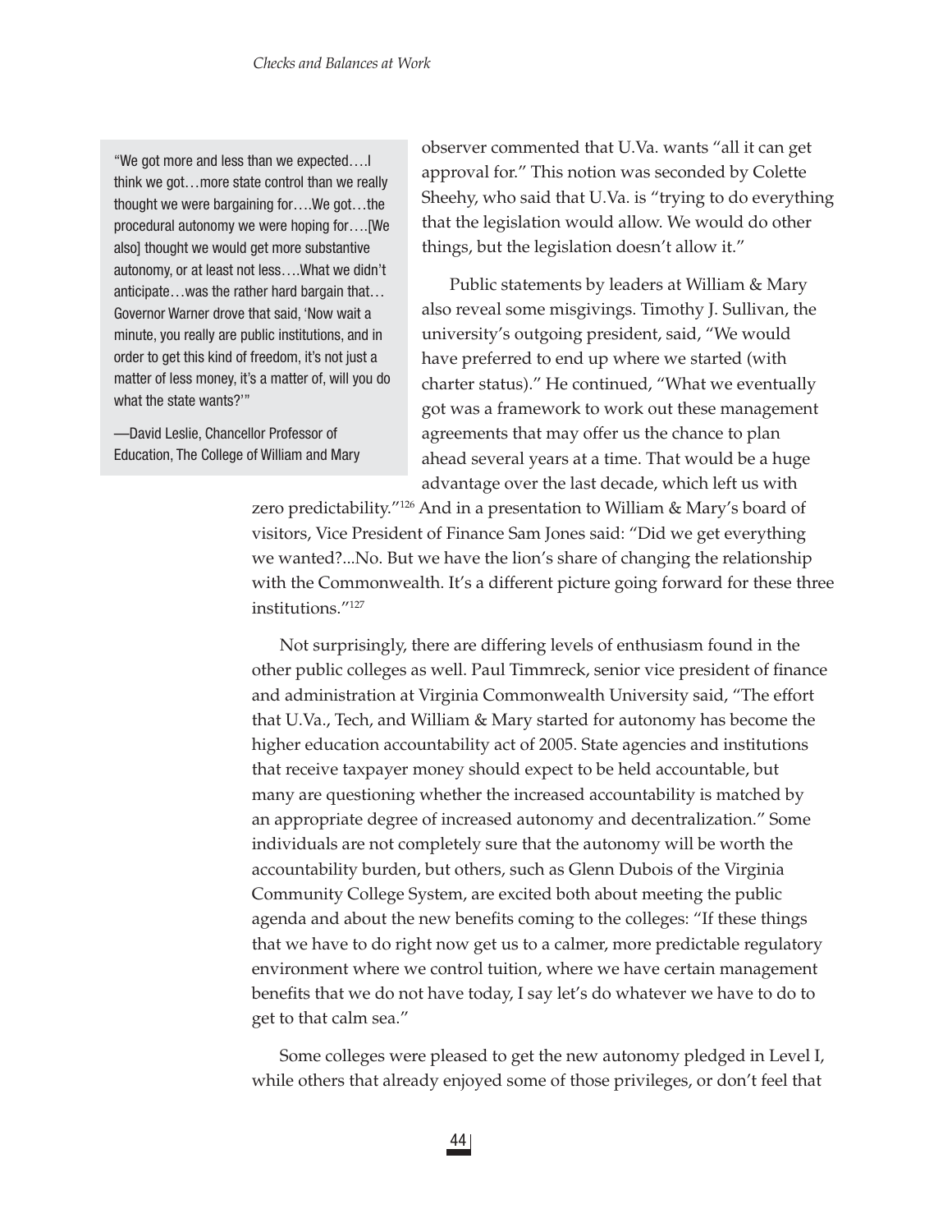> "We got more and less than we expected….I think we got…more state control than we really thought we were bargaining for….We got…the procedural autonomy we were hoping for….[We also] thought we would get more substantive autonomy, or at least not less….What we didn't anticipate…was the rather hard bargain that…Governor Warner drove that said, 'Now wait a minute, you really are public institutions, and in order to get this kind of freedom, it's not just a matter of less money, it's a matter of, will you do what the state wants?'"
>
> —David Leslie, Chancellor Professor of Education, The College of William and Mary

observer commented that U.Va. wants "all it can get approval for." This notion was seconded by Colette Sheehy, who said that U.Va. is "trying to do everything that the legislation would allow. We would do other things, but the legislation doesn't allow it."

Public statements by leaders at William & Mary also reveal some misgivings. Timothy J. Sullivan, the university's outgoing president, said, "We would have preferred to end up where we started (with charter status)." He continued, "What we eventually got was a framework to work out these management agreements that may offer us the chance to plan ahead several years at a time. That would be a huge advantage over the last decade, which left us with zero predictability."[126] And in a presentation to William & Mary's board of visitors, Vice President of Finance Sam Jones said: "Did we get everything we wanted?...No. But we have the lion's share of changing the relationship with the Commonwealth. It's a different picture going forward for these three institutions."[127]

Not surprisingly, there are differing levels of enthusiasm found in the other public colleges as well. Paul Timmreck, senior vice president of finance and administration at Virginia Commonwealth University said, "The effort that U.Va., Tech, and William & Mary started for autonomy has become the higher education accountability act of 2005. State agencies and institutions that receive taxpayer money should expect to be held accountable, but many are questioning whether the increased accountability is matched by an appropriate degree of increased autonomy and decentralization." Some individuals are not completely sure that the autonomy will be worth the accountability burden, but others, such as Glenn Dubois of the Virginia Community College System, are excited both about meeting the public agenda and about the new benefits coming to the colleges: "If these things that we have to do right now get us to a calmer, more predictable regulatory environment where we control tuition, where we have certain management benefits that we do not have today, I say let's do whatever we have to do to get to that calm sea."

Some colleges were pleased to get the new autonomy pledged in Level I, while others that already enjoyed some of those privileges, or don't feel that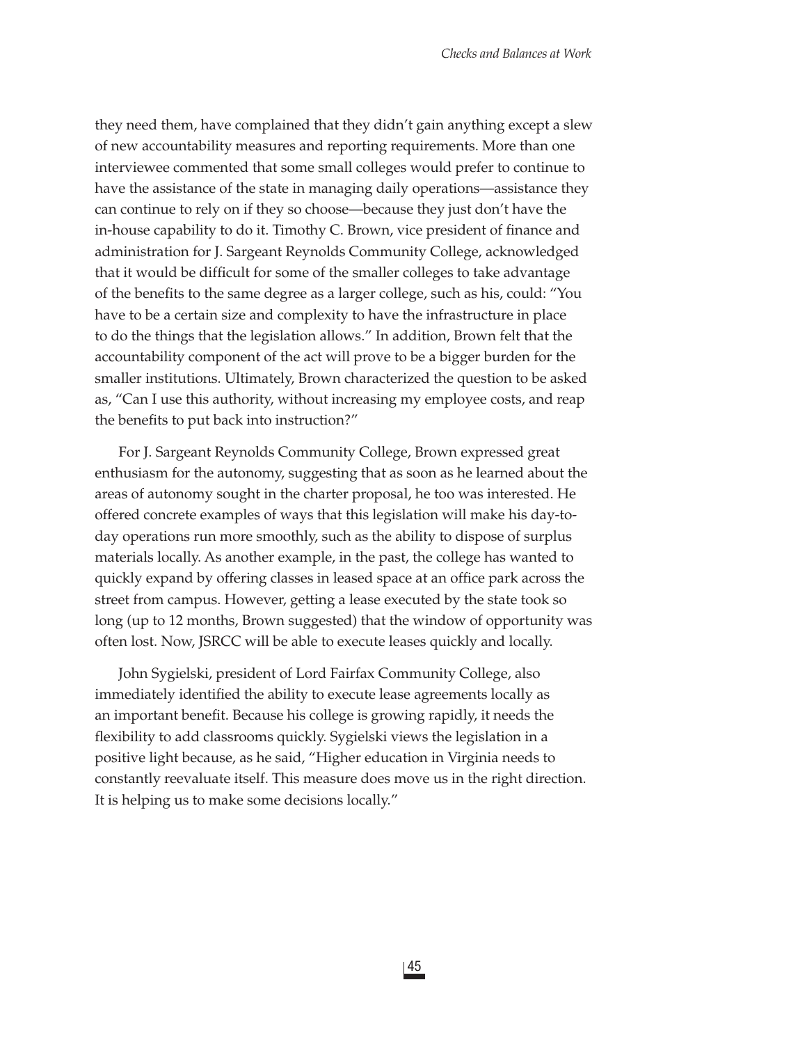they need them, have complained that they didn't gain anything except a slew of new accountability measures and reporting requirements. More than one interviewee commented that some small colleges would prefer to continue to have the assistance of the state in managing daily operations—assistance they can continue to rely on if they so choose—because they just don't have the in-house capability to do it. Timothy C. Brown, vice president of finance and administration for J. Sargeant Reynolds Community College, acknowledged that it would be difficult for some of the smaller colleges to take advantage of the benefits to the same degree as a larger college, such as his, could: "You have to be a certain size and complexity to have the infrastructure in place to do the things that the legislation allows." In addition, Brown felt that the accountability component of the act will prove to be a bigger burden for the smaller institutions. Ultimately, Brown characterized the question to be asked as, "Can I use this authority, without increasing my employee costs, and reap the benefits to put back into instruction?"

For J. Sargeant Reynolds Community College, Brown expressed great enthusiasm for the autonomy, suggesting that as soon as he learned about the areas of autonomy sought in the charter proposal, he too was interested. He offered concrete examples of ways that this legislation will make his day-to-day operations run more smoothly, such as the ability to dispose of surplus materials locally. As another example, in the past, the college has wanted to quickly expand by offering classes in leased space at an office park across the street from campus. However, getting a lease executed by the state took so long (up to 12 months, Brown suggested) that the window of opportunity was often lost. Now, JSRCC will be able to execute leases quickly and locally.

John Sygielski, president of Lord Fairfax Community College, also immediately identified the ability to execute lease agreements locally as an important benefit. Because his college is growing rapidly, it needs the flexibility to add classrooms quickly. Sygielski views the legislation in a positive light because, as he said, "Higher education in Virginia needs to constantly reevaluate itself. This measure does move us in the right direction. It is helping us to make some decisions locally."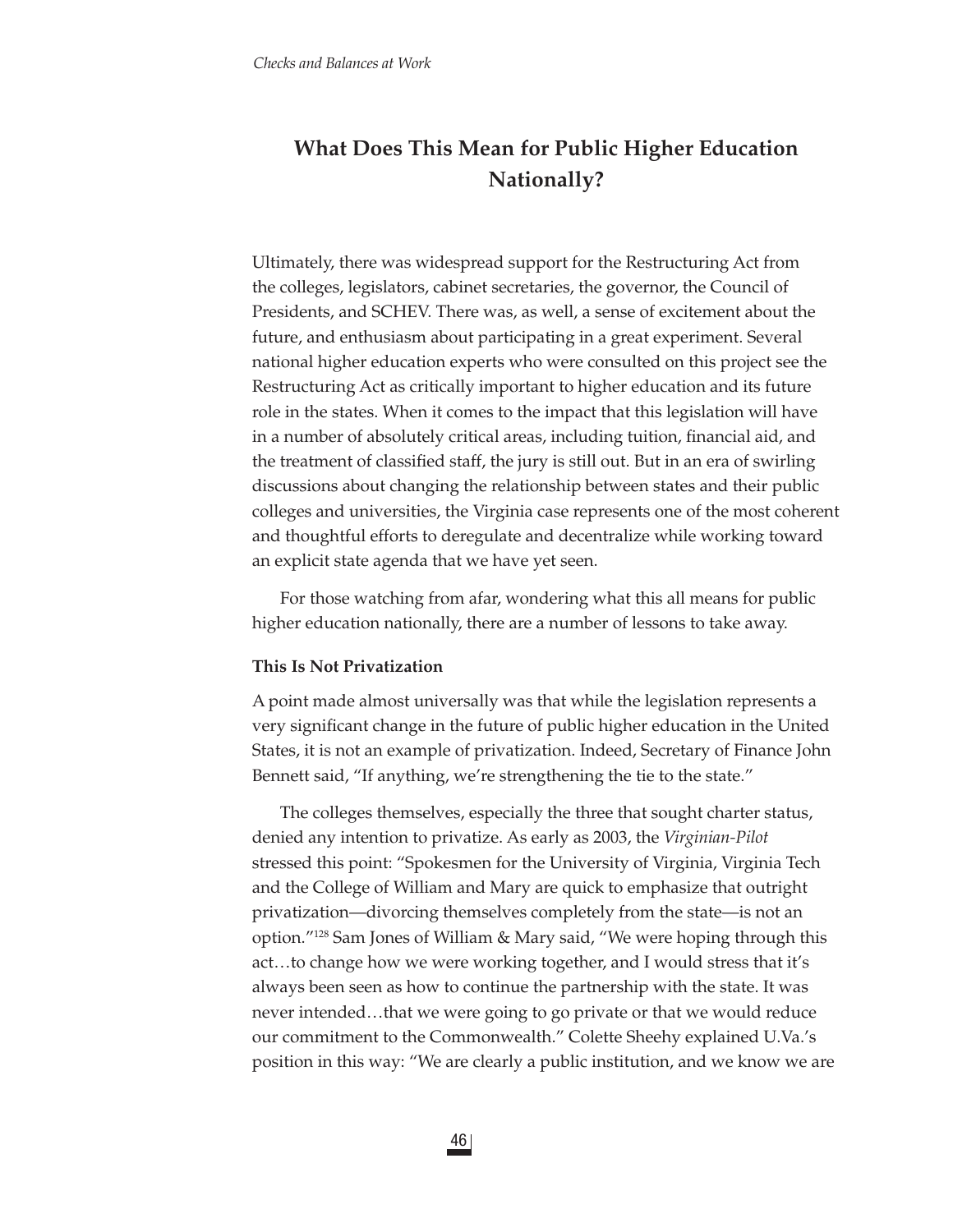## What Does This Mean for Public Higher Education Nationally?

Ultimately, there was widespread support for the Restructuring Act from the colleges, legislators, cabinet secretaries, the governor, the Council of Presidents, and SCHEV. There was, as well, a sense of excitement about the future, and enthusiasm about participating in a great experiment. Several national higher education experts who were consulted on this project see the Restructuring Act as critically important to higher education and its future role in the states. When it comes to the impact that this legislation will have in a number of absolutely critical areas, including tuition, financial aid, and the treatment of classified staff, the jury is still out. But in an era of swirling discussions about changing the relationship between states and their public colleges and universities, the Virginia case represents one of the most coherent and thoughtful efforts to deregulate and decentralize while working toward an explicit state agenda that we have yet seen.

For those watching from afar, wondering what this all means for public higher education nationally, there are a number of lessons to take away.

**This Is Not Privatization**

A point made almost universally was that while the legislation represents a very significant change in the future of public higher education in the United States, it is not an example of privatization. Indeed, Secretary of Finance John Bennett said, "If anything, we're strengthening the tie to the state."

The colleges themselves, especially the three that sought charter status, denied any intention to privatize. As early as 2003, the *Virginian-Pilot* stressed this point: "Spokesmen for the University of Virginia, Virginia Tech and the College of William and Mary are quick to emphasize that outright privatization—divorcing themselves completely from the state—is not an option."[128] Sam Jones of William & Mary said, "We were hoping through this act…to change how we were working together, and I would stress that it's always been seen as how to continue the partnership with the state. It was never intended…that we were going to go private or that we would reduce our commitment to the Commonwealth." Colette Sheehy explained U.Va.'s position in this way: "We are clearly a public institution, and we know we are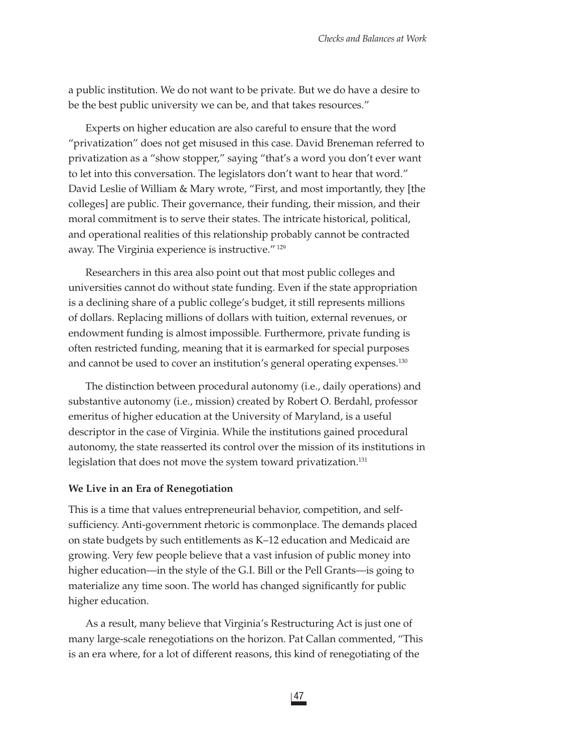a public institution. We do not want to be private. But we do have a desire to be the best public university we can be, and that takes resources."

Experts on higher education are also careful to ensure that the word "privatization" does not get misused in this case. David Breneman referred to privatization as a "show stopper," saying "that's a word you don't ever want to let into this conversation. The legislators don't want to hear that word." David Leslie of William & Mary wrote, "First, and most importantly, they [the colleges] are public. Their governance, their funding, their mission, and their moral commitment is to serve their states. The intricate historical, political, and operational realities of this relationship probably cannot be contracted away. The Virginia experience is instructive." [129]

Researchers in this area also point out that most public colleges and universities cannot do without state funding. Even if the state appropriation is a declining share of a public college's budget, it still represents millions of dollars. Replacing millions of dollars with tuition, external revenues, or endowment funding is almost impossible. Furthermore, private funding is often restricted funding, meaning that it is earmarked for special purposes and cannot be used to cover an institution's general operating expenses.[130]

The distinction between procedural autonomy (i.e., daily operations) and substantive autonomy (i.e., mission) created by Robert O. Berdahl, professor emeritus of higher education at the University of Maryland, is a useful descriptor in the case of Virginia. While the institutions gained procedural autonomy, the state reasserted its control over the mission of its institutions in legislation that does not move the system toward privatization.[131]

**We Live in an Era of Renegotiation**

This is a time that values entrepreneurial behavior, competition, and self-sufficiency. Anti-government rhetoric is commonplace. The demands placed on state budgets by such entitlements as K–12 education and Medicaid are growing. Very few people believe that a vast infusion of public money into higher education—in the style of the G.I. Bill or the Pell Grants—is going to materialize any time soon. The world has changed significantly for public higher education.

As a result, many believe that Virginia's Restructuring Act is just one of many large-scale renegotiations on the horizon. Pat Callan commented, "This is an era where, for a lot of different reasons, this kind of renegotiating of the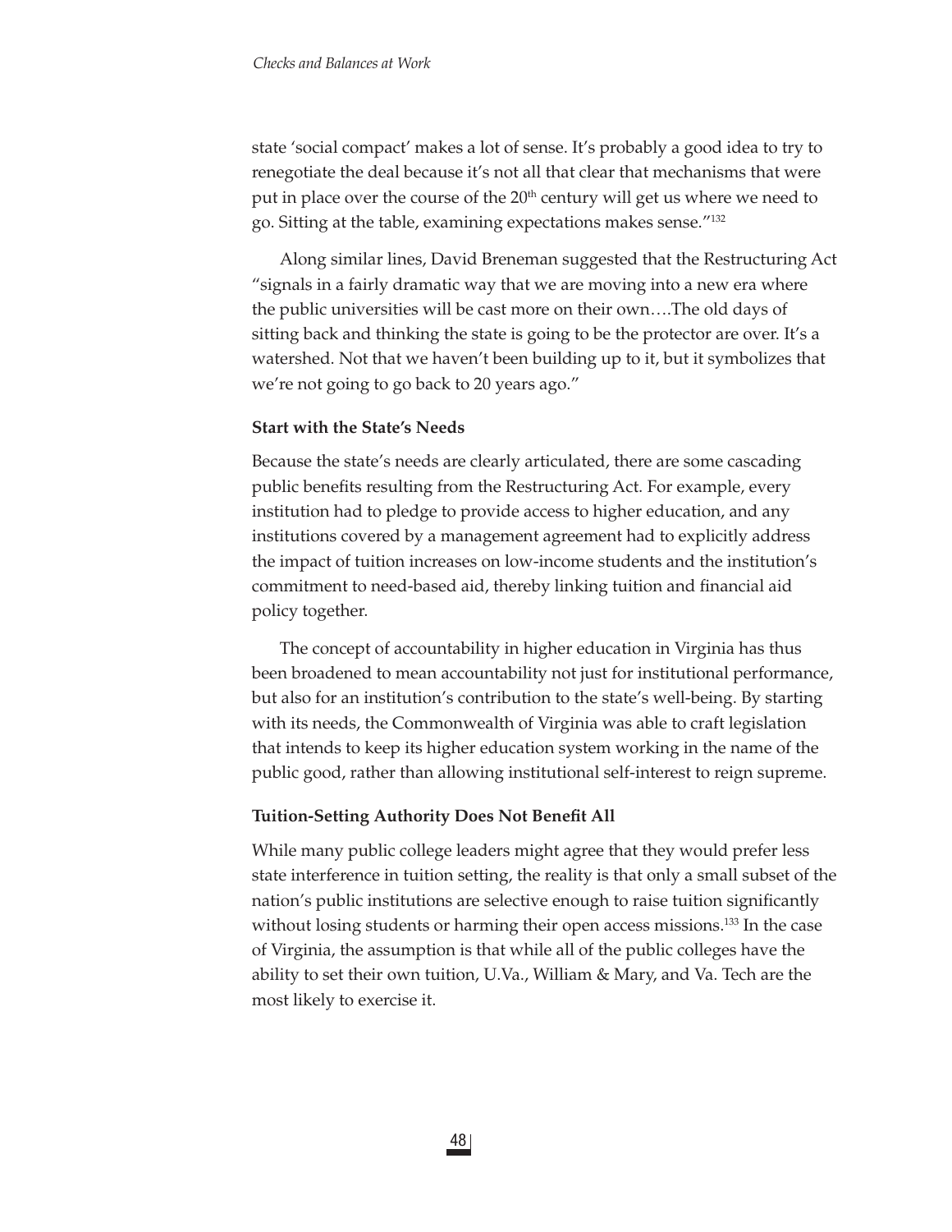state 'social compact' makes a lot of sense. It's probably a good idea to try to renegotiate the deal because it's not all that clear that mechanisms that were put in place over the course of the 20th century will get us where we need to go. Sitting at the table, examining expectations makes sense."[132]

Along similar lines, David Breneman suggested that the Restructuring Act "signals in a fairly dramatic way that we are moving into a new era where the public universities will be cast more on their own….The old days of sitting back and thinking the state is going to be the protector are over. It's a watershed. Not that we haven't been building up to it, but it symbolizes that we're not going to go back to 20 years ago."

**Start with the State's Needs**

Because the state's needs are clearly articulated, there are some cascading public benefits resulting from the Restructuring Act. For example, every institution had to pledge to provide access to higher education, and any institutions covered by a management agreement had to explicitly address the impact of tuition increases on low-income students and the institution's commitment to need-based aid, thereby linking tuition and financial aid policy together.

The concept of accountability in higher education in Virginia has thus been broadened to mean accountability not just for institutional performance, but also for an institution's contribution to the state's well-being. By starting with its needs, the Commonwealth of Virginia was able to craft legislation that intends to keep its higher education system working in the name of the public good, rather than allowing institutional self-interest to reign supreme.

**Tuition-Setting Authority Does Not Benefit All**

While many public college leaders might agree that they would prefer less state interference in tuition setting, the reality is that only a small subset of the nation's public institutions are selective enough to raise tuition significantly without losing students or harming their open access missions.[133] In the case of Virginia, the assumption is that while all of the public colleges have the ability to set their own tuition, U.Va., William & Mary, and Va. Tech are the most likely to exercise it.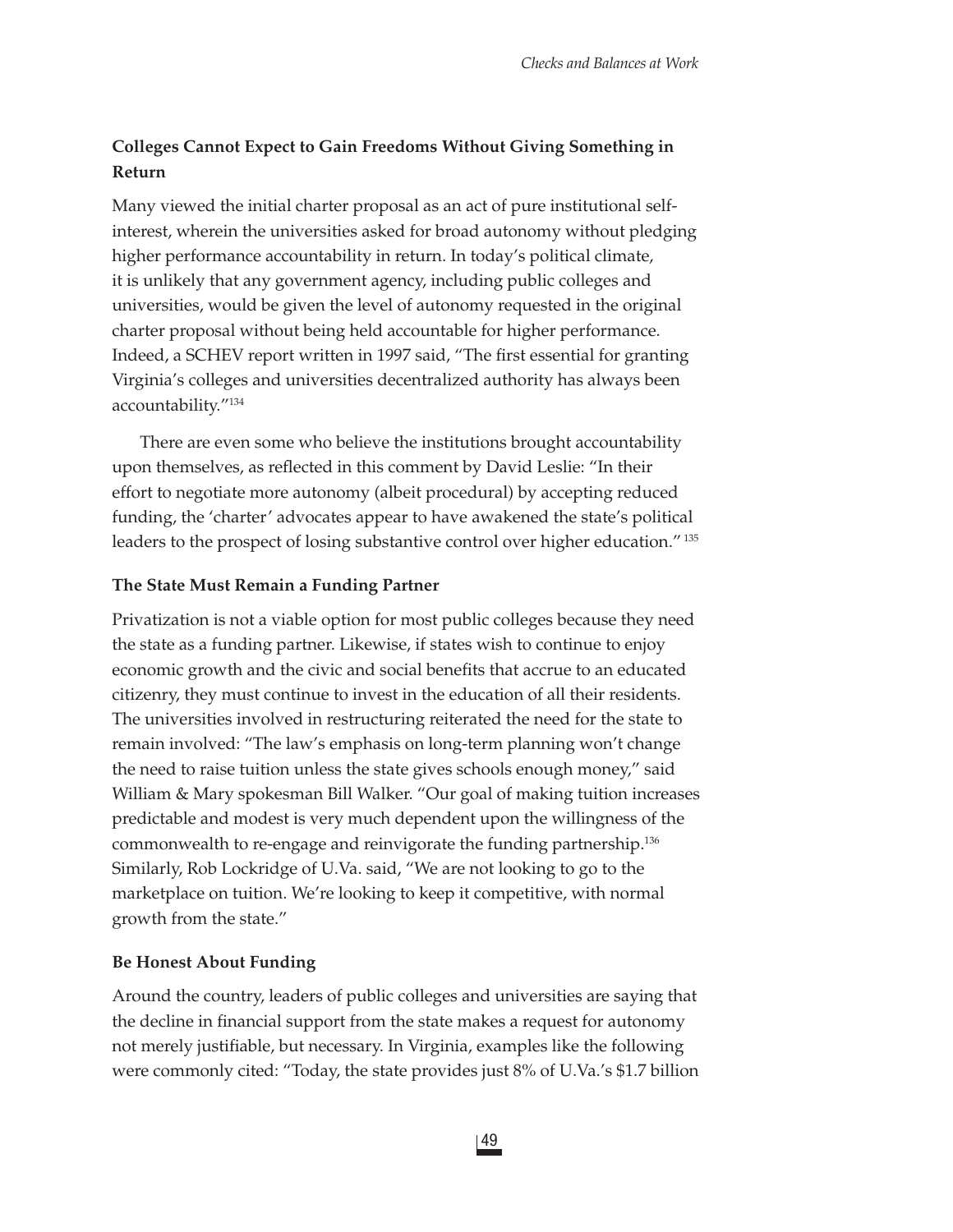### Colleges Cannot Expect to Gain Freedoms Without Giving Something in Return

Many viewed the initial charter proposal as an act of pure institutional self-interest, wherein the universities asked for broad autonomy without pledging higher performance accountability in return. In today's political climate, it is unlikely that any government agency, including public colleges and universities, would be given the level of autonomy requested in the original charter proposal without being held accountable for higher performance. Indeed, a SCHEV report written in 1997 said, "The first essential for granting Virginia's colleges and universities decentralized authority has always been accountability."[134]

There are even some who believe the institutions brought accountability upon themselves, as reflected in this comment by David Leslie: "In their effort to negotiate more autonomy (albeit procedural) by accepting reduced funding, the 'charter' advocates appear to have awakened the state's political leaders to the prospect of losing substantive control over higher education." [135]

### The State Must Remain a Funding Partner

Privatization is not a viable option for most public colleges because they need the state as a funding partner. Likewise, if states wish to continue to enjoy economic growth and the civic and social benefits that accrue to an educated citizenry, they must continue to invest in the education of all their residents. The universities involved in restructuring reiterated the need for the state to remain involved: "The law's emphasis on long-term planning won't change the need to raise tuition unless the state gives schools enough money," said William & Mary spokesman Bill Walker. "Our goal of making tuition increases predictable and modest is very much dependent upon the willingness of the commonwealth to re-engage and reinvigorate the funding partnership.[136] Similarly, Rob Lockridge of U.Va. said, "We are not looking to go to the marketplace on tuition. We're looking to keep it competitive, with normal growth from the state."

### Be Honest About Funding

Around the country, leaders of public colleges and universities are saying that the decline in financial support from the state makes a request for autonomy not merely justifiable, but necessary. In Virginia, examples like the following were commonly cited: "Today, the state provides just 8% of U.Va.'s $1.7 billion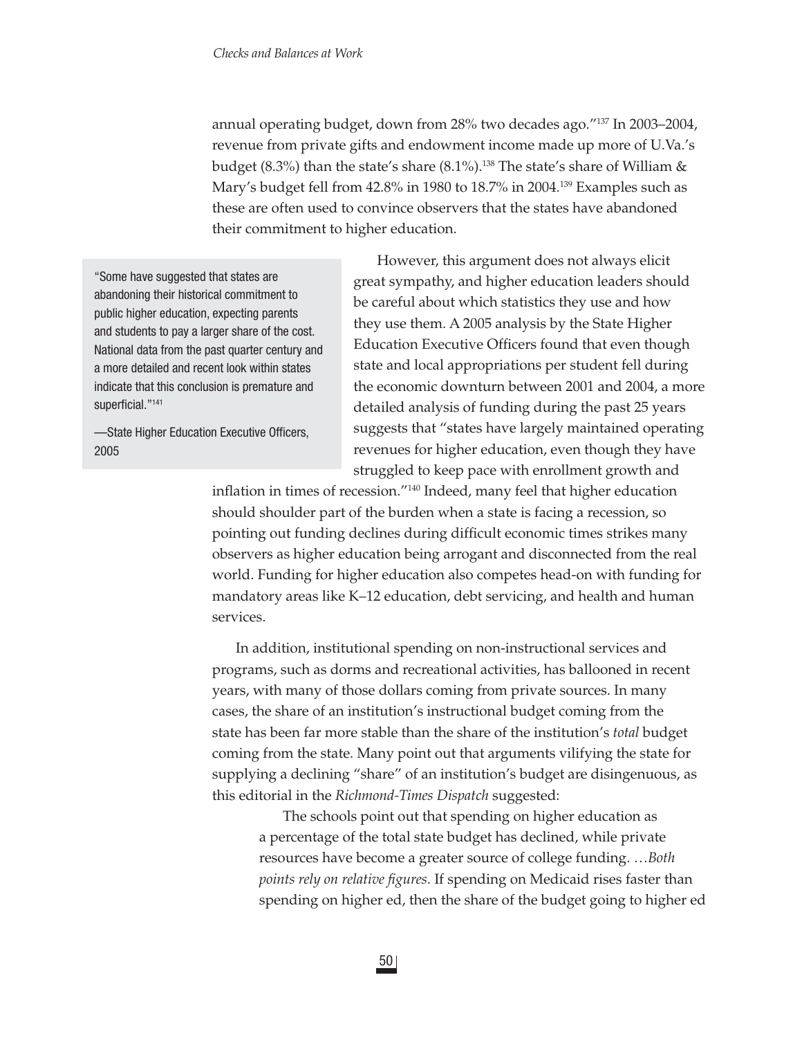annual operating budget, down from 28% two decades ago."[137] In 2003–2004, revenue from private gifts and endowment income made up more of U.Va.'s budget (8.3%) than the state's share (8.1%).[138] The state's share of William & Mary's budget fell from 42.8% in 1980 to 18.7% in 2004.[139] Examples such as these are often used to convince observers that the states have abandoned their commitment to higher education.

> "Some have suggested that states are abandoning their historical commitment to public higher education, expecting parents and students to pay a larger share of the cost. National data from the past quarter century and a more detailed and recent look within states indicate that this conclusion is premature and superficial."[141]
>
> —State Higher Education Executive Officers, 2005

However, this argument does not always elicit great sympathy, and higher education leaders should be careful about which statistics they use and how they use them. A 2005 analysis by the State Higher Education Executive Officers found that even though state and local appropriations per student fell during the economic downturn between 2001 and 2004, a more detailed analysis of funding during the past 25 years suggests that "states have largely maintained operating revenues for higher education, even though they have struggled to keep pace with enrollment growth and inflation in times of recession."[140] Indeed, many feel that higher education should shoulder part of the burden when a state is facing a recession, so pointing out funding declines during difficult economic times strikes many observers as higher education being arrogant and disconnected from the real world. Funding for higher education also competes head-on with funding for mandatory areas like K–12 education, debt servicing, and health and human services.

In addition, institutional spending on non-instructional services and programs, such as dorms and recreational activities, has ballooned in recent years, with many of those dollars coming from private sources. In many cases, the share of an institution's instructional budget coming from the state has been far more stable than the share of the institution's *total* budget coming from the state. Many point out that arguments vilifying the state for supplying a declining "share" of an institution's budget are disingenuous, as this editorial in the *Richmond-Times Dispatch* suggested:

> The schools point out that spending on higher education as a percentage of the total state budget has declined, while private resources have become a greater source of college funding. …*Both points rely on relative figures*. If spending on Medicaid rises faster than spending on higher ed, then the share of the budget going to higher ed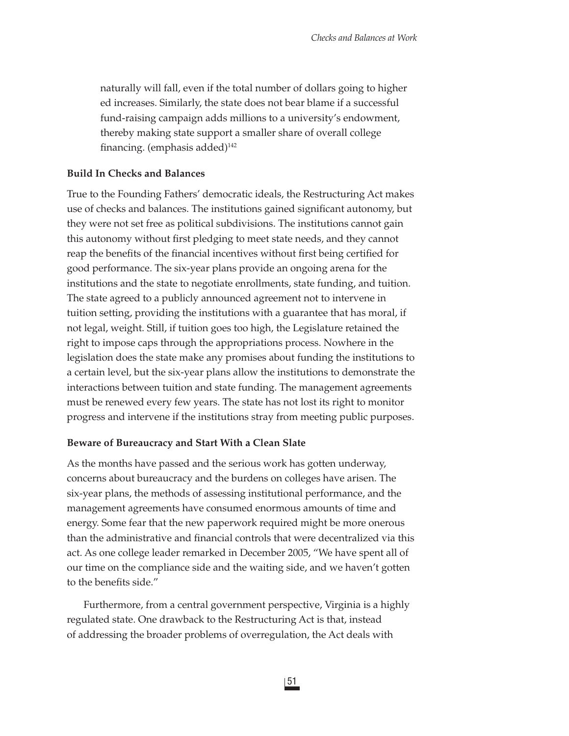> naturally will fall, even if the total number of dollars going to higher ed increases. Similarly, the state does not bear blame if a successful fund-raising campaign adds millions to a university's endowment, thereby making state support a smaller share of overall college financing. (emphasis added)[142]

### Build In Checks and Balances

True to the Founding Fathers' democratic ideals, the Restructuring Act makes use of checks and balances. The institutions gained significant autonomy, but they were not set free as political subdivisions. The institutions cannot gain this autonomy without first pledging to meet state needs, and they cannot reap the benefits of the financial incentives without first being certified for good performance. The six-year plans provide an ongoing arena for the institutions and the state to negotiate enrollments, state funding, and tuition. The state agreed to a publicly announced agreement not to intervene in tuition setting, providing the institutions with a guarantee that has moral, if not legal, weight. Still, if tuition goes too high, the Legislature retained the right to impose caps through the appropriations process. Nowhere in the legislation does the state make any promises about funding the institutions to a certain level, but the six-year plans allow the institutions to demonstrate the interactions between tuition and state funding. The management agreements must be renewed every few years. The state has not lost its right to monitor progress and intervene if the institutions stray from meeting public purposes.

### Beware of Bureaucracy and Start With a Clean Slate

As the months have passed and the serious work has gotten underway, concerns about bureaucracy and the burdens on colleges have arisen. The six-year plans, the methods of assessing institutional performance, and the management agreements have consumed enormous amounts of time and energy. Some fear that the new paperwork required might be more onerous than the administrative and financial controls that were decentralized via this act. As one college leader remarked in December 2005, "We have spent all of our time on the compliance side and the waiting side, and we haven't gotten to the benefits side."

Furthermore, from a central government perspective, Virginia is a highly regulated state. One drawback to the Restructuring Act is that, instead of addressing the broader problems of overregulation, the Act deals with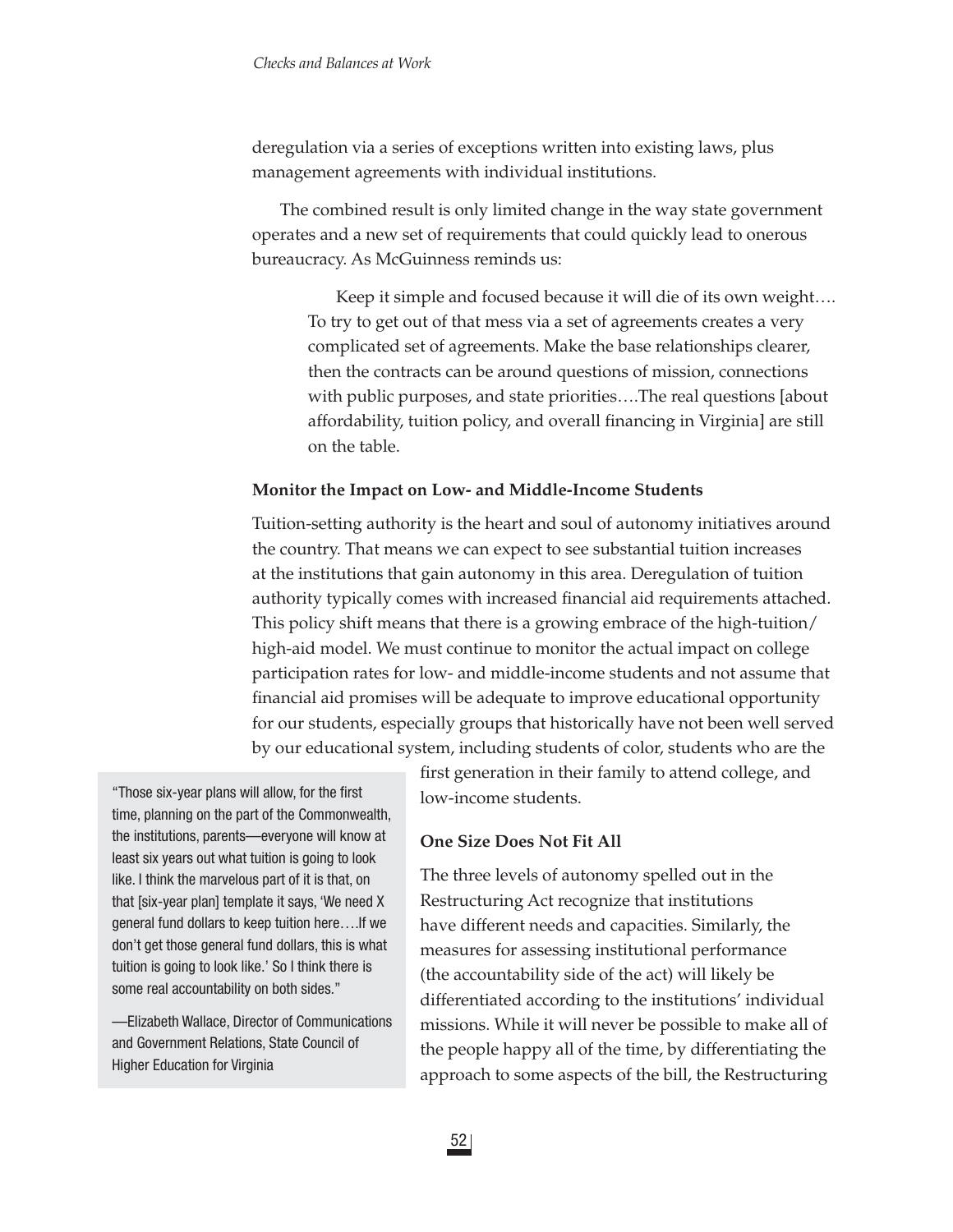deregulation via a series of exceptions written into existing laws, plus management agreements with individual institutions.

The combined result is only limited change in the way state government operates and a new set of requirements that could quickly lead to onerous bureaucracy. As McGuinness reminds us:

> Keep it simple and focused because it will die of its own weight…. To try to get out of that mess via a set of agreements creates a very complicated set of agreements. Make the base relationships clearer, then the contracts can be around questions of mission, connections with public purposes, and state priorities….The real questions [about affordability, tuition policy, and overall financing in Virginia] are still on the table.

#### Monitor the Impact on Low- and Middle-Income Students

Tuition-setting authority is the heart and soul of autonomy initiatives around the country. That means we can expect to see substantial tuition increases at the institutions that gain autonomy in this area. Deregulation of tuition authority typically comes with increased financial aid requirements attached. This policy shift means that there is a growing embrace of the high-tuition/high-aid model. We must continue to monitor the actual impact on college participation rates for low- and middle-income students and not assume that financial aid promises will be adequate to improve educational opportunity for our students, especially groups that historically have not been well served by our educational system, including students of color, students who are the first generation in their family to attend college, and low-income students.

> "Those six-year plans will allow, for the first time, planning on the part of the Commonwealth, the institutions, parents—everyone will know at least six years out what tuition is going to look like. I think the marvelous part of it is that, on that [six-year plan] template it says, 'We need X general fund dollars to keep tuition here….If we don't get those general fund dollars, this is what tuition is going to look like.' So I think there is some real accountability on both sides."
>
> —Elizabeth Wallace, Director of Communications and Government Relations, State Council of Higher Education for Virginia

#### One Size Does Not Fit All

The three levels of autonomy spelled out in the Restructuring Act recognize that institutions have different needs and capacities. Similarly, the measures for assessing institutional performance (the accountability side of the act) will likely be differentiated according to the institutions' individual missions. While it will never be possible to make all of the people happy all of the time, by differentiating the approach to some aspects of the bill, the Restructuring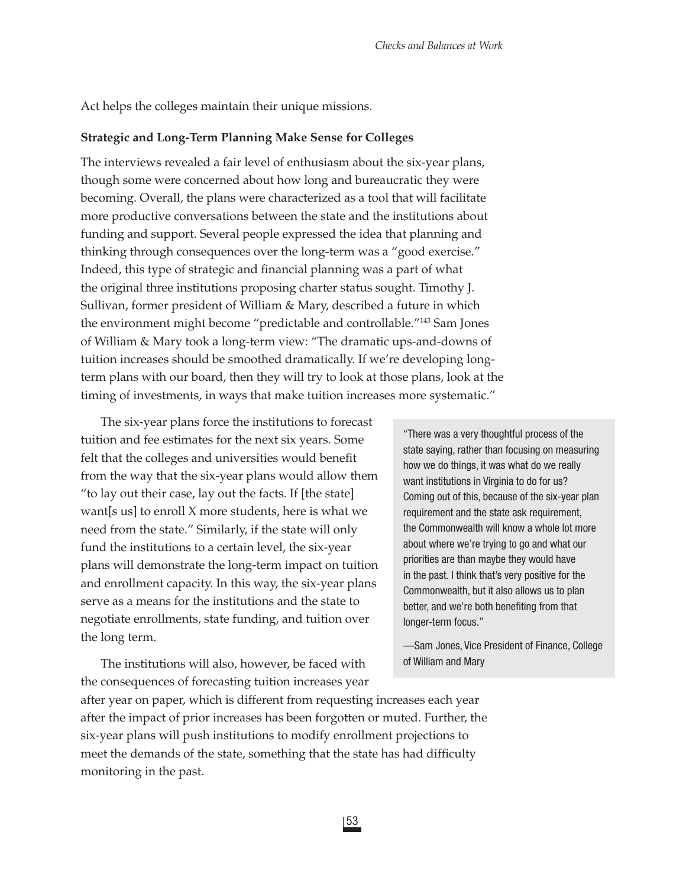Act helps the colleges maintain their unique missions.

**Strategic and Long-Term Planning Make Sense for Colleges**

The interviews revealed a fair level of enthusiasm about the six-year plans, though some were concerned about how long and bureaucratic they were becoming. Overall, the plans were characterized as a tool that will facilitate more productive conversations between the state and the institutions about funding and support. Several people expressed the idea that planning and thinking through consequences over the long-term was a "good exercise." Indeed, this type of strategic and financial planning was a part of what the original three institutions proposing charter status sought. Timothy J. Sullivan, former president of William & Mary, described a future in which the environment might become "predictable and controllable."[143] Sam Jones of William & Mary took a long-term view: "The dramatic ups-and-downs of tuition increases should be smoothed dramatically. If we're developing long-term plans with our board, then they will try to look at those plans, look at the timing of investments, in ways that make tuition increases more systematic."

The six-year plans force the institutions to forecast tuition and fee estimates for the next six years. Some felt that the colleges and universities would benefit from the way that the six-year plans would allow them "to lay out their case, lay out the facts. If [the state] want[s us] to enroll X more students, here is what we need from the state." Similarly, if the state will only fund the institutions to a certain level, the six-year plans will demonstrate the long-term impact on tuition and enrollment capacity. In this way, the six-year plans serve as a means for the institutions and the state to negotiate enrollments, state funding, and tuition over the long term.

> "There was a very thoughtful process of the state saying, rather than focusing on measuring how we do things, it was what do we really want institutions in Virginia to do for us? Coming out of this, because of the six-year plan requirement and the state ask requirement, the Commonwealth will know a whole lot more about where we're trying to go and what our priorities are than maybe they would have in the past. I think that's very positive for the Commonwealth, but it also allows us to plan better, and we're both benefiting from that longer-term focus."
>
> —Sam Jones, Vice President of Finance, College of William and Mary

The institutions will also, however, be faced with the consequences of forecasting tuition increases year after year on paper, which is different from requesting increases each year after the impact of prior increases has been forgotten or muted. Further, the six-year plans will push institutions to modify enrollment projections to meet the demands of the state, something that the state has had difficulty monitoring in the past.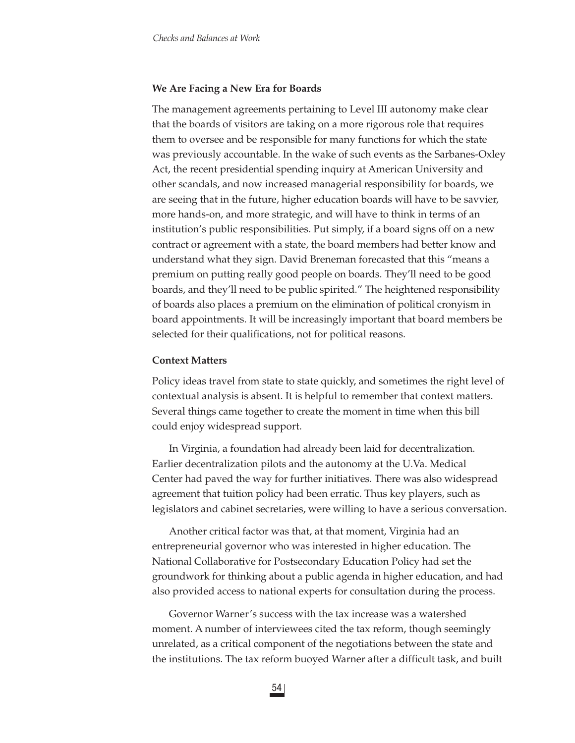**We Are Facing a New Era for Boards**

The management agreements pertaining to Level III autonomy make clear that the boards of visitors are taking on a more rigorous role that requires them to oversee and be responsible for many functions for which the state was previously accountable. In the wake of such events as the Sarbanes-Oxley Act, the recent presidential spending inquiry at American University and other scandals, and now increased managerial responsibility for boards, we are seeing that in the future, higher education boards will have to be savvier, more hands-on, and more strategic, and will have to think in terms of an institution's public responsibilities. Put simply, if a board signs off on a new contract or agreement with a state, the board members had better know and understand what they sign. David Breneman forecasted that this "means a premium on putting really good people on boards. They'll need to be good boards, and they'll need to be public spirited." The heightened responsibility of boards also places a premium on the elimination of political cronyism in board appointments. It will be increasingly important that board members be selected for their qualifications, not for political reasons.

**Context Matters**

Policy ideas travel from state to state quickly, and sometimes the right level of contextual analysis is absent. It is helpful to remember that context matters. Several things came together to create the moment in time when this bill could enjoy widespread support.

In Virginia, a foundation had already been laid for decentralization. Earlier decentralization pilots and the autonomy at the U.Va. Medical Center had paved the way for further initiatives. There was also widespread agreement that tuition policy had been erratic. Thus key players, such as legislators and cabinet secretaries, were willing to have a serious conversation.

Another critical factor was that, at that moment, Virginia had an entrepreneurial governor who was interested in higher education. The National Collaborative for Postsecondary Education Policy had set the groundwork for thinking about a public agenda in higher education, and had also provided access to national experts for consultation during the process.

Governor Warner's success with the tax increase was a watershed moment. A number of interviewees cited the tax reform, though seemingly unrelated, as a critical component of the negotiations between the state and the institutions. The tax reform buoyed Warner after a difficult task, and built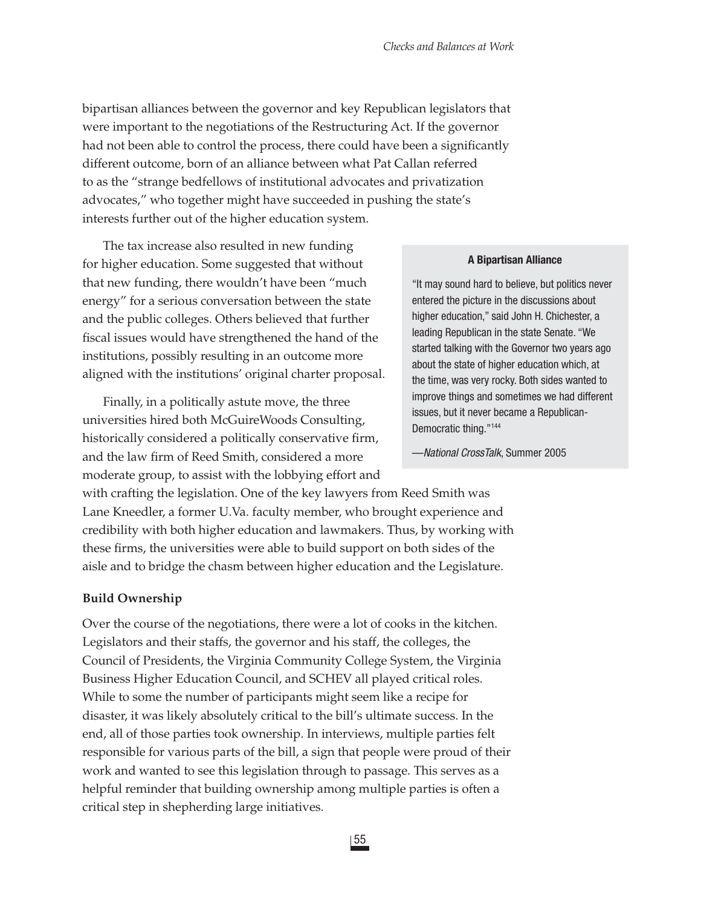bipartisan alliances between the governor and key Republican legislators that were important to the negotiations of the Restructuring Act. If the governor had not been able to control the process, there could have been a significantly different outcome, born of an alliance between what Pat Callan referred to as the "strange bedfellows of institutional advocates and privatization advocates," who together might have succeeded in pushing the state's interests further out of the higher education system.

The tax increase also resulted in new funding for higher education. Some suggested that without that new funding, there wouldn't have been "much energy" for a serious conversation between the state and the public colleges. Others believed that further fiscal issues would have strengthened the hand of the institutions, possibly resulting in an outcome more aligned with the institutions' original charter proposal.

Finally, in a politically astute move, the three universities hired both McGuireWoods Consulting, historically considered a politically conservative firm, and the law firm of Reed Smith, considered a more moderate group, to assist with the lobbying effort and with crafting the legislation. One of the key lawyers from Reed Smith was Lane Kneedler, a former U.Va. faculty member, who brought experience and credibility with both higher education and lawmakers. Thus, by working with these firms, the universities were able to build support on both sides of the aisle and to bridge the chasm between higher education and the Legislature.

> **A Bipartisan Alliance**
>
> "It may sound hard to believe, but politics never entered the picture in the discussions about higher education," said John H. Chichester, a leading Republican in the state Senate. "We started talking with the Governor two years ago about the state of higher education which, at the time, was very rocky. Both sides wanted to improve things and sometimes we had different issues, but it never became a Republican-Democratic thing."[144]
>
> —*National CrossTalk*, Summer 2005

**Build Ownership**

Over the course of the negotiations, there were a lot of cooks in the kitchen. Legislators and their staffs, the governor and his staff, the colleges, the Council of Presidents, the Virginia Community College System, the Virginia Business Higher Education Council, and SCHEV all played critical roles. While to some the number of participants might seem like a recipe for disaster, it was likely absolutely critical to the bill's ultimate success. In the end, all of those parties took ownership. In interviews, multiple parties felt responsible for various parts of the bill, a sign that people were proud of their work and wanted to see this legislation through to passage. This serves as a helpful reminder that building ownership among multiple parties is often a critical step in shepherding large initiatives.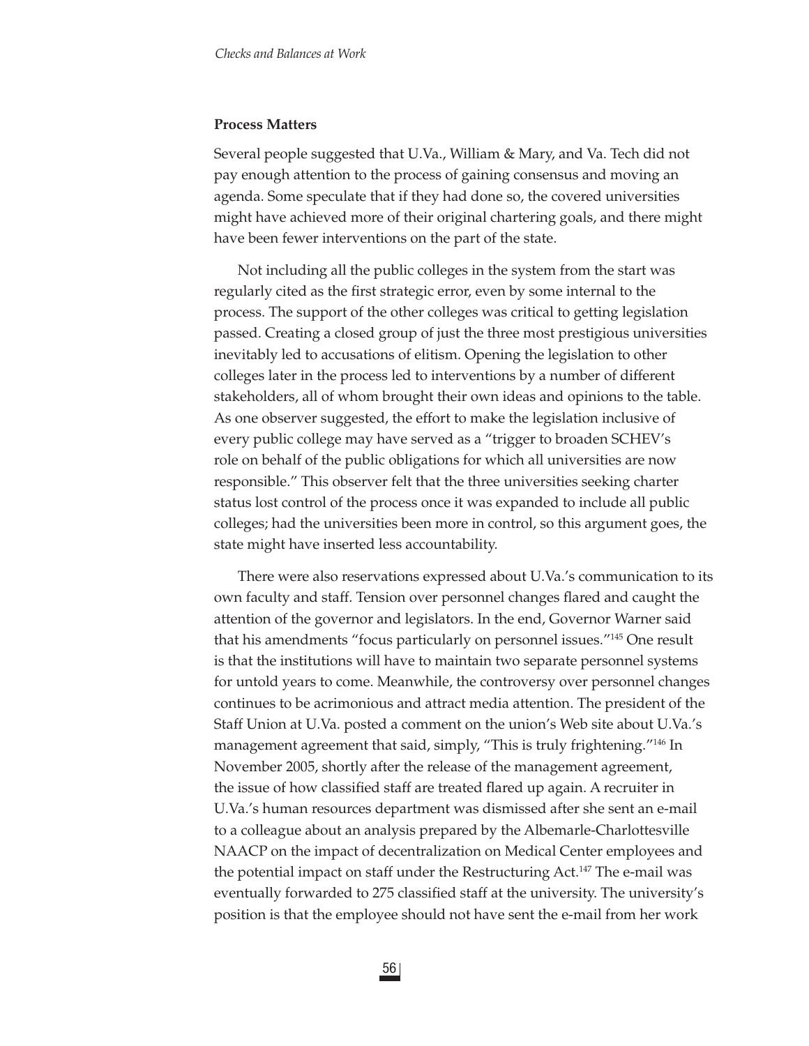### Process Matters

Several people suggested that U.Va., William & Mary, and Va. Tech did not pay enough attention to the process of gaining consensus and moving an agenda. Some speculate that if they had done so, the covered universities might have achieved more of their original chartering goals, and there might have been fewer interventions on the part of the state.

Not including all the public colleges in the system from the start was regularly cited as the first strategic error, even by some internal to the process. The support of the other colleges was critical to getting legislation passed. Creating a closed group of just the three most prestigious universities inevitably led to accusations of elitism. Opening the legislation to other colleges later in the process led to interventions by a number of different stakeholders, all of whom brought their own ideas and opinions to the table. As one observer suggested, the effort to make the legislation inclusive of every public college may have served as a "trigger to broaden SCHEV's role on behalf of the public obligations for which all universities are now responsible." This observer felt that the three universities seeking charter status lost control of the process once it was expanded to include all public colleges; had the universities been more in control, so this argument goes, the state might have inserted less accountability.

There were also reservations expressed about U.Va.'s communication to its own faculty and staff. Tension over personnel changes flared and caught the attention of the governor and legislators. In the end, Governor Warner said that his amendments "focus particularly on personnel issues."[145] One result is that the institutions will have to maintain two separate personnel systems for untold years to come. Meanwhile, the controversy over personnel changes continues to be acrimonious and attract media attention. The president of the Staff Union at U.Va. posted a comment on the union's Web site about U.Va.'s management agreement that said, simply, "This is truly frightening."[146] In November 2005, shortly after the release of the management agreement, the issue of how classified staff are treated flared up again. A recruiter in U.Va.'s human resources department was dismissed after she sent an e-mail to a colleague about an analysis prepared by the Albemarle-Charlottesville NAACP on the impact of decentralization on Medical Center employees and the potential impact on staff under the Restructuring Act.[147] The e-mail was eventually forwarded to 275 classified staff at the university. The university's position is that the employee should not have sent the e-mail from her work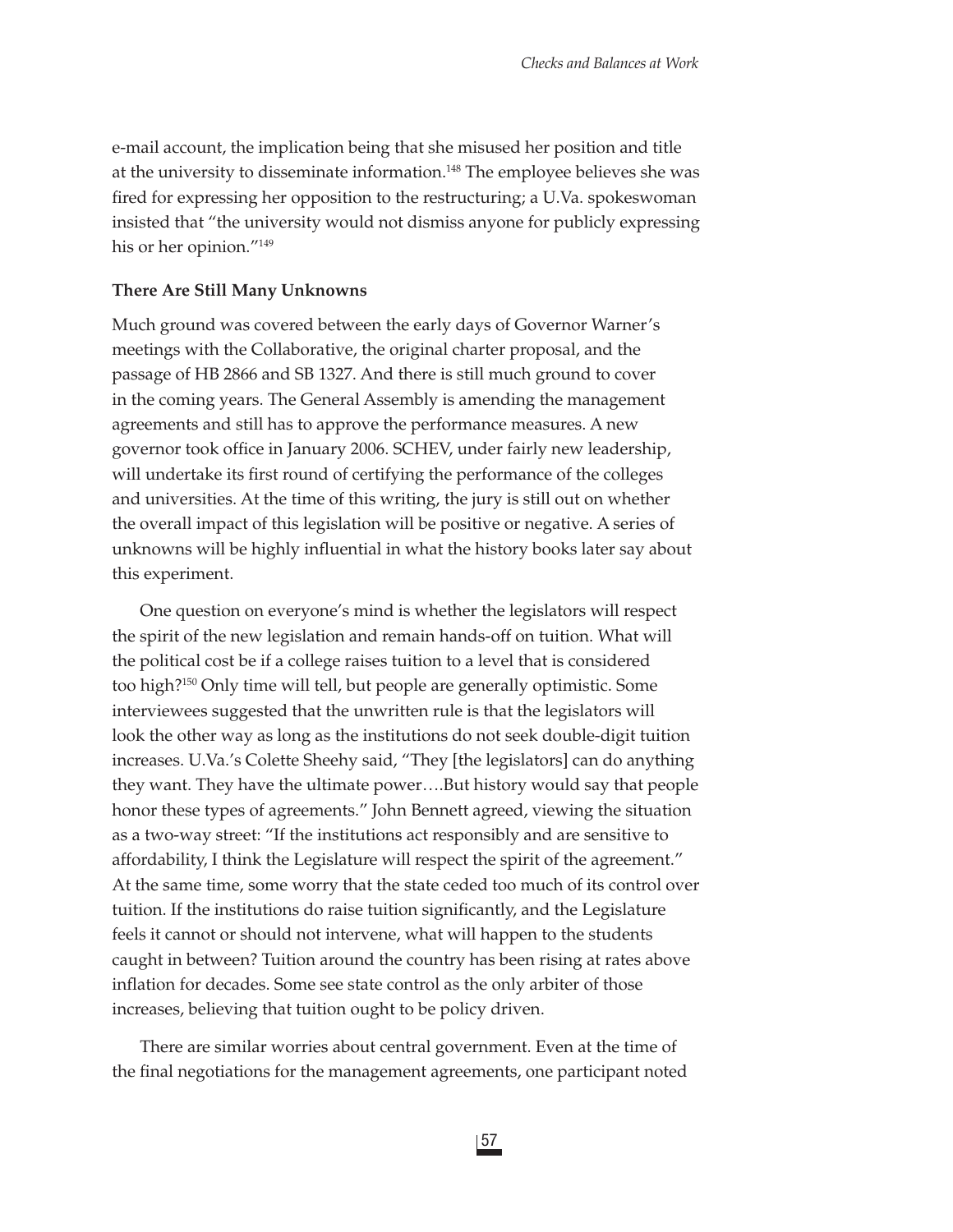e-mail account, the implication being that she misused her position and title at the university to disseminate information.[148] The employee believes she was fired for expressing her opposition to the restructuring; a U.Va. spokeswoman insisted that "the university would not dismiss anyone for publicly expressing his or her opinion."[149]

**There Are Still Many Unknowns**

Much ground was covered between the early days of Governor Warner's meetings with the Collaborative, the original charter proposal, and the passage of HB 2866 and SB 1327. And there is still much ground to cover in the coming years. The General Assembly is amending the management agreements and still has to approve the performance measures. A new governor took office in January 2006. SCHEV, under fairly new leadership, will undertake its first round of certifying the performance of the colleges and universities. At the time of this writing, the jury is still out on whether the overall impact of this legislation will be positive or negative. A series of unknowns will be highly influential in what the history books later say about this experiment.

One question on everyone's mind is whether the legislators will respect the spirit of the new legislation and remain hands-off on tuition. What will the political cost be if a college raises tuition to a level that is considered too high?[150] Only time will tell, but people are generally optimistic. Some interviewees suggested that the unwritten rule is that the legislators will look the other way as long as the institutions do not seek double-digit tuition increases. U.Va.'s Colette Sheehy said, "They [the legislators] can do anything they want. They have the ultimate power….But history would say that people honor these types of agreements." John Bennett agreed, viewing the situation as a two-way street: "If the institutions act responsibly and are sensitive to affordability, I think the Legislature will respect the spirit of the agreement." At the same time, some worry that the state ceded too much of its control over tuition. If the institutions do raise tuition significantly, and the Legislature feels it cannot or should not intervene, what will happen to the students caught in between? Tuition around the country has been rising at rates above inflation for decades. Some see state control as the only arbiter of those increases, believing that tuition ought to be policy driven.

There are similar worries about central government. Even at the time of the final negotiations for the management agreements, one participant noted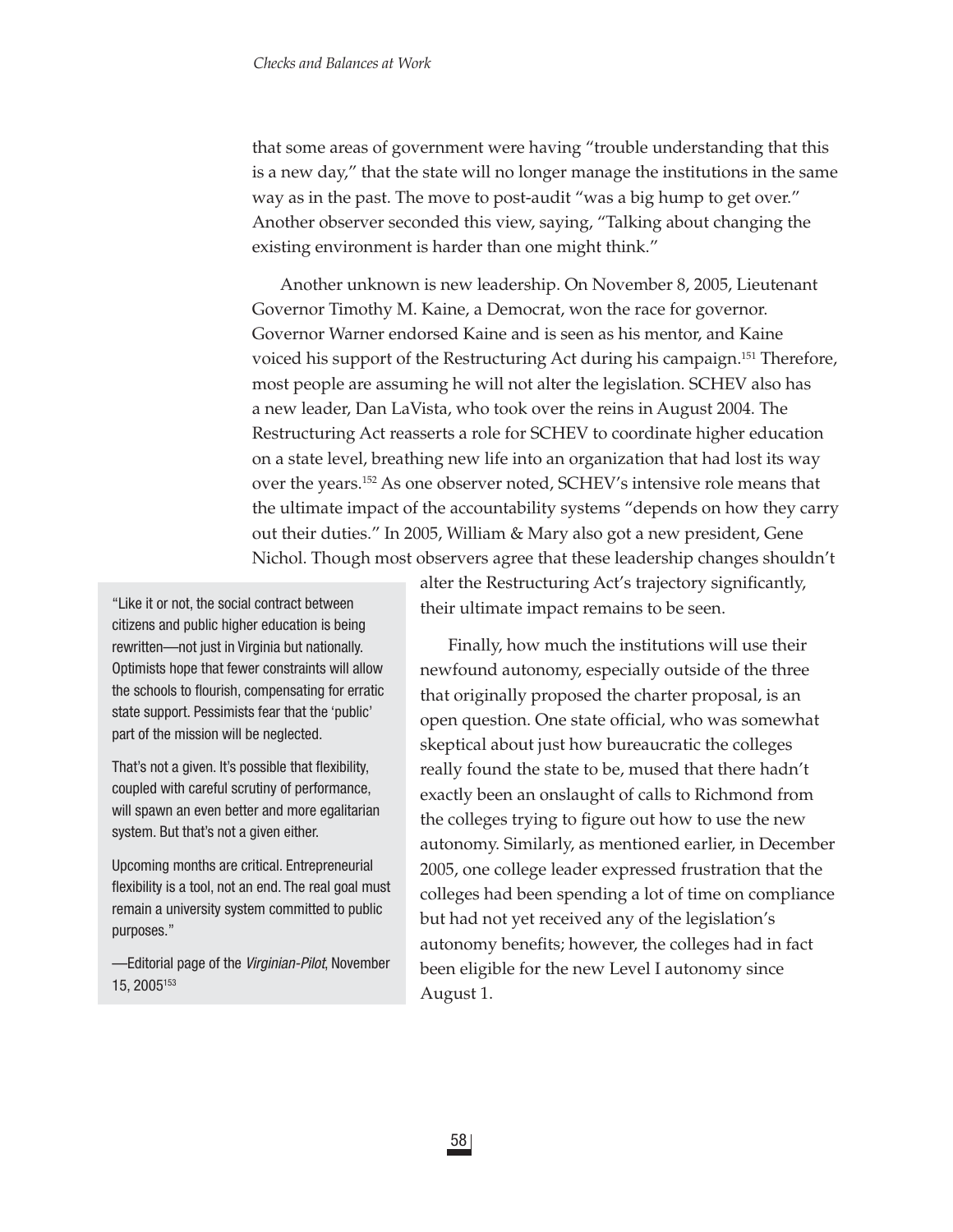that some areas of government were having "trouble understanding that this is a new day," that the state will no longer manage the institutions in the same way as in the past. The move to post-audit "was a big hump to get over." Another observer seconded this view, saying, "Talking about changing the existing environment is harder than one might think."

Another unknown is new leadership. On November 8, 2005, Lieutenant Governor Timothy M. Kaine, a Democrat, won the race for governor. Governor Warner endorsed Kaine and is seen as his mentor, and Kaine voiced his support of the Restructuring Act during his campaign.[151] Therefore, most people are assuming he will not alter the legislation. SCHEV also has a new leader, Dan LaVista, who took over the reins in August 2004. The Restructuring Act reasserts a role for SCHEV to coordinate higher education on a state level, breathing new life into an organization that had lost its way over the years.[152] As one observer noted, SCHEV's intensive role means that the ultimate impact of the accountability systems "depends on how they carry out their duties." In 2005, William & Mary also got a new president, Gene Nichol. Though most observers agree that these leadership changes shouldn't alter the Restructuring Act's trajectory significantly, their ultimate impact remains to be seen.

> "Like it or not, the social contract between citizens and public higher education is being rewritten—not just in Virginia but nationally. Optimists hope that fewer constraints will allow the schools to flourish, compensating for erratic state support. Pessimists fear that the 'public' part of the mission will be neglected.
>
> That's not a given. It's possible that flexibility, coupled with careful scrutiny of performance, will spawn an even better and more egalitarian system. But that's not a given either.
>
> Upcoming months are critical. Entrepreneurial flexibility is a tool, not an end. The real goal must remain a university system committed to public purposes."
>
> —Editorial page of the *Virginian-Pilot*, November 15, 2005[153]

Finally, how much the institutions will use their newfound autonomy, especially outside of the three that originally proposed the charter proposal, is an open question. One state official, who was somewhat skeptical about just how bureaucratic the colleges really found the state to be, mused that there hadn't exactly been an onslaught of calls to Richmond from the colleges trying to figure out how to use the new autonomy. Similarly, as mentioned earlier, in December 2005, one college leader expressed frustration that the colleges had been spending a lot of time on compliance but had not yet received any of the legislation's autonomy benefits; however, the colleges had in fact been eligible for the new Level I autonomy since August 1.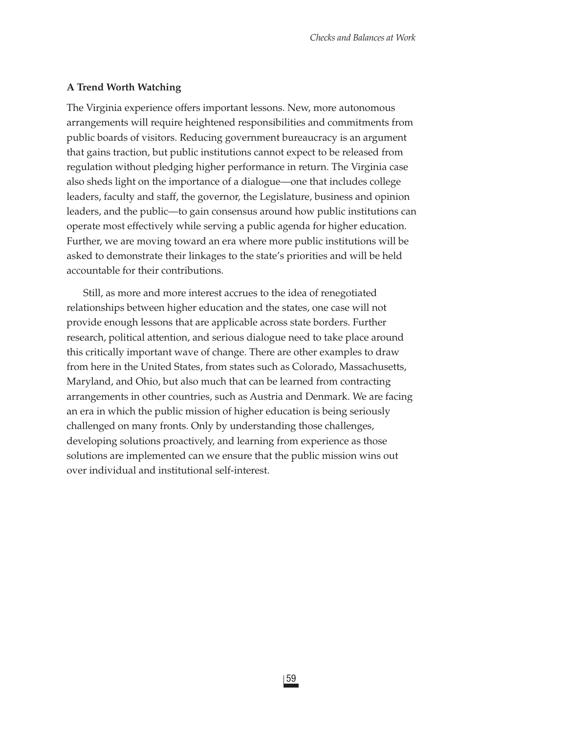### A Trend Worth Watching

The Virginia experience offers important lessons. New, more autonomous arrangements will require heightened responsibilities and commitments from public boards of visitors. Reducing government bureaucracy is an argument that gains traction, but public institutions cannot expect to be released from regulation without pledging higher performance in return. The Virginia case also sheds light on the importance of a dialogue—one that includes college leaders, faculty and staff, the governor, the Legislature, business and opinion leaders, and the public—to gain consensus around how public institutions can operate most effectively while serving a public agenda for higher education. Further, we are moving toward an era where more public institutions will be asked to demonstrate their linkages to the state's priorities and will be held accountable for their contributions.

Still, as more and more interest accrues to the idea of renegotiated relationships between higher education and the states, one case will not provide enough lessons that are applicable across state borders. Further research, political attention, and serious dialogue need to take place around this critically important wave of change. There are other examples to draw from here in the United States, from states such as Colorado, Massachusetts, Maryland, and Ohio, but also much that can be learned from contracting arrangements in other countries, such as Austria and Denmark. We are facing an era in which the public mission of higher education is being seriously challenged on many fronts. Only by understanding those challenges, developing solutions proactively, and learning from experience as those solutions are implemented can we ensure that the public mission wins out over individual and institutional self-interest.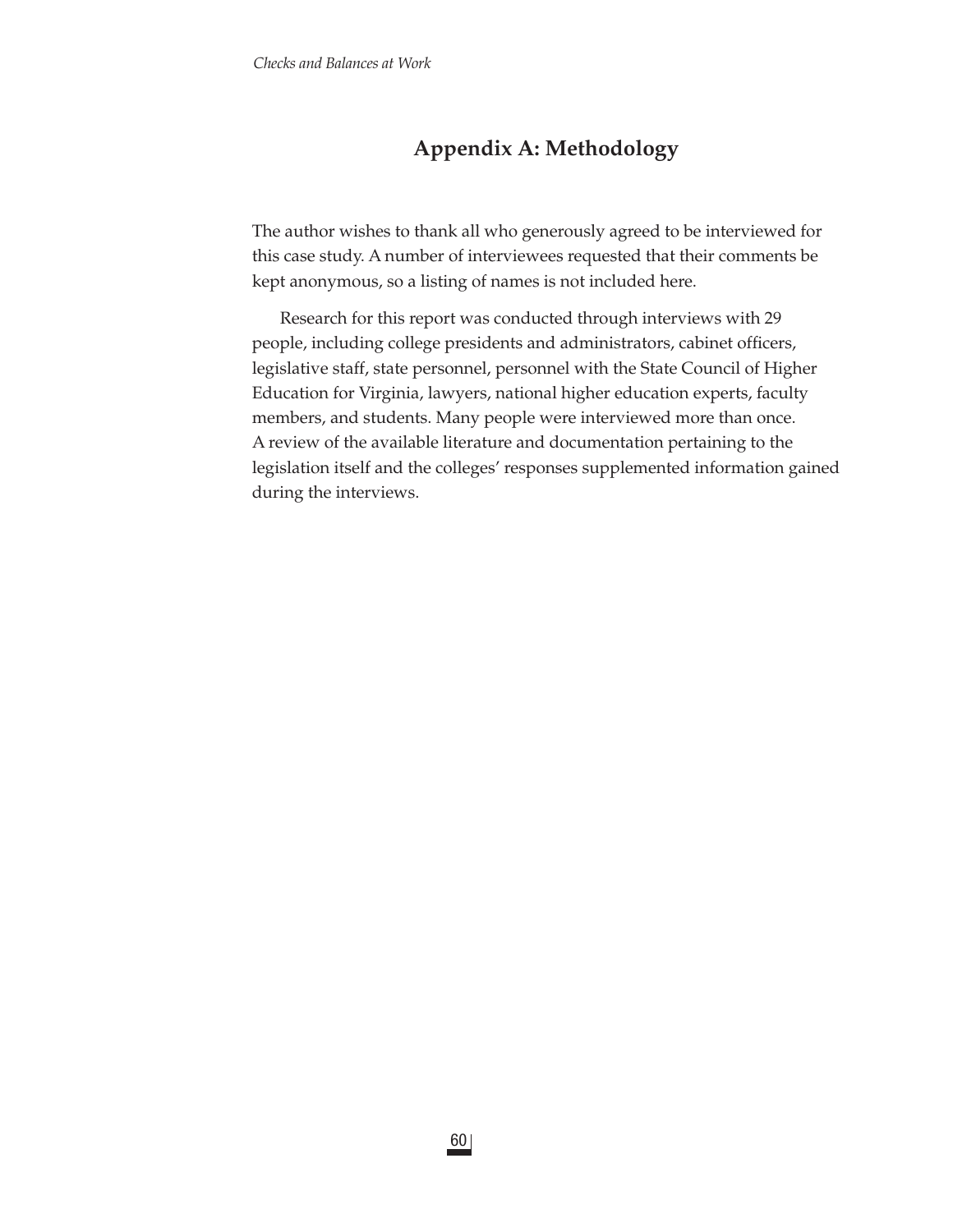# Appendix A: Methodology

The author wishes to thank all who generously agreed to be interviewed for this case study. A number of interviewees requested that their comments be kept anonymous, so a listing of names is not included here.

Research for this report was conducted through interviews with 29 people, including college presidents and administrators, cabinet officers, legislative staff, state personnel, personnel with the State Council of Higher Education for Virginia, lawyers, national higher education experts, faculty members, and students. Many people were interviewed more than once. A review of the available literature and documentation pertaining to the legislation itself and the colleges' responses supplemented information gained during the interviews.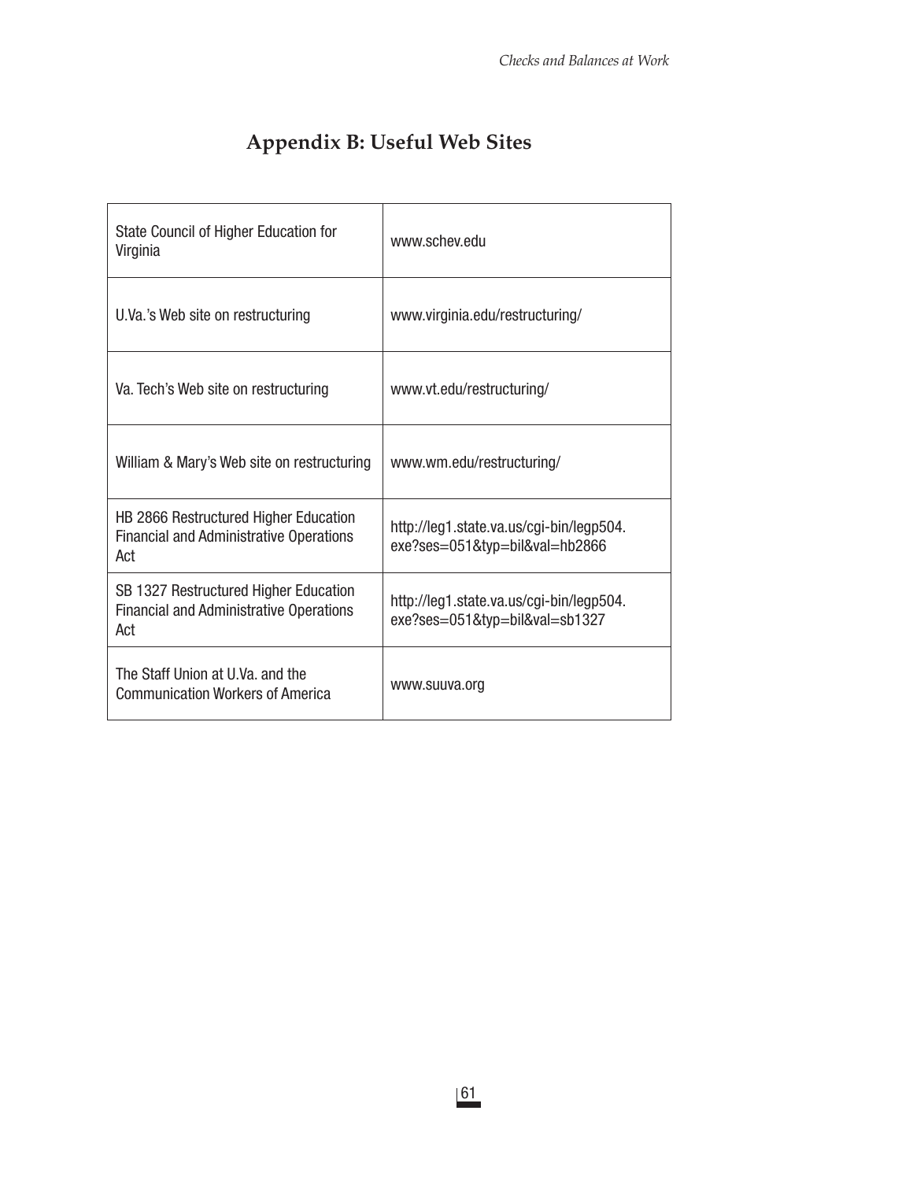## Appendix B: Useful Web Sites

| | |
|---|---|
| State Council of Higher Education for Virginia | www.schev.edu |
| U.Va.'s Web site on restructuring | www.virginia.edu/restructuring/ |
| Va. Tech's Web site on restructuring | www.vt.edu/restructuring/ |
| William & Mary's Web site on restructuring | www.wm.edu/restructuring/ |
| HB 2866 Restructured Higher Education Financial and Administrative Operations Act | http://leg1.state.va.us/cgi-bin/legp504.exe?ses=051&typ=bil&val=hb2866 |
| SB 1327 Restructured Higher Education Financial and Administrative Operations Act | http://leg1.state.va.us/cgi-bin/legp504.exe?ses=051&typ=bil&val=sb1327 |
| The Staff Union at U.Va. and the Communication Workers of America | www.suuva.org |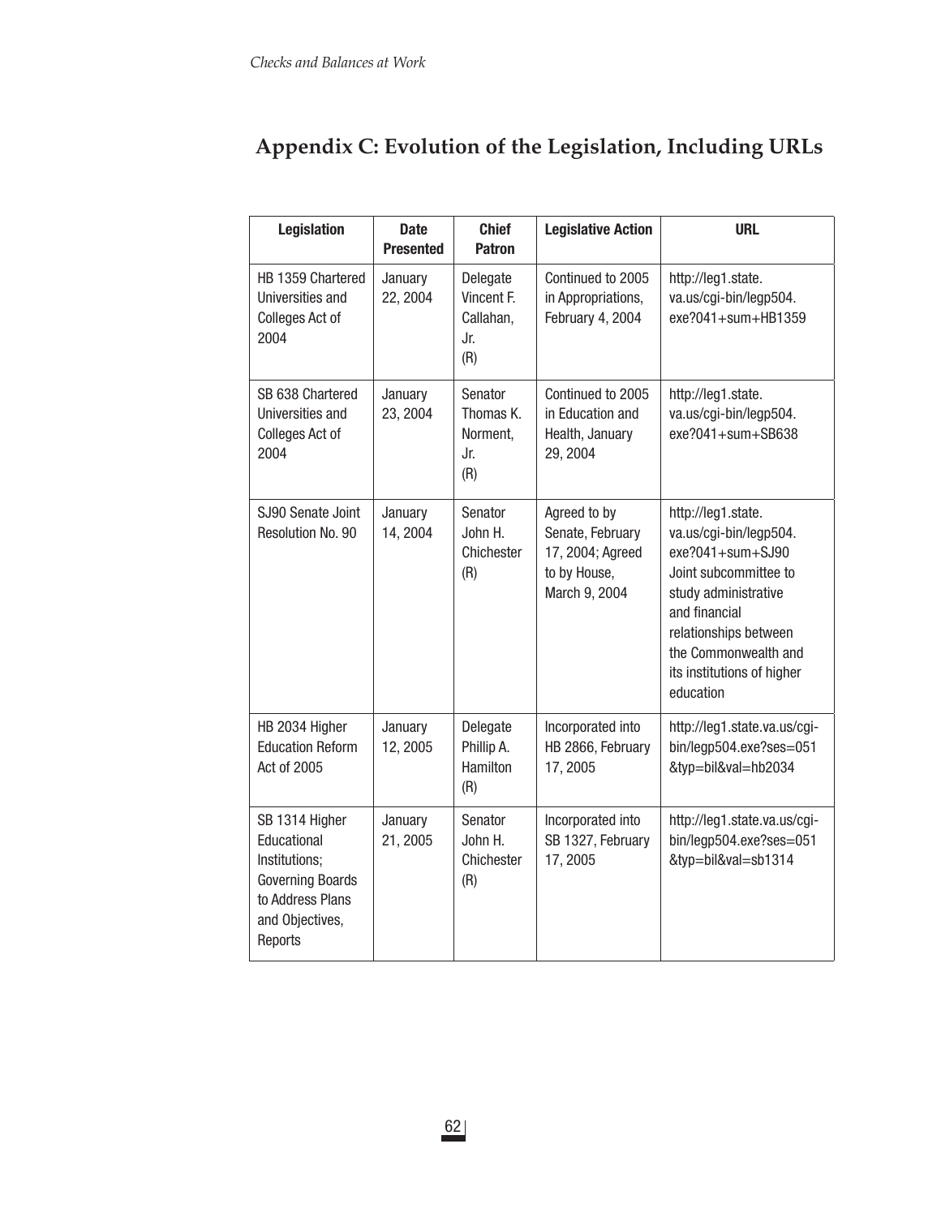## Appendix C: Evolution of the Legislation, Including URLs

| Legislation | Date Presented | Chief Patron | Legislative Action | URL |
|---|---|---|---|---|
| HB 1359 Chartered Universities and Colleges Act of 2004 | January 22, 2004 | Delegate Vincent F. Callahan, Jr. (R) | Continued to 2005 in Appropriations, February 4, 2004 | http://leg1.state.va.us/cgi-bin/legp504.exe?041+sum+HB1359 |
| SB 638 Chartered Universities and Colleges Act of 2004 | January 23, 2004 | Senator Thomas K. Norment, Jr. (R) | Continued to 2005 in Education and Health, January 29, 2004 | http://leg1.state.va.us/cgi-bin/legp504.exe?041+sum+SB638 |
| SJ90 Senate Joint Resolution No. 90 | January 14, 2004 | Senator John H. Chichester (R) | Agreed to by Senate, February 17, 2004; Agreed to by House, March 9, 2004 | http://leg1.state.va.us/cgi-bin/legp504.exe?041+sum+SJ90 Joint subcommittee to study administrative and financial relationships between the Commonwealth and its institutions of higher education |
| HB 2034 Higher Education Reform Act of 2005 | January 12, 2005 | Delegate Phillip A. Hamilton (R) | Incorporated into HB 2866, February 17, 2005 | http://leg1.state.va.us/cgi-bin/legp504.exe?ses=051&typ=bil&val=hb2034 |
| SB 1314 Higher Educational Institutions; Governing Boards to Address Plans and Objectives, Reports | January 21, 2005 | Senator John H. Chichester (R) | Incorporated into SB 1327, February 17, 2005 | http://leg1.state.va.us/cgi-bin/legp504.exe?ses=051&typ=bil&val=sb1314 |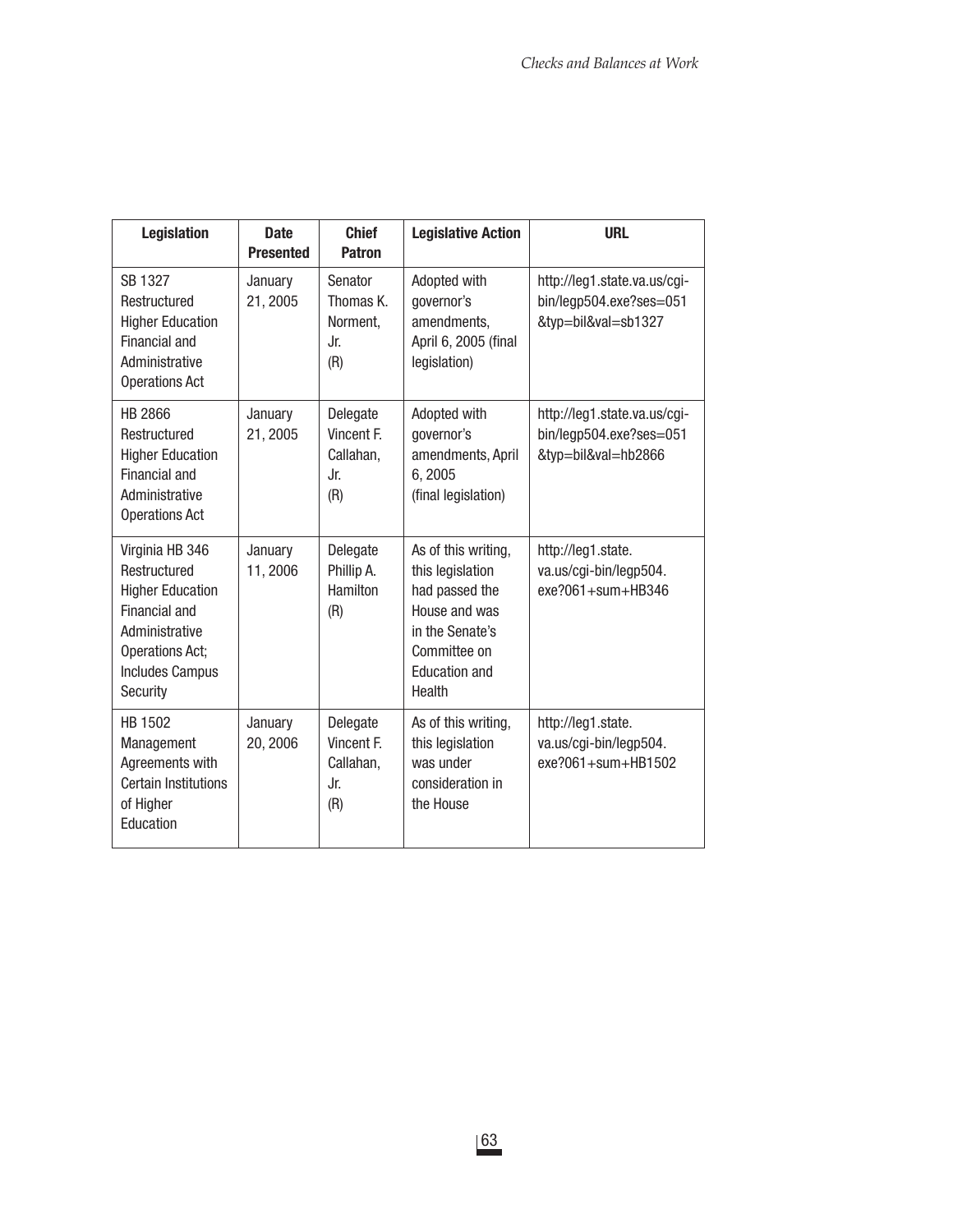| Legislation | Date Presented | Chief Patron | Legislative Action | URL |
|---|---|---|---|---|
| SB 1327 Restructured Higher Education Financial and Administrative Operations Act | January 21, 2005 | Senator Thomas K. Norment, Jr. (R) | Adopted with governor's amendments, April 6, 2005 (final legislation) | http://leg1.state.va.us/cgi-bin/legp504.exe?ses=051&typ=bil&val=sb1327 |
| HB 2866 Restructured Higher Education Financial and Administrative Operations Act | January 21, 2005 | Delegate Vincent F. Callahan, Jr. (R) | Adopted with governor's amendments, April 6, 2005 (final legislation) | http://leg1.state.va.us/cgi-bin/legp504.exe?ses=051&typ=bil&val=hb2866 |
| Virginia HB 346 Restructured Higher Education Financial and Administrative Operations Act; Includes Campus Security | January 11, 2006 | Delegate Phillip A. Hamilton (R) | As of this writing, this legislation had passed the House and was in the Senate's Committee on Education and Health | http://leg1.state.va.us/cgi-bin/legp504.exe?061+sum+HB346 |
| HB 1502 Management Agreements with Certain Institutions of Higher Education | January 20, 2006 | Delegate Vincent F. Callahan, Jr. (R) | As of this writing, this legislation was under consideration in the House | http://leg1.state.va.us/cgi-bin/legp504.exe?061+sum+HB1502 |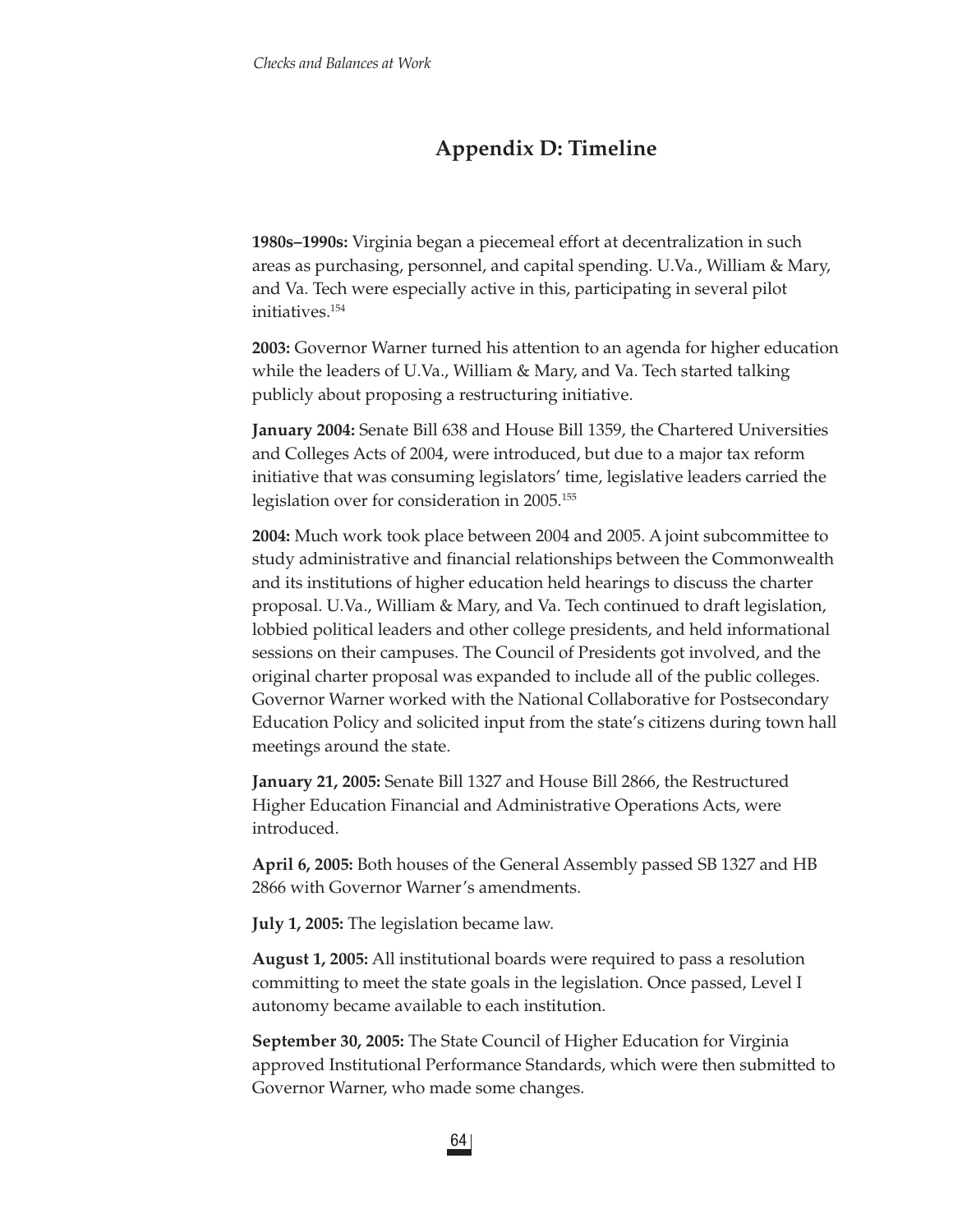## Appendix D: Timeline

**1980s–1990s:** Virginia began a piecemeal effort at decentralization in such areas as purchasing, personnel, and capital spending. U.Va., William & Mary, and Va. Tech were especially active in this, participating in several pilot initiatives.[154]

**2003:** Governor Warner turned his attention to an agenda for higher education while the leaders of U.Va., William & Mary, and Va. Tech started talking publicly about proposing a restructuring initiative.

**January 2004:** Senate Bill 638 and House Bill 1359, the Chartered Universities and Colleges Acts of 2004, were introduced, but due to a major tax reform initiative that was consuming legislators' time, legislative leaders carried the legislation over for consideration in 2005.[155]

**2004:** Much work took place between 2004 and 2005. A joint subcommittee to study administrative and financial relationships between the Commonwealth and its institutions of higher education held hearings to discuss the charter proposal. U.Va., William & Mary, and Va. Tech continued to draft legislation, lobbied political leaders and other college presidents, and held informational sessions on their campuses. The Council of Presidents got involved, and the original charter proposal was expanded to include all of the public colleges. Governor Warner worked with the National Collaborative for Postsecondary Education Policy and solicited input from the state's citizens during town hall meetings around the state.

**January 21, 2005:** Senate Bill 1327 and House Bill 2866, the Restructured Higher Education Financial and Administrative Operations Acts, were introduced.

**April 6, 2005:** Both houses of the General Assembly passed SB 1327 and HB 2866 with Governor Warner's amendments.

**July 1, 2005:** The legislation became law.

**August 1, 2005:** All institutional boards were required to pass a resolution committing to meet the state goals in the legislation. Once passed, Level I autonomy became available to each institution.

**September 30, 2005:** The State Council of Higher Education for Virginia approved Institutional Performance Standards, which were then submitted to Governor Warner, who made some changes.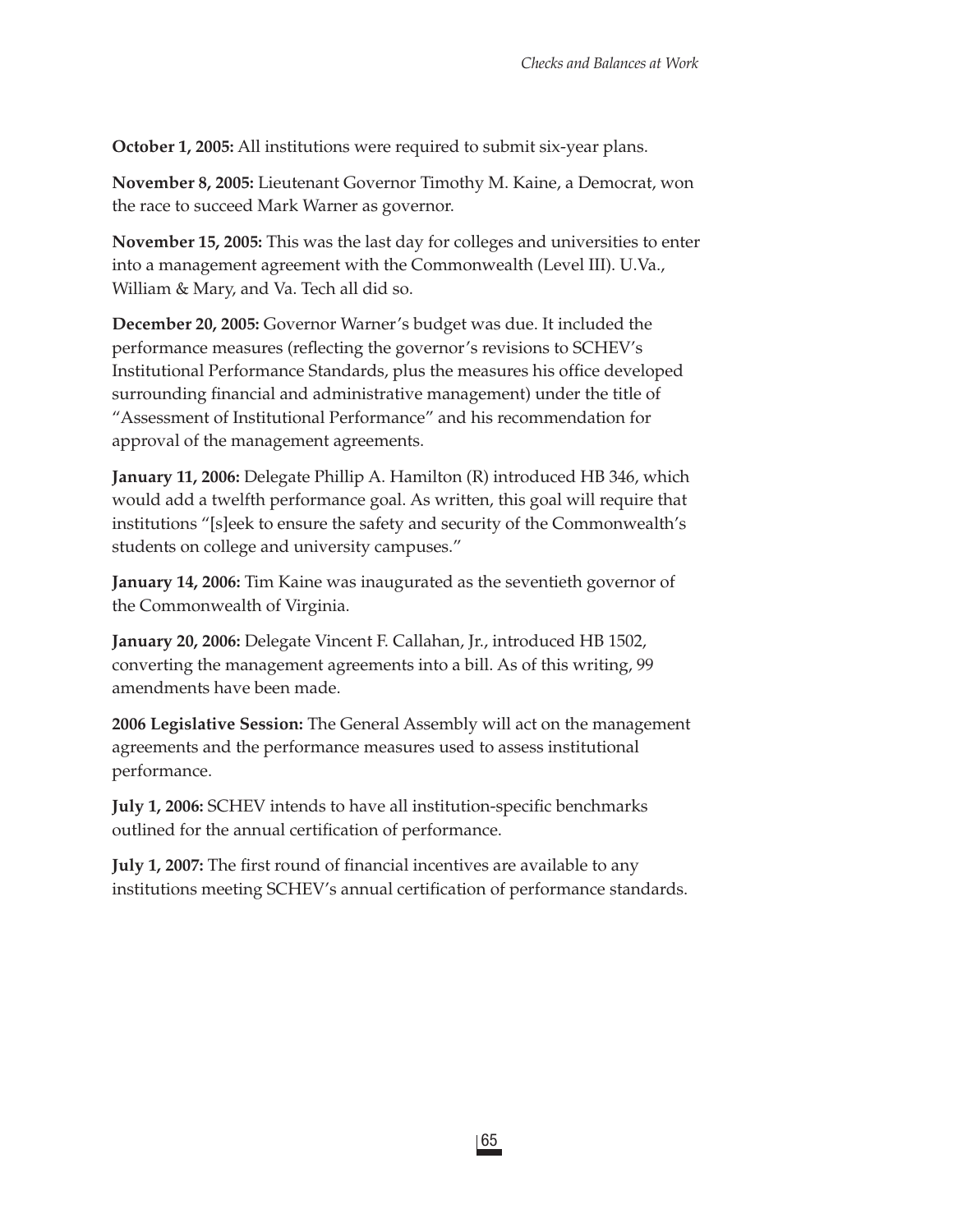**October 1, 2005:** All institutions were required to submit six-year plans.

**November 8, 2005:** Lieutenant Governor Timothy M. Kaine, a Democrat, won the race to succeed Mark Warner as governor.

**November 15, 2005:** This was the last day for colleges and universities to enter into a management agreement with the Commonwealth (Level III). U.Va., William & Mary, and Va. Tech all did so.

**December 20, 2005:** Governor Warner's budget was due. It included the performance measures (reflecting the governor's revisions to SCHEV's Institutional Performance Standards, plus the measures his office developed surrounding financial and administrative management) under the title of "Assessment of Institutional Performance" and his recommendation for approval of the management agreements.

**January 11, 2006:** Delegate Phillip A. Hamilton (R) introduced HB 346, which would add a twelfth performance goal. As written, this goal will require that institutions "[s]eek to ensure the safety and security of the Commonwealth's students on college and university campuses."

**January 14, 2006:** Tim Kaine was inaugurated as the seventieth governor of the Commonwealth of Virginia.

**January 20, 2006:** Delegate Vincent F. Callahan, Jr., introduced HB 1502, converting the management agreements into a bill. As of this writing, 99 amendments have been made.

**2006 Legislative Session:** The General Assembly will act on the management agreements and the performance measures used to assess institutional performance.

**July 1, 2006:** SCHEV intends to have all institution-specific benchmarks outlined for the annual certification of performance.

**July 1, 2007:** The first round of financial incentives are available to any institutions meeting SCHEV's annual certification of performance standards.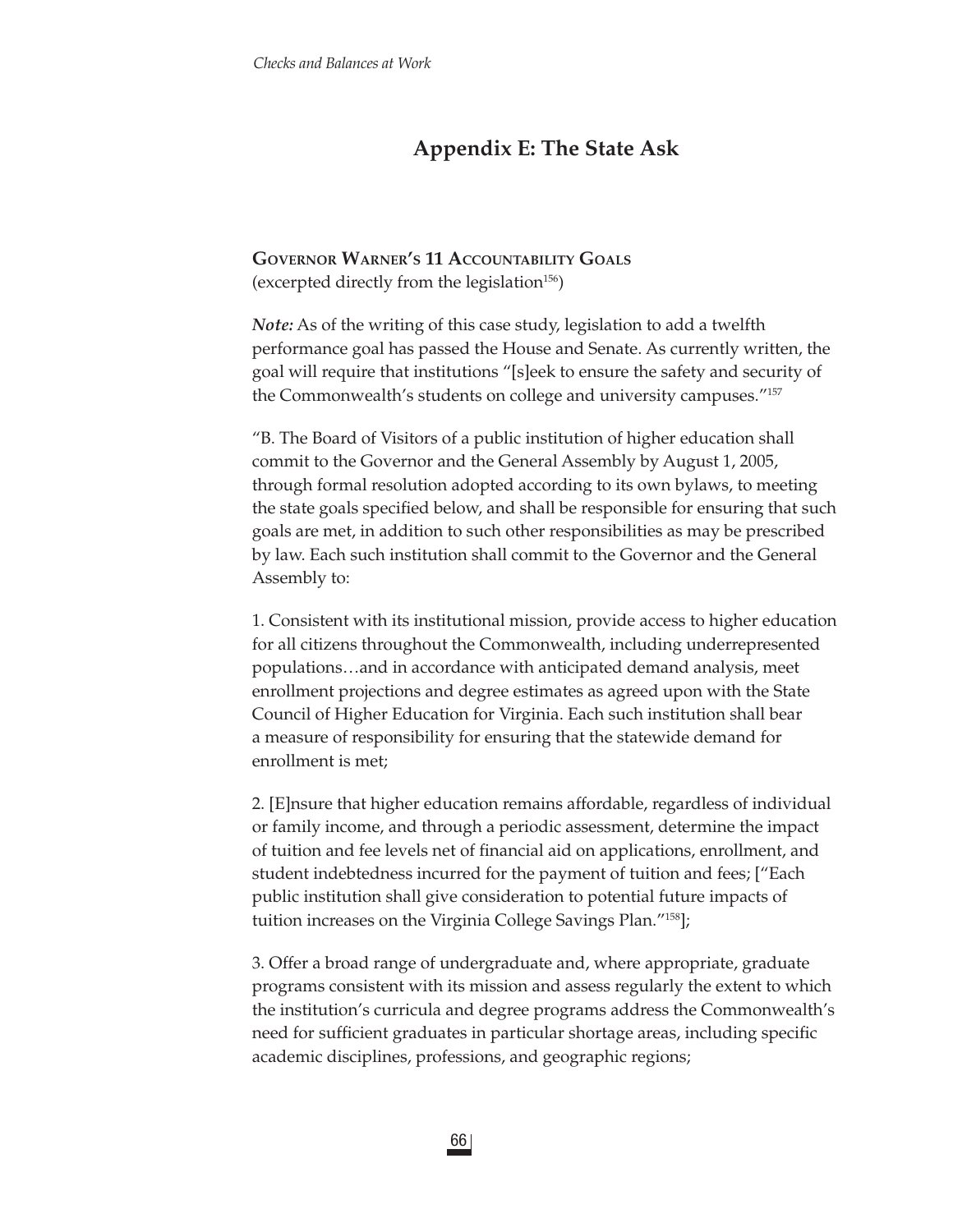## Appendix E: The State Ask

**Governor Warner's 11 Accountability Goals**
(excerpted directly from the legislation[156])

***Note:*** As of the writing of this case study, legislation to add a twelfth performance goal has passed the House and Senate. As currently written, the goal will require that institutions "[s]eek to ensure the safety and security of the Commonwealth's students on college and university campuses."[157]

"B. The Board of Visitors of a public institution of higher education shall commit to the Governor and the General Assembly by August 1, 2005, through formal resolution adopted according to its own bylaws, to meeting the state goals specified below, and shall be responsible for ensuring that such goals are met, in addition to such other responsibilities as may be prescribed by law. Each such institution shall commit to the Governor and the General Assembly to:

1. Consistent with its institutional mission, provide access to higher education for all citizens throughout the Commonwealth, including underrepresented populations…and in accordance with anticipated demand analysis, meet enrollment projections and degree estimates as agreed upon with the State Council of Higher Education for Virginia. Each such institution shall bear a measure of responsibility for ensuring that the statewide demand for enrollment is met;

2. [E]nsure that higher education remains affordable, regardless of individual or family income, and through a periodic assessment, determine the impact of tuition and fee levels net of financial aid on applications, enrollment, and student indebtedness incurred for the payment of tuition and fees; ["Each public institution shall give consideration to potential future impacts of tuition increases on the Virginia College Savings Plan."[158]];

3. Offer a broad range of undergraduate and, where appropriate, graduate programs consistent with its mission and assess regularly the extent to which the institution's curricula and degree programs address the Commonwealth's need for sufficient graduates in particular shortage areas, including specific academic disciplines, professions, and geographic regions;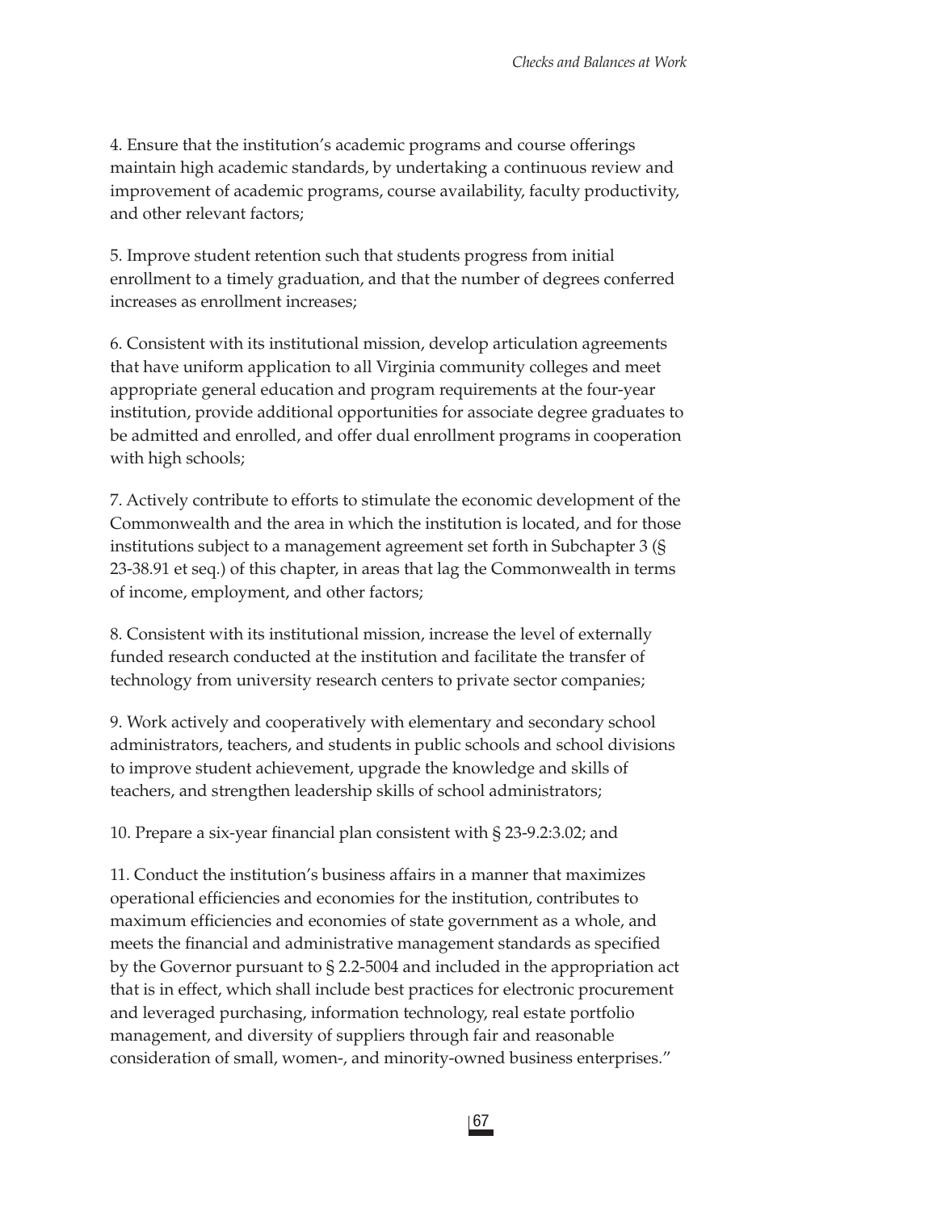4. Ensure that the institution's academic programs and course offerings maintain high academic standards, by undertaking a continuous review and improvement of academic programs, course availability, faculty productivity, and other relevant factors;

5. Improve student retention such that students progress from initial enrollment to a timely graduation, and that the number of degrees conferred increases as enrollment increases;

6. Consistent with its institutional mission, develop articulation agreements that have uniform application to all Virginia community colleges and meet appropriate general education and program requirements at the four-year institution, provide additional opportunities for associate degree graduates to be admitted and enrolled, and offer dual enrollment programs in cooperation with high schools;

7. Actively contribute to efforts to stimulate the economic development of the Commonwealth and the area in which the institution is located, and for those institutions subject to a management agreement set forth in Subchapter 3 (§ 23-38.91 et seq.) of this chapter, in areas that lag the Commonwealth in terms of income, employment, and other factors;

8. Consistent with its institutional mission, increase the level of externally funded research conducted at the institution and facilitate the transfer of technology from university research centers to private sector companies;

9. Work actively and cooperatively with elementary and secondary school administrators, teachers, and students in public schools and school divisions to improve student achievement, upgrade the knowledge and skills of teachers, and strengthen leadership skills of school administrators;

10. Prepare a six-year financial plan consistent with § 23-9.2:3.02; and

11. Conduct the institution's business affairs in a manner that maximizes operational efficiencies and economies for the institution, contributes to maximum efficiencies and economies of state government as a whole, and meets the financial and administrative management standards as specified by the Governor pursuant to § 2.2-5004 and included in the appropriation act that is in effect, which shall include best practices for electronic procurement and leveraged purchasing, information technology, real estate portfolio management, and diversity of suppliers through fair and reasonable consideration of small, women-, and minority-owned business enterprises."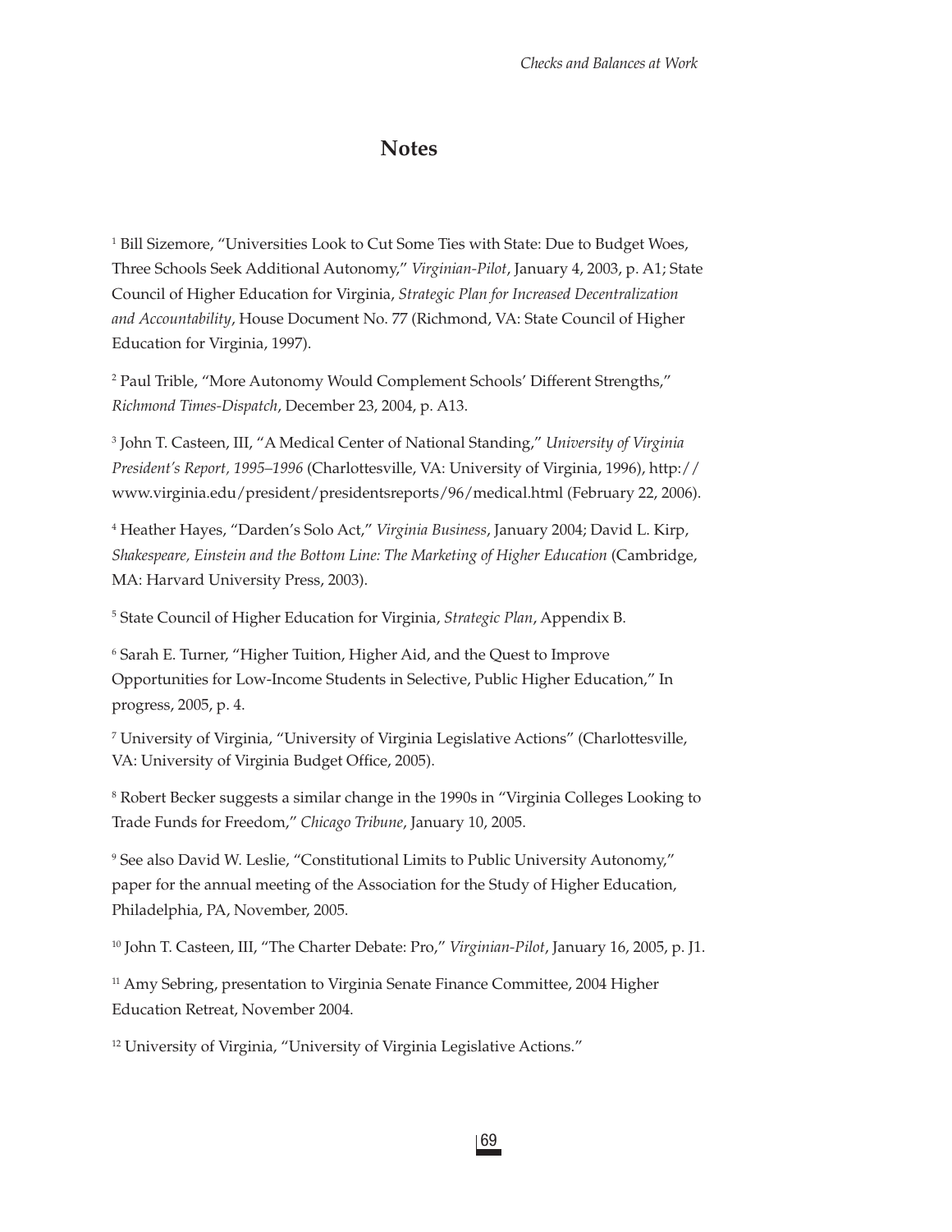## Notes

[1] Bill Sizemore, "Universities Look to Cut Some Ties with State: Due to Budget Woes, Three Schools Seek Additional Autonomy," *Virginian-Pilot*, January 4, 2003, p. A1; State Council of Higher Education for Virginia, *Strategic Plan for Increased Decentralization and Accountability*, House Document No. 77 (Richmond, VA: State Council of Higher Education for Virginia, 1997).

[2] Paul Trible, "More Autonomy Would Complement Schools' Different Strengths," *Richmond Times-Dispatch*, December 23, 2004, p. A13.

[3] John T. Casteen, III, "A Medical Center of National Standing," *University of Virginia President's Report, 1995–1996* (Charlottesville, VA: University of Virginia, 1996), http://www.virginia.edu/president/presidentsreports/96/medical.html (February 22, 2006).

[4] Heather Hayes, "Darden's Solo Act," *Virginia Business*, January 2004; David L. Kirp, *Shakespeare, Einstein and the Bottom Line: The Marketing of Higher Education* (Cambridge, MA: Harvard University Press, 2003).

[5] State Council of Higher Education for Virginia, *Strategic Plan*, Appendix B.

[6] Sarah E. Turner, "Higher Tuition, Higher Aid, and the Quest to Improve Opportunities for Low-Income Students in Selective, Public Higher Education," In progress, 2005, p. 4.

[7] University of Virginia, "University of Virginia Legislative Actions" (Charlottesville, VA: University of Virginia Budget Office, 2005).

[8] Robert Becker suggests a similar change in the 1990s in "Virginia Colleges Looking to Trade Funds for Freedom," *Chicago Tribune*, January 10, 2005.

[9] See also David W. Leslie, "Constitutional Limits to Public University Autonomy," paper for the annual meeting of the Association for the Study of Higher Education, Philadelphia, PA, November, 2005.

[10] John T. Casteen, III, "The Charter Debate: Pro," *Virginian-Pilot*, January 16, 2005, p. J1.

[11] Amy Sebring, presentation to Virginia Senate Finance Committee, 2004 Higher Education Retreat, November 2004.

[12] University of Virginia, "University of Virginia Legislative Actions."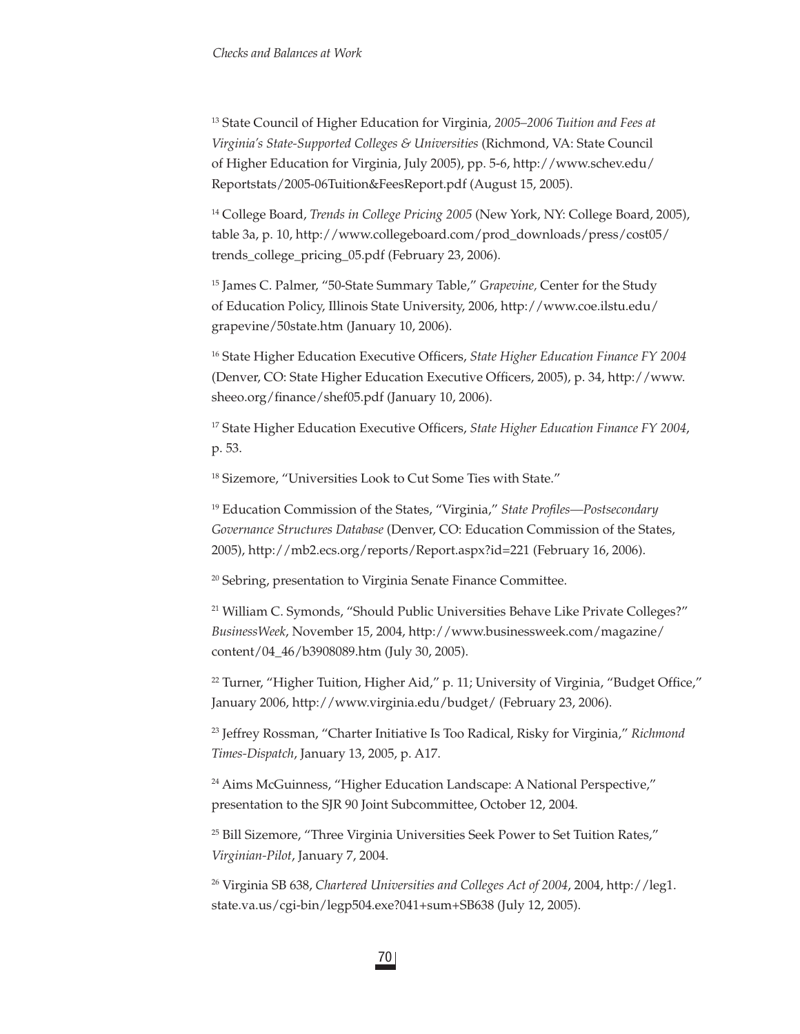[13] State Council of Higher Education for Virginia, *2005–2006 Tuition and Fees at Virginia's State-Supported Colleges & Universities* (Richmond, VA: State Council of Higher Education for Virginia, July 2005), pp. 5-6, http://www.schev.edu/Reportstats/2005-06Tuition&FeesReport.pdf (August 15, 2005).

[14] College Board, *Trends in College Pricing 2005* (New York, NY: College Board, 2005), table 3a, p. 10, http://www.collegeboard.com/prod_downloads/press/cost05/trends_college_pricing_05.pdf (February 23, 2006).

[15] James C. Palmer, "50-State Summary Table," *Grapevine,* Center for the Study of Education Policy, Illinois State University, 2006, http://www.coe.ilstu.edu/grapevine/50state.htm (January 10, 2006).

[16] State Higher Education Executive Officers, *State Higher Education Finance FY 2004* (Denver, CO: State Higher Education Executive Officers, 2005), p. 34, http://www.sheeo.org/finance/shef05.pdf (January 10, 2006).

[17] State Higher Education Executive Officers, *State Higher Education Finance FY 2004*, p. 53.

[18] Sizemore, "Universities Look to Cut Some Ties with State."

[19] Education Commission of the States, "Virginia," *State Profiles—Postsecondary Governance Structures Database* (Denver, CO: Education Commission of the States, 2005), http://mb2.ecs.org/reports/Report.aspx?id=221 (February 16, 2006).

[20] Sebring, presentation to Virginia Senate Finance Committee.

[21] William C. Symonds, "Should Public Universities Behave Like Private Colleges?" *BusinessWeek*, November 15, 2004, http://www.businessweek.com/magazine/content/04_46/b3908089.htm (July 30, 2005).

[22] Turner, "Higher Tuition, Higher Aid," p. 11; University of Virginia, "Budget Office," January 2006, http://www.virginia.edu/budget/ (February 23, 2006).

[23] Jeffrey Rossman, "Charter Initiative Is Too Radical, Risky for Virginia," *Richmond Times-Dispatch*, January 13, 2005, p. A17.

[24] Aims McGuinness, "Higher Education Landscape: A National Perspective," presentation to the SJR 90 Joint Subcommittee, October 12, 2004.

[25] Bill Sizemore, "Three Virginia Universities Seek Power to Set Tuition Rates," *Virginian-Pilot*, January 7, 2004.

[26] Virginia SB 638, *Chartered Universities and Colleges Act of 2004*, 2004, http://leg1.state.va.us/cgi-bin/legp504.exe?041+sum+SB638 (July 12, 2005).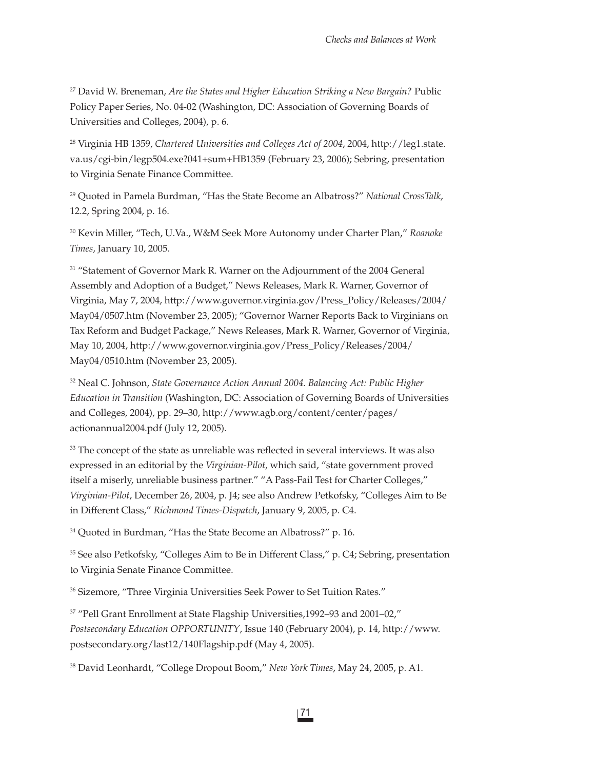[27] David W. Breneman, *Are the States and Higher Education Striking a New Bargain?* Public Policy Paper Series, No. 04-02 (Washington, DC: Association of Governing Boards of Universities and Colleges, 2004), p. 6.

[28] Virginia HB 1359, *Chartered Universities and Colleges Act of 2004*, 2004, http://leg1.state.va.us/cgi-bin/legp504.exe?041+sum+HB1359 (February 23, 2006); Sebring, presentation to Virginia Senate Finance Committee.

[29] Quoted in Pamela Burdman, "Has the State Become an Albatross?" *National CrossTalk*, 12.2, Spring 2004, p. 16.

[30] Kevin Miller, "Tech, U.Va., W&M Seek More Autonomy under Charter Plan," *Roanoke Times*, January 10, 2005.

[31] "Statement of Governor Mark R. Warner on the Adjournment of the 2004 General Assembly and Adoption of a Budget," News Releases, Mark R. Warner, Governor of Virginia, May 7, 2004, http://www.governor.virginia.gov/Press_Policy/Releases/2004/May04/0507.htm (November 23, 2005); "Governor Warner Reports Back to Virginians on Tax Reform and Budget Package," News Releases, Mark R. Warner, Governor of Virginia, May 10, 2004, http://www.governor.virginia.gov/Press_Policy/Releases/2004/May04/0510.htm (November 23, 2005).

[32] Neal C. Johnson, *State Governance Action Annual 2004. Balancing Act: Public Higher Education in Transition* (Washington, DC: Association of Governing Boards of Universities and Colleges, 2004), pp. 29–30, http://www.agb.org/content/center/pages/actionannual2004.pdf (July 12, 2005).

[33] The concept of the state as unreliable was reflected in several interviews. It was also expressed in an editorial by the *Virginian-Pilot,* which said, "state government proved itself a miserly, unreliable business partner." "A Pass-Fail Test for Charter Colleges," *Virginian-Pilot*, December 26, 2004, p. J4; see also Andrew Petkofsky, "Colleges Aim to Be in Different Class," *Richmond Times-Dispatch*, January 9, 2005, p. C4.

[34] Quoted in Burdman, "Has the State Become an Albatross?" p. 16.

[35] See also Petkofsky, "Colleges Aim to Be in Different Class," p. C4; Sebring, presentation to Virginia Senate Finance Committee.

[36] Sizemore, "Three Virginia Universities Seek Power to Set Tuition Rates."

[37] "Pell Grant Enrollment at State Flagship Universities,1992–93 and 2001–02," *Postsecondary Education OPPORTUNITY*, Issue 140 (February 2004), p. 14, http://www.postsecondary.org/last12/140Flagship.pdf (May 4, 2005).

[38] David Leonhardt, "College Dropout Boom," *New York Times*, May 24, 2005, p. A1.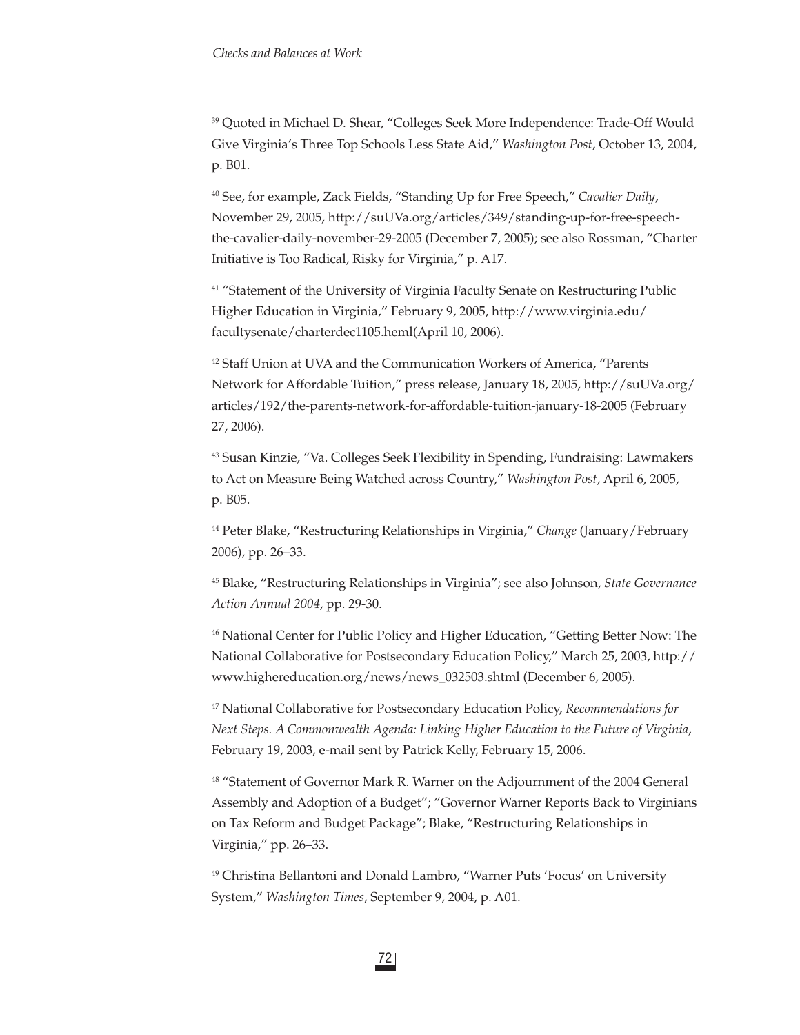[39] Quoted in Michael D. Shear, "Colleges Seek More Independence: Trade-Off Would Give Virginia's Three Top Schools Less State Aid," *Washington Post*, October 13, 2004, p. B01.

[40] See, for example, Zack Fields, "Standing Up for Free Speech," *Cavalier Daily*, November 29, 2005, http://suUVa.org/articles/349/standing-up-for-free-speech-the-cavalier-daily-november-29-2005 (December 7, 2005); see also Rossman, "Charter Initiative is Too Radical, Risky for Virginia," p. A17.

[41] "Statement of the University of Virginia Faculty Senate on Restructuring Public Higher Education in Virginia," February 9, 2005, http://www.virginia.edu/facultysenate/charterdec1105.heml(April 10, 2006).

[42] Staff Union at UVA and the Communication Workers of America, "Parents Network for Affordable Tuition," press release, January 18, 2005, http://suUVa.org/articles/192/the-parents-network-for-affordable-tuition-january-18-2005 (February 27, 2006).

[43] Susan Kinzie, "Va. Colleges Seek Flexibility in Spending, Fundraising: Lawmakers to Act on Measure Being Watched across Country," *Washington Post*, April 6, 2005, p. B05.

[44] Peter Blake, "Restructuring Relationships in Virginia," *Change* (January/February 2006), pp. 26–33.

[45] Blake, "Restructuring Relationships in Virginia"; see also Johnson, *State Governance Action Annual 2004*, pp. 29-30.

[46] National Center for Public Policy and Higher Education, "Getting Better Now: The National Collaborative for Postsecondary Education Policy," March 25, 2003, http://www.highereducation.org/news/news_032503.shtml (December 6, 2005).

[47] National Collaborative for Postsecondary Education Policy, *Recommendations for Next Steps. A Commonwealth Agenda: Linking Higher Education to the Future of Virginia*, February 19, 2003, e-mail sent by Patrick Kelly, February 15, 2006.

[48] "Statement of Governor Mark R. Warner on the Adjournment of the 2004 General Assembly and Adoption of a Budget"; "Governor Warner Reports Back to Virginians on Tax Reform and Budget Package"; Blake, "Restructuring Relationships in Virginia," pp. 26–33.

[49] Christina Bellantoni and Donald Lambro, "Warner Puts 'Focus' on University System," *Washington Times*, September 9, 2004, p. A01.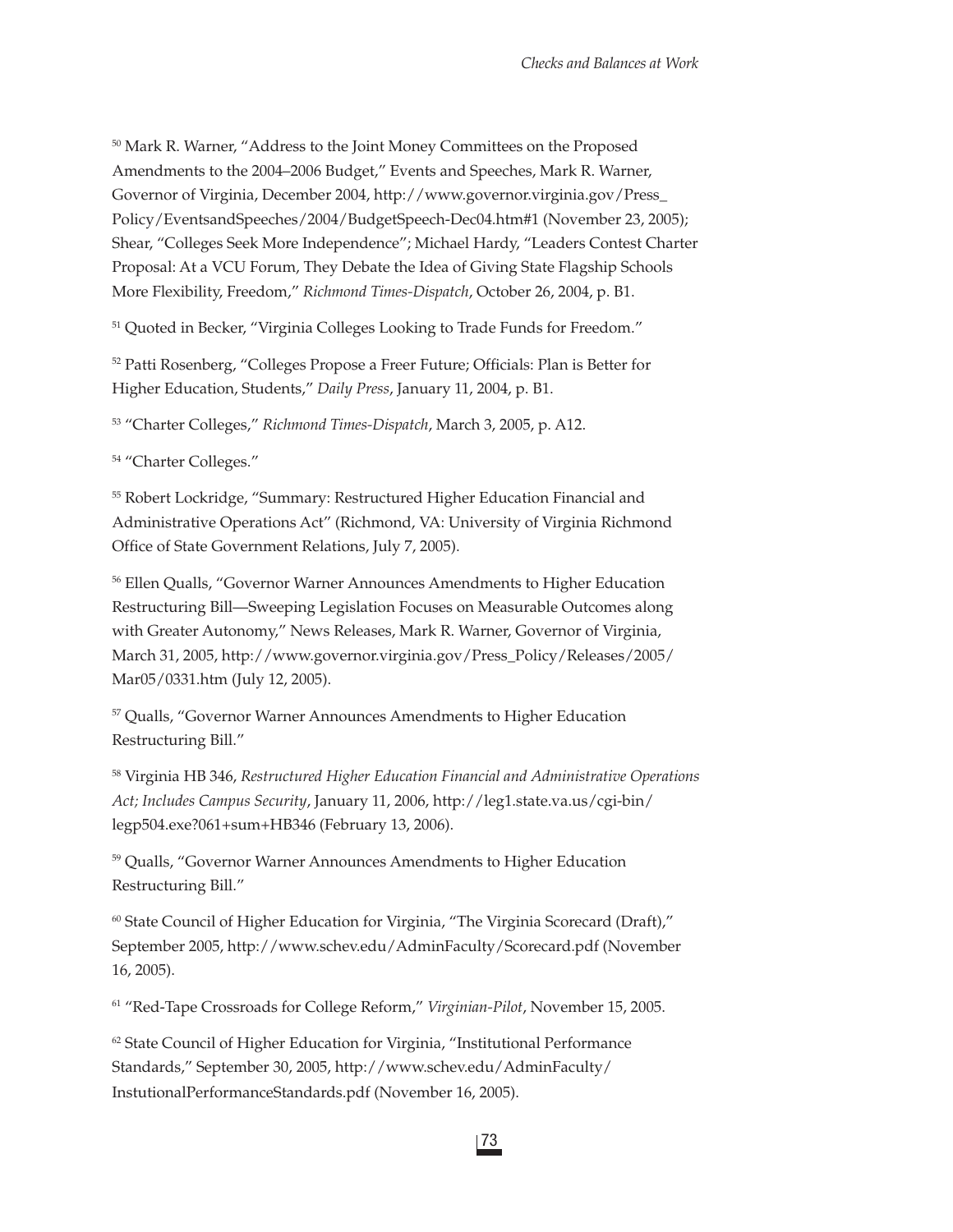[50] Mark R. Warner, "Address to the Joint Money Committees on the Proposed Amendments to the 2004–2006 Budget," Events and Speeches, Mark R. Warner, Governor of Virginia, December 2004, http://www.governor.virginia.gov/Press_Policy/EventsandSpeeches/2004/BudgetSpeech-Dec04.htm#1 (November 23, 2005); Shear, "Colleges Seek More Independence"; Michael Hardy, "Leaders Contest Charter Proposal: At a VCU Forum, They Debate the Idea of Giving State Flagship Schools More Flexibility, Freedom," *Richmond Times-Dispatch*, October 26, 2004, p. B1.

[51] Quoted in Becker, "Virginia Colleges Looking to Trade Funds for Freedom."

[52] Patti Rosenberg, "Colleges Propose a Freer Future; Officials: Plan is Better for Higher Education, Students," *Daily Press*, January 11, 2004, p. B1.

[53] "Charter Colleges," *Richmond Times-Dispatch*, March 3, 2005, p. A12.

[54] "Charter Colleges."

[55] Robert Lockridge, "Summary: Restructured Higher Education Financial and Administrative Operations Act" (Richmond, VA: University of Virginia Richmond Office of State Government Relations, July 7, 2005).

[56] Ellen Qualls, "Governor Warner Announces Amendments to Higher Education Restructuring Bill—Sweeping Legislation Focuses on Measurable Outcomes along with Greater Autonomy," News Releases, Mark R. Warner, Governor of Virginia, March 31, 2005, http://www.governor.virginia.gov/Press_Policy/Releases/2005/Mar05/0331.htm (July 12, 2005).

[57] Qualls, "Governor Warner Announces Amendments to Higher Education Restructuring Bill."

[58] Virginia HB 346, *Restructured Higher Education Financial and Administrative Operations Act; Includes Campus Security*, January 11, 2006, http://leg1.state.va.us/cgi-bin/legp504.exe?061+sum+HB346 (February 13, 2006).

[59] Qualls, "Governor Warner Announces Amendments to Higher Education Restructuring Bill."

[60] State Council of Higher Education for Virginia, "The Virginia Scorecard (Draft)," September 2005, http://www.schev.edu/AdminFaculty/Scorecard.pdf (November 16, 2005).

[61] "Red-Tape Crossroads for College Reform," *Virginian-Pilot*, November 15, 2005.

[62] State Council of Higher Education for Virginia, "Institutional Performance Standards," September 30, 2005, http://www.schev.edu/AdminFaculty/InstutionalPerformanceStandards.pdf (November 16, 2005).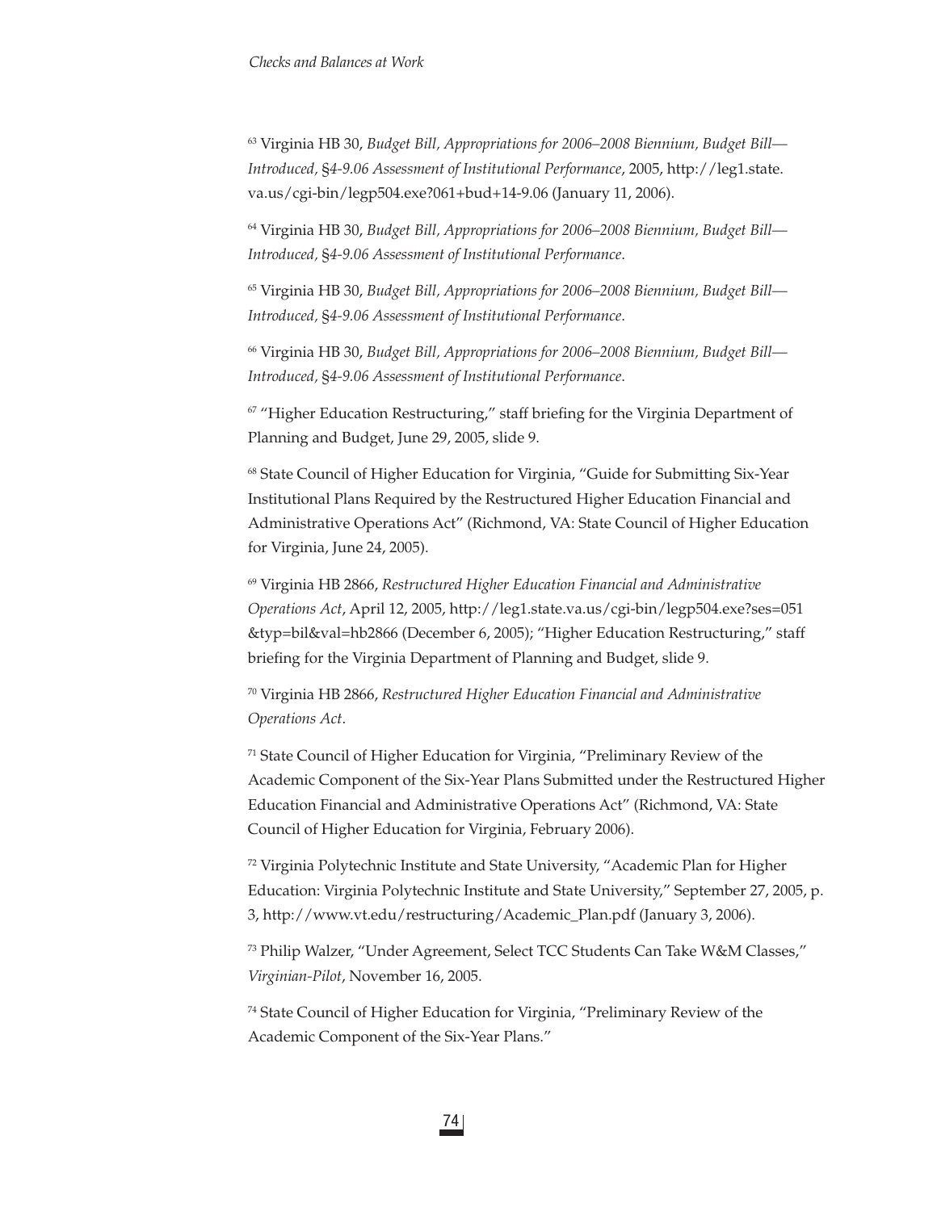[63] Virginia HB 30, *Budget Bill, Appropriations for 2006–2008 Biennium, Budget Bill—Introduced, §4-9.06 Assessment of Institutional Performance*, 2005, http://leg1.state.va.us/cgi-bin/legp504.exe?061+bud+14-9.06 (January 11, 2006).

[64] Virginia HB 30, *Budget Bill, Appropriations for 2006–2008 Biennium, Budget Bill—Introduced, §4-9.06 Assessment of Institutional Performance*.

[65] Virginia HB 30, *Budget Bill, Appropriations for 2006–2008 Biennium, Budget Bill—Introduced, §4-9.06 Assessment of Institutional Performance*.

[66] Virginia HB 30, *Budget Bill, Appropriations for 2006–2008 Biennium, Budget Bill—Introduced, §4-9.06 Assessment of Institutional Performance*.

[67] "Higher Education Restructuring," staff briefing for the Virginia Department of Planning and Budget, June 29, 2005, slide 9.

[68] State Council of Higher Education for Virginia, "Guide for Submitting Six-Year Institutional Plans Required by the Restructured Higher Education Financial and Administrative Operations Act" (Richmond, VA: State Council of Higher Education for Virginia, June 24, 2005).

[69] Virginia HB 2866, *Restructured Higher Education Financial and Administrative Operations Act*, April 12, 2005, http://leg1.state.va.us/cgi-bin/legp504.exe?ses=051&typ=bil&val=hb2866 (December 6, 2005); "Higher Education Restructuring," staff briefing for the Virginia Department of Planning and Budget, slide 9.

[70] Virginia HB 2866, *Restructured Higher Education Financial and Administrative Operations Act*.

[71] State Council of Higher Education for Virginia, "Preliminary Review of the Academic Component of the Six-Year Plans Submitted under the Restructured Higher Education Financial and Administrative Operations Act" (Richmond, VA: State Council of Higher Education for Virginia, February 2006).

[72] Virginia Polytechnic Institute and State University, "Academic Plan for Higher Education: Virginia Polytechnic Institute and State University," September 27, 2005, p. 3, http://www.vt.edu/restructuring/Academic_Plan.pdf (January 3, 2006).

[73] Philip Walzer, "Under Agreement, Select TCC Students Can Take W&M Classes," *Virginian-Pilot*, November 16, 2005.

[74] State Council of Higher Education for Virginia, "Preliminary Review of the Academic Component of the Six-Year Plans."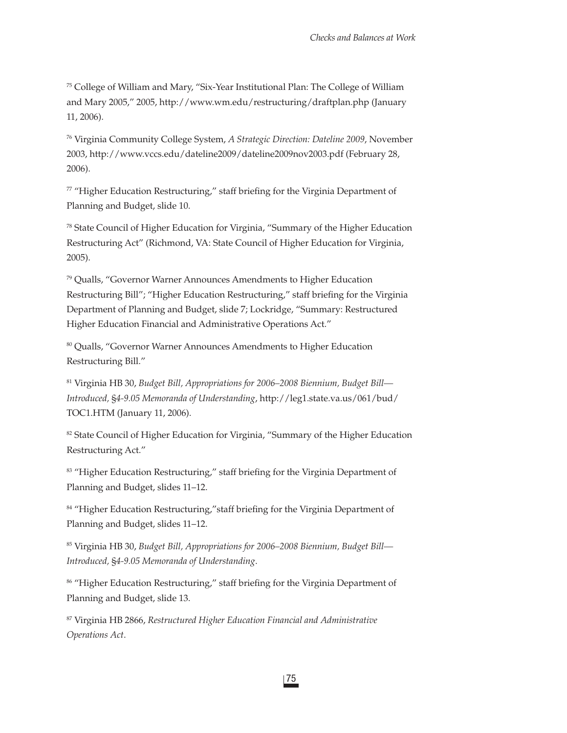[75] College of William and Mary, "Six-Year Institutional Plan: The College of William and Mary 2005," 2005, http://www.wm.edu/restructuring/draftplan.php (January 11, 2006).

[76] Virginia Community College System, *A Strategic Direction: Dateline 2009*, November 2003, http://www.vccs.edu/dateline2009/dateline2009nov2003.pdf (February 28, 2006).

[77] "Higher Education Restructuring," staff briefing for the Virginia Department of Planning and Budget, slide 10.

[78] State Council of Higher Education for Virginia, "Summary of the Higher Education Restructuring Act" (Richmond, VA: State Council of Higher Education for Virginia, 2005).

[79] Qualls, "Governor Warner Announces Amendments to Higher Education Restructuring Bill"; "Higher Education Restructuring," staff briefing for the Virginia Department of Planning and Budget, slide 7; Lockridge, "Summary: Restructured Higher Education Financial and Administrative Operations Act."

[80] Qualls, "Governor Warner Announces Amendments to Higher Education Restructuring Bill."

[81] Virginia HB 30, *Budget Bill, Appropriations for 2006–2008 Biennium, Budget Bill—Introduced, §4-9.05 Memoranda of Understanding*, http://leg1.state.va.us/061/bud/TOC1.HTM (January 11, 2006).

[82] State Council of Higher Education for Virginia, "Summary of the Higher Education Restructuring Act."

[83] "Higher Education Restructuring," staff briefing for the Virginia Department of Planning and Budget, slides 11–12.

[84] "Higher Education Restructuring,"staff briefing for the Virginia Department of Planning and Budget, slides 11–12.

[85] Virginia HB 30, *Budget Bill, Appropriations for 2006–2008 Biennium, Budget Bill—Introduced, §4-9.05 Memoranda of Understanding*.

[86] "Higher Education Restructuring," staff briefing for the Virginia Department of Planning and Budget, slide 13.

[87] Virginia HB 2866, *Restructured Higher Education Financial and Administrative Operations Act*.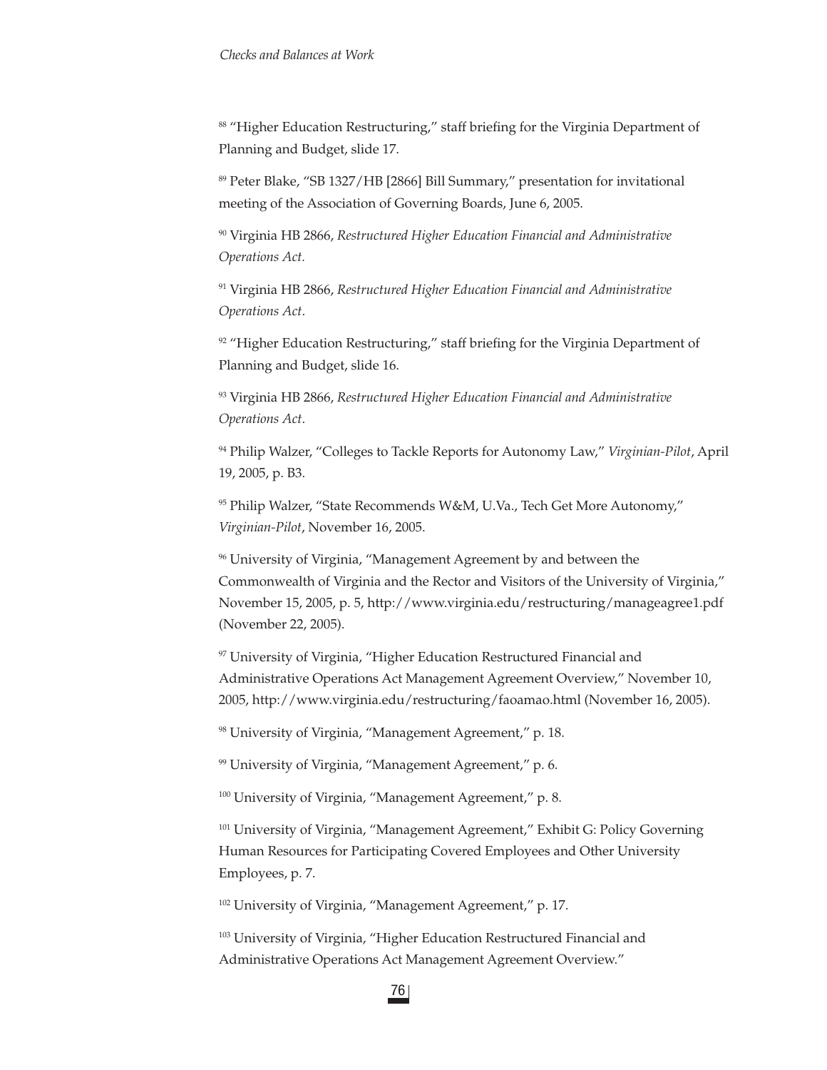[88] "Higher Education Restructuring," staff briefing for the Virginia Department of Planning and Budget, slide 17.

[89] Peter Blake, "SB 1327/HB [2866] Bill Summary," presentation for invitational meeting of the Association of Governing Boards, June 6, 2005.

[90] Virginia HB 2866, *Restructured Higher Education Financial and Administrative Operations Act.*

[91] Virginia HB 2866, *Restructured Higher Education Financial and Administrative Operations Act*.

[92] "Higher Education Restructuring," staff briefing for the Virginia Department of Planning and Budget, slide 16.

[93] Virginia HB 2866, *Restructured Higher Education Financial and Administrative Operations Act*.

[94] Philip Walzer, "Colleges to Tackle Reports for Autonomy Law," *Virginian-Pilot*, April 19, 2005, p. B3.

[95] Philip Walzer, "State Recommends W&M, U.Va., Tech Get More Autonomy," *Virginian-Pilot*, November 16, 2005.

[96] University of Virginia, "Management Agreement by and between the Commonwealth of Virginia and the Rector and Visitors of the University of Virginia," November 15, 2005, p. 5, http://www.virginia.edu/restructuring/manageagree1.pdf (November 22, 2005).

[97] University of Virginia, "Higher Education Restructured Financial and Administrative Operations Act Management Agreement Overview," November 10, 2005, http://www.virginia.edu/restructuring/faoamao.html (November 16, 2005).

[98] University of Virginia, "Management Agreement," p. 18.

[99] University of Virginia, "Management Agreement," p. 6.

[100] University of Virginia, "Management Agreement," p. 8.

[101] University of Virginia, "Management Agreement," Exhibit G: Policy Governing Human Resources for Participating Covered Employees and Other University Employees, p. 7.

[102] University of Virginia, "Management Agreement," p. 17.

[103] University of Virginia, "Higher Education Restructured Financial and Administrative Operations Act Management Agreement Overview."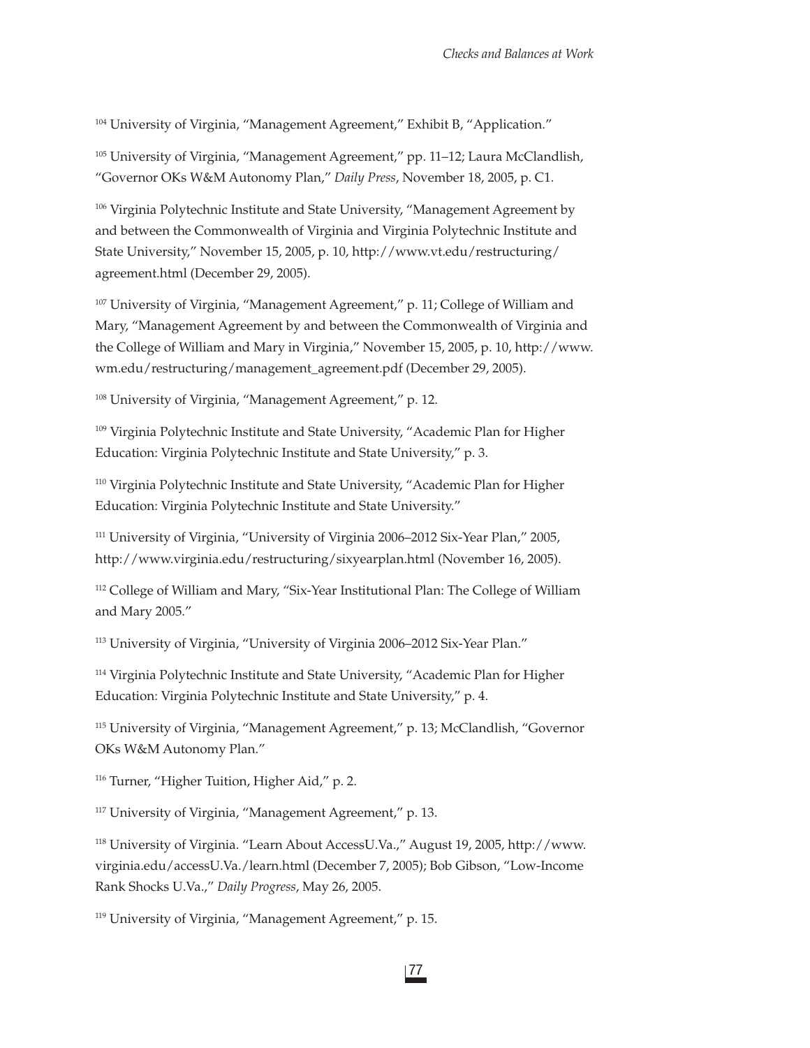[104] University of Virginia, "Management Agreement," Exhibit B, "Application."

[105] University of Virginia, "Management Agreement," pp. 11–12; Laura McClandlish, "Governor OKs W&M Autonomy Plan," *Daily Press*, November 18, 2005, p. C1.

[106] Virginia Polytechnic Institute and State University, "Management Agreement by and between the Commonwealth of Virginia and Virginia Polytechnic Institute and State University," November 15, 2005, p. 10, http://www.vt.edu/restructuring/agreement.html (December 29, 2005).

[107] University of Virginia, "Management Agreement," p. 11; College of William and Mary, "Management Agreement by and between the Commonwealth of Virginia and the College of William and Mary in Virginia," November 15, 2005, p. 10, http://www.wm.edu/restructuring/management_agreement.pdf (December 29, 2005).

[108] University of Virginia, "Management Agreement," p. 12.

[109] Virginia Polytechnic Institute and State University, "Academic Plan for Higher Education: Virginia Polytechnic Institute and State University," p. 3.

[110] Virginia Polytechnic Institute and State University, "Academic Plan for Higher Education: Virginia Polytechnic Institute and State University."

[111] University of Virginia, "University of Virginia 2006–2012 Six-Year Plan," 2005, http://www.virginia.edu/restructuring/sixyearplan.html (November 16, 2005).

[112] College of William and Mary, "Six-Year Institutional Plan: The College of William and Mary 2005."

[113] University of Virginia, "University of Virginia 2006–2012 Six-Year Plan."

[114] Virginia Polytechnic Institute and State University, "Academic Plan for Higher Education: Virginia Polytechnic Institute and State University," p. 4.

[115] University of Virginia, "Management Agreement," p. 13; McClandlish, "Governor OKs W&M Autonomy Plan."

[116] Turner, "Higher Tuition, Higher Aid," p. 2.

[117] University of Virginia, "Management Agreement," p. 13.

[118] University of Virginia. "Learn About AccessU.Va.," August 19, 2005, http://www.virginia.edu/accessU.Va./learn.html (December 7, 2005); Bob Gibson, "Low-Income Rank Shocks U.Va.," *Daily Progress*, May 26, 2005.

[119] University of Virginia, "Management Agreement," p. 15.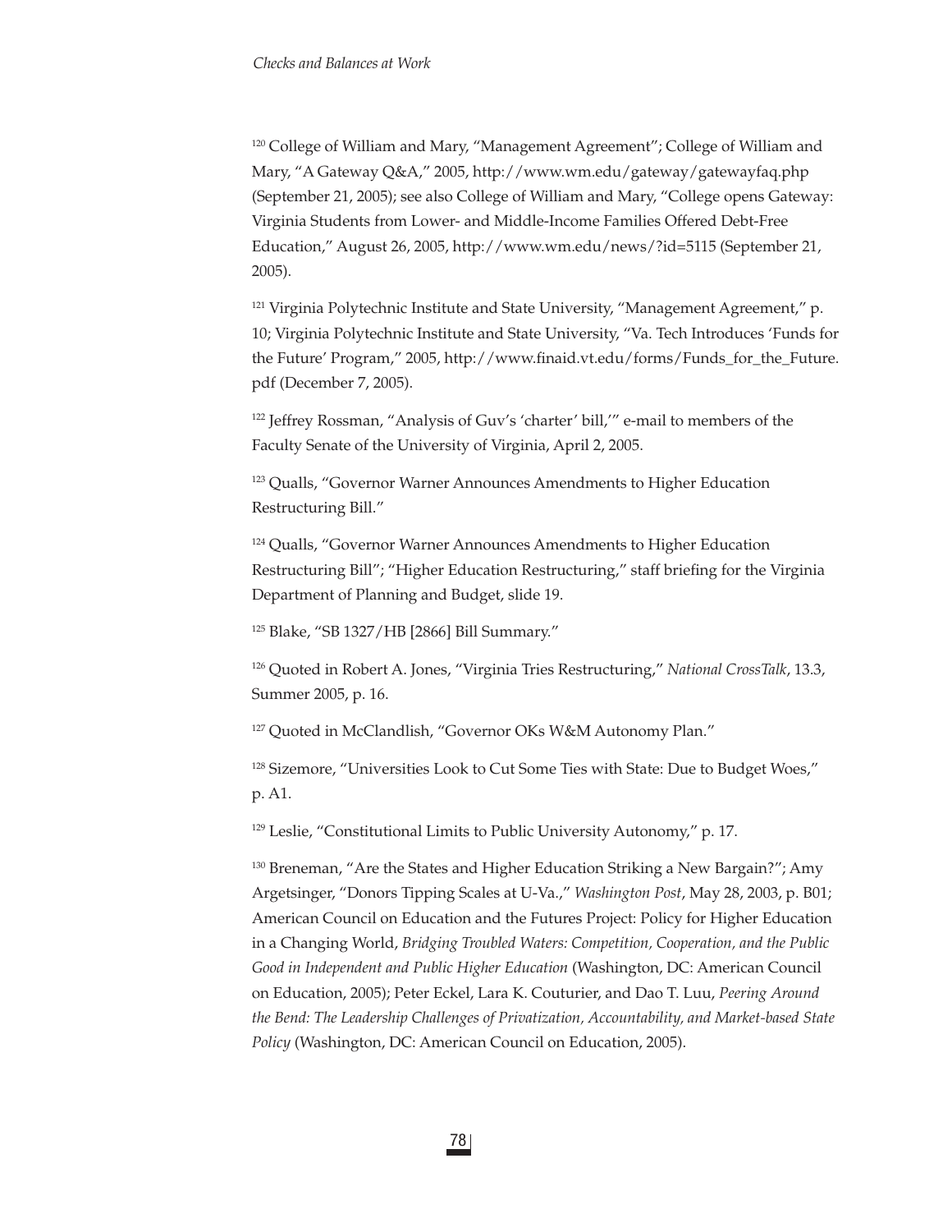[120] College of William and Mary, "Management Agreement"; College of William and Mary, "A Gateway Q&A," 2005, http://www.wm.edu/gateway/gatewayfaq.php (September 21, 2005); see also College of William and Mary, "College opens Gateway: Virginia Students from Lower- and Middle-Income Families Offered Debt-Free Education," August 26, 2005, http://www.wm.edu/news/?id=5115 (September 21, 2005).

[121] Virginia Polytechnic Institute and State University, "Management Agreement," p. 10; Virginia Polytechnic Institute and State University, "Va. Tech Introduces 'Funds for the Future' Program," 2005, http://www.finaid.vt.edu/forms/Funds_for_the_Future.pdf (December 7, 2005).

[122] Jeffrey Rossman, "Analysis of Guv's 'charter' bill,'" e-mail to members of the Faculty Senate of the University of Virginia, April 2, 2005.

[123] Qualls, "Governor Warner Announces Amendments to Higher Education Restructuring Bill."

[124] Qualls, "Governor Warner Announces Amendments to Higher Education Restructuring Bill"; "Higher Education Restructuring," staff briefing for the Virginia Department of Planning and Budget, slide 19.

[125] Blake, "SB 1327/HB [2866] Bill Summary."

[126] Quoted in Robert A. Jones, "Virginia Tries Restructuring," *National CrossTalk*, 13.3, Summer 2005, p. 16.

[127] Quoted in McClandlish, "Governor OKs W&M Autonomy Plan."

[128] Sizemore, "Universities Look to Cut Some Ties with State: Due to Budget Woes," p. A1.

[129] Leslie, "Constitutional Limits to Public University Autonomy," p. 17.

[130] Breneman, "Are the States and Higher Education Striking a New Bargain?"; Amy Argetsinger, "Donors Tipping Scales at U-Va.," *Washington Post*, May 28, 2003, p. B01; American Council on Education and the Futures Project: Policy for Higher Education in a Changing World, *Bridging Troubled Waters: Competition, Cooperation, and the Public Good in Independent and Public Higher Education* (Washington, DC: American Council on Education, 2005); Peter Eckel, Lara K. Couturier, and Dao T. Luu, *Peering Around the Bend: The Leadership Challenges of Privatization, Accountability, and Market-based State Policy* (Washington, DC: American Council on Education, 2005).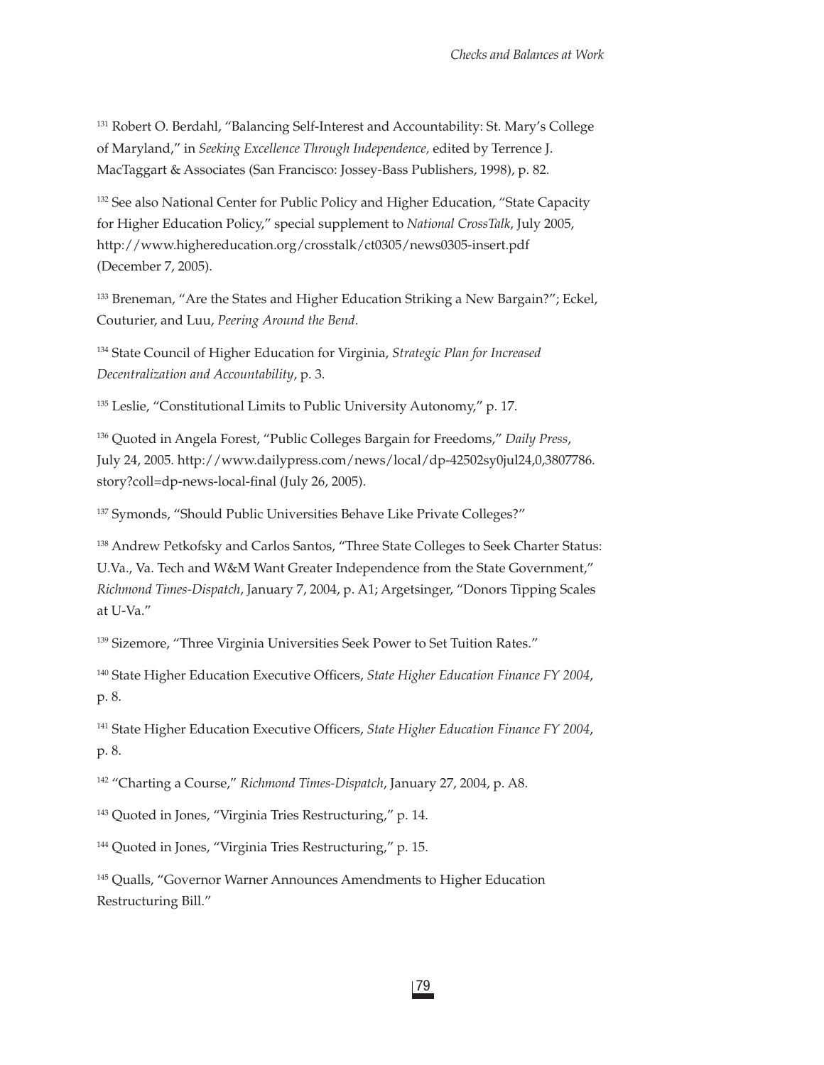[131] Robert O. Berdahl, "Balancing Self-Interest and Accountability: St. Mary's College of Maryland," in *Seeking Excellence Through Independence*, edited by Terrence J. MacTaggart & Associates (San Francisco: Jossey-Bass Publishers, 1998), p. 82.

[132] See also National Center for Public Policy and Higher Education, "State Capacity for Higher Education Policy," special supplement to *National CrossTalk*, July 2005, http://www.highereducation.org/crosstalk/ct0305/news0305-insert.pdf (December 7, 2005).

[133] Breneman, "Are the States and Higher Education Striking a New Bargain?"; Eckel, Couturier, and Luu, *Peering Around the Bend*.

[134] State Council of Higher Education for Virginia, *Strategic Plan for Increased Decentralization and Accountability*, p. 3.

[135] Leslie, "Constitutional Limits to Public University Autonomy," p. 17.

[136] Quoted in Angela Forest, "Public Colleges Bargain for Freedoms," *Daily Press*, July 24, 2005. http://www.dailypress.com/news/local/dp-42502sy0jul24,0,3807786.story?coll=dp-news-local-final (July 26, 2005).

[137] Symonds, "Should Public Universities Behave Like Private Colleges?"

[138] Andrew Petkofsky and Carlos Santos, "Three State Colleges to Seek Charter Status: U.Va., Va. Tech and W&M Want Greater Independence from the State Government," *Richmond Times-Dispatch*, January 7, 2004, p. A1; Argetsinger, "Donors Tipping Scales at U-Va."

[139] Sizemore, "Three Virginia Universities Seek Power to Set Tuition Rates."

[140] State Higher Education Executive Officers, *State Higher Education Finance FY 2004*, p. 8.

[141] State Higher Education Executive Officers, *State Higher Education Finance FY 2004*, p. 8.

[142] "Charting a Course," *Richmond Times-Dispatch*, January 27, 2004, p. A8.

[143] Quoted in Jones, "Virginia Tries Restructuring," p. 14.

[144] Quoted in Jones, "Virginia Tries Restructuring," p. 15.

[145] Qualls, "Governor Warner Announces Amendments to Higher Education Restructuring Bill."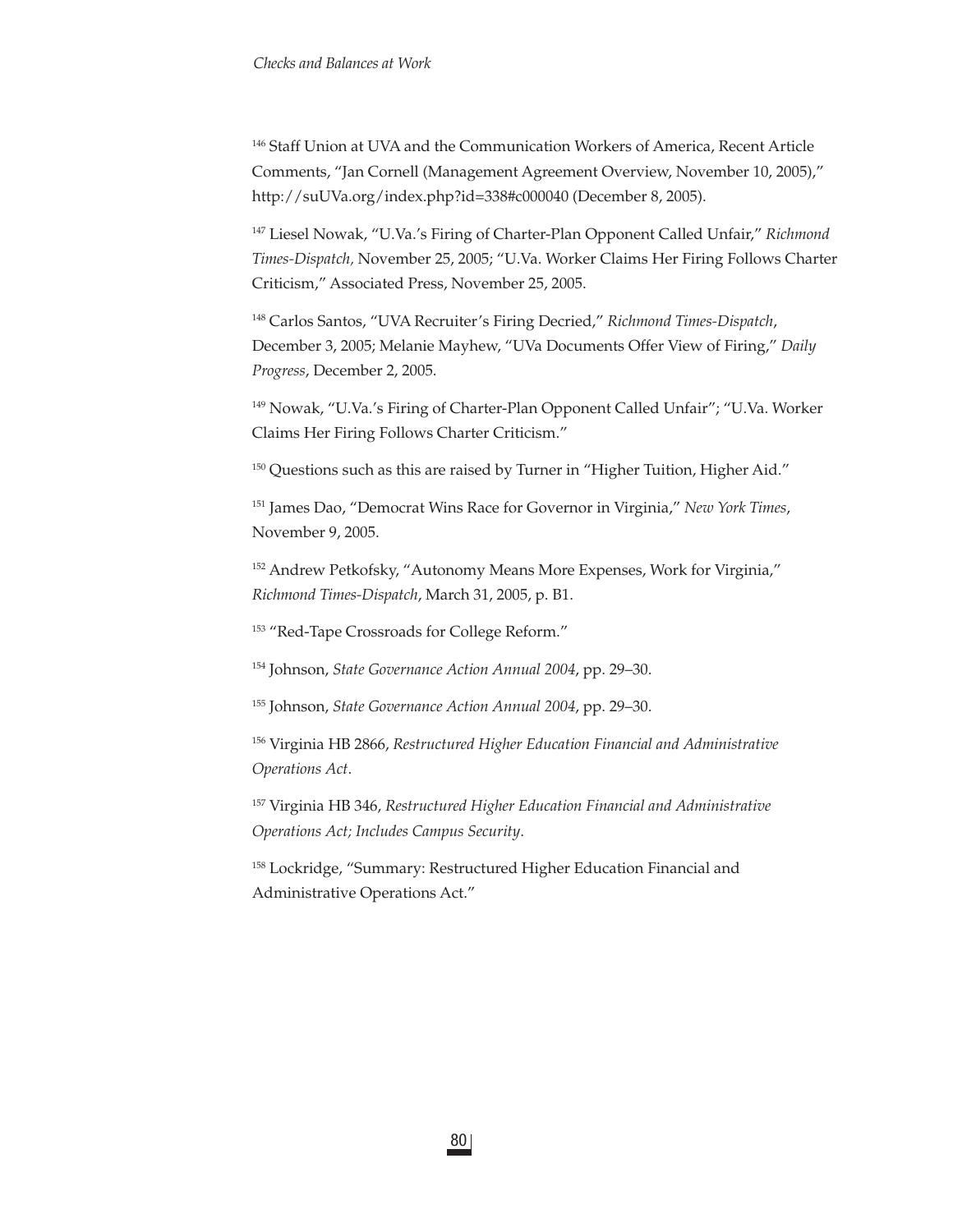[146] Staff Union at UVA and the Communication Workers of America, Recent Article Comments, "Jan Cornell (Management Agreement Overview, November 10, 2005)," http://suUVa.org/index.php?id=338#c000040 (December 8, 2005).

[147] Liesel Nowak, "U.Va.'s Firing of Charter-Plan Opponent Called Unfair," *Richmond Times-Dispatch,* November 25, 2005; "U.Va. Worker Claims Her Firing Follows Charter Criticism," Associated Press, November 25, 2005.

[148] Carlos Santos, "UVA Recruiter's Firing Decried," *Richmond Times-Dispatch*, December 3, 2005; Melanie Mayhew, "UVa Documents Offer View of Firing," *Daily Progress*, December 2, 2005.

[149] Nowak, "U.Va.'s Firing of Charter-Plan Opponent Called Unfair"; "U.Va. Worker Claims Her Firing Follows Charter Criticism."

[150] Questions such as this are raised by Turner in "Higher Tuition, Higher Aid."

[151] James Dao, "Democrat Wins Race for Governor in Virginia," *New York Times*, November 9, 2005.

[152] Andrew Petkofsky, "Autonomy Means More Expenses, Work for Virginia," *Richmond Times-Dispatch*, March 31, 2005, p. B1.

[153] "Red-Tape Crossroads for College Reform."

[154] Johnson, *State Governance Action Annual 2004*, pp. 29–30.

[155] Johnson, *State Governance Action Annual 2004*, pp. 29–30.

[156] Virginia HB 2866, *Restructured Higher Education Financial and Administrative Operations Act*.

[157] Virginia HB 346, *Restructured Higher Education Financial and Administrative Operations Act; Includes Campus Security*.

[158] Lockridge, "Summary: Restructured Higher Education Financial and Administrative Operations Act."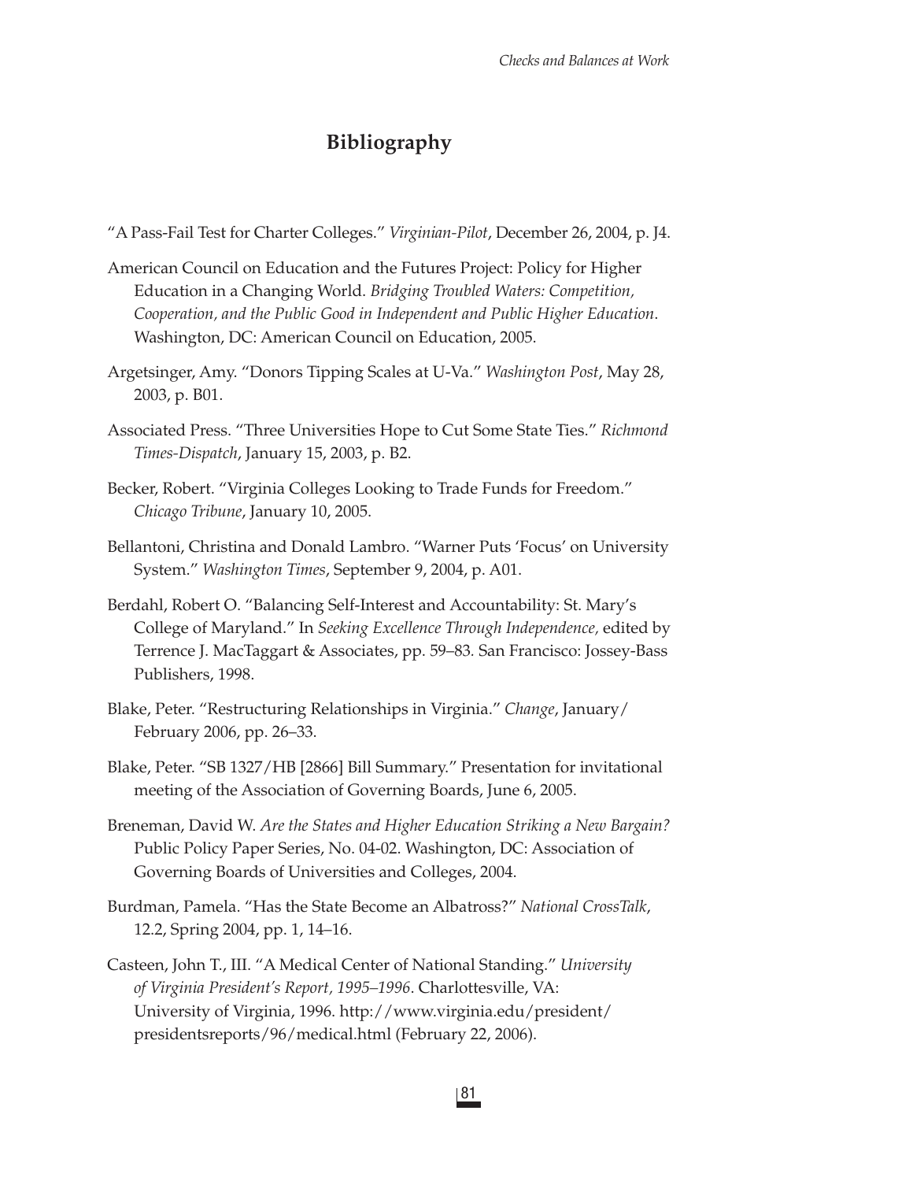## Bibliography

"A Pass-Fail Test for Charter Colleges." *Virginian-Pilot*, December 26, 2004, p. J4.

American Council on Education and the Futures Project: Policy for Higher Education in a Changing World. *Bridging Troubled Waters: Competition, Cooperation, and the Public Good in Independent and Public Higher Education*. Washington, DC: American Council on Education, 2005.

Argetsinger, Amy. "Donors Tipping Scales at U-Va." *Washington Post*, May 28, 2003, p. B01.

Associated Press. "Three Universities Hope to Cut Some State Ties." *Richmond Times-Dispatch*, January 15, 2003, p. B2.

Becker, Robert. "Virginia Colleges Looking to Trade Funds for Freedom." *Chicago Tribune*, January 10, 2005.

Bellantoni, Christina and Donald Lambro. "Warner Puts 'Focus' on University System." *Washington Times*, September 9, 2004, p. A01.

Berdahl, Robert O. "Balancing Self-Interest and Accountability: St. Mary's College of Maryland." In *Seeking Excellence Through Independence,* edited by Terrence J. MacTaggart & Associates, pp. 59–83. San Francisco: Jossey-Bass Publishers, 1998.

Blake, Peter. "Restructuring Relationships in Virginia." *Change*, January/February 2006, pp. 26–33.

Blake, Peter. "SB 1327/HB [2866] Bill Summary." Presentation for invitational meeting of the Association of Governing Boards, June 6, 2005.

Breneman, David W. *Are the States and Higher Education Striking a New Bargain?* Public Policy Paper Series, No. 04-02. Washington, DC: Association of Governing Boards of Universities and Colleges, 2004.

Burdman, Pamela. "Has the State Become an Albatross?" *National CrossTalk*, 12.2, Spring 2004, pp. 1, 14–16.

Casteen, John T., III. "A Medical Center of National Standing." *University of Virginia President's Report, 1995–1996*. Charlottesville, VA: University of Virginia, 1996. http://www.virginia.edu/president/presidentsreports/96/medical.html (February 22, 2006).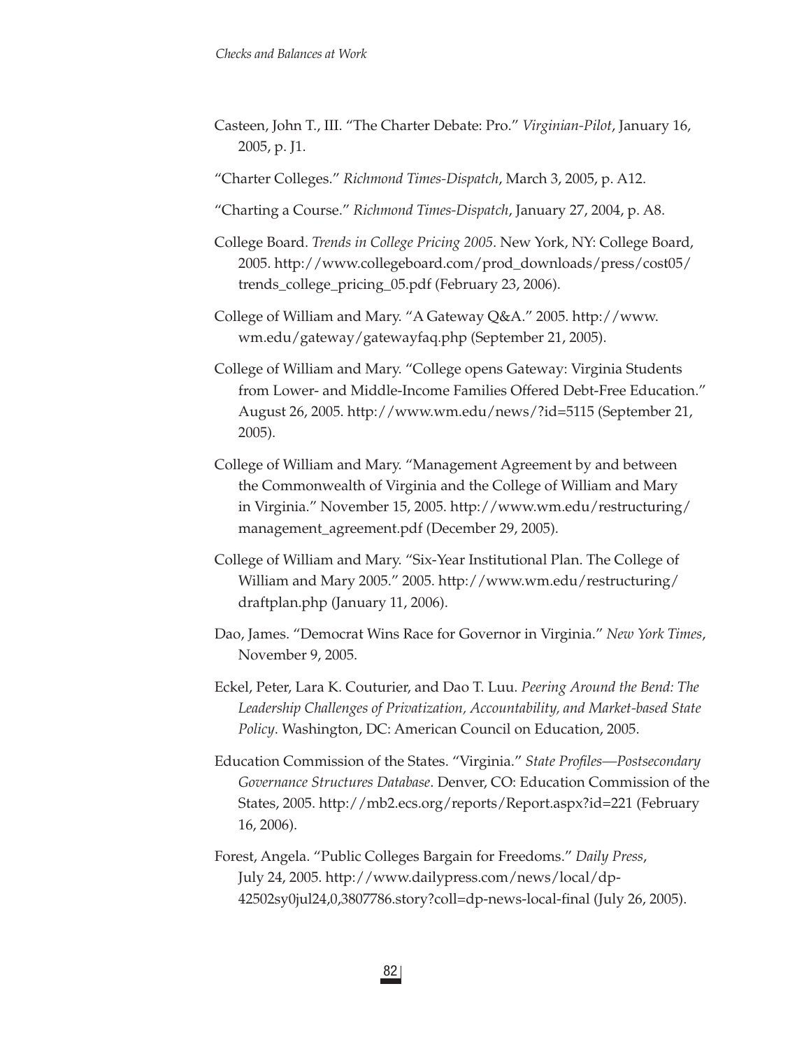Casteen, John T., III. "The Charter Debate: Pro." *Virginian-Pilot*, January 16, 2005, p. J1.

"Charter Colleges." *Richmond Times-Dispatch*, March 3, 2005, p. A12.

"Charting a Course." *Richmond Times-Dispatch*, January 27, 2004, p. A8.

College Board. *Trends in College Pricing 2005*. New York, NY: College Board, 2005. http://www.collegeboard.com/prod_downloads/press/cost05/trends_college_pricing_05.pdf (February 23, 2006).

College of William and Mary. "A Gateway Q&A." 2005. http://www.wm.edu/gateway/gatewayfaq.php (September 21, 2005).

College of William and Mary. "College opens Gateway: Virginia Students from Lower- and Middle-Income Families Offered Debt-Free Education." August 26, 2005. http://www.wm.edu/news/?id=5115 (September 21, 2005).

College of William and Mary. "Management Agreement by and between the Commonwealth of Virginia and the College of William and Mary in Virginia." November 15, 2005. http://www.wm.edu/restructuring/management_agreement.pdf (December 29, 2005).

College of William and Mary. "Six-Year Institutional Plan. The College of William and Mary 2005." 2005. http://www.wm.edu/restructuring/draftplan.php (January 11, 2006).

Dao, James. "Democrat Wins Race for Governor in Virginia." *New York Times*, November 9, 2005.

Eckel, Peter, Lara K. Couturier, and Dao T. Luu. *Peering Around the Bend: The Leadership Challenges of Privatization, Accountability, and Market-based State Policy*. Washington, DC: American Council on Education, 2005.

Education Commission of the States. "Virginia." *State Profiles—Postsecondary Governance Structures Database*. Denver, CO: Education Commission of the States, 2005. http://mb2.ecs.org/reports/Report.aspx?id=221 (February 16, 2006).

Forest, Angela. "Public Colleges Bargain for Freedoms." *Daily Press*, July 24, 2005. http://www.dailypress.com/news/local/dp-42502sy0jul24,0,3807786.story?coll=dp-news-local-final (July 26, 2005).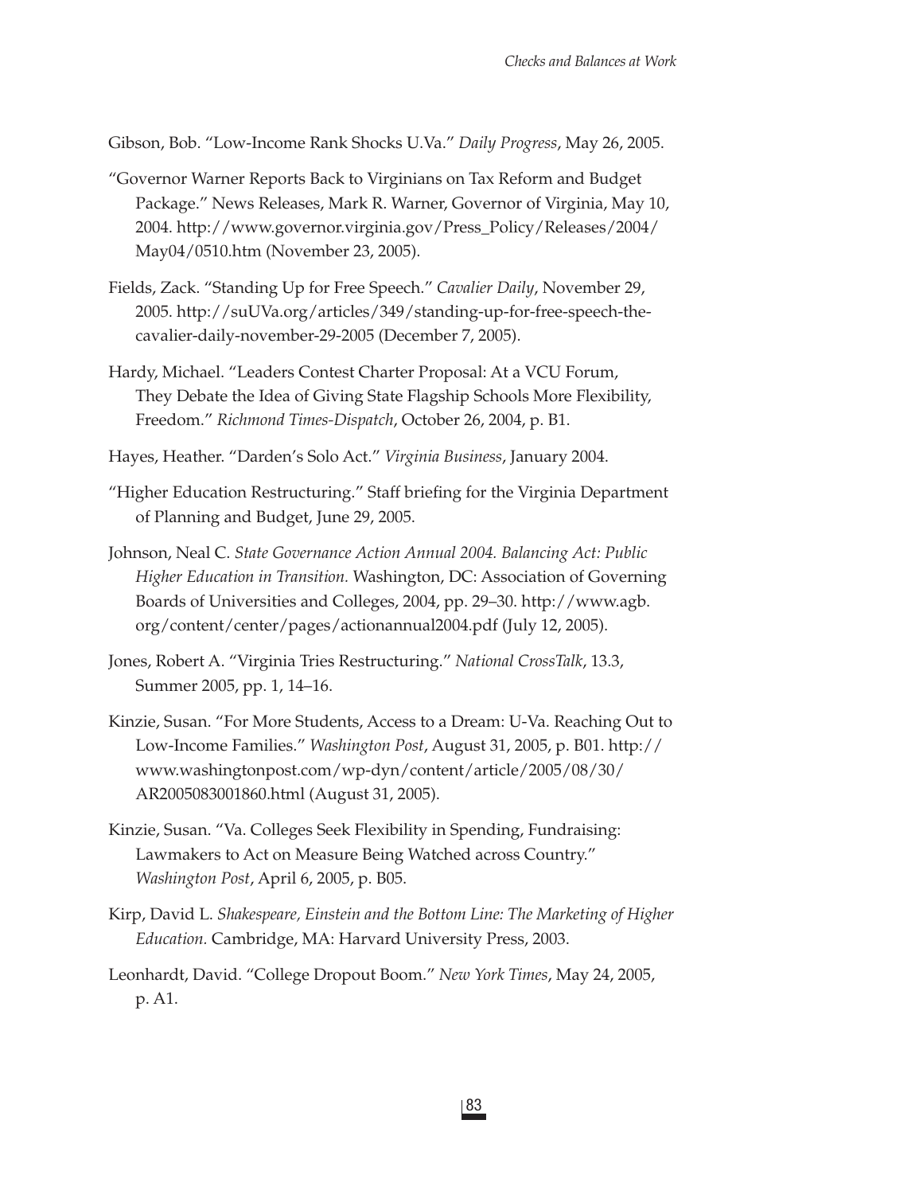Gibson, Bob. "Low-Income Rank Shocks U.Va." *Daily Progress*, May 26, 2005.

"Governor Warner Reports Back to Virginians on Tax Reform and Budget Package." News Releases, Mark R. Warner, Governor of Virginia, May 10, 2004. http://www.governor.virginia.gov/Press_Policy/Releases/2004/May04/0510.htm (November 23, 2005).

Fields, Zack. "Standing Up for Free Speech." *Cavalier Daily*, November 29, 2005. http://suUVa.org/articles/349/standing-up-for-free-speech-the-cavalier-daily-november-29-2005 (December 7, 2005).

Hardy, Michael. "Leaders Contest Charter Proposal: At a VCU Forum, They Debate the Idea of Giving State Flagship Schools More Flexibility, Freedom." *Richmond Times-Dispatch*, October 26, 2004, p. B1.

Hayes, Heather. "Darden's Solo Act." *Virginia Business*, January 2004.

"Higher Education Restructuring." Staff briefing for the Virginia Department of Planning and Budget, June 29, 2005.

Johnson, Neal C. *State Governance Action Annual 2004. Balancing Act: Public Higher Education in Transition.* Washington, DC: Association of Governing Boards of Universities and Colleges, 2004, pp. 29–30. http://www.agb.org/content/center/pages/actionannual2004.pdf (July 12, 2005).

Jones, Robert A. "Virginia Tries Restructuring." *National CrossTalk*, 13.3, Summer 2005, pp. 1, 14–16.

Kinzie, Susan. "For More Students, Access to a Dream: U-Va. Reaching Out to Low-Income Families." *Washington Post*, August 31, 2005, p. B01. http://www.washingtonpost.com/wp-dyn/content/article/2005/08/30/AR2005083001860.html (August 31, 2005).

Kinzie, Susan. "Va. Colleges Seek Flexibility in Spending, Fundraising: Lawmakers to Act on Measure Being Watched across Country." *Washington Post*, April 6, 2005, p. B05.

Kirp, David L. *Shakespeare, Einstein and the Bottom Line: The Marketing of Higher Education.* Cambridge, MA: Harvard University Press, 2003.

Leonhardt, David. "College Dropout Boom." *New York Times*, May 24, 2005, p. A1.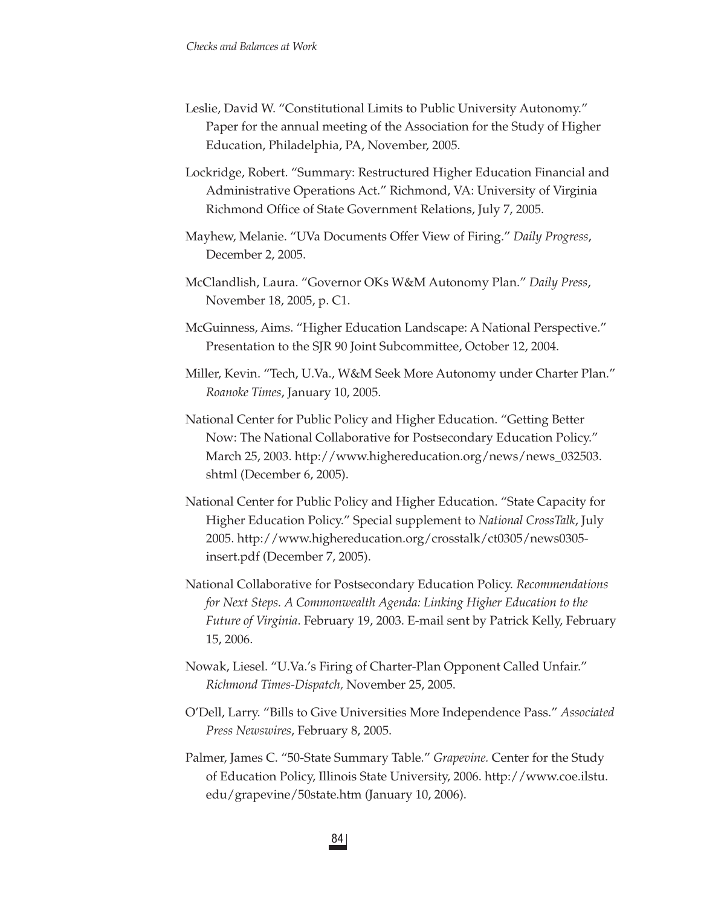Leslie, David W. "Constitutional Limits to Public University Autonomy." Paper for the annual meeting of the Association for the Study of Higher Education, Philadelphia, PA, November, 2005.

Lockridge, Robert. "Summary: Restructured Higher Education Financial and Administrative Operations Act." Richmond, VA: University of Virginia Richmond Office of State Government Relations, July 7, 2005.

Mayhew, Melanie. "UVa Documents Offer View of Firing." *Daily Progress*, December 2, 2005.

McClandlish, Laura. "Governor OKs W&M Autonomy Plan." *Daily Press*, November 18, 2005, p. C1.

McGuinness, Aims. "Higher Education Landscape: A National Perspective." Presentation to the SJR 90 Joint Subcommittee, October 12, 2004.

Miller, Kevin. "Tech, U.Va., W&M Seek More Autonomy under Charter Plan." *Roanoke Times*, January 10, 2005.

National Center for Public Policy and Higher Education. "Getting Better Now: The National Collaborative for Postsecondary Education Policy." March 25, 2003. http://www.highereducation.org/news/news_032503.shtml (December 6, 2005).

National Center for Public Policy and Higher Education. "State Capacity for Higher Education Policy." Special supplement to *National CrossTalk*, July 2005. http://www.highereducation.org/crosstalk/ct0305/news0305-insert.pdf (December 7, 2005).

National Collaborative for Postsecondary Education Policy. *Recommendations for Next Steps. A Commonwealth Agenda: Linking Higher Education to the Future of Virginia*. February 19, 2003. E-mail sent by Patrick Kelly, February 15, 2006.

Nowak, Liesel. "U.Va.'s Firing of Charter-Plan Opponent Called Unfair." *Richmond Times-Dispatch,* November 25, 2005.

O'Dell, Larry. "Bills to Give Universities More Independence Pass." *Associated Press Newswires*, February 8, 2005.

Palmer, James C. "50-State Summary Table." *Grapevine.* Center for the Study of Education Policy, Illinois State University, 2006. http://www.coe.ilstu.edu/grapevine/50state.htm (January 10, 2006).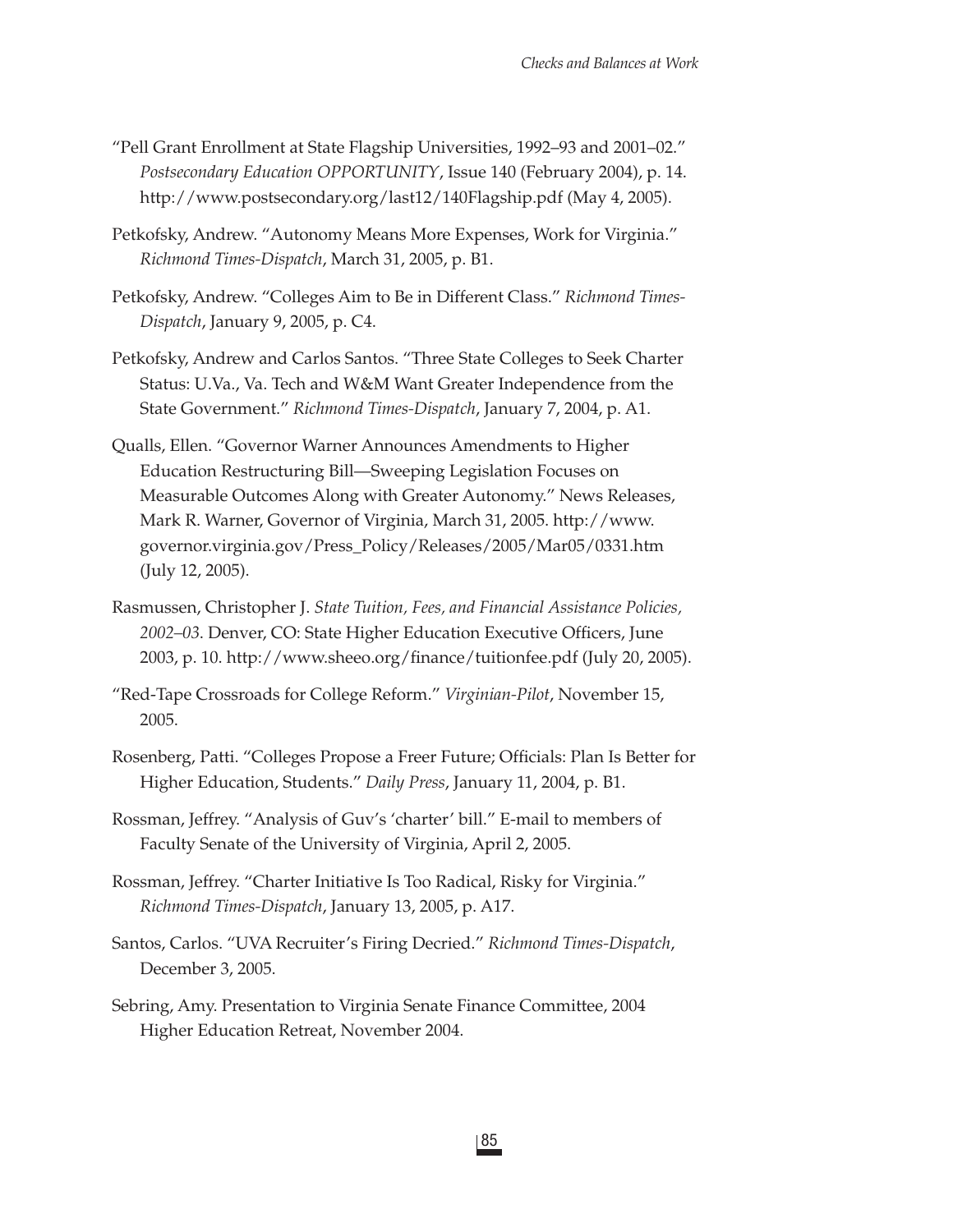"Pell Grant Enrollment at State Flagship Universities, 1992–93 and 2001–02." *Postsecondary Education OPPORTUNITY*, Issue 140 (February 2004), p. 14. http://www.postsecondary.org/last12/140Flagship.pdf (May 4, 2005).

Petkofsky, Andrew. "Autonomy Means More Expenses, Work for Virginia." *Richmond Times-Dispatch*, March 31, 2005, p. B1.

Petkofsky, Andrew. "Colleges Aim to Be in Different Class." *Richmond Times-Dispatch*, January 9, 2005, p. C4.

Petkofsky, Andrew and Carlos Santos. "Three State Colleges to Seek Charter Status: U.Va., Va. Tech and W&M Want Greater Independence from the State Government." *Richmond Times-Dispatch*, January 7, 2004, p. A1.

Qualls, Ellen. "Governor Warner Announces Amendments to Higher Education Restructuring Bill—Sweeping Legislation Focuses on Measurable Outcomes Along with Greater Autonomy." News Releases, Mark R. Warner, Governor of Virginia, March 31, 2005. http://www.governor.virginia.gov/Press_Policy/Releases/2005/Mar05/0331.htm (July 12, 2005).

Rasmussen, Christopher J. *State Tuition, Fees, and Financial Assistance Policies, 2002–03*. Denver, CO: State Higher Education Executive Officers, June 2003, p. 10. http://www.sheeo.org/finance/tuitionfee.pdf (July 20, 2005).

"Red-Tape Crossroads for College Reform." *Virginian-Pilot*, November 15, 2005.

Rosenberg, Patti. "Colleges Propose a Freer Future; Officials: Plan Is Better for Higher Education, Students." *Daily Press*, January 11, 2004, p. B1.

Rossman, Jeffrey. "Analysis of Guv's 'charter' bill." E-mail to members of Faculty Senate of the University of Virginia, April 2, 2005.

Rossman, Jeffrey. "Charter Initiative Is Too Radical, Risky for Virginia." *Richmond Times-Dispatch*, January 13, 2005, p. A17.

Santos, Carlos. "UVA Recruiter's Firing Decried." *Richmond Times-Dispatch*, December 3, 2005.

Sebring, Amy. Presentation to Virginia Senate Finance Committee, 2004 Higher Education Retreat, November 2004.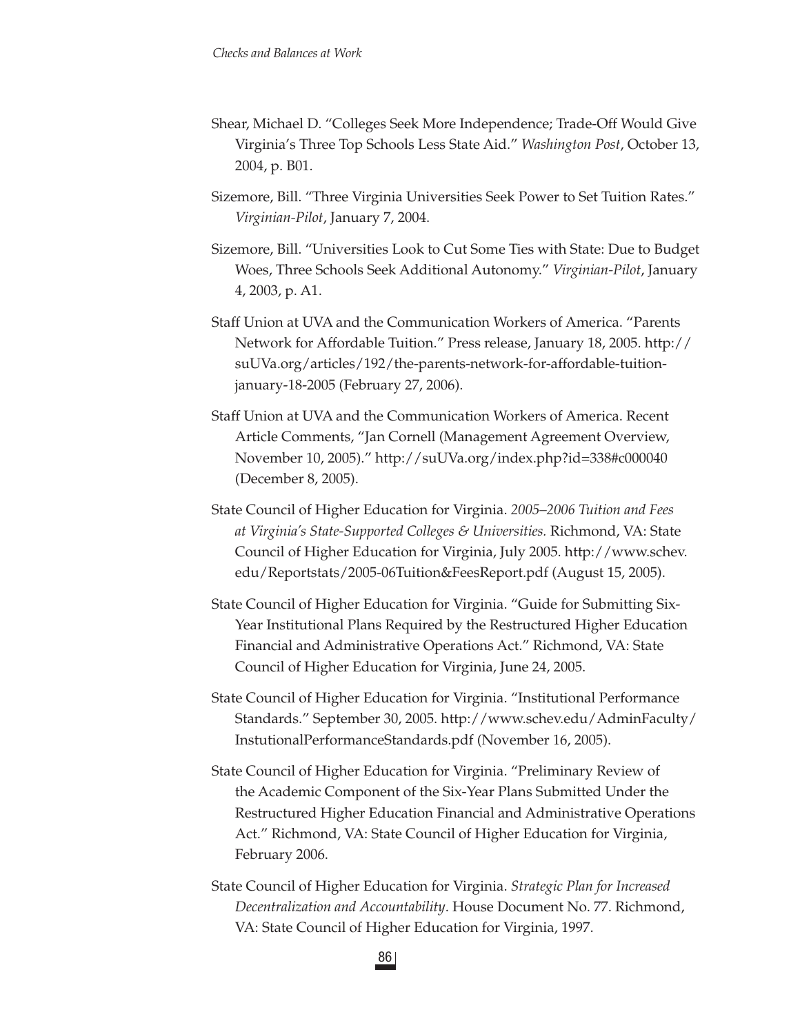Shear, Michael D. "Colleges Seek More Independence; Trade-Off Would Give Virginia's Three Top Schools Less State Aid." *Washington Post*, October 13, 2004, p. B01.

Sizemore, Bill. "Three Virginia Universities Seek Power to Set Tuition Rates." *Virginian-Pilot*, January 7, 2004.

Sizemore, Bill. "Universities Look to Cut Some Ties with State: Due to Budget Woes, Three Schools Seek Additional Autonomy." *Virginian-Pilot*, January 4, 2003, p. A1.

Staff Union at UVA and the Communication Workers of America. "Parents Network for Affordable Tuition." Press release, January 18, 2005. http://suUVa.org/articles/192/the-parents-network-for-affordable-tuition-january-18-2005 (February 27, 2006).

Staff Union at UVA and the Communication Workers of America. Recent Article Comments, "Jan Cornell (Management Agreement Overview, November 10, 2005)." http://suUVa.org/index.php?id=338#c000040 (December 8, 2005).

State Council of Higher Education for Virginia. *2005–2006 Tuition and Fees at Virginia's State-Supported Colleges & Universities.* Richmond, VA: State Council of Higher Education for Virginia, July 2005. http://www.schev.edu/Reportstats/2005-06Tuition&FeesReport.pdf (August 15, 2005).

State Council of Higher Education for Virginia. "Guide for Submitting Six-Year Institutional Plans Required by the Restructured Higher Education Financial and Administrative Operations Act." Richmond, VA: State Council of Higher Education for Virginia, June 24, 2005.

State Council of Higher Education for Virginia. "Institutional Performance Standards." September 30, 2005. http://www.schev.edu/AdminFaculty/InstutionalPerformanceStandards.pdf (November 16, 2005).

State Council of Higher Education for Virginia. "Preliminary Review of the Academic Component of the Six-Year Plans Submitted Under the Restructured Higher Education Financial and Administrative Operations Act." Richmond, VA: State Council of Higher Education for Virginia, February 2006.

State Council of Higher Education for Virginia. *Strategic Plan for Increased Decentralization and Accountability*. House Document No. 77. Richmond, VA: State Council of Higher Education for Virginia, 1997.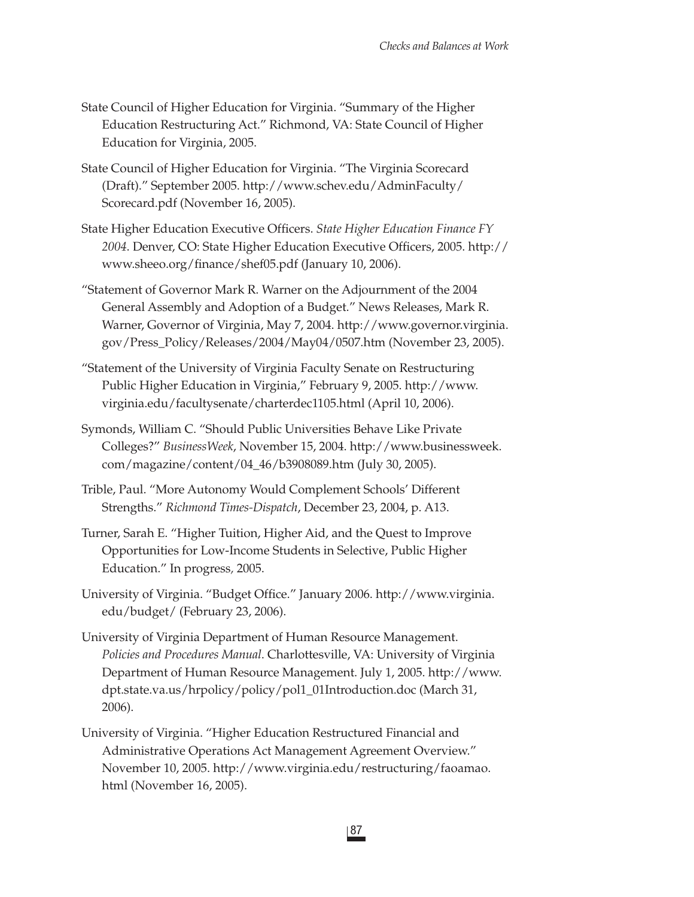State Council of Higher Education for Virginia. "Summary of the Higher Education Restructuring Act." Richmond, VA: State Council of Higher Education for Virginia, 2005.

State Council of Higher Education for Virginia. "The Virginia Scorecard (Draft)." September 2005. http://www.schev.edu/AdminFaculty/Scorecard.pdf (November 16, 2005).

State Higher Education Executive Officers. *State Higher Education Finance FY 2004*. Denver, CO: State Higher Education Executive Officers, 2005. http://www.sheeo.org/finance/shef05.pdf (January 10, 2006).

"Statement of Governor Mark R. Warner on the Adjournment of the 2004 General Assembly and Adoption of a Budget." News Releases, Mark R. Warner, Governor of Virginia, May 7, 2004. http://www.governor.virginia.gov/Press_Policy/Releases/2004/May04/0507.htm (November 23, 2005).

"Statement of the University of Virginia Faculty Senate on Restructuring Public Higher Education in Virginia," February 9, 2005. http://www.virginia.edu/facultysenate/charterdec1105.html (April 10, 2006).

Symonds, William C. "Should Public Universities Behave Like Private Colleges?" *BusinessWeek*, November 15, 2004. http://www.businessweek.com/magazine/content/04_46/b3908089.htm (July 30, 2005).

Trible, Paul. "More Autonomy Would Complement Schools' Different Strengths." *Richmond Times-Dispatch*, December 23, 2004, p. A13.

Turner, Sarah E. "Higher Tuition, Higher Aid, and the Quest to Improve Opportunities for Low-Income Students in Selective, Public Higher Education." In progress, 2005.

University of Virginia. "Budget Office." January 2006. http://www.virginia.edu/budget/ (February 23, 2006).

University of Virginia Department of Human Resource Management. *Policies and Procedures Manual*. Charlottesville, VA: University of Virginia Department of Human Resource Management. July 1, 2005. http://www.dpt.state.va.us/hrpolicy/policy/pol1_01Introduction.doc (March 31, 2006).

University of Virginia. "Higher Education Restructured Financial and Administrative Operations Act Management Agreement Overview." November 10, 2005. http://www.virginia.edu/restructuring/faoamao.html (November 16, 2005).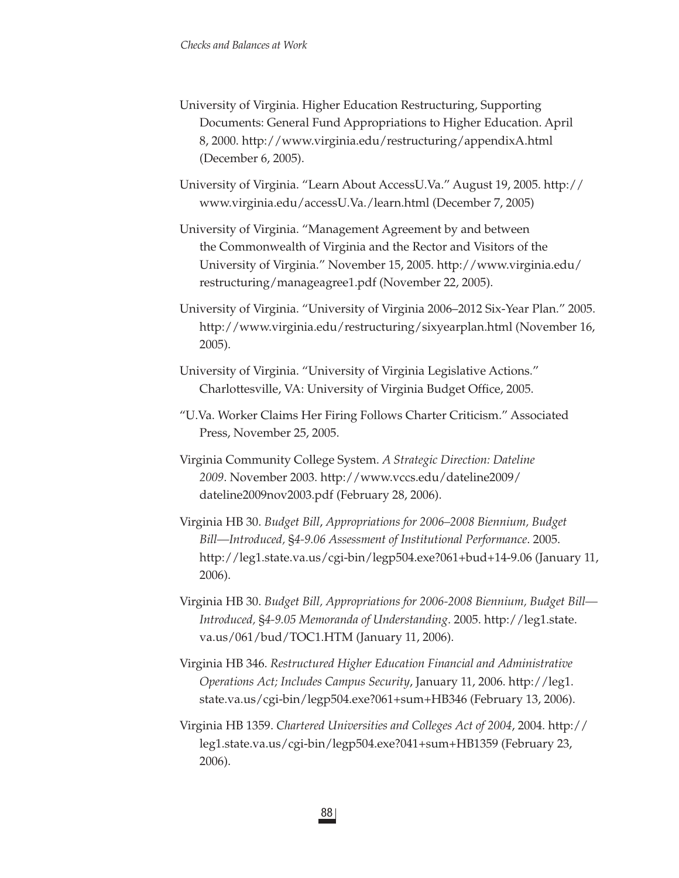University of Virginia. Higher Education Restructuring, Supporting Documents: General Fund Appropriations to Higher Education. April 8, 2000. http://www.virginia.edu/restructuring/appendixA.html (December 6, 2005).

University of Virginia. "Learn About AccessU.Va." August 19, 2005. http://www.virginia.edu/accessU.Va./learn.html (December 7, 2005)

University of Virginia. "Management Agreement by and between the Commonwealth of Virginia and the Rector and Visitors of the University of Virginia." November 15, 2005. http://www.virginia.edu/restructuring/manageagree1.pdf (November 22, 2005).

University of Virginia. "University of Virginia 2006–2012 Six-Year Plan." 2005. http://www.virginia.edu/restructuring/sixyearplan.html (November 16, 2005).

University of Virginia. "University of Virginia Legislative Actions." Charlottesville, VA: University of Virginia Budget Office, 2005.

"U.Va. Worker Claims Her Firing Follows Charter Criticism." Associated Press, November 25, 2005.

Virginia Community College System. *A Strategic Direction: Dateline 2009*. November 2003. http://www.vccs.edu/dateline2009/dateline2009nov2003.pdf (February 28, 2006).

Virginia HB 30. *Budget Bill*, *Appropriations for 2006–2008 Biennium, Budget Bill—Introduced,* *§4-9.06 Assessment of Institutional Performance*. 2005. http://leg1.state.va.us/cgi-bin/legp504.exe?061+bud+14-9.06 (January 11, 2006).

Virginia HB 30. *Budget Bill, Appropriations for 2006-2008 Biennium, Budget Bill—Introduced,* *§4-9.05 Memoranda of Understanding*. 2005. http://leg1.state.va.us/061/bud/TOC1.HTM (January 11, 2006).

Virginia HB 346. *Restructured Higher Education Financial and Administrative Operations Act; Includes Campus Security*, January 11, 2006. http://leg1.state.va.us/cgi-bin/legp504.exe?061+sum+HB346 (February 13, 2006).

Virginia HB 1359. *Chartered Universities and Colleges Act of 2004*, 2004. http://leg1.state.va.us/cgi-bin/legp504.exe?041+sum+HB1359 (February 23, 2006).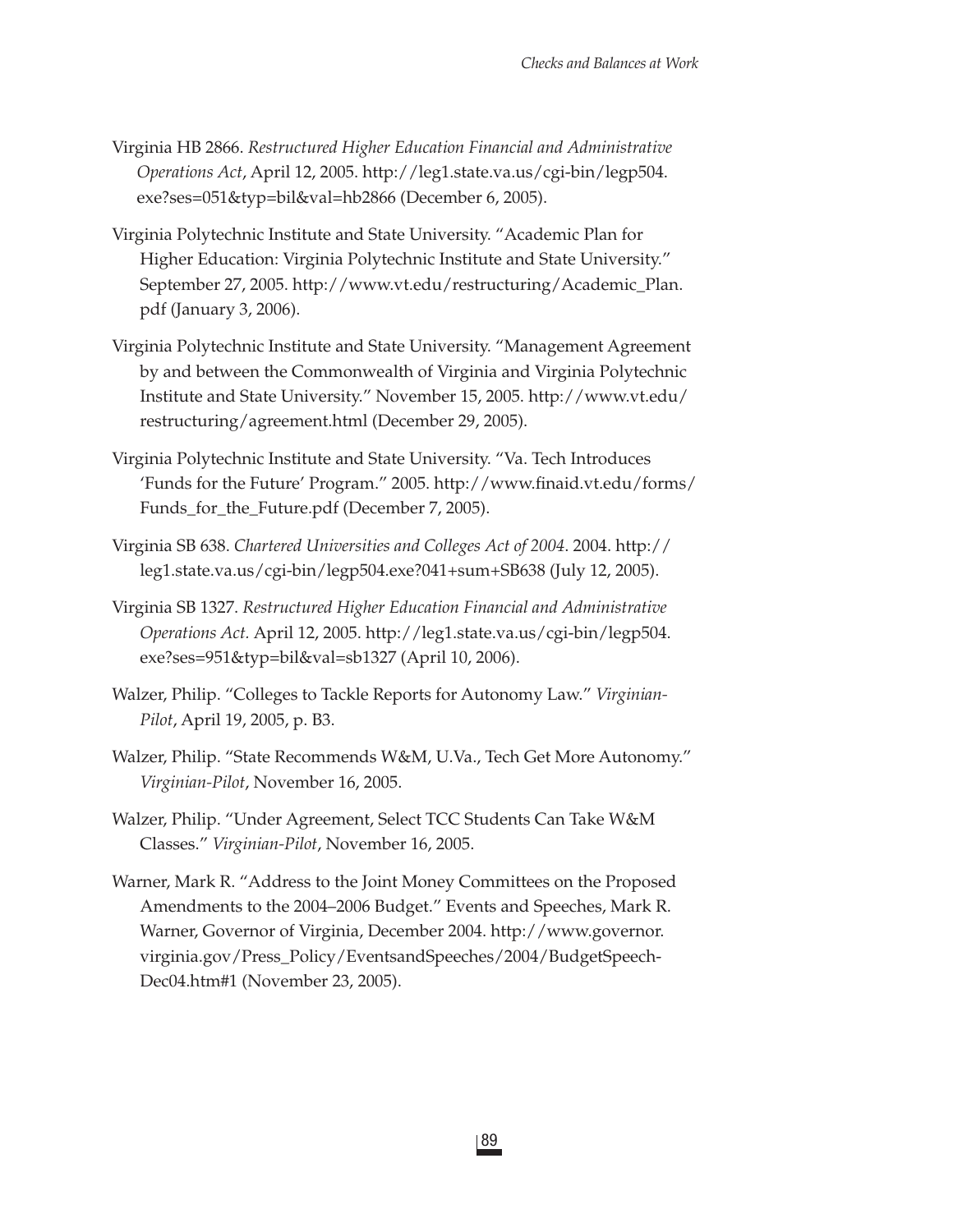Virginia HB 2866. *Restructured Higher Education Financial and Administrative Operations Act*, April 12, 2005. http://leg1.state.va.us/cgi-bin/legp504.exe?ses=051&typ=bil&val=hb2866 (December 6, 2005).

Virginia Polytechnic Institute and State University. "Academic Plan for Higher Education: Virginia Polytechnic Institute and State University." September 27, 2005. http://www.vt.edu/restructuring/Academic_Plan.pdf (January 3, 2006).

Virginia Polytechnic Institute and State University. "Management Agreement by and between the Commonwealth of Virginia and Virginia Polytechnic Institute and State University." November 15, 2005. http://www.vt.edu/restructuring/agreement.html (December 29, 2005).

Virginia Polytechnic Institute and State University. "Va. Tech Introduces 'Funds for the Future' Program." 2005. http://www.finaid.vt.edu/forms/Funds_for_the_Future.pdf (December 7, 2005).

Virginia SB 638. *Chartered Universities and Colleges Act of 2004*. 2004. http://leg1.state.va.us/cgi-bin/legp504.exe?041+sum+SB638 (July 12, 2005).

Virginia SB 1327. *Restructured Higher Education Financial and Administrative Operations Act.* April 12, 2005. http://leg1.state.va.us/cgi-bin/legp504.exe?ses=951&typ=bil&val=sb1327 (April 10, 2006).

Walzer, Philip. "Colleges to Tackle Reports for Autonomy Law." *Virginian-Pilot*, April 19, 2005, p. B3.

Walzer, Philip. "State Recommends W&M, U.Va., Tech Get More Autonomy." *Virginian-Pilot*, November 16, 2005.

Walzer, Philip. "Under Agreement, Select TCC Students Can Take W&M Classes." *Virginian-Pilot*, November 16, 2005.

Warner, Mark R. "Address to the Joint Money Committees on the Proposed Amendments to the 2004–2006 Budget." Events and Speeches, Mark R. Warner, Governor of Virginia, December 2004. http://www.governor.virginia.gov/Press_Policy/EventsandSpeeches/2004/BudgetSpeech-Dec04.htm#1 (November 23, 2005).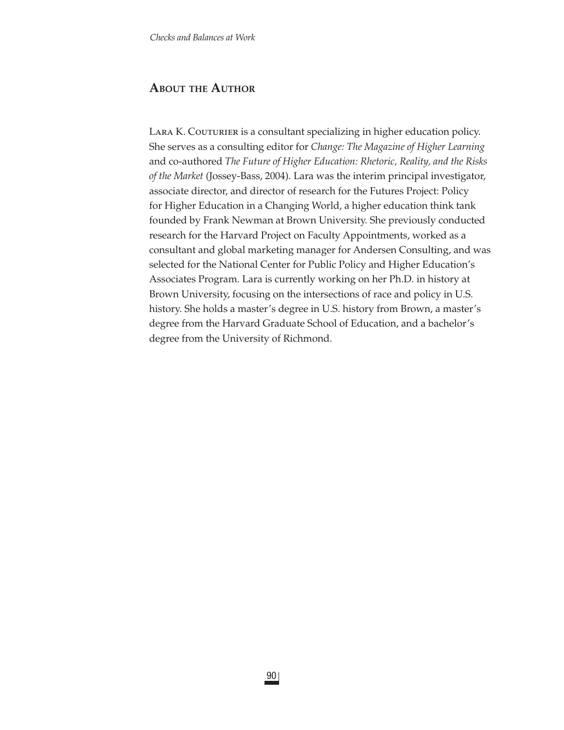## About the Author

Lara K. Couturier is a consultant specializing in higher education policy. She serves as a consulting editor for *Change: The Magazine of Higher Learning* and co-authored *The Future of Higher Education: Rhetoric, Reality, and the Risks of the Market* (Jossey-Bass, 2004). Lara was the interim principal investigator, associate director, and director of research for the Futures Project: Policy for Higher Education in a Changing World, a higher education think tank founded by Frank Newman at Brown University. She previously conducted research for the Harvard Project on Faculty Appointments, worked as a consultant and global marketing manager for Andersen Consulting, and was selected for the National Center for Public Policy and Higher Education's Associates Program. Lara is currently working on her Ph.D. in history at Brown University, focusing on the intersections of race and policy in U.S. history. She holds a master's degree in U.S. history from Brown, a master's degree from the Harvard Graduate School of Education, and a bachelor's degree from the University of Richmond.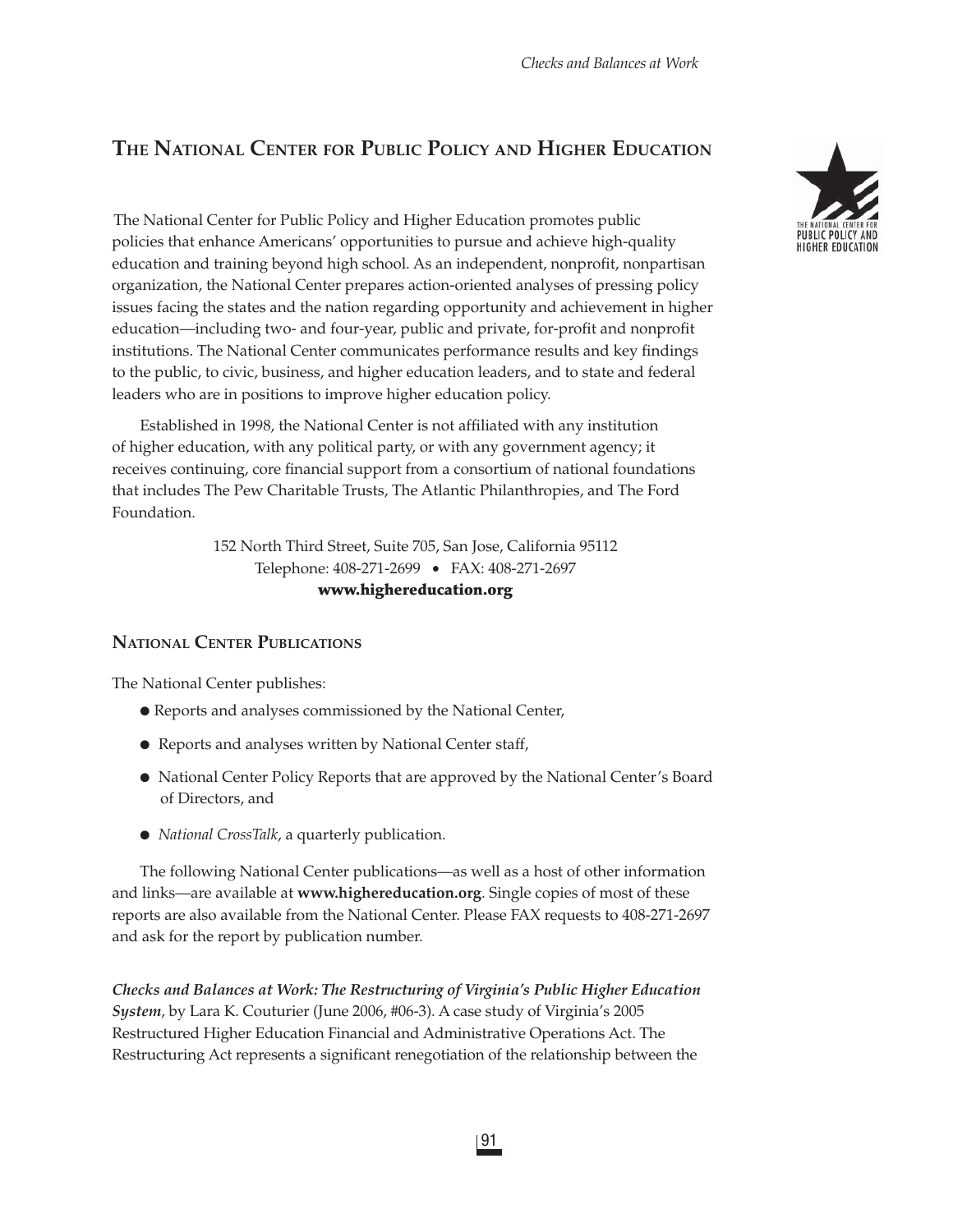## The National Center for Public Policy and Higher Education

The National Center for Public Policy and Higher Education promotes public policies that enhance Americans' opportunities to pursue and achieve high-quality education and training beyond high school. As an independent, nonprofit, nonpartisan organization, the National Center prepares action-oriented analyses of pressing policy issues facing the states and the nation regarding opportunity and achievement in higher education—including two- and four-year, public and private, for-profit and nonprofit institutions. The National Center communicates performance results and key findings to the public, to civic, business, and higher education leaders, and to state and federal leaders who are in positions to improve higher education policy.

Established in 1998, the National Center is not affiliated with any institution of higher education, with any political party, or with any government agency; it receives continuing, core financial support from a consortium of national foundations that includes The Pew Charitable Trusts, The Atlantic Philanthropies, and The Ford Foundation.

152 North Third Street, Suite 705, San Jose, California 95112
Telephone: 408-271-2699 • FAX: 408-271-2697
**www.highereducation.org**

### National Center Publications

The National Center publishes:

- Reports and analyses commissioned by the National Center,
- Reports and analyses written by National Center staff,
- National Center Policy Reports that are approved by the National Center's Board of Directors, and
- *National CrossTalk*, a quarterly publication.

The following National Center publications—as well as a host of other information and links—are available at **www.highereducation.org**. Single copies of most of these reports are also available from the National Center. Please FAX requests to 408-271-2697 and ask for the report by publication number.

***Checks and Balances at Work: The Restructuring of Virginia's Public Higher Education System***, by Lara K. Couturier (June 2006, #06-3). A case study of Virginia's 2005 Restructured Higher Education Financial and Administrative Operations Act. The Restructuring Act represents a significant renegotiation of the relationship between the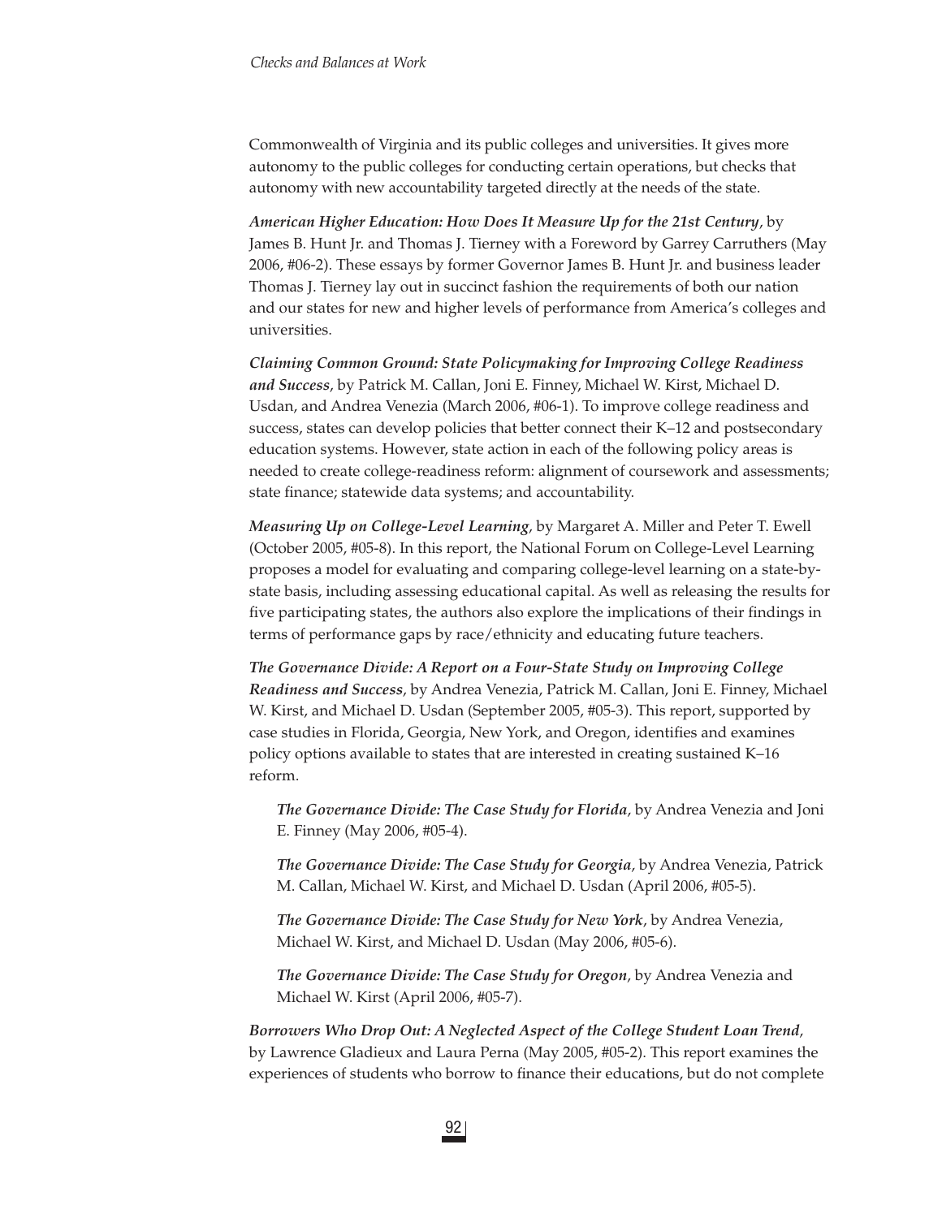Commonwealth of Virginia and its public colleges and universities. It gives more autonomy to the public colleges for conducting certain operations, but checks that autonomy with new accountability targeted directly at the needs of the state.

***American Higher Education: How Does It Measure Up for the 21st Century***, by James B. Hunt Jr. and Thomas J. Tierney with a Foreword by Garrey Carruthers (May 2006, #06-2). These essays by former Governor James B. Hunt Jr. and business leader Thomas J. Tierney lay out in succinct fashion the requirements of both our nation and our states for new and higher levels of performance from America's colleges and universities.

***Claiming Common Ground: State Policymaking for Improving College Readiness and Success***, by Patrick M. Callan, Joni E. Finney, Michael W. Kirst, Michael D. Usdan, and Andrea Venezia (March 2006, #06-1). To improve college readiness and success, states can develop policies that better connect their K–12 and postsecondary education systems. However, state action in each of the following policy areas is needed to create college-readiness reform: alignment of coursework and assessments; state finance; statewide data systems; and accountability.

***Measuring Up on College-Level Learning***, by Margaret A. Miller and Peter T. Ewell (October 2005, #05-8). In this report, the National Forum on College-Level Learning proposes a model for evaluating and comparing college-level learning on a state-by-state basis, including assessing educational capital. As well as releasing the results for five participating states, the authors also explore the implications of their findings in terms of performance gaps by race/ethnicity and educating future teachers.

***The Governance Divide: A Report on a Four-State Study on Improving College Readiness and Success***, by Andrea Venezia, Patrick M. Callan, Joni E. Finney, Michael W. Kirst, and Michael D. Usdan (September 2005, #05-3). This report, supported by case studies in Florida, Georgia, New York, and Oregon, identifies and examines policy options available to states that are interested in creating sustained K–16 reform.

> ***The Governance Divide: The Case Study for Florida***, by Andrea Venezia and Joni E. Finney (May 2006, #05-4).
>
> ***The Governance Divide: The Case Study for Georgia***, by Andrea Venezia, Patrick M. Callan, Michael W. Kirst, and Michael D. Usdan (April 2006, #05-5).
>
> ***The Governance Divide: The Case Study for New York***, by Andrea Venezia, Michael W. Kirst, and Michael D. Usdan (May 2006, #05-6).
>
> ***The Governance Divide: The Case Study for Oregon***, by Andrea Venezia and Michael W. Kirst (April 2006, #05-7).

***Borrowers Who Drop Out: A Neglected Aspect of the College Student Loan Trend***, by Lawrence Gladieux and Laura Perna (May 2005, #05-2). This report examines the experiences of students who borrow to finance their educations, but do not complete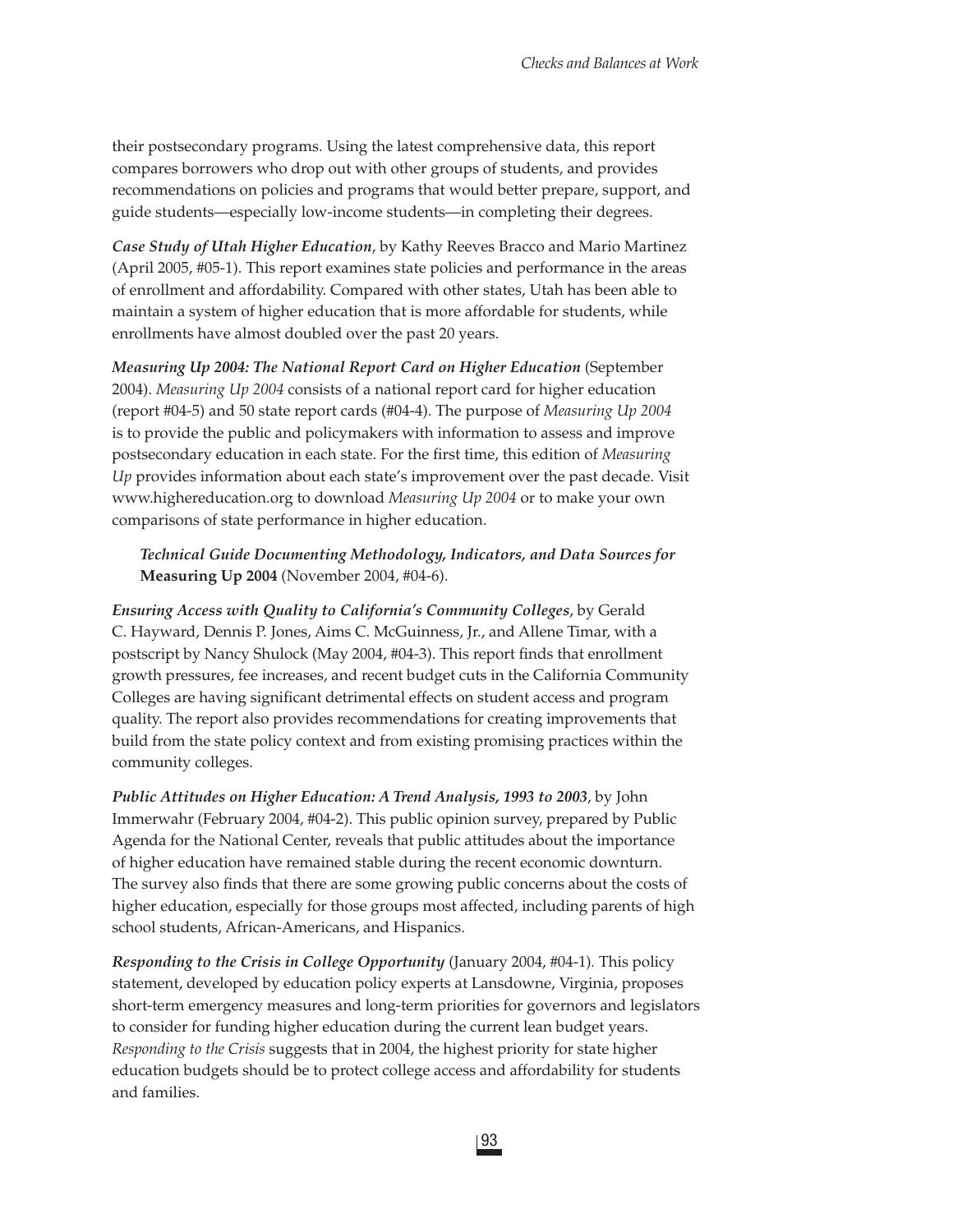their postsecondary programs. Using the latest comprehensive data, this report compares borrowers who drop out with other groups of students, and provides recommendations on policies and programs that would better prepare, support, and guide students—especially low-income students—in completing their degrees.

***Case Study of Utah Higher Education***, by Kathy Reeves Bracco and Mario Martinez (April 2005, #05-1). This report examines state policies and performance in the areas of enrollment and affordability. Compared with other states, Utah has been able to maintain a system of higher education that is more affordable for students, while enrollments have almost doubled over the past 20 years.

***Measuring Up 2004: The National Report Card on Higher Education*** (September 2004). *Measuring Up 2004* consists of a national report card for higher education (report #04-5) and 50 state report cards (#04-4). The purpose of *Measuring Up 2004* is to provide the public and policymakers with information to assess and improve postsecondary education in each state. For the first time, this edition of *Measuring Up* provides information about each state's improvement over the past decade. Visit www.highereducation.org to download *Measuring Up 2004* or to make your own comparisons of state performance in higher education.

> ***Technical Guide Documenting Methodology, Indicators, and Data Sources for*** **Measuring Up 2004** (November 2004, #04-6).

***Ensuring Access with Quality to California's Community Colleges***, by Gerald C. Hayward, Dennis P. Jones, Aims C. McGuinness, Jr., and Allene Timar, with a postscript by Nancy Shulock (May 2004, #04-3). This report finds that enrollment growth pressures, fee increases, and recent budget cuts in the California Community Colleges are having significant detrimental effects on student access and program quality. The report also provides recommendations for creating improvements that build from the state policy context and from existing promising practices within the community colleges.

***Public Attitudes on Higher Education: A Trend Analysis, 1993 to 2003***, by John Immerwahr (February 2004, #04-2). This public opinion survey, prepared by Public Agenda for the National Center, reveals that public attitudes about the importance of higher education have remained stable during the recent economic downturn. The survey also finds that there are some growing public concerns about the costs of higher education, especially for those groups most affected, including parents of high school students, African-Americans, and Hispanics.

***Responding to the Crisis in College Opportunity*** (January 2004, #04-1). This policy statement, developed by education policy experts at Lansdowne, Virginia, proposes short-term emergency measures and long-term priorities for governors and legislators to consider for funding higher education during the current lean budget years. *Responding to the Crisis* suggests that in 2004, the highest priority for state higher education budgets should be to protect college access and affordability for students and families.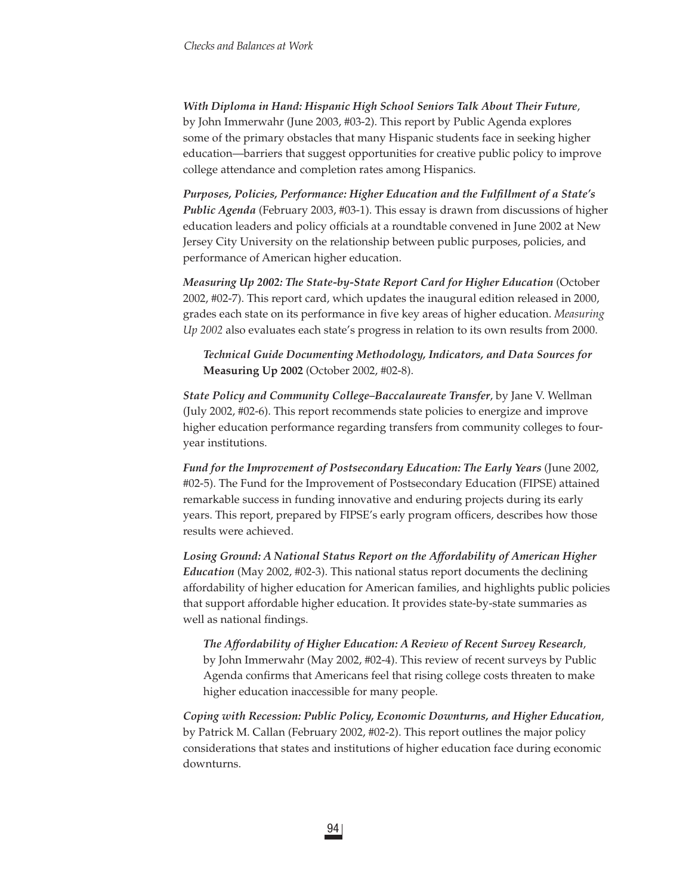***With Diploma in Hand: Hispanic High School Seniors Talk About Their Future***, by John Immerwahr (June 2003, #03-2). This report by Public Agenda explores some of the primary obstacles that many Hispanic students face in seeking higher education—barriers that suggest opportunities for creative public policy to improve college attendance and completion rates among Hispanics.

***Purposes, Policies, Performance: Higher Education and the Fulfillment of a State's Public Agenda*** (February 2003, #03-1). This essay is drawn from discussions of higher education leaders and policy officials at a roundtable convened in June 2002 at New Jersey City University on the relationship between public purposes, policies, and performance of American higher education.

***Measuring Up 2002: The State-by-State Report Card for Higher Education*** (October 2002, #02-7). This report card, which updates the inaugural edition released in 2000, grades each state on its performance in five key areas of higher education. *Measuring Up 2002* also evaluates each state's progress in relation to its own results from 2000.

> ***Technical Guide Documenting Methodology, Indicators, and Data Sources for* Measuring Up 2002** (October 2002, #02-8).

***State Policy and Community College–Baccalaureate Transfer***, by Jane V. Wellman (July 2002, #02-6). This report recommends state policies to energize and improve higher education performance regarding transfers from community colleges to four-year institutions.

***Fund for the Improvement of Postsecondary Education: The Early Years*** (June 2002, #02-5). The Fund for the Improvement of Postsecondary Education (FIPSE) attained remarkable success in funding innovative and enduring projects during its early years. This report, prepared by FIPSE's early program officers, describes how those results were achieved.

***Losing Ground: A National Status Report on the Affordability of American Higher Education*** (May 2002, #02-3). This national status report documents the declining affordability of higher education for American families, and highlights public policies that support affordable higher education. It provides state-by-state summaries as well as national findings.

> ***The Affordability of Higher Education: A Review of Recent Survey Research***, by John Immerwahr (May 2002, #02-4). This review of recent surveys by Public Agenda confirms that Americans feel that rising college costs threaten to make higher education inaccessible for many people.

***Coping with Recession: Public Policy, Economic Downturns, and Higher Education***, by Patrick M. Callan (February 2002, #02-2). This report outlines the major policy considerations that states and institutions of higher education face during economic downturns.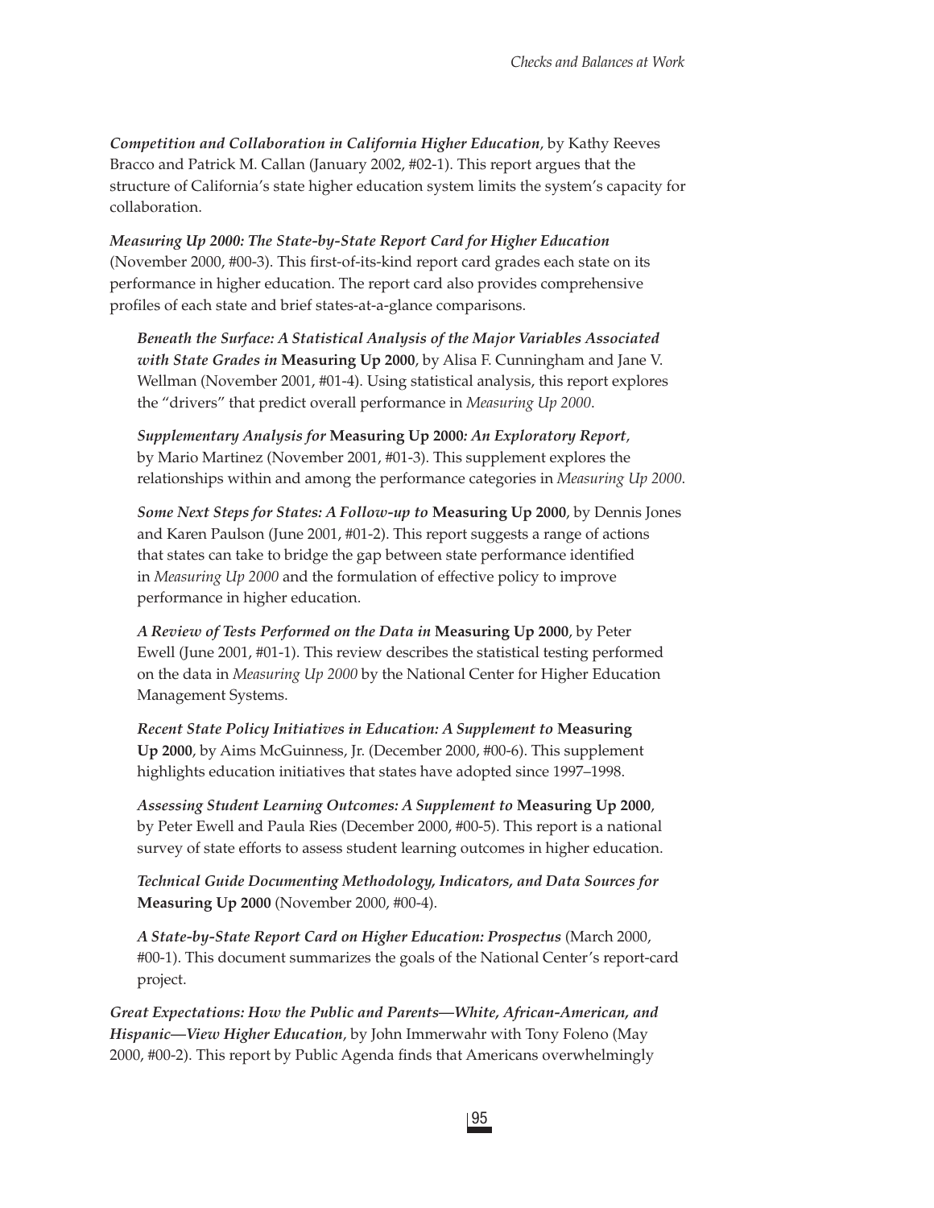***Competition and Collaboration in California Higher Education***, by Kathy Reeves Bracco and Patrick M. Callan (January 2002, #02-1). This report argues that the structure of California's state higher education system limits the system's capacity for collaboration.

***Measuring Up 2000: The State-by-State Report Card for Higher Education*** (November 2000, #00-3). This first-of-its-kind report card grades each state on its performance in higher education. The report card also provides comprehensive profiles of each state and brief states-at-a-glance comparisons.

> ***Beneath the Surface: A Statistical Analysis of the Major Variables Associated with State Grades in* Measuring Up 2000**, by Alisa F. Cunningham and Jane V. Wellman (November 2001, #01-4). Using statistical analysis, this report explores the "drivers" that predict overall performance in *Measuring Up 2000*.
>
> ***Supplementary Analysis for* Measuring Up 2000*: An Exploratory Report***, by Mario Martinez (November 2001, #01-3). This supplement explores the relationships within and among the performance categories in *Measuring Up 2000*.
>
> ***Some Next Steps for States: A Follow-up to* Measuring Up 2000**, by Dennis Jones and Karen Paulson (June 2001, #01-2). This report suggests a range of actions that states can take to bridge the gap between state performance identified in *Measuring Up 2000* and the formulation of effective policy to improve performance in higher education.
>
> ***A Review of Tests Performed on the Data in* Measuring Up 2000**, by Peter Ewell (June 2001, #01-1). This review describes the statistical testing performed on the data in *Measuring Up 2000* by the National Center for Higher Education Management Systems.
>
> ***Recent State Policy Initiatives in Education: A Supplement to* Measuring Up 2000**, by Aims McGuinness, Jr. (December 2000, #00-6). This supplement highlights education initiatives that states have adopted since 1997–1998.
>
> ***Assessing Student Learning Outcomes: A Supplement to* Measuring Up 2000**, by Peter Ewell and Paula Ries (December 2000, #00-5). This report is a national survey of state efforts to assess student learning outcomes in higher education.
>
> ***Technical Guide Documenting Methodology, Indicators, and Data Sources for* Measuring Up 2000** (November 2000, #00-4).
>
> ***A State-by-State Report Card on Higher Education: Prospectus*** (March 2000, #00-1). This document summarizes the goals of the National Center's report-card project.

***Great Expectations: How the Public and Parents—White, African-American, and Hispanic—View Higher Education***, by John Immerwahr with Tony Foleno (May 2000, #00-2). This report by Public Agenda finds that Americans overwhelmingly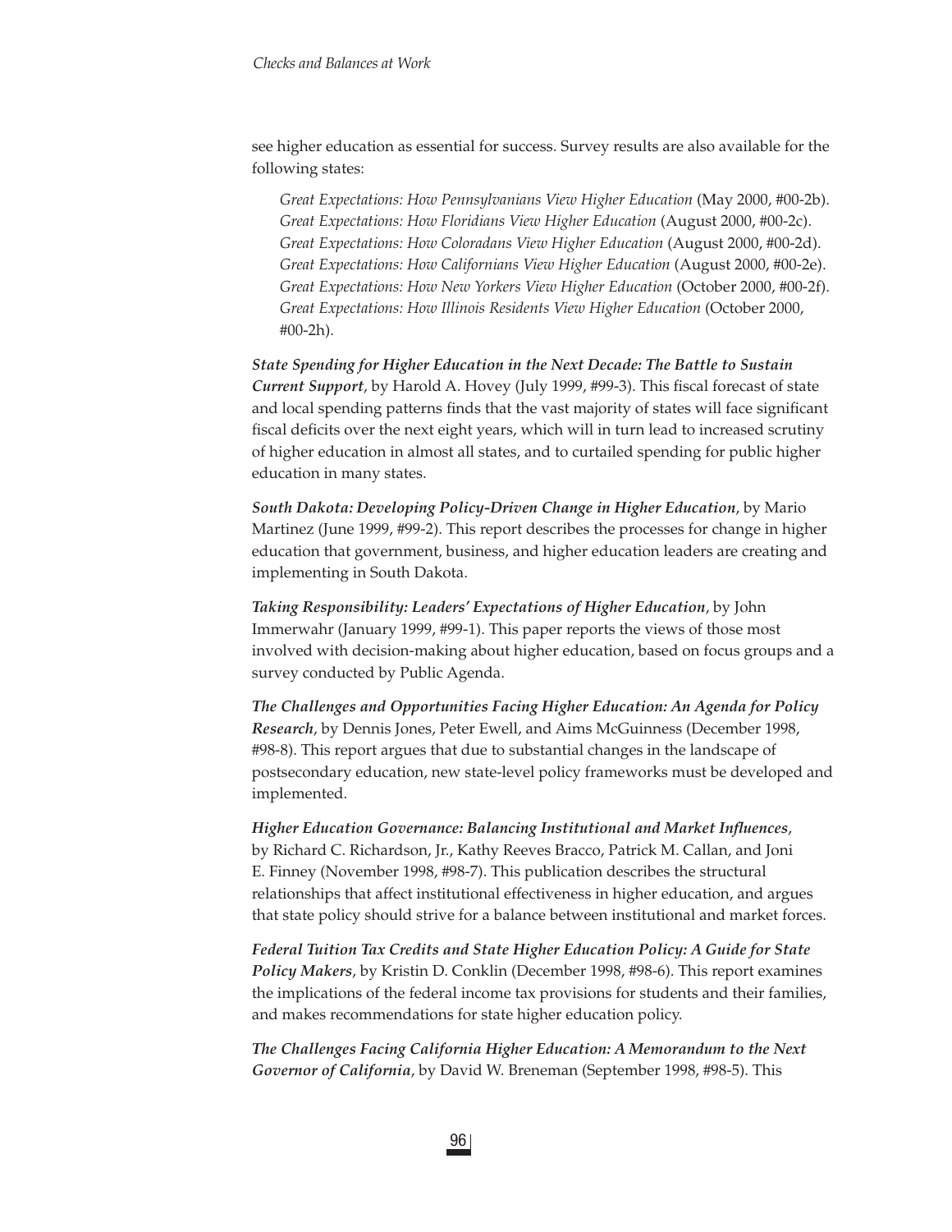see higher education as essential for success. Survey results are also available for the following states:

*Great Expectations: How Pennsylvanians View Higher Education* (May 2000, #00-2b).
*Great Expectations: How Floridians View Higher Education* (August 2000, #00-2c).
*Great Expectations: How Coloradans View Higher Education* (August 2000, #00-2d).
*Great Expectations: How Californians View Higher Education* (August 2000, #00-2e).
*Great Expectations: How New Yorkers View Higher Education* (October 2000, #00-2f).
*Great Expectations: How Illinois Residents View Higher Education* (October 2000, #00-2h).

***State Spending for Higher Education in the Next Decade: The Battle to Sustain Current Support***, by Harold A. Hovey (July 1999, #99-3). This fiscal forecast of state and local spending patterns finds that the vast majority of states will face significant fiscal deficits over the next eight years, which will in turn lead to increased scrutiny of higher education in almost all states, and to curtailed spending for public higher education in many states.

***South Dakota: Developing Policy-Driven Change in Higher Education***, by Mario Martinez (June 1999, #99-2). This report describes the processes for change in higher education that government, business, and higher education leaders are creating and implementing in South Dakota.

***Taking Responsibility: Leaders' Expectations of Higher Education***, by John Immerwahr (January 1999, #99-1). This paper reports the views of those most involved with decision-making about higher education, based on focus groups and a survey conducted by Public Agenda.

***The Challenges and Opportunities Facing Higher Education: An Agenda for Policy Research***, by Dennis Jones, Peter Ewell, and Aims McGuinness (December 1998, #98-8). This report argues that due to substantial changes in the landscape of postsecondary education, new state-level policy frameworks must be developed and implemented.

***Higher Education Governance: Balancing Institutional and Market Influences***, by Richard C. Richardson, Jr., Kathy Reeves Bracco, Patrick M. Callan, and Joni E. Finney (November 1998, #98-7). This publication describes the structural relationships that affect institutional effectiveness in higher education, and argues that state policy should strive for a balance between institutional and market forces.

***Federal Tuition Tax Credits and State Higher Education Policy: A Guide for State Policy Makers***, by Kristin D. Conklin (December 1998, #98-6). This report examines the implications of the federal income tax provisions for students and their families, and makes recommendations for state higher education policy.

***The Challenges Facing California Higher Education: A Memorandum to the Next Governor of California***, by David W. Breneman (September 1998, #98-5). This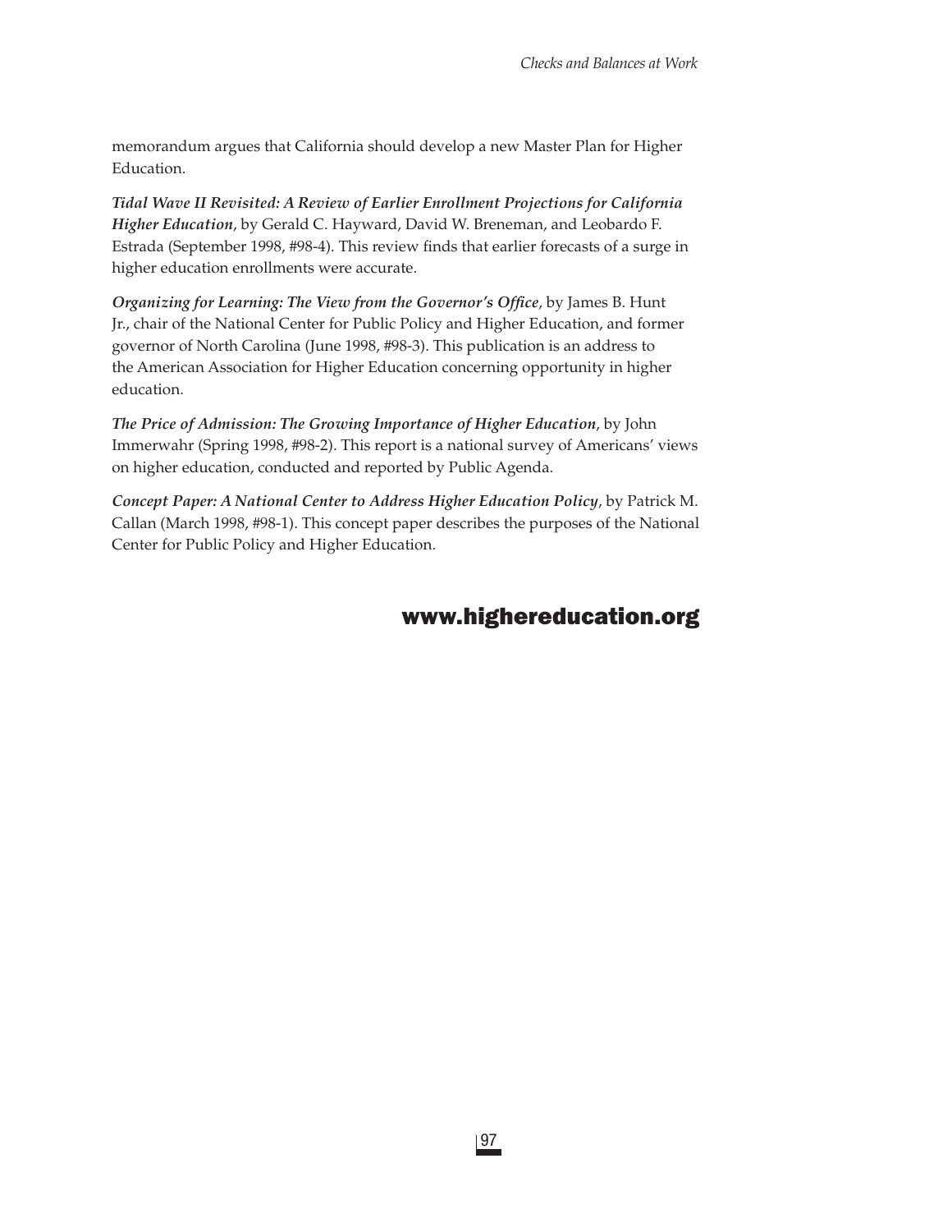memorandum argues that California should develop a new Master Plan for Higher Education.

***Tidal Wave II Revisited: A Review of Earlier Enrollment Projections for California Higher Education***, by Gerald C. Hayward, David W. Breneman, and Leobardo F. Estrada (September 1998, #98-4). This review finds that earlier forecasts of a surge in higher education enrollments were accurate.

***Organizing for Learning: The View from the Governor's Office***, by James B. Hunt Jr., chair of the National Center for Public Policy and Higher Education, and former governor of North Carolina (June 1998, #98-3). This publication is an address to the American Association for Higher Education concerning opportunity in higher education.

***The Price of Admission: The Growing Importance of Higher Education***, by John Immerwahr (Spring 1998, #98-2). This report is a national survey of Americans' views on higher education, conducted and reported by Public Agenda.

***Concept Paper: A National Center to Address Higher Education Policy***, by Patrick M. Callan (March 1998, #98-1). This concept paper describes the purposes of the National Center for Public Policy and Higher Education.

**www.highereducation.org**